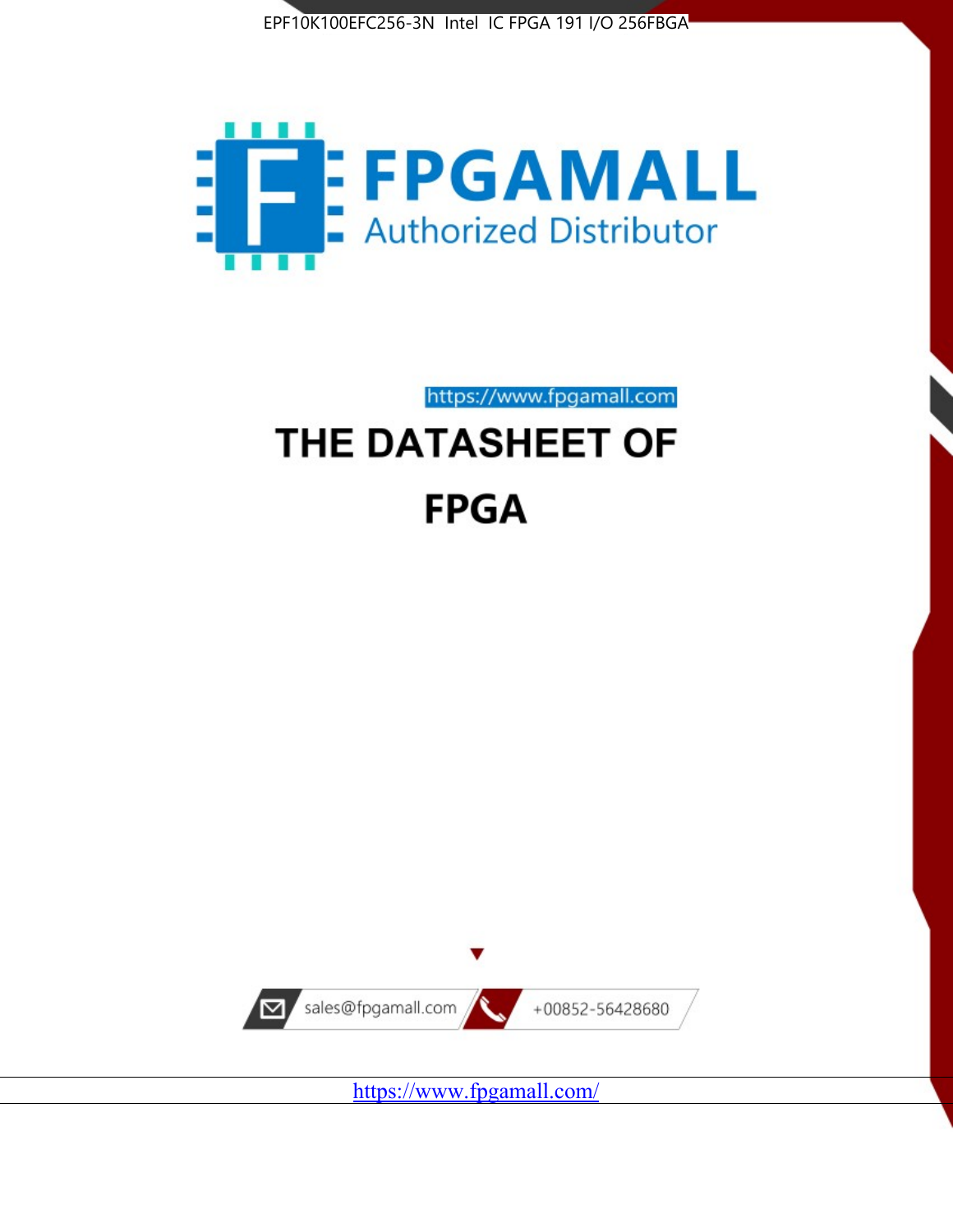EPF10K100EFC256-3N Intel IC FPGA 191 I/O 256FBGA

FPGAMALL

Authorized Distributor

https://www.fpgamall.com

# THE DATASHEET OF

# FPGA

sales@fpgamall.com

+00852-56428680

https://www.fpgamall.com/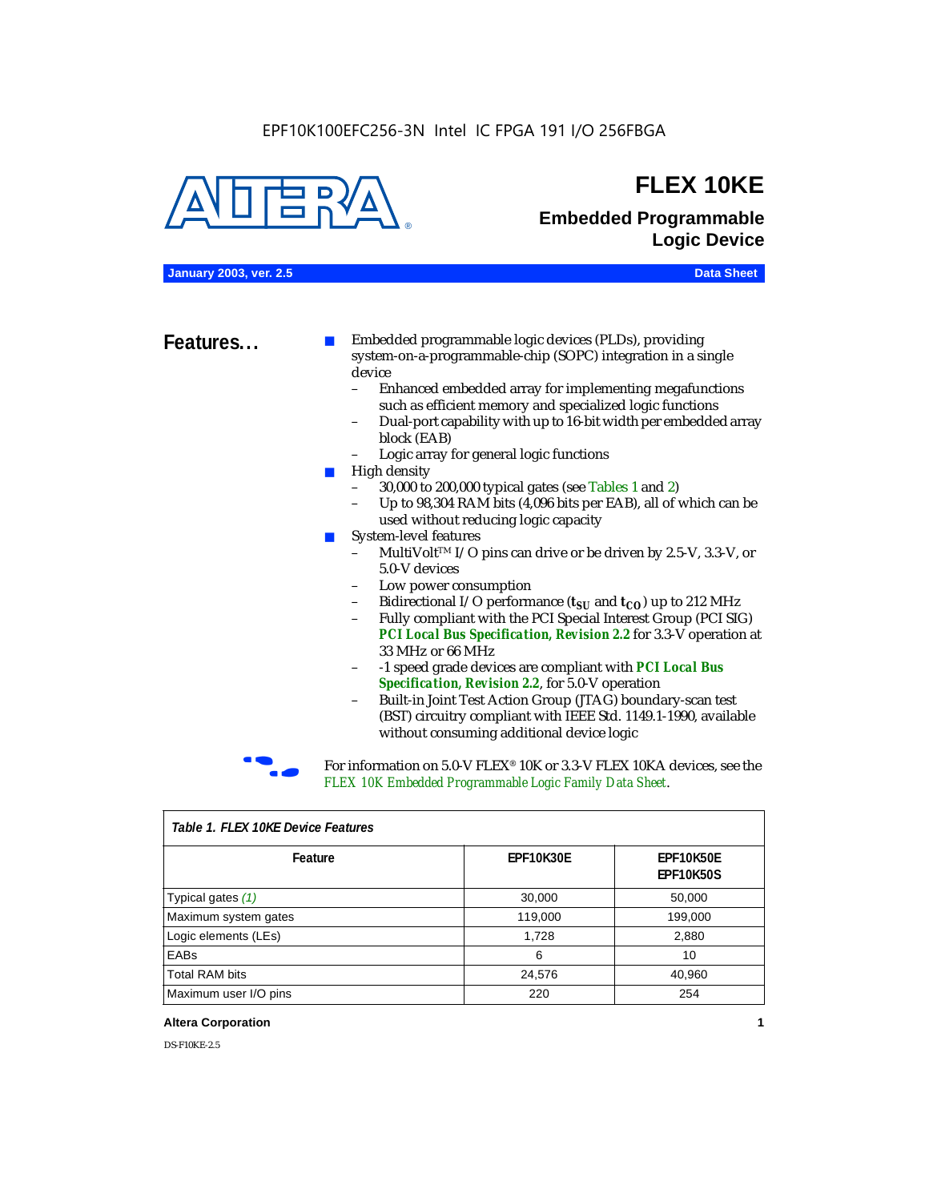EPF10K100EFC256-3N Intel IC FPGA 191 I/O 256FBGA

# FLEX 10KE

## Embedded Programmable Logic Device

**January 2003, ver. 2.5** **Data Sheet**

## Features...

- Embedded programmable logic devices (PLDs), providing system-on-a-programmable-chip (SOPC) integration in a single device
  - Enhanced embedded array for implementing megafunctions such as efficient memory and specialized logic functions
  - Dual-port capability with up to 16-bit width per embedded array block (EAB)
  - Logic array for general logic functions
- High density
  - 30,000 to 200,000 typical gates (see Tables 1 and 2)
  - Up to 98,304 RAM bits (4,096 bits per EAB), all of which can be used without reducing logic capacity
- System-level features
  - MultiVolt™ I/O pins can drive or be driven by 2.5-V, 3.3-V, or 5.0-V devices
  - Low power consumption
  - Bidirectional I/O performance ($t_{SU}$ and $t_{CO}$) up to 212 MHz
  - Fully compliant with the PCI Special Interest Group (PCI SIG) ***PCI Local Bus Specification, Revision 2.2*** for 3.3-V operation at 33 MHz or 66 MHz
  - -1 speed grade devices are compliant with ***PCI Local Bus Specification, Revision 2.2***, for 5.0-V operation
  - Built-in Joint Test Action Group (JTAG) boundary-scan test (BST) circuitry compliant with IEEE Std. 1149.1-1990, available without consuming additional device logic

For information on 5.0-V FLEX® 10K or 3.3-V FLEX 10KA devices, see the *FLEX 10K Embedded Programmable Logic Family Data Sheet*.

*Table 1. FLEX 10KE Device Features*

| Feature | EPF10K30E | EPF10K50E EPF10K50S |
|---|---|---|
| Typical gates *(1)* | 30,000 | 50,000 |
| Maximum system gates | 119,000 | 199,000 |
| Logic elements (LEs) | 1,728 | 2,880 |
| EABs | 6 | 10 |
| Total RAM bits | 24,576 | 40,960 |
| Maximum user I/O pins | 220 | 254 |

**Altera Corporation**

DS-F10KE-2.5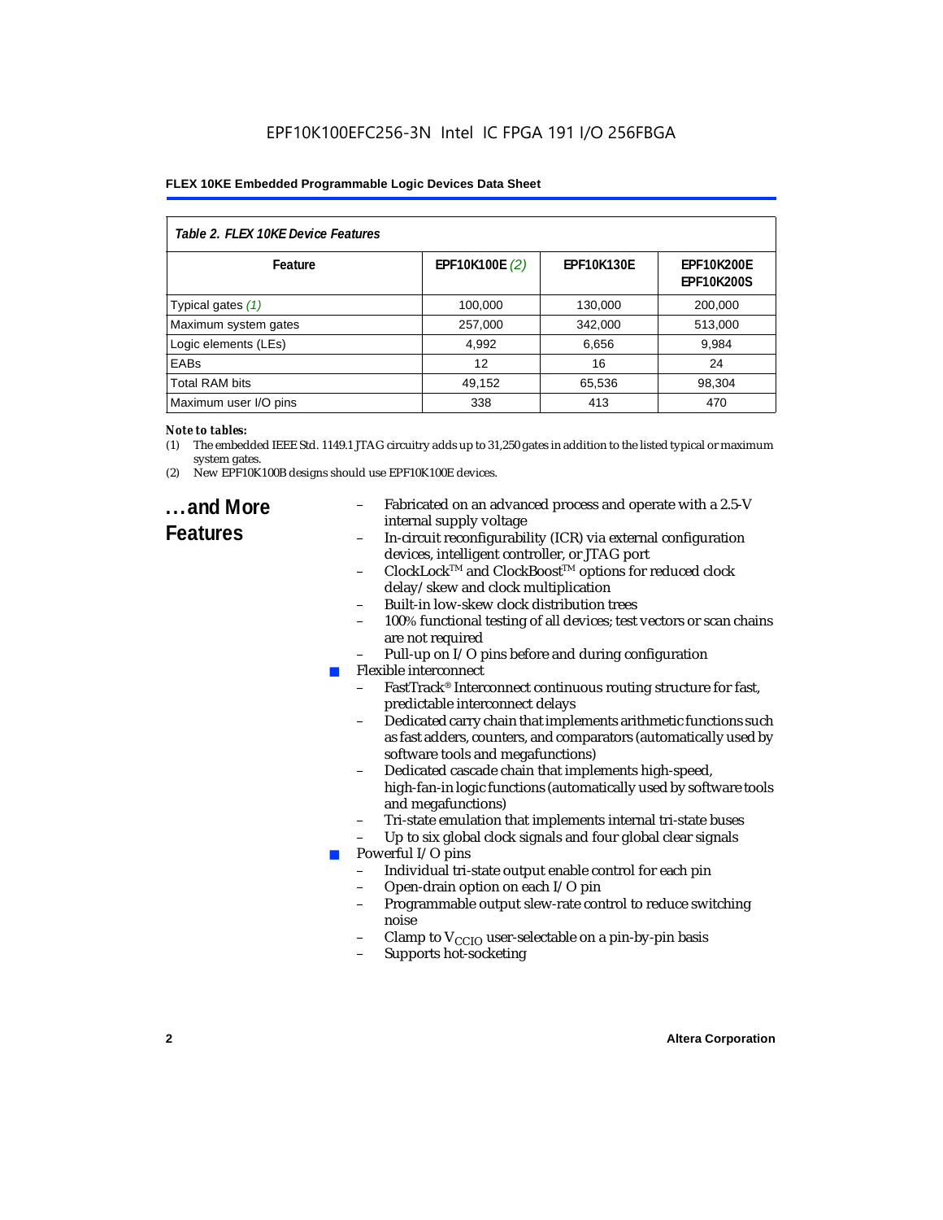**Table 2. FLEX 10KE Device Features**

| Feature | EPF10K100E *(2)* | EPF10K130E | EPF10K200E EPF10K200S |
|---|---|---|---|
| Typical gates *(1)* | 100,000 | 130,000 | 200,000 |
| Maximum system gates | 257,000 | 342,000 | 513,000 |
| Logic elements (LEs) | 4,992 | 6,656 | 9,984 |
| EABs | 12 | 16 | 24 |
| Total RAM bits | 49,152 | 65,536 | 98,304 |
| Maximum user I/O pins | 338 | 413 | 470 |

***Note to tables:***

(1) The embedded IEEE Std. 1149.1 JTAG circuitry adds up to 31,250 gates in addition to the listed typical or maximum system gates.

(2) New EPF10K100B designs should use EPF10K100E devices.

## ...and More Features

- Fabricated on an advanced process and operate with a 2.5-V internal supply voltage
- In-circuit reconfigurability (ICR) via external configuration devices, intelligent controller, or JTAG port
- ClockLock™ and ClockBoost™ options for reduced clock delay/skew and clock multiplication
- Built-in low-skew clock distribution trees
- 100% functional testing of all devices; test vectors or scan chains are not required
- Pull-up on I/O pins before and during configuration

- Flexible interconnect
  - FastTrack® Interconnect continuous routing structure for fast, predictable interconnect delays
  - Dedicated carry chain that implements arithmetic functions such as fast adders, counters, and comparators (automatically used by software tools and megafunctions)
  - Dedicated cascade chain that implements high-speed, high-fan-in logic functions (automatically used by software tools and megafunctions)
  - Tri-state emulation that implements internal tri-state buses
  - Up to six global clock signals and four global clear signals
- Powerful I/O pins
  - Individual tri-state output enable control for each pin
  - Open-drain option on each I/O pin
  - Programmable output slew-rate control to reduce switching noise
  - Clamp to $V_{CCIO}$ user-selectable on a pin-by-pin basis
  - Supports hot-socketing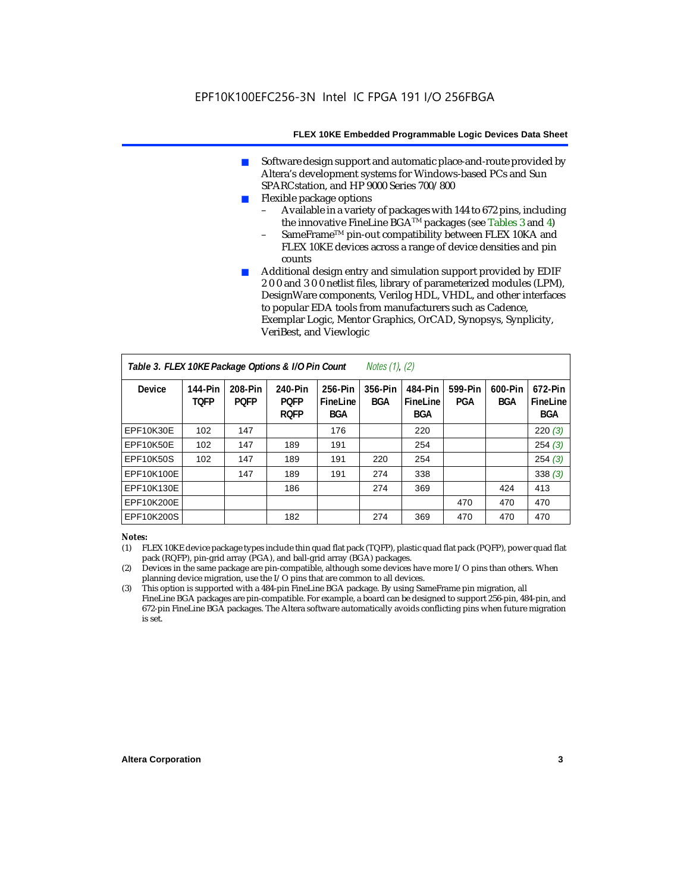- Software design support and automatic place-and-route provided by Altera's development systems for Windows-based PCs and Sun SPARCstation, and HP 9000 Series 700/800
- Flexible package options
  - Available in a variety of packages with 144 to 672 pins, including the innovative FineLine BGA™ packages (see Tables 3 and 4)
  - SameFrame™ pin-out compatibility between FLEX 10KA and FLEX 10KE devices across a range of device densities and pin counts
- Additional design entry and simulation support provided by EDIF 2 0 0 and 3 0 0 netlist files, library of parameterized modules (LPM), DesignWare components, Verilog HDL, VHDL, and other interfaces to popular EDA tools from manufacturers such as Cadence, Exemplar Logic, Mentor Graphics, OrCAD, Synopsys, Synplicity, VeriBest, and Viewlogic

**Table 3. FLEX 10KE Package Options & I/O Pin Count** *Notes (1), (2)*

| Device | 144-Pin TQFP | 208-Pin PQFP | 240-Pin PQFP RQFP | 256-Pin FineLine BGA | 356-Pin BGA | 484-Pin FineLine BGA | 599-Pin PGA | 600-Pin BGA | 672-Pin FineLine BGA |
|---|---|---|---|---|---|---|---|---|---|
| EPF10K30E | 102 | 147 | | 176 | | 220 | | | 220 *(3)* |
| EPF10K50E | 102 | 147 | 189 | 191 | | 254 | | | 254 *(3)* |
| EPF10K50S | 102 | 147 | 189 | 191 | 220 | 254 | | | 254 *(3)* |
| EPF10K100E | | 147 | 189 | 191 | 274 | 338 | | | 338 *(3)* |
| EPF10K130E | | | 186 | | 274 | 369 | | 424 | 413 |
| EPF10K200E | | | | | | | 470 | 470 | 470 |
| EPF10K200S | | | 182 | | 274 | 369 | 470 | 470 | 470 |

*Notes:*

(1) FLEX 10KE device package types include thin quad flat pack (TQFP), plastic quad flat pack (PQFP), power quad flat pack (RQFP), pin-grid array (PGA), and ball-grid array (BGA) packages.

(2) Devices in the same package are pin-compatible, although some devices have more I/O pins than others. When planning device migration, use the I/O pins that are common to all devices.

(3) This option is supported with a 484-pin FineLine BGA package. By using SameFrame pin migration, all FineLine BGA packages are pin-compatible. For example, a board can be designed to support 256-pin, 484-pin, and 672-pin FineLine BGA packages. The Altera software automatically avoids conflicting pins when future migration is set.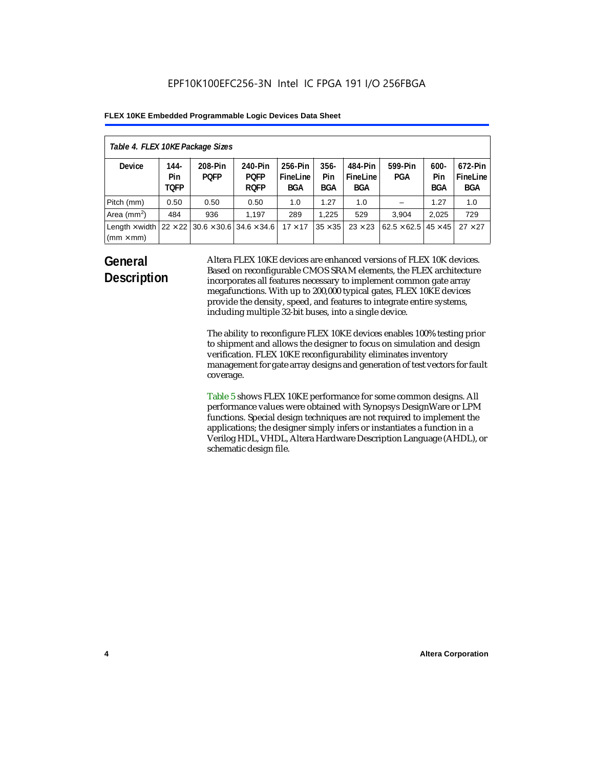*Table 4. FLEX 10KE Package Sizes*

| Device | 144-Pin TQFP | 208-Pin PQFP | 240-Pin PQFP RQFP | 256-Pin FineLine BGA | 356-Pin BGA | 484-Pin FineLine BGA | 599-Pin PGA | 600-Pin BGA | 672-Pin FineLine BGA |
|---|---|---|---|---|---|---|---|---|---|
| Pitch (mm) | 0.50 | 0.50 | 0.50 | 1.0 | 1.27 | 1.0 | – | 1.27 | 1.0 |
| Area ($mm^2$) | 484 | 936 | 1,197 | 289 | 1,225 | 529 | 3,904 | 2,025 | 729 |
| Length × width (mm × mm) | 22 × 22 | 30.6 × 30.6 | 34.6 × 34.6 | 17 × 17 | 35 × 35 | 23 × 23 | 62.5 × 62.5 | 45 × 45 | 27 × 27 |

## General Description

Altera FLEX 10KE devices are enhanced versions of FLEX 10K devices. Based on reconfigurable CMOS SRAM elements, the FLEX architecture incorporates all features necessary to implement common gate array megafunctions. With up to 200,000 typical gates, FLEX 10KE devices provide the density, speed, and features to integrate entire systems, including multiple 32-bit buses, into a single device.

The ability to reconfigure FLEX 10KE devices enables 100% testing prior to shipment and allows the designer to focus on simulation and design verification. FLEX 10KE reconfigurability eliminates inventory management for gate array designs and generation of test vectors for fault coverage.

Table 5 shows FLEX 10KE performance for some common designs. All performance values were obtained with Synopsys DesignWare or LPM functions. Special design techniques are not required to implement the applications; the designer simply infers or instantiates a function in a Verilog HDL, VHDL, Altera Hardware Description Language (AHDL), or schematic design file.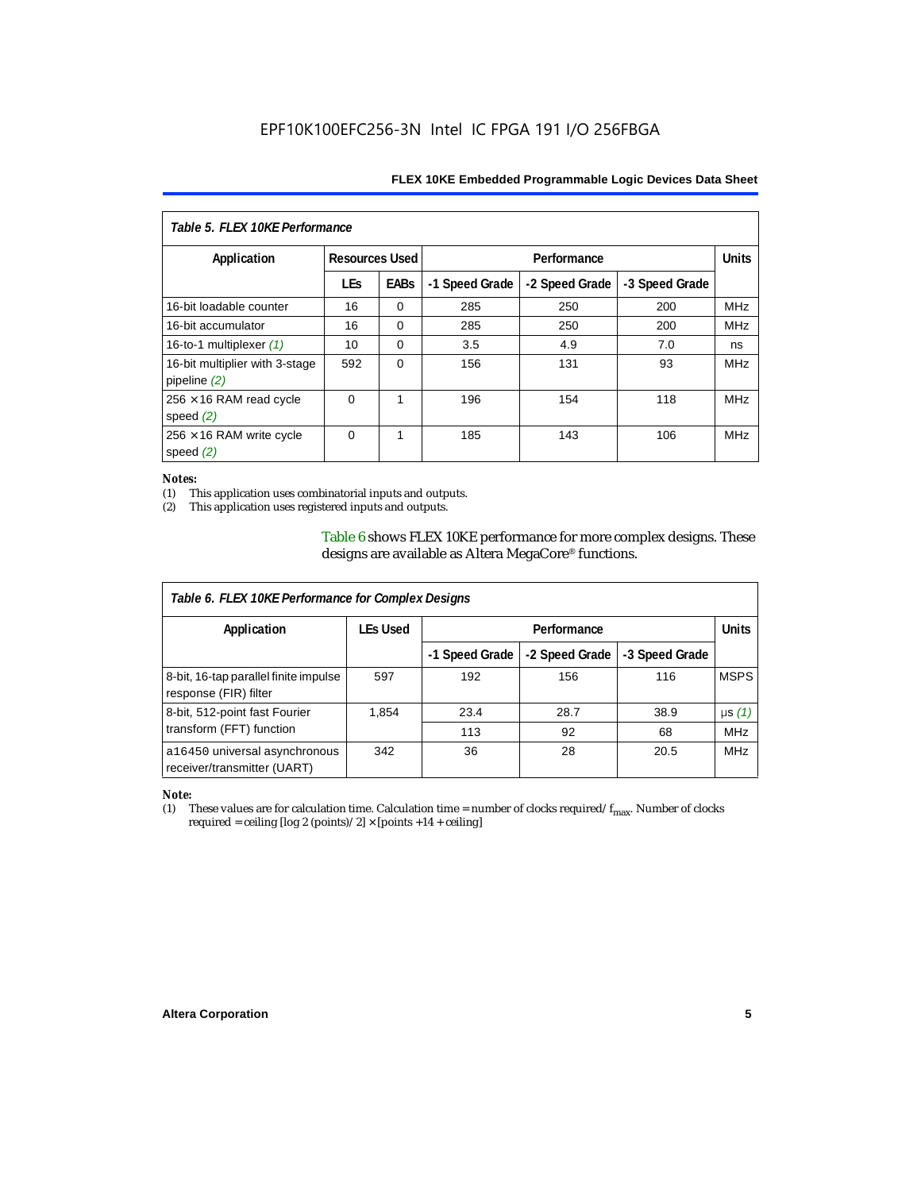*Table 5. FLEX 10KE Performance*

| Application | Resources Used | | Performance | | | Units |
|---|---|---|---|---|---|---|
| | LEs | EABs | -1 Speed Grade | -2 Speed Grade | -3 Speed Grade | |
| 16-bit loadable counter | 16 | 0 | 285 | 250 | 200 | MHz |
| 16-bit accumulator | 16 | 0 | 285 | 250 | 200 | MHz |
| 16-to-1 multiplexer *(1)* | 10 | 0 | 3.5 | 4.9 | 7.0 | ns |
| 16-bit multiplier with 3-stage pipeline *(2)* | 592 | 0 | 156 | 131 | 93 | MHz |
| 256 × 16 RAM read cycle speed *(2)* | 0 | 1 | 196 | 154 | 118 | MHz |
| 256 × 16 RAM write cycle speed *(2)* | 0 | 1 | 185 | 143 | 106 | MHz |

***Notes:***

(1) This application uses combinatorial inputs and outputs.

(2) This application uses registered inputs and outputs.

Table 6 shows FLEX 10KE performance for more complex designs. These designs are available as Altera MegaCore® functions.

*Table 6. FLEX 10KE Performance for Complex Designs*

| Application | LEs Used | Performance | | | Units |
|---|---|---|---|---|---|
| | | -1 Speed Grade | -2 Speed Grade | -3 Speed Grade | |
| 8-bit, 16-tap parallel finite impulse response (FIR) filter | 597 | 192 | 156 | 116 | MSPS |
| 8-bit, 512-point fast Fourier transform (FFT) function | 1,854 | 23.4 | 28.7 | 38.9 | µs *(1)* |
| | | 113 | 92 | 68 | MHz |
| `a16450` universal asynchronous receiver/transmitter (UART) | 342 | 36 | 28 | 20.5 | MHz |

***Note:***

(1) These values are for calculation time. Calculation time = number of clocks required/ $f_{max}$. Number of clocks required = ceiling [log 2 (points)/ 2] × [points +14 + ceiling]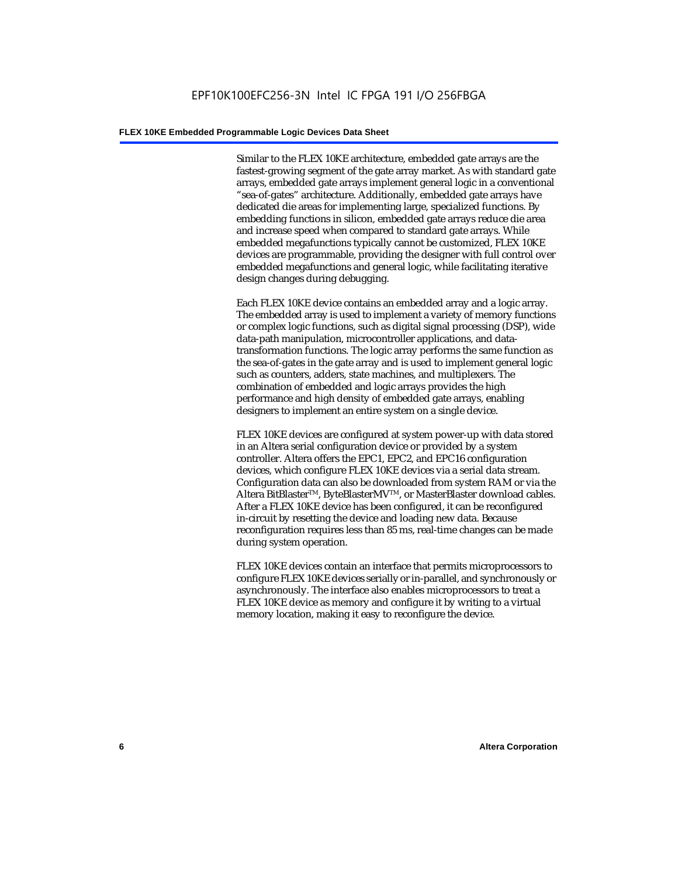Similar to the FLEX 10KE architecture, embedded gate arrays are the fastest-growing segment of the gate array market. As with standard gate arrays, embedded gate arrays implement general logic in a conventional "sea-of-gates" architecture. Additionally, embedded gate arrays have dedicated die areas for implementing large, specialized functions. By embedding functions in silicon, embedded gate arrays reduce die area and increase speed when compared to standard gate arrays. While embedded megafunctions typically cannot be customized, FLEX 10KE devices are programmable, providing the designer with full control over embedded megafunctions and general logic, while facilitating iterative design changes during debugging.

Each FLEX 10KE device contains an embedded array and a logic array. The embedded array is used to implement a variety of memory functions or complex logic functions, such as digital signal processing (DSP), wide data-path manipulation, microcontroller applications, and data-transformation functions. The logic array performs the same function as the sea-of-gates in the gate array and is used to implement general logic such as counters, adders, state machines, and multiplexers. The combination of embedded and logic arrays provides the high performance and high density of embedded gate arrays, enabling designers to implement an entire system on a single device.

FLEX 10KE devices are configured at system power-up with data stored in an Altera serial configuration device or provided by a system controller. Altera offers the EPC1, EPC2, and EPC16 configuration devices, which configure FLEX 10KE devices via a serial data stream. Configuration data can also be downloaded from system RAM or via the Altera BitBlaster™, ByteBlasterMV™, or MasterBlaster download cables. After a FLEX 10KE device has been configured, it can be reconfigured in-circuit by resetting the device and loading new data. Because reconfiguration requires less than 85 ms, real-time changes can be made during system operation.

FLEX 10KE devices contain an interface that permits microprocessors to configure FLEX 10KE devices serially or in-parallel, and synchronously or asynchronously. The interface also enables microprocessors to treat a FLEX 10KE device as memory and configure it by writing to a virtual memory location, making it easy to reconfigure the device.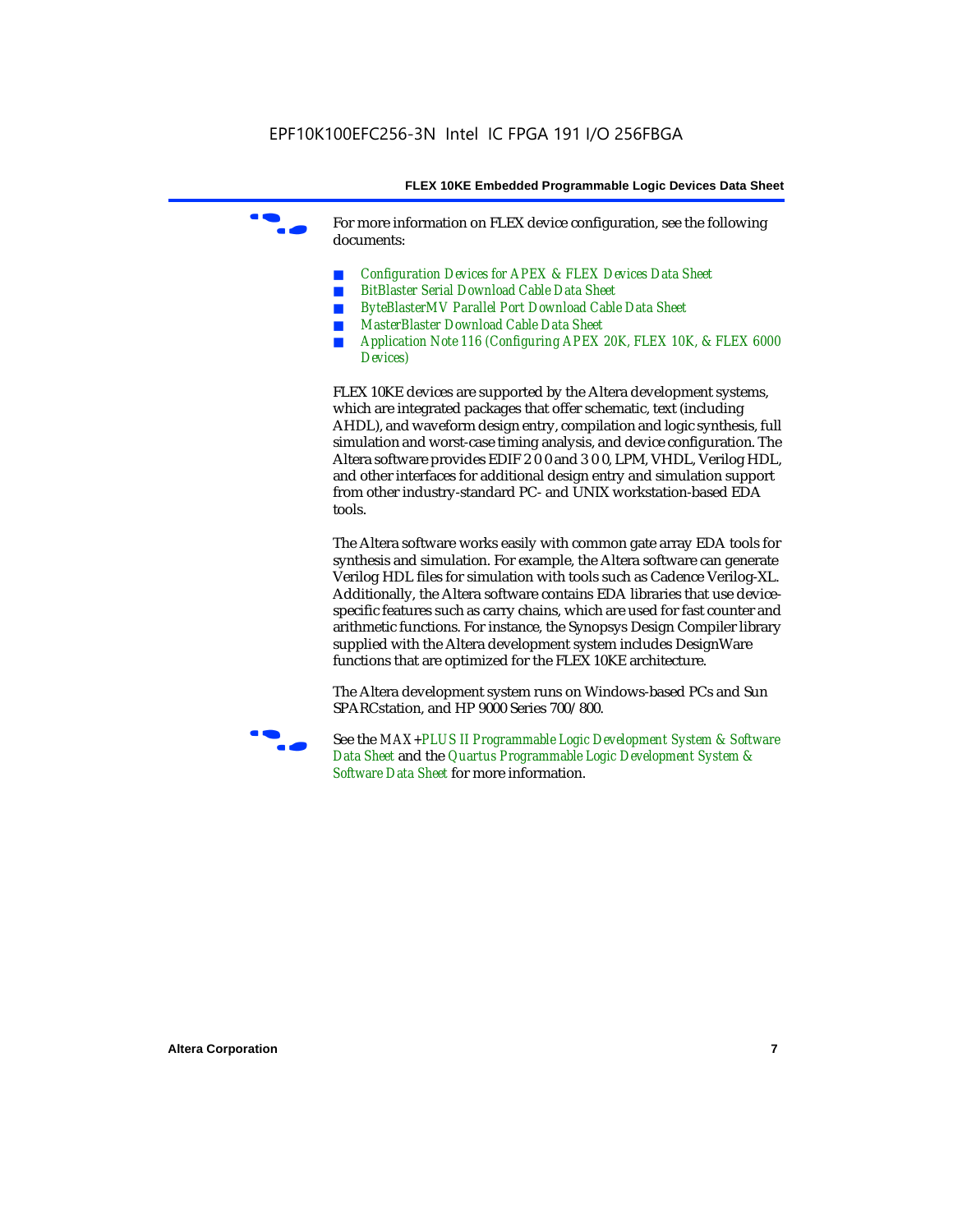For more information on FLEX device configuration, see the following documents:

- *Configuration Devices for APEX & FLEX Devices Data Sheet*
- *BitBlaster Serial Download Cable Data Sheet*
- *ByteBlasterMV Parallel Port Download Cable Data Sheet*
- *MasterBlaster Download Cable Data Sheet*
- *Application Note 116 (Configuring APEX 20K, FLEX 10K, & FLEX 6000 Devices)*

FLEX 10KE devices are supported by the Altera development systems, which are integrated packages that offer schematic, text (including AHDL), and waveform design entry, compilation and logic synthesis, full simulation and worst-case timing analysis, and device configuration. The Altera software provides EDIF 2 0 0 and 3 0 0, LPM, VHDL, Verilog HDL, and other interfaces for additional design entry and simulation support from other industry-standard PC- and UNIX workstation-based EDA tools.

The Altera software works easily with common gate array EDA tools for synthesis and simulation. For example, the Altera software can generate Verilog HDL files for simulation with tools such as Cadence Verilog-XL. Additionally, the Altera software contains EDA libraries that use device-specific features such as carry chains, which are used for fast counter and arithmetic functions. For instance, the Synopsys Design Compiler library supplied with the Altera development system includes DesignWare functions that are optimized for the FLEX 10KE architecture.

The Altera development system runs on Windows-based PCs and Sun SPARCstation, and HP 9000 Series 700/800.

See the *MAX+PLUS II Programmable Logic Development System & Software Data Sheet* and the *Quartus Programmable Logic Development System & Software Data Sheet* for more information.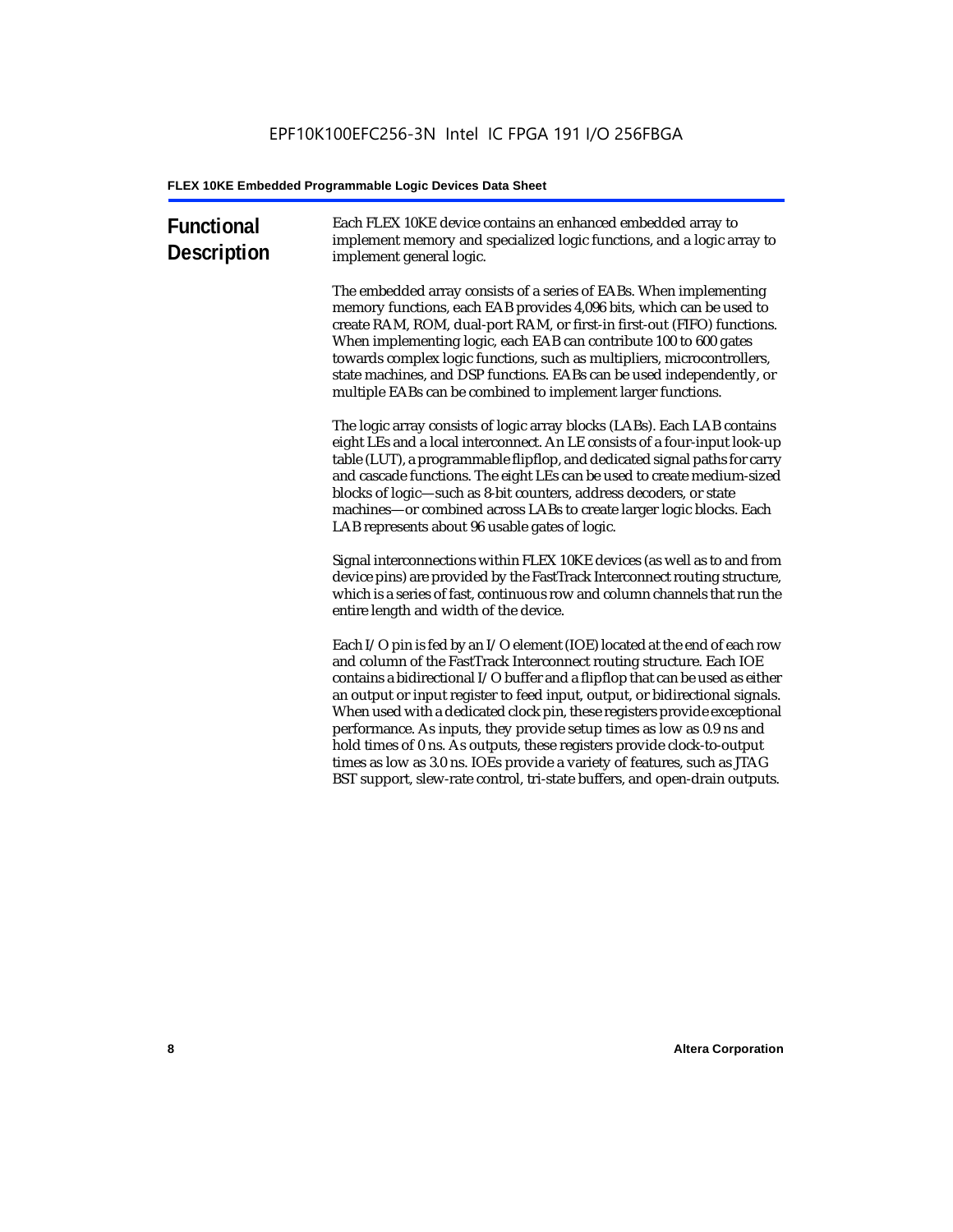## Functional Description

Each FLEX 10KE device contains an enhanced embedded array to implement memory and specialized logic functions, and a logic array to implement general logic.

The embedded array consists of a series of EABs. When implementing memory functions, each EAB provides 4,096 bits, which can be used to create RAM, ROM, dual-port RAM, or first-in first-out (FIFO) functions. When implementing logic, each EAB can contribute 100 to 600 gates towards complex logic functions, such as multipliers, microcontrollers, state machines, and DSP functions. EABs can be used independently, or multiple EABs can be combined to implement larger functions.

The logic array consists of logic array blocks (LABs). Each LAB contains eight LEs and a local interconnect. An LE consists of a four-input look-up table (LUT), a programmable flipflop, and dedicated signal paths for carry and cascade functions. The eight LEs can be used to create medium-sized blocks of logic—such as 8-bit counters, address decoders, or state machines—or combined across LABs to create larger logic blocks. Each LAB represents about 96 usable gates of logic.

Signal interconnections within FLEX 10KE devices (as well as to and from device pins) are provided by the FastTrack Interconnect routing structure, which is a series of fast, continuous row and column channels that run the entire length and width of the device.

Each I/O pin is fed by an I/O element (IOE) located at the end of each row and column of the FastTrack Interconnect routing structure. Each IOE contains a bidirectional I/O buffer and a flipflop that can be used as either an output or input register to feed input, output, or bidirectional signals. When used with a dedicated clock pin, these registers provide exceptional performance. As inputs, they provide setup times as low as 0.9 ns and hold times of 0 ns. As outputs, these registers provide clock-to-output times as low as 3.0 ns. IOEs provide a variety of features, such as JTAG BST support, slew-rate control, tri-state buffers, and open-drain outputs.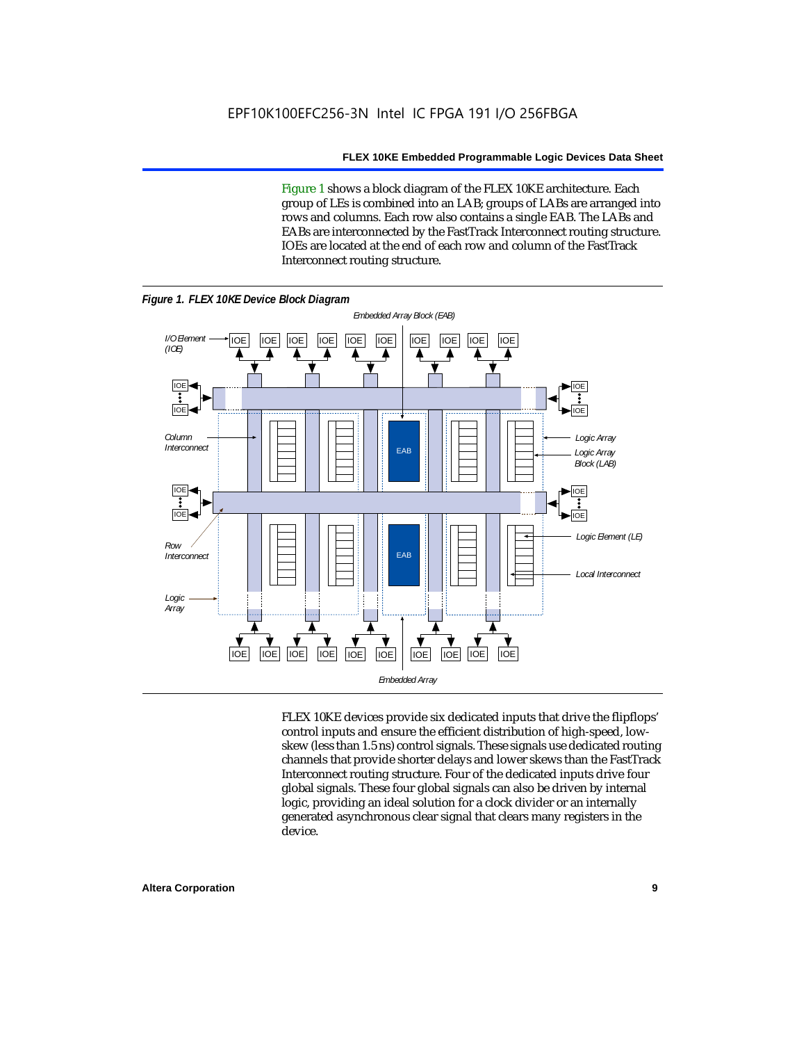Figure 1 shows a block diagram of the FLEX 10KE architecture. Each group of LEs is combined into an LAB; groups of LABs are arranged into rows and columns. Each row also contains a single EAB. The LABs and EABs are interconnected by the FastTrack Interconnect routing structure. IOEs are located at the end of each row and column of the FastTrack Interconnect routing structure.

***Figure 1. FLEX 10KE Device Block Diagram***

FLEX 10KE devices provide six dedicated inputs that drive the flipflops' control inputs and ensure the efficient distribution of high-speed, low-skew (less than 1.5 ns) control signals. These signals use dedicated routing channels that provide shorter delays and lower skews than the FastTrack Interconnect routing structure. Four of the dedicated inputs drive four global signals. These four global signals can also be driven by internal logic, providing an ideal solution for a clock divider or an internally generated asynchronous clear signal that clears many registers in the device.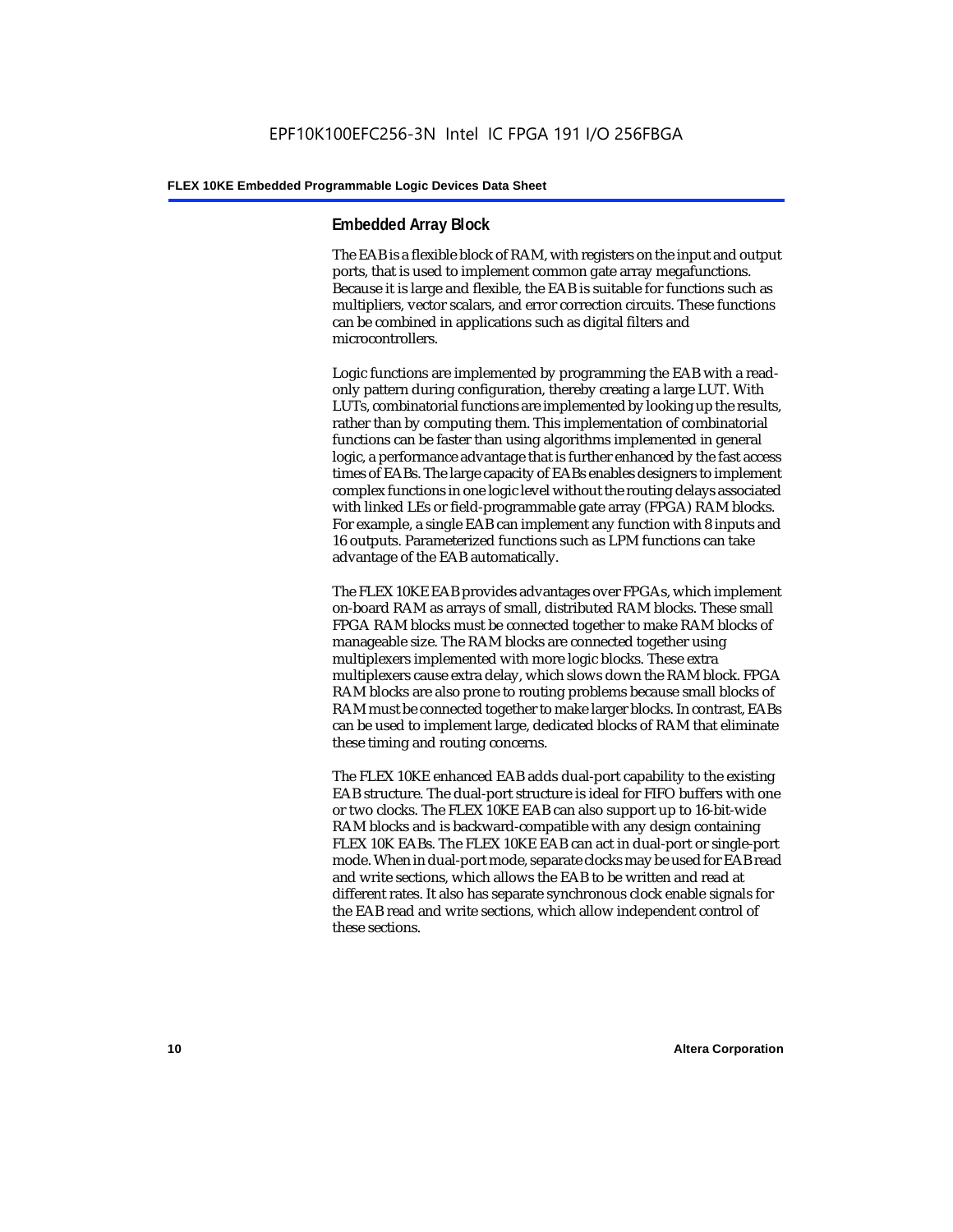## Embedded Array Block

The EAB is a flexible block of RAM, with registers on the input and output ports, that is used to implement common gate array megafunctions. Because it is large and flexible, the EAB is suitable for functions such as multipliers, vector scalars, and error correction circuits. These functions can be combined in applications such as digital filters and microcontrollers.

Logic functions are implemented by programming the EAB with a read-only pattern during configuration, thereby creating a large LUT. With LUTs, combinatorial functions are implemented by looking up the results, rather than by computing them. This implementation of combinatorial functions can be faster than using algorithms implemented in general logic, a performance advantage that is further enhanced by the fast access times of EABs. The large capacity of EABs enables designers to implement complex functions in one logic level without the routing delays associated with linked LEs or field-programmable gate array (FPGA) RAM blocks. For example, a single EAB can implement any function with 8 inputs and 16 outputs. Parameterized functions such as LPM functions can take advantage of the EAB automatically.

The FLEX 10KE EAB provides advantages over FPGAs, which implement on-board RAM as arrays of small, distributed RAM blocks. These small FPGA RAM blocks must be connected together to make RAM blocks of manageable size. The RAM blocks are connected together using multiplexers implemented with more logic blocks. These extra multiplexers cause extra delay, which slows down the RAM block. FPGA RAM blocks are also prone to routing problems because small blocks of RAM must be connected together to make larger blocks. In contrast, EABs can be used to implement large, dedicated blocks of RAM that eliminate these timing and routing concerns.

The FLEX 10KE enhanced EAB adds dual-port capability to the existing EAB structure. The dual-port structure is ideal for FIFO buffers with one or two clocks. The FLEX 10KE EAB can also support up to 16-bit-wide RAM blocks and is backward-compatible with any design containing FLEX 10K EABs. The FLEX 10KE EAB can act in dual-port or single-port mode. When in dual-port mode, separate clocks may be used for EAB read and write sections, which allows the EAB to be written and read at different rates. It also has separate synchronous clock enable signals for the EAB read and write sections, which allow independent control of these sections.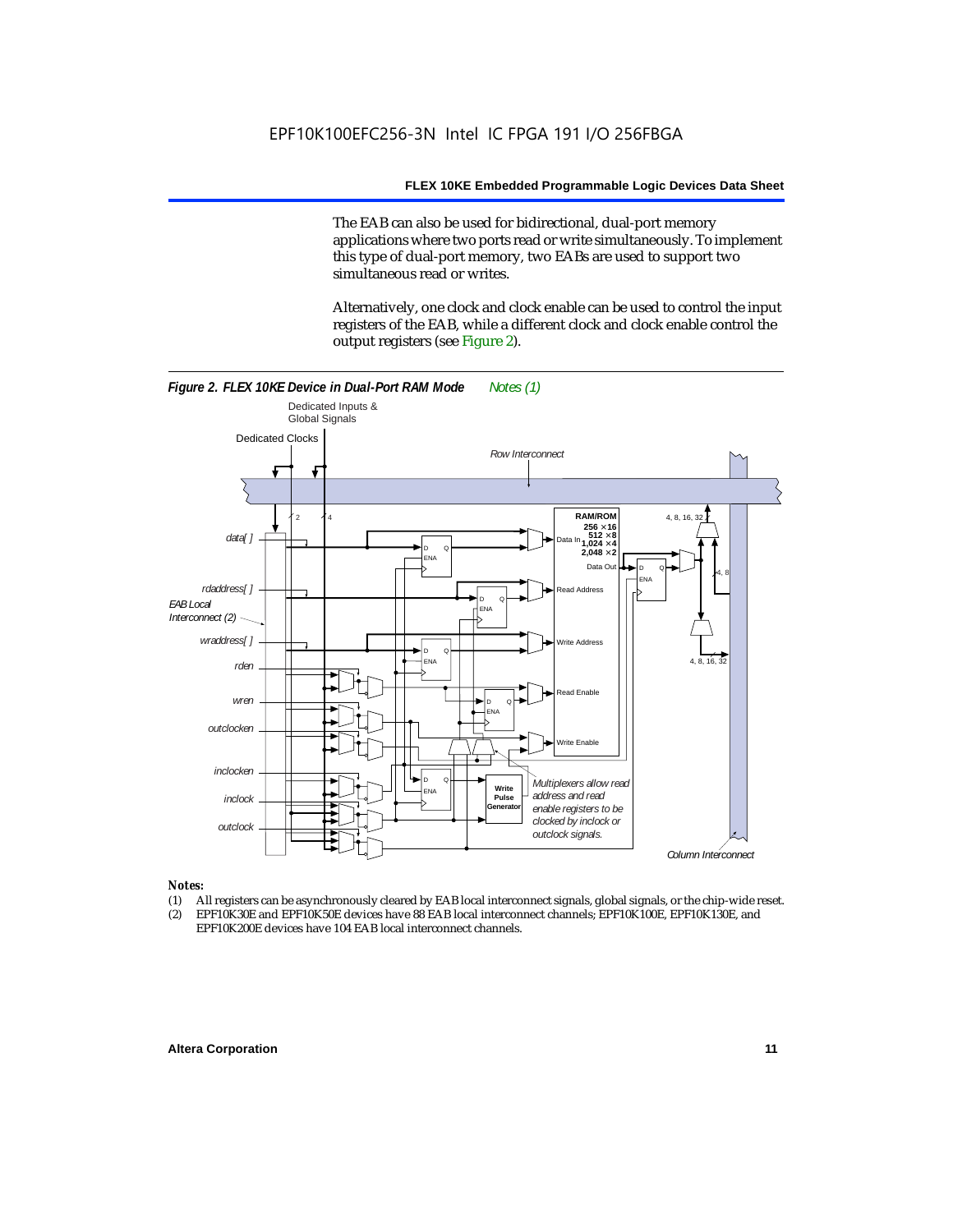The EAB can also be used for bidirectional, dual-port memory applications where two ports read or write simultaneously. To implement this type of dual-port memory, two EABs are used to support two simultaneous read or writes.

Alternatively, one clock and clock enable can be used to control the input registers of the EAB, while a different clock and clock enable control the output registers (see Figure 2).

***Figure 2. FLEX 10KE Device in Dual-Port RAM Mode*** *Notes (1)*

*Notes:*

(1) All registers can be asynchronously cleared by EAB local interconnect signals, global signals, or the chip-wide reset.
(2) EPF10K30E and EPF10K50E devices have 88 EAB local interconnect channels; EPF10K100E, EPF10K130E, and EPF10K200E devices have 104 EAB local interconnect channels.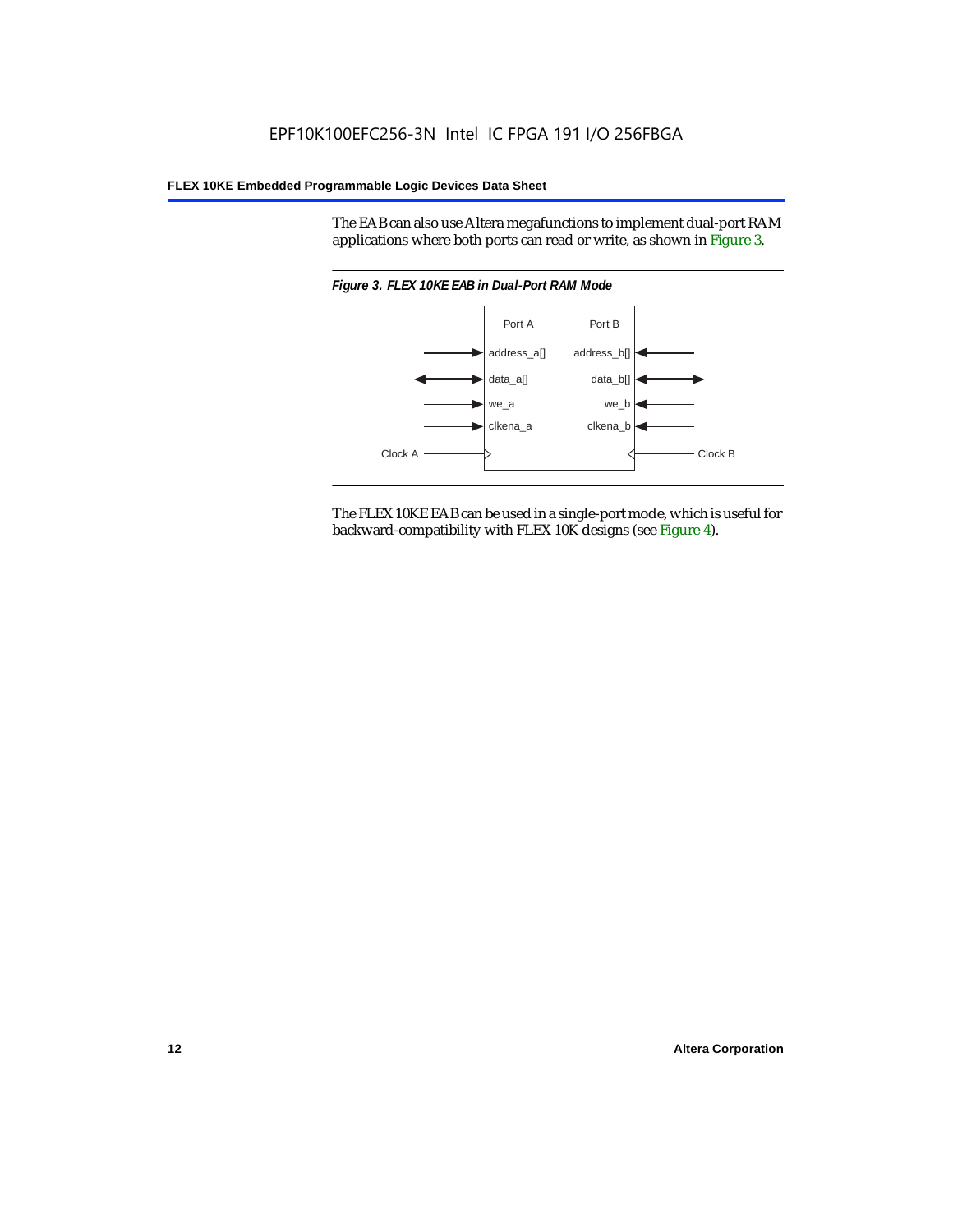The EAB can also use Altera megafunctions to implement dual-port RAM applications where both ports can read or write, as shown in Figure 3.

*Figure 3. FLEX 10KE EAB in Dual-Port RAM Mode*

The FLEX 10KE EAB can be used in a single-port mode, which is useful for backward-compatibility with FLEX 10K designs (see Figure 4).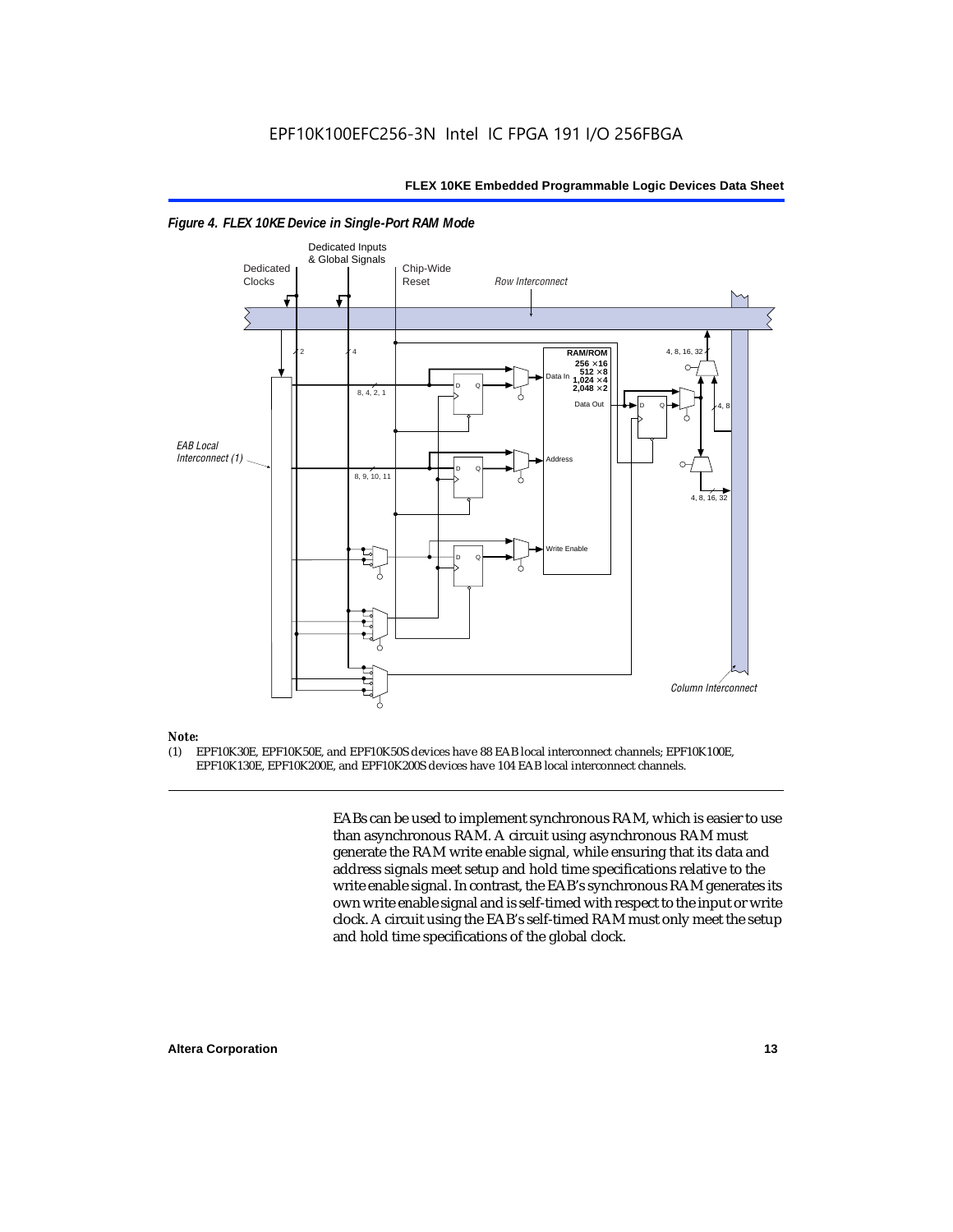*Figure 4. FLEX 10KE Device in Single-Port RAM Mode*

*Note:*

(1) EPF10K30E, EPF10K50E, and EPF10K50S devices have 88 EAB local interconnect channels; EPF10K100E, EPF10K130E, EPF10K200E, and EPF10K200S devices have 104 EAB local interconnect channels.

EABs can be used to implement synchronous RAM, which is easier to use than asynchronous RAM. A circuit using asynchronous RAM must generate the RAM write enable signal, while ensuring that its data and address signals meet setup and hold time specifications relative to the write enable signal. In contrast, the EAB's synchronous RAM generates its own write enable signal and is self-timed with respect to the input or write clock. A circuit using the EAB's self-timed RAM must only meet the setup and hold time specifications of the global clock.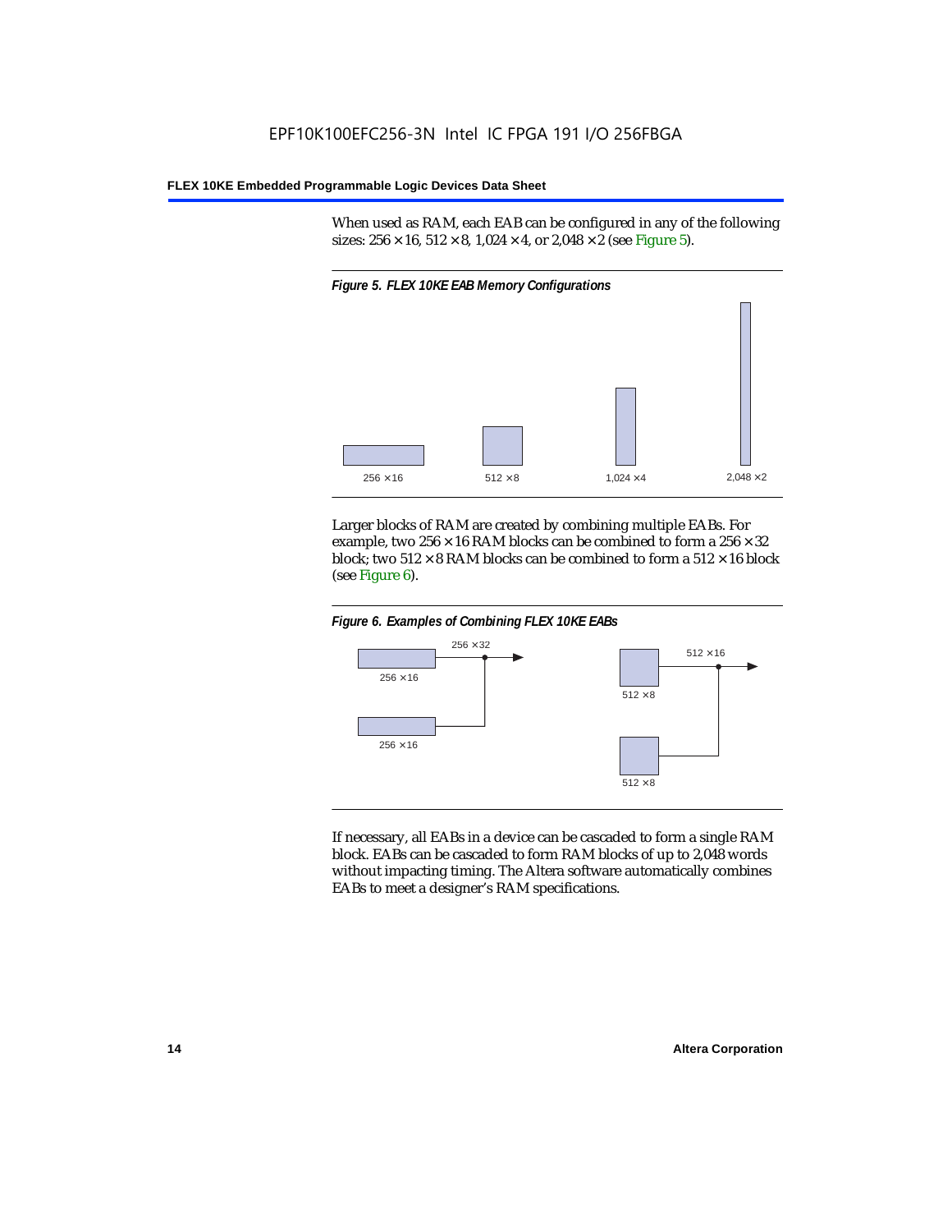When used as RAM, each EAB can be configured in any of the following sizes: 256 × 16, 512 × 8, 1,024 × 4, or 2,048 × 2 (see Figure 5).

*Figure 5. FLEX 10KE EAB Memory Configurations*

256 × 16 512 × 8 1,024 × 4 2,048 × 2

Larger blocks of RAM are created by combining multiple EABs. For example, two 256 × 16 RAM blocks can be combined to form a 256 × 32 block; two 512 × 8 RAM blocks can be combined to form a 512 × 16 block (see Figure 6).

*Figure 6. Examples of Combining FLEX 10KE EABs*

256 × 32 256 × 16 256 × 16 512 × 16 512 × 8 512 × 8

If necessary, all EABs in a device can be cascaded to form a single RAM block. EABs can be cascaded to form RAM blocks of up to 2,048 words without impacting timing. The Altera software automatically combines EABs to meet a designer's RAM specifications.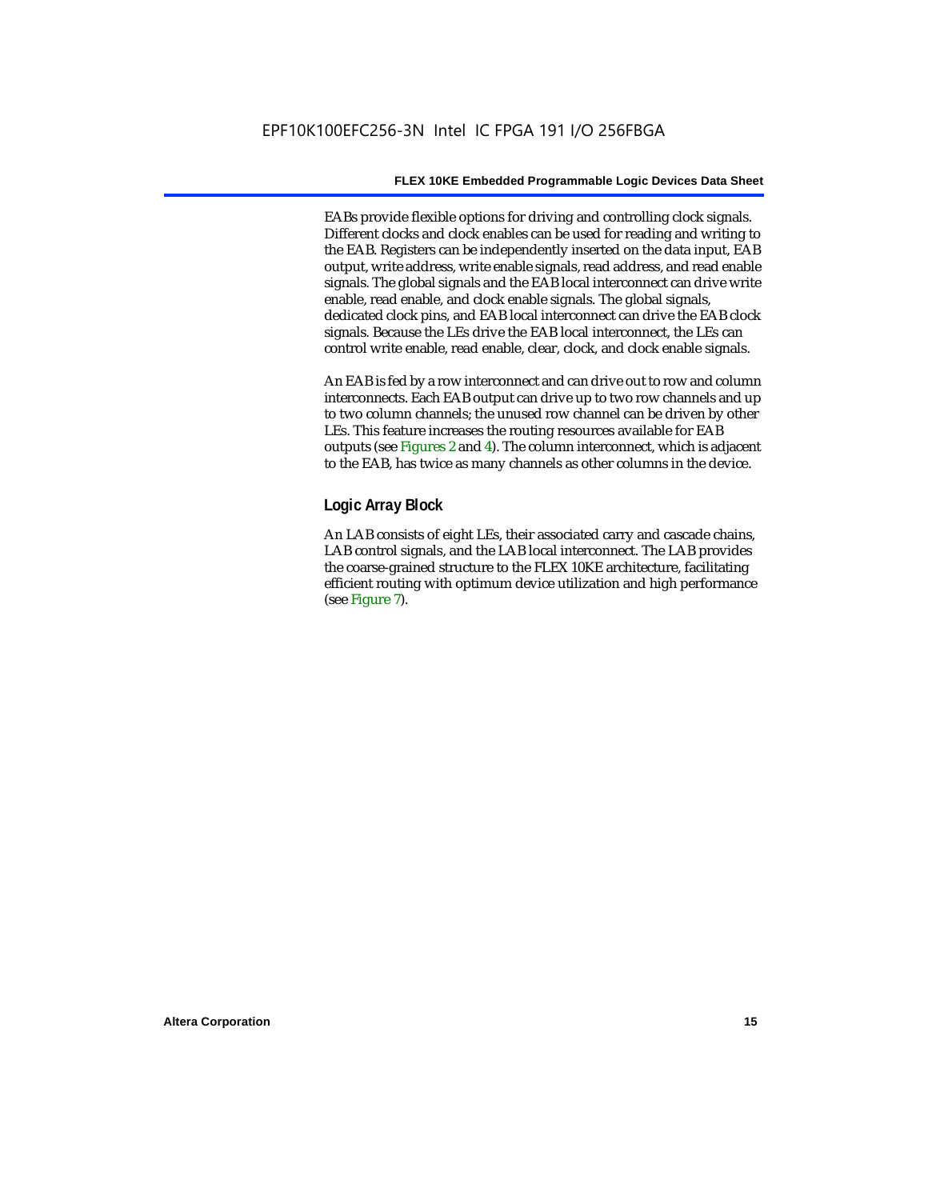EABs provide flexible options for driving and controlling clock signals. Different clocks and clock enables can be used for reading and writing to the EAB. Registers can be independently inserted on the data input, EAB output, write address, write enable signals, read address, and read enable signals. The global signals and the EAB local interconnect can drive write enable, read enable, and clock enable signals. The global signals, dedicated clock pins, and EAB local interconnect can drive the EAB clock signals. Because the LEs drive the EAB local interconnect, the LEs can control write enable, read enable, clear, clock, and clock enable signals.

An EAB is fed by a row interconnect and can drive out to row and column interconnects. Each EAB output can drive up to two row channels and up to two column channels; the unused row channel can be driven by other LEs. This feature increases the routing resources available for EAB outputs (see Figures 2 and 4). The column interconnect, which is adjacent to the EAB, has twice as many channels as other columns in the device.

### Logic Array Block

An LAB consists of eight LEs, their associated carry and cascade chains, LAB control signals, and the LAB local interconnect. The LAB provides the coarse-grained structure to the FLEX 10KE architecture, facilitating efficient routing with optimum device utilization and high performance (see Figure 7).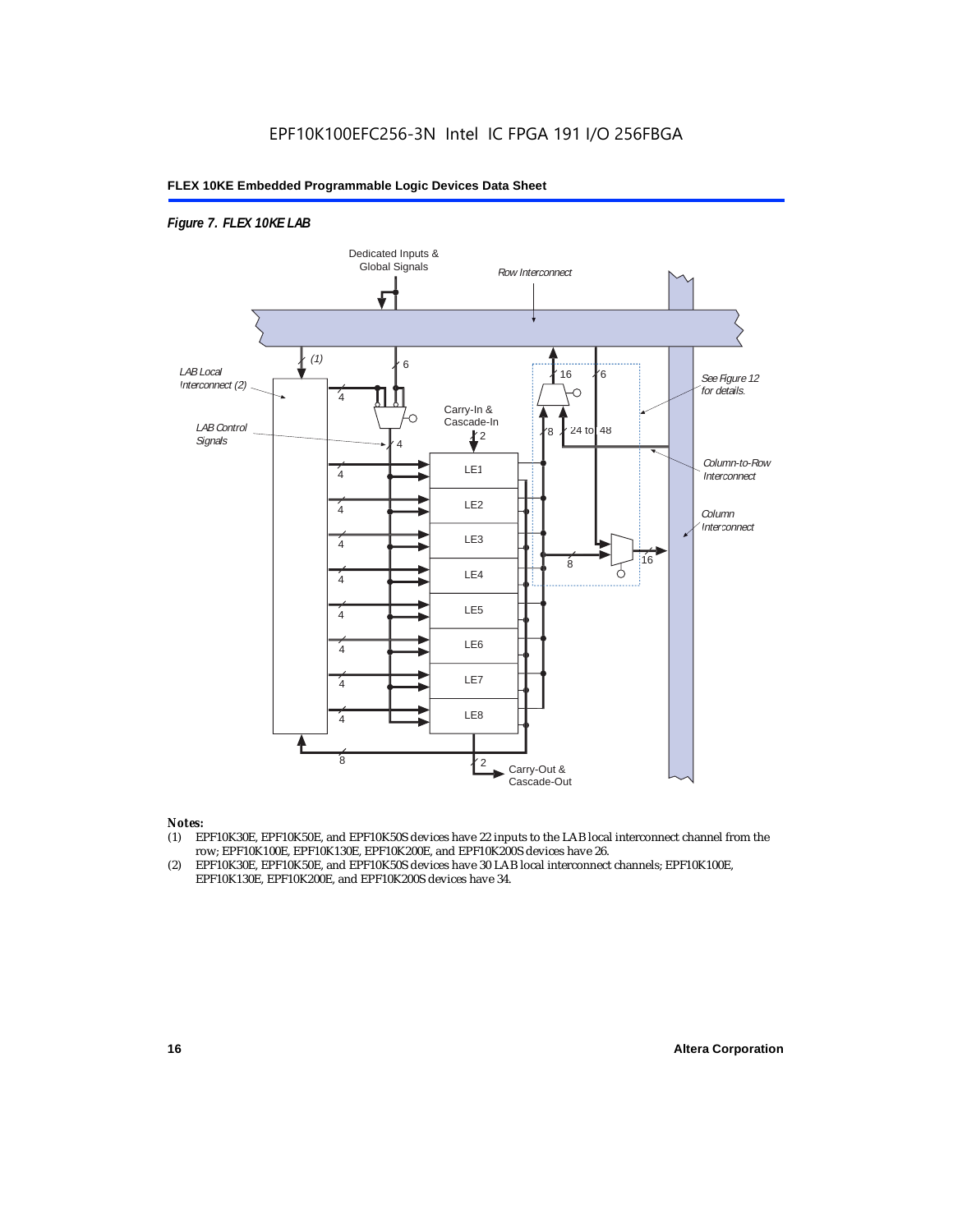*Figure 7. FLEX 10KE LAB*

Dedicated Inputs & Global Signals

Row Interconnect

(1)

6

16

6

LAB Local Interconnect (2)

See Figure 12 for details.

4

Carry-In & Cascade-In

LAB Control Signals

4

2

8

24 to 48

LE1

Column-to-Row Interconnect

4

LE2

Column Interconnect

4

LE3

4

8

16

LE4

4

LE5

4

LE6

4

LE7

4

LE8

4

8

2

Carry-Out & Cascade-Out

*Notes:*

(1) EPF10K30E, EPF10K50E, and EPF10K50S devices have 22 inputs to the LAB local interconnect channel from the row; EPF10K100E, EPF10K130E, EPF10K200E, and EPF10K200S devices have 26.

(2) EPF10K30E, EPF10K50E, and EPF10K50S devices have 30 LAB local interconnect channels; EPF10K100E, EPF10K130E, EPF10K200E, and EPF10K200S devices have 34.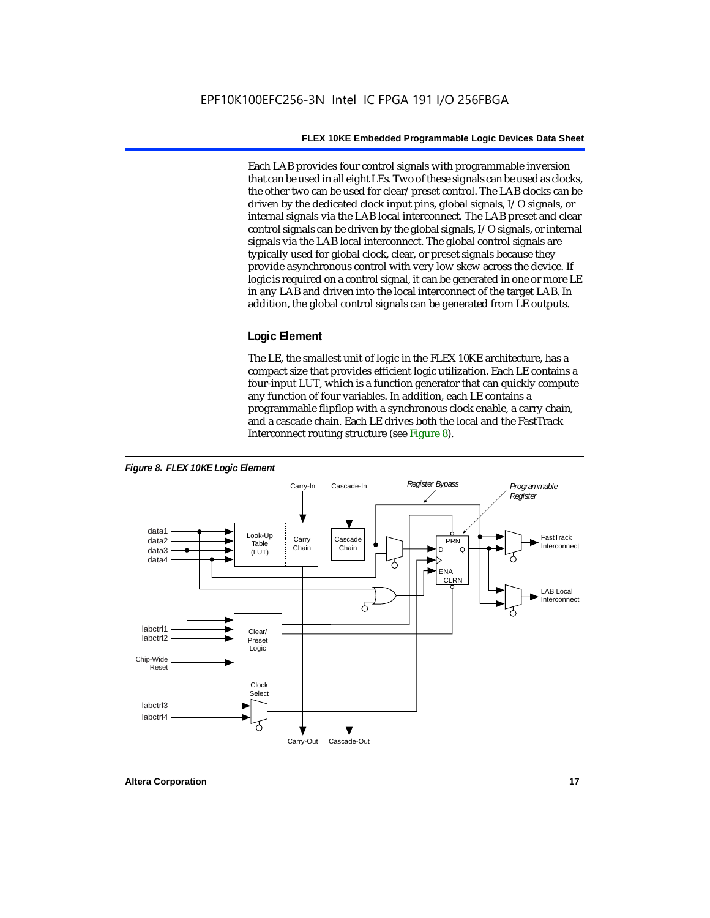Each LAB provides four control signals with programmable inversion that can be used in all eight LEs. Two of these signals can be used as clocks, the other two can be used for clear/preset control. The LAB clocks can be driven by the dedicated clock input pins, global signals, I/O signals, or internal signals via the LAB local interconnect. The LAB preset and clear control signals can be driven by the global signals, I/O signals, or internal signals via the LAB local interconnect. The global control signals are typically used for global clock, clear, or preset signals because they provide asynchronous control with very low skew across the device. If logic is required on a control signal, it can be generated in one or more LE in any LAB and driven into the local interconnect of the target LAB. In addition, the global control signals can be generated from LE outputs.

### Logic Element

The LE, the smallest unit of logic in the FLEX 10KE architecture, has a compact size that provides efficient logic utilization. Each LE contains a four-input LUT, which is a function generator that can quickly compute any function of four variables. In addition, each LE contains a programmable flipflop with a synchronous clock enable, a carry chain, and a cascade chain. Each LE drives both the local and the FastTrack Interconnect routing structure (see Figure 8).

*Figure 8. FLEX 10KE Logic Element*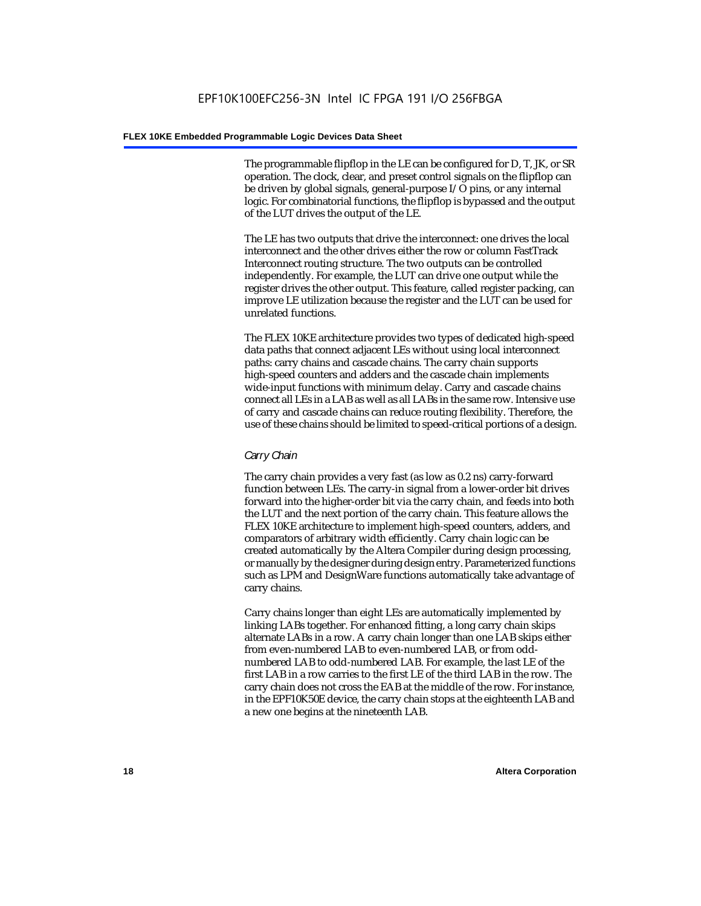The programmable flipflop in the LE can be configured for D, T, JK, or SR operation. The clock, clear, and preset control signals on the flipflop can be driven by global signals, general-purpose I/O pins, or any internal logic. For combinatorial functions, the flipflop is bypassed and the output of the LUT drives the output of the LE.

The LE has two outputs that drive the interconnect: one drives the local interconnect and the other drives either the row or column FastTrack Interconnect routing structure. The two outputs can be controlled independently. For example, the LUT can drive one output while the register drives the other output. This feature, called register packing, can improve LE utilization because the register and the LUT can be used for unrelated functions.

The FLEX 10KE architecture provides two types of dedicated high-speed data paths that connect adjacent LEs without using local interconnect paths: carry chains and cascade chains. The carry chain supports high-speed counters and adders and the cascade chain implements wide-input functions with minimum delay. Carry and cascade chains connect all LEs in a LAB as well as all LABs in the same row. Intensive use of carry and cascade chains can reduce routing flexibility. Therefore, the use of these chains should be limited to speed-critical portions of a design.

### *Carry Chain*

The carry chain provides a very fast (as low as 0.2 ns) carry-forward function between LEs. The carry-in signal from a lower-order bit drives forward into the higher-order bit via the carry chain, and feeds into both the LUT and the next portion of the carry chain. This feature allows the FLEX 10KE architecture to implement high-speed counters, adders, and comparators of arbitrary width efficiently. Carry chain logic can be created automatically by the Altera Compiler during design processing, or manually by the designer during design entry. Parameterized functions such as LPM and DesignWare functions automatically take advantage of carry chains.

Carry chains longer than eight LEs are automatically implemented by linking LABs together. For enhanced fitting, a long carry chain skips alternate LABs in a row. A carry chain longer than one LAB skips either from even-numbered LAB to even-numbered LAB, or from odd-numbered LAB to odd-numbered LAB. For example, the last LE of the first LAB in a row carries to the first LE of the third LAB in the row. The carry chain does not cross the EAB at the middle of the row. For instance, in the EPF10K50E device, the carry chain stops at the eighteenth LAB and a new one begins at the nineteenth LAB.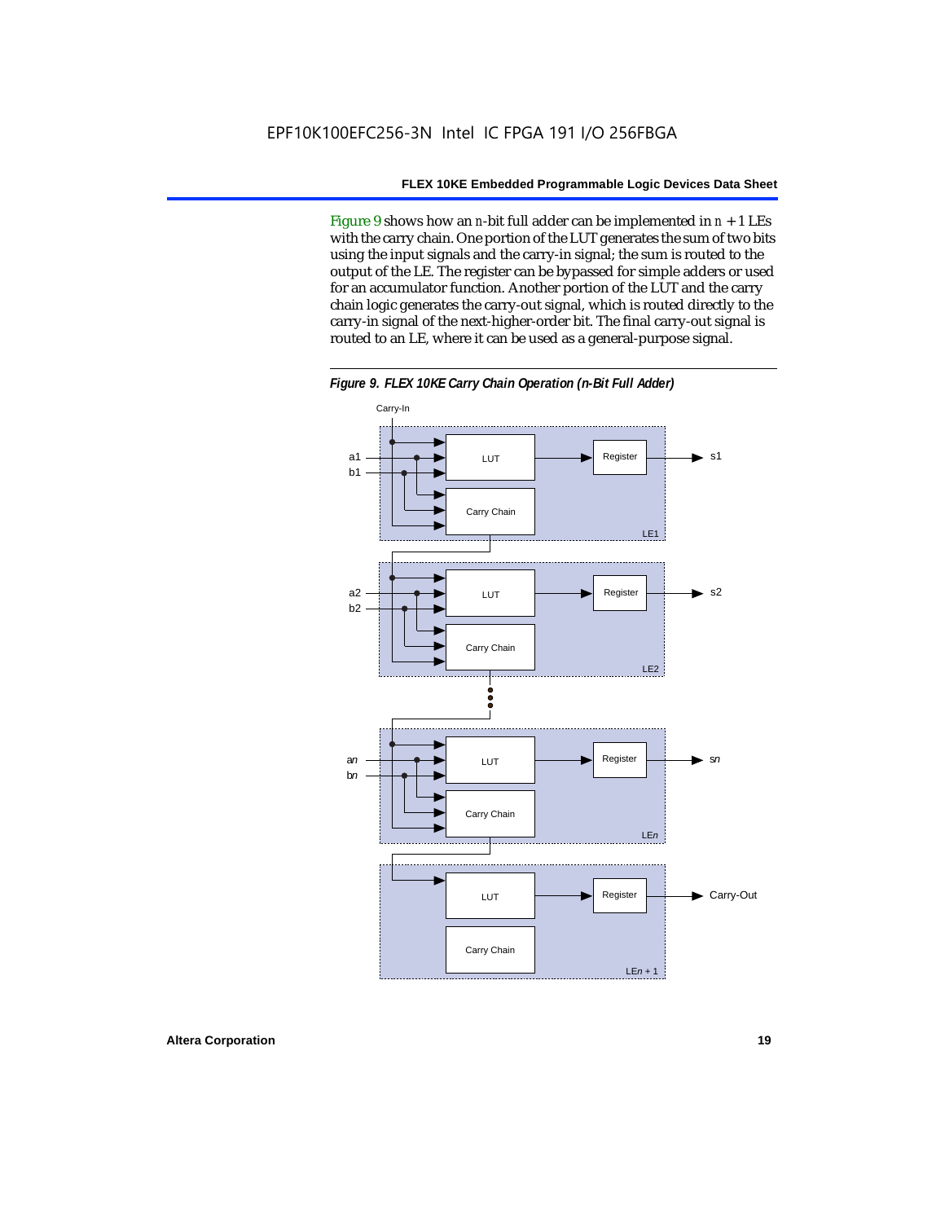Figure 9 shows how an *n*-bit full adder can be implemented in $n + 1$ LEs with the carry chain. One portion of the LUT generates the sum of two bits using the input signals and the carry-in signal; the sum is routed to the output of the LE. The register can be bypassed for simple adders or used for an accumulator function. Another portion of the LUT and the carry chain logic generates the carry-out signal, which is routed directly to the carry-in signal of the next-higher-order bit. The final carry-out signal is routed to an LE, where it can be used as a general-purpose signal.

***Figure 9. FLEX 10KE Carry Chain Operation (n-Bit Full Adder)***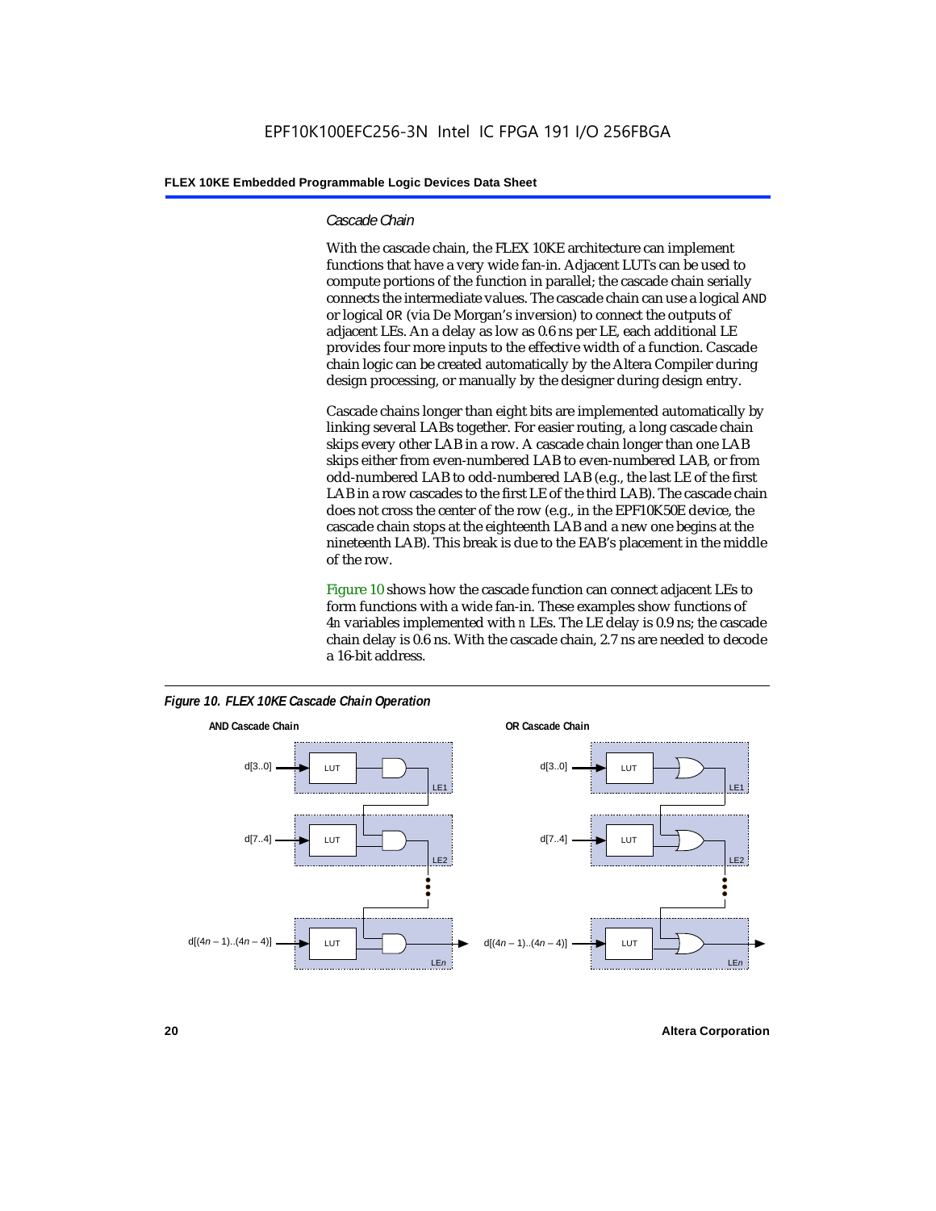### *Cascade Chain*

With the cascade chain, the FLEX 10KE architecture can implement functions that have a very wide fan-in. Adjacent LUTs can be used to compute portions of the function in parallel; the cascade chain serially connects the intermediate values. The cascade chain can use a logical AND or logical OR (via De Morgan's inversion) to connect the outputs of adjacent LEs. An a delay as low as 0.6 ns per LE, each additional LE provides four more inputs to the effective width of a function. Cascade chain logic can be created automatically by the Altera Compiler during design processing, or manually by the designer during design entry.

Cascade chains longer than eight bits are implemented automatically by linking several LABs together. For easier routing, a long cascade chain skips every other LAB in a row. A cascade chain longer than one LAB skips either from even-numbered LAB to even-numbered LAB, or from odd-numbered LAB to odd-numbered LAB (e.g., the last LE of the first LAB in a row cascades to the first LE of the third LAB). The cascade chain does not cross the center of the row (e.g., in the EPF10K50E device, the cascade chain stops at the eighteenth LAB and a new one begins at the nineteenth LAB). This break is due to the EAB's placement in the middle of the row.

Figure 10 shows how the cascade function can connect adjacent LEs to form functions with a wide fan-in. These examples show functions of 4*n* variables implemented with *n* LEs. The LE delay is 0.9 ns; the cascade chain delay is 0.6 ns. With the cascade chain, 2.7 ns are needed to decode a 16-bit address.

***Figure 10. FLEX 10KE Cascade Chain Operation***

**AND Cascade Chain** — d[3..0] → LUT (LE1); d[7..4] → LUT (LE2); … ; d[(4*n* – 1)..(4*n* – 4)] → LUT (LE*n*)

**OR Cascade Chain** — d[3..0] → LUT (LE1); d[7..4] → LUT (LE2); … ; d[(4*n* – 1)..(4*n* – 4)] → LUT (LE*n*)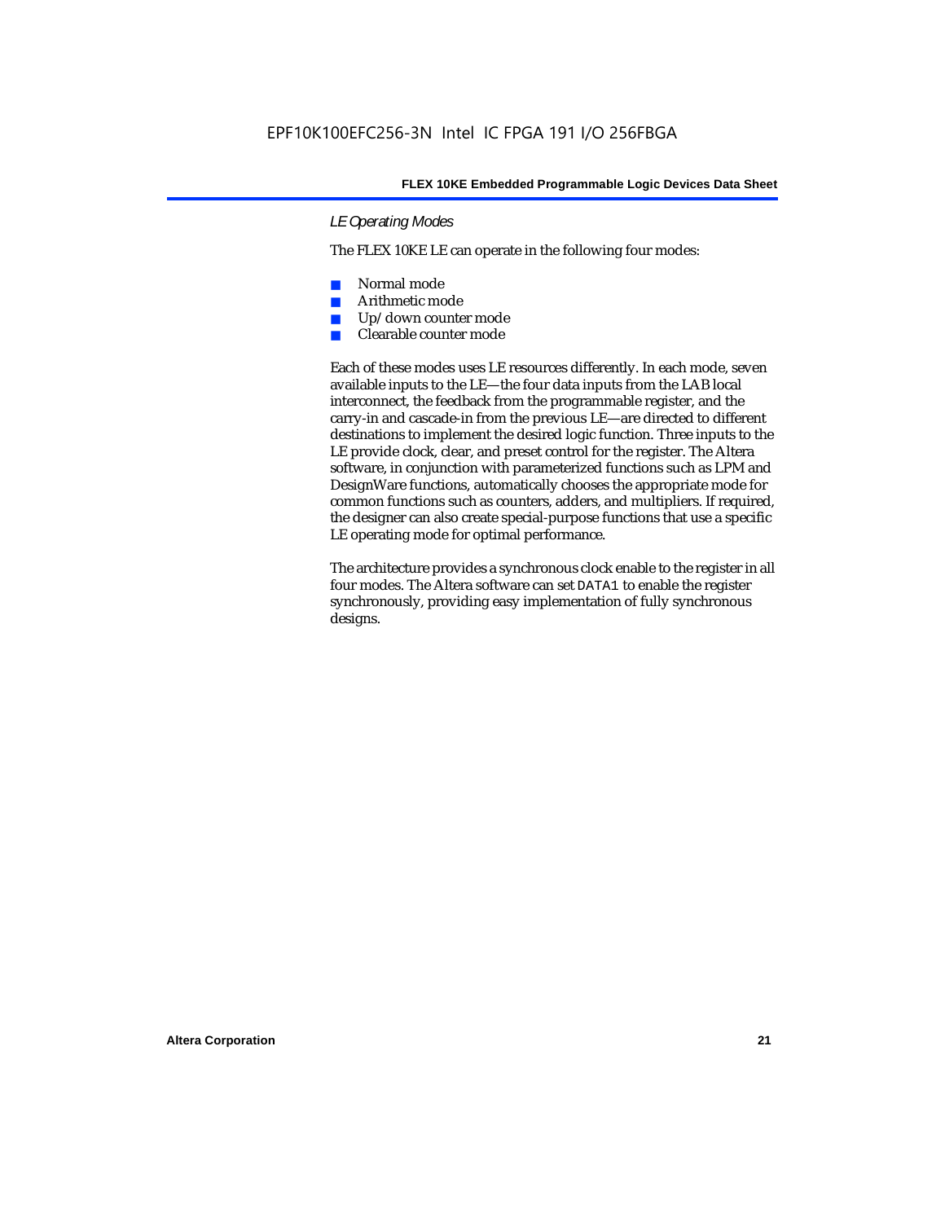### LE Operating Modes

The FLEX 10KE LE can operate in the following four modes:

- Normal mode
- Arithmetic mode
- Up/down counter mode
- Clearable counter mode

Each of these modes uses LE resources differently. In each mode, seven available inputs to the LE—the four data inputs from the LAB local interconnect, the feedback from the programmable register, and the carry-in and cascade-in from the previous LE—are directed to different destinations to implement the desired logic function. Three inputs to the LE provide clock, clear, and preset control for the register. The Altera software, in conjunction with parameterized functions such as LPM and DesignWare functions, automatically chooses the appropriate mode for common functions such as counters, adders, and multipliers. If required, the designer can also create special-purpose functions that use a specific LE operating mode for optimal performance.

The architecture provides a synchronous clock enable to the register in all four modes. The Altera software can set `DATA1` to enable the register synchronously, providing easy implementation of fully synchronous designs.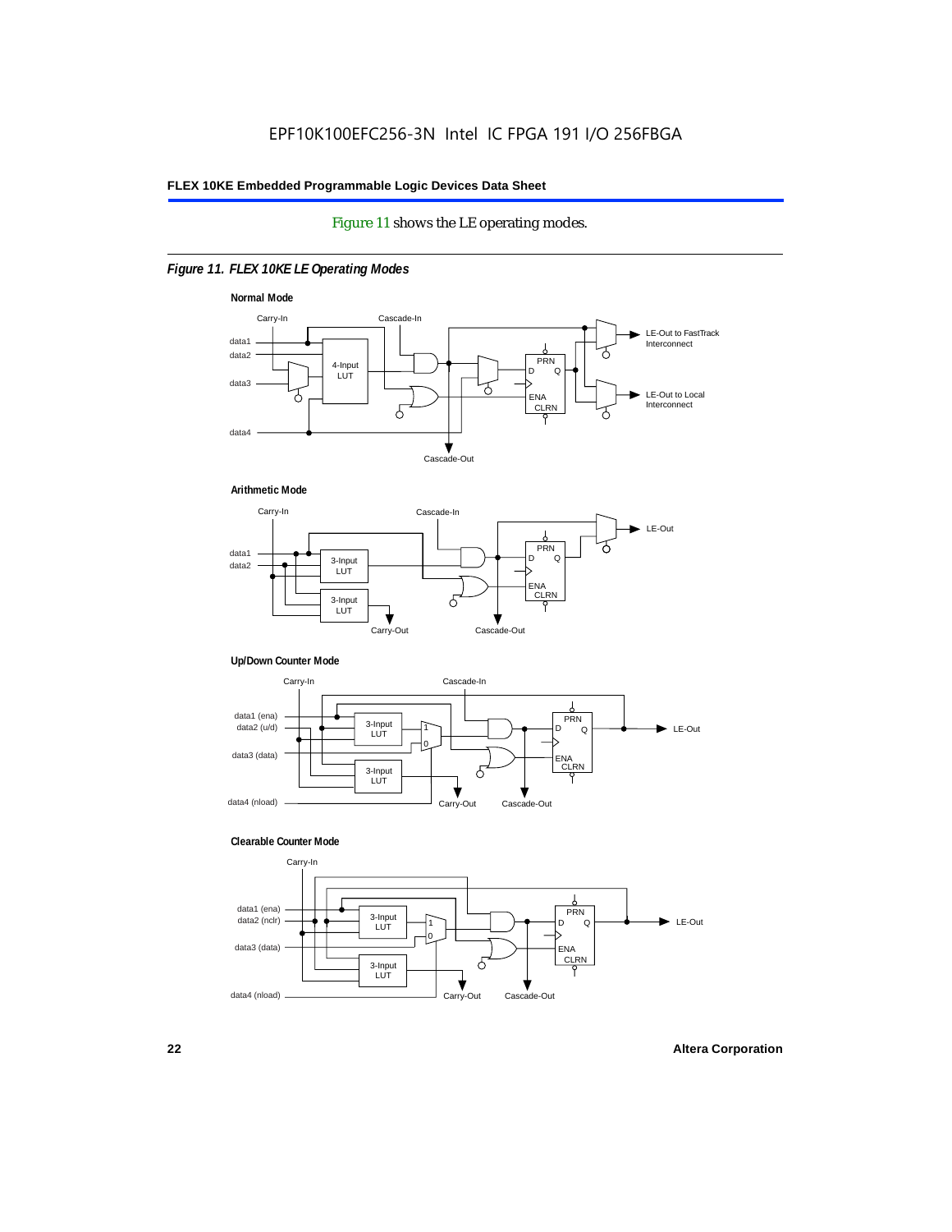Figure 11 shows the LE operating modes.

*Figure 11. FLEX 10KE LE Operating Modes*

**Normal Mode**

Carry-In, Cascade-In, data1, data2, data3, data4, 4-Input LUT, PRN, D, Q, ENA, CLRN, LE-Out to FastTrack Interconnect, LE-Out to Local Interconnect, Cascade-Out

**Arithmetic Mode**

Carry-In, Cascade-In, data1, data2, 3-Input LUT, 3-Input LUT, PRN, D, Q, ENA, CLRN, LE-Out, Carry-Out, Cascade-Out

**Up/Down Counter Mode**

Carry-In, Cascade-In, data1 (ena), data2 (u/d), data3 (data), data4 (nload), 3-Input LUT, 3-Input LUT, 1, 0, PRN, D, Q, ENA, CLRN, LE-Out, Carry-Out, Cascade-Out

**Clearable Counter Mode**

Carry-In, data1 (ena), data2 (nclr), data3 (data), data4 (nload), 3-Input LUT, 3-Input LUT, 1, 0, PRN, D, Q, ENA, CLRN, LE-Out, Carry-Out, Cascade-Out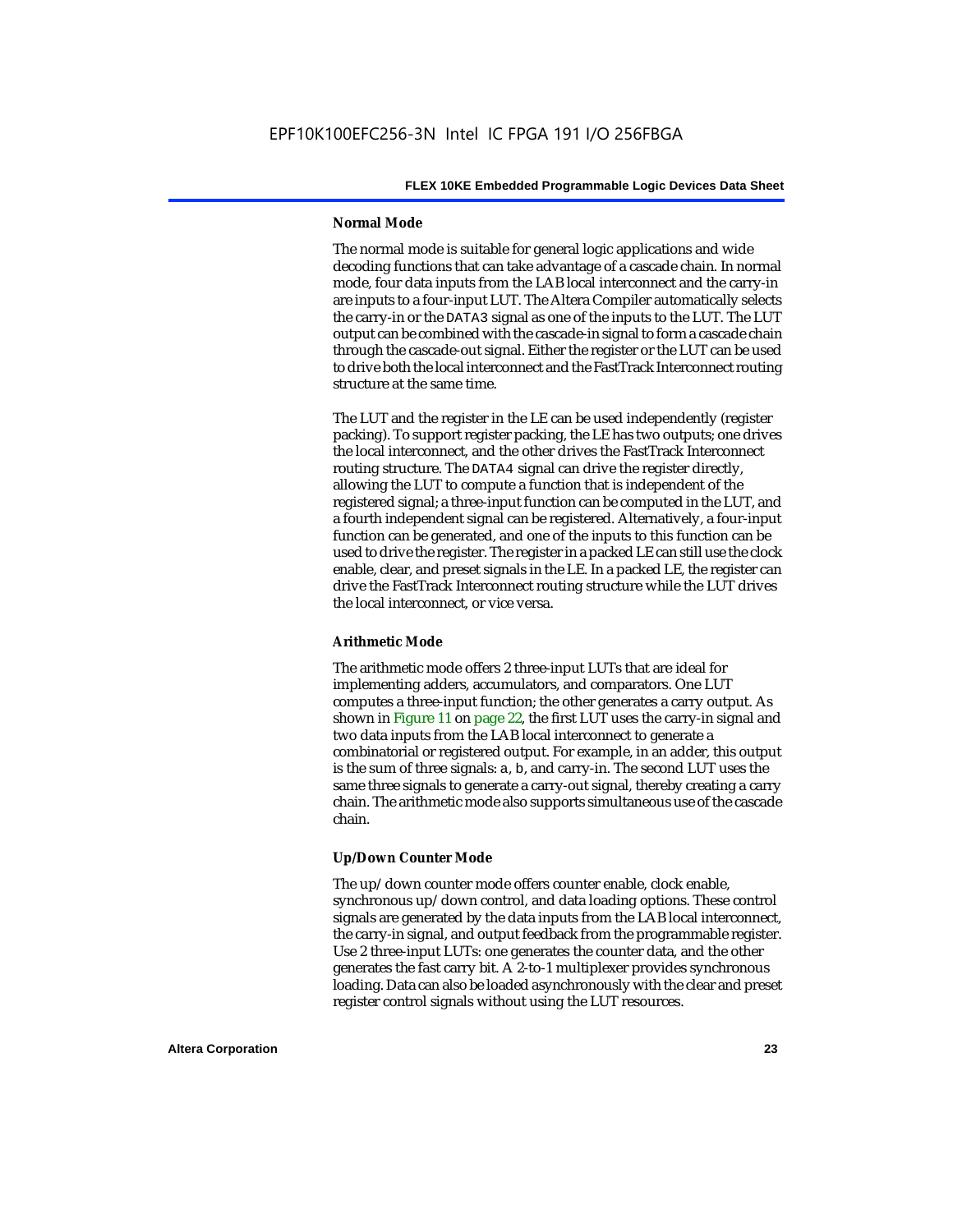#### Normal Mode

The normal mode is suitable for general logic applications and wide decoding functions that can take advantage of a cascade chain. In normal mode, four data inputs from the LAB local interconnect and the carry-in are inputs to a four-input LUT. The Altera Compiler automatically selects the carry-in or the `DATA3` signal as one of the inputs to the LUT. The LUT output can be combined with the cascade-in signal to form a cascade chain through the cascade-out signal. Either the register or the LUT can be used to drive both the local interconnect and the FastTrack Interconnect routing structure at the same time.

The LUT and the register in the LE can be used independently (register packing). To support register packing, the LE has two outputs; one drives the local interconnect, and the other drives the FastTrack Interconnect routing structure. The `DATA4` signal can drive the register directly, allowing the LUT to compute a function that is independent of the registered signal; a three-input function can be computed in the LUT, and a fourth independent signal can be registered. Alternatively, a four-input function can be generated, and one of the inputs to this function can be used to drive the register. The register in a packed LE can still use the clock enable, clear, and preset signals in the LE. In a packed LE, the register can drive the FastTrack Interconnect routing structure while the LUT drives the local interconnect, or vice versa.

#### Arithmetic Mode

The arithmetic mode offers 2 three-input LUTs that are ideal for implementing adders, accumulators, and comparators. One LUT computes a three-input function; the other generates a carry output. As shown in Figure 11 on page 22, the first LUT uses the carry-in signal and two data inputs from the LAB local interconnect to generate a combinatorial or registered output. For example, in an adder, this output is the sum of three signals: `a`, `b`, and carry-in. The second LUT uses the same three signals to generate a carry-out signal, thereby creating a carry chain. The arithmetic mode also supports simultaneous use of the cascade chain.

#### Up/Down Counter Mode

The up/down counter mode offers counter enable, clock enable, synchronous up/down control, and data loading options. These control signals are generated by the data inputs from the LAB local interconnect, the carry-in signal, and output feedback from the programmable register. Use 2 three-input LUTs: one generates the counter data, and the other generates the fast carry bit. A 2-to-1 multiplexer provides synchronous loading. Data can also be loaded asynchronously with the clear and preset register control signals without using the LUT resources.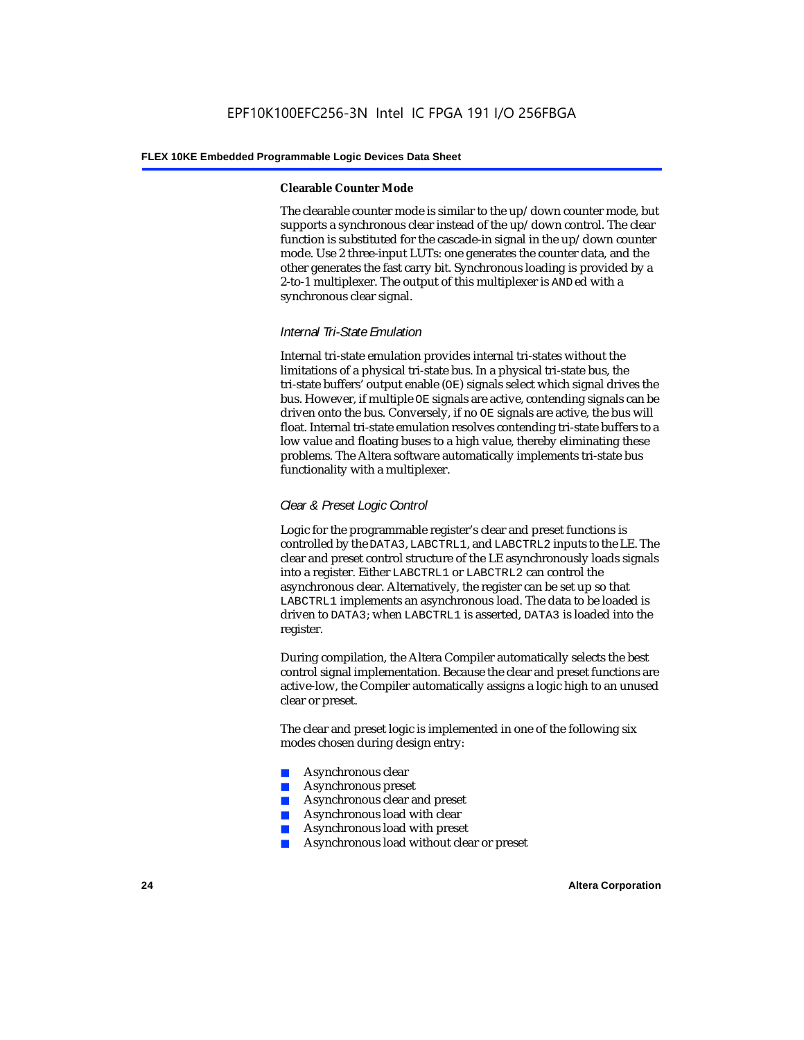#### Clearable Counter Mode

The clearable counter mode is similar to the up/down counter mode, but supports a synchronous clear instead of the up/down control. The clear function is substituted for the cascade-in signal in the up/down counter mode. Use 2 three-input LUTs: one generates the counter data, and the other generates the fast carry bit. Synchronous loading is provided by a 2-to-1 multiplexer. The output of this multiplexer is ANDed with a synchronous clear signal.

### *Internal Tri-State Emulation*

Internal tri-state emulation provides internal tri-states without the limitations of a physical tri-state bus. In a physical tri-state bus, the tri-state buffers' output enable (OE) signals select which signal drives the bus. However, if multiple OE signals are active, contending signals can be driven onto the bus. Conversely, if no OE signals are active, the bus will float. Internal tri-state emulation resolves contending tri-state buffers to a low value and floating buses to a high value, thereby eliminating these problems. The Altera software automatically implements tri-state bus functionality with a multiplexer.

### *Clear & Preset Logic Control*

Logic for the programmable register's clear and preset functions is controlled by the DATA3, LABCTRL1, and LABCTRL2 inputs to the LE. The clear and preset control structure of the LE asynchronously loads signals into a register. Either LABCTRL1 or LABCTRL2 can control the asynchronous clear. Alternatively, the register can be set up so that LABCTRL1 implements an asynchronous load. The data to be loaded is driven to DATA3; when LABCTRL1 is asserted, DATA3 is loaded into the register.

During compilation, the Altera Compiler automatically selects the best control signal implementation. Because the clear and preset functions are active-low, the Compiler automatically assigns a logic high to an unused clear or preset.

The clear and preset logic is implemented in one of the following six modes chosen during design entry:

- Asynchronous clear
- Asynchronous preset
- Asynchronous clear and preset
- Asynchronous load with clear
- Asynchronous load with preset
- Asynchronous load without clear or preset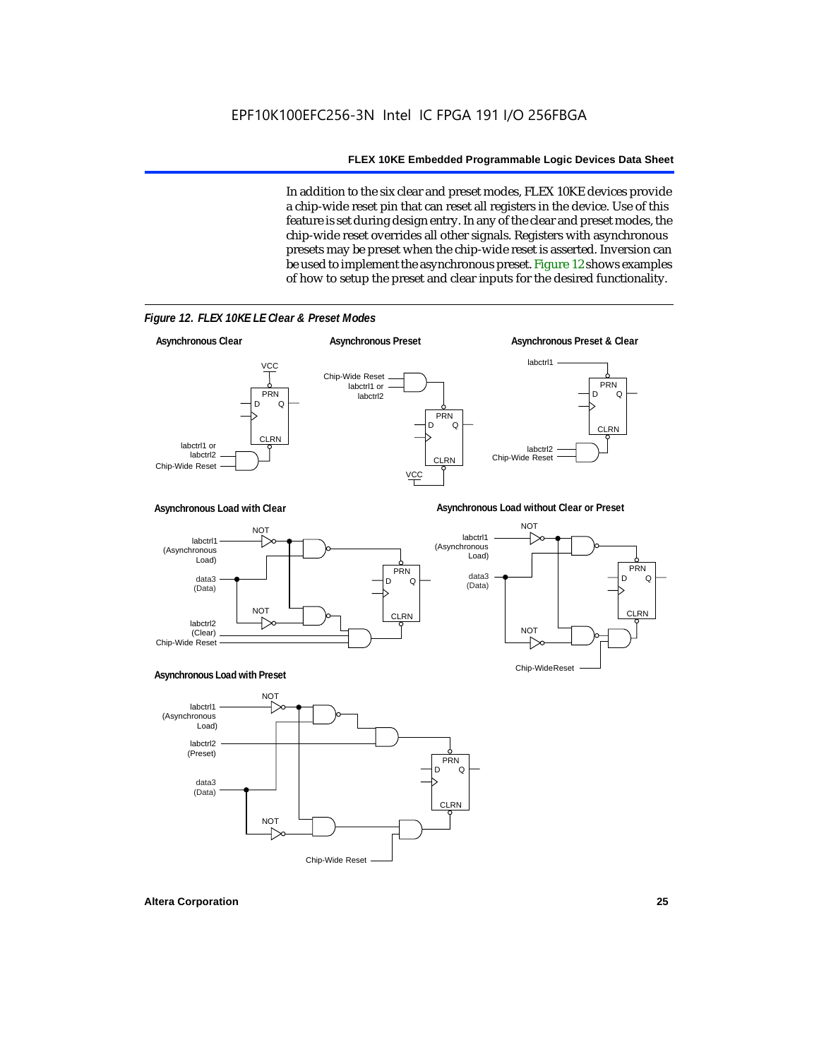In addition to the six clear and preset modes, FLEX 10KE devices provide a chip-wide reset pin that can reset all registers in the device. Use of this feature is set during design entry. In any of the clear and preset modes, the chip-wide reset overrides all other signals. Registers with asynchronous presets may be preset when the chip-wide reset is asserted. Inversion can be used to implement the asynchronous preset. Figure 12 shows examples of how to setup the preset and clear inputs for the desired functionality.

*Figure 12. FLEX 10KE LE Clear & Preset Modes*

**Asynchronous Clear**

**Asynchronous Preset**

**Asynchronous Preset & Clear**

**Asynchronous Load with Clear**

**Asynchronous Load without Clear or Preset**

**Asynchronous Load with Preset**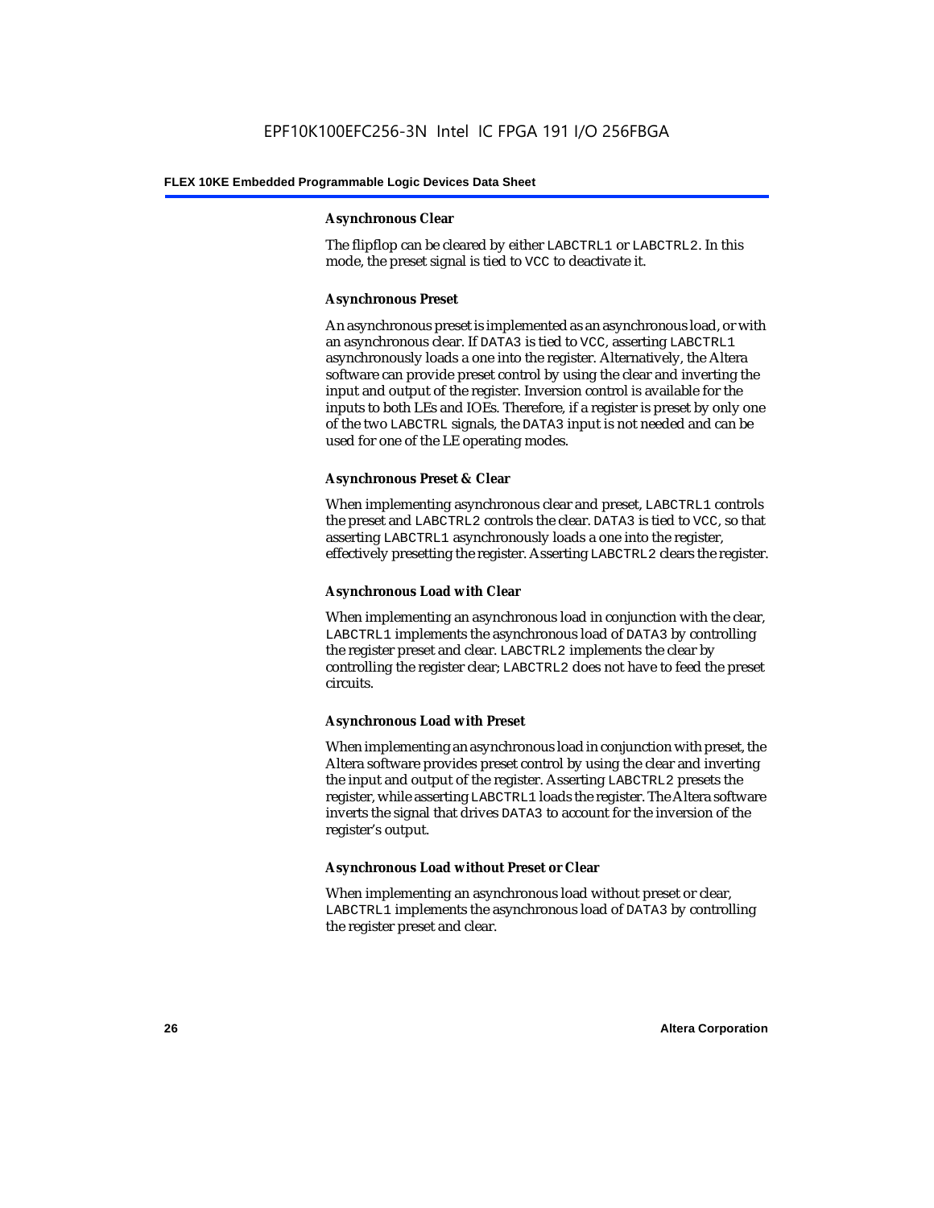#### Asynchronous Clear

The flipflop can be cleared by either LABCTRL1 or LABCTRL2. In this mode, the preset signal is tied to VCC to deactivate it.

#### Asynchronous Preset

An asynchronous preset is implemented as an asynchronous load, or with an asynchronous clear. If DATA3 is tied to VCC, asserting LABCTRL1 asynchronously loads a one into the register. Alternatively, the Altera software can provide preset control by using the clear and inverting the input and output of the register. Inversion control is available for the inputs to both LEs and IOEs. Therefore, if a register is preset by only one of the two LABCTRL signals, the DATA3 input is not needed and can be used for one of the LE operating modes.

#### Asynchronous Preset & Clear

When implementing asynchronous clear and preset, LABCTRL1 controls the preset and LABCTRL2 controls the clear. DATA3 is tied to VCC, so that asserting LABCTRL1 asynchronously loads a one into the register, effectively presetting the register. Asserting LABCTRL2 clears the register.

#### Asynchronous Load with Clear

When implementing an asynchronous load in conjunction with the clear, LABCTRL1 implements the asynchronous load of DATA3 by controlling the register preset and clear. LABCTRL2 implements the clear by controlling the register clear; LABCTRL2 does not have to feed the preset circuits.

#### Asynchronous Load with Preset

When implementing an asynchronous load in conjunction with preset, the Altera software provides preset control by using the clear and inverting the input and output of the register. Asserting LABCTRL2 presets the register, while asserting LABCTRL1 loads the register. The Altera software inverts the signal that drives DATA3 to account for the inversion of the register's output.

#### Asynchronous Load without Preset or Clear

When implementing an asynchronous load without preset or clear, LABCTRL1 implements the asynchronous load of DATA3 by controlling the register preset and clear.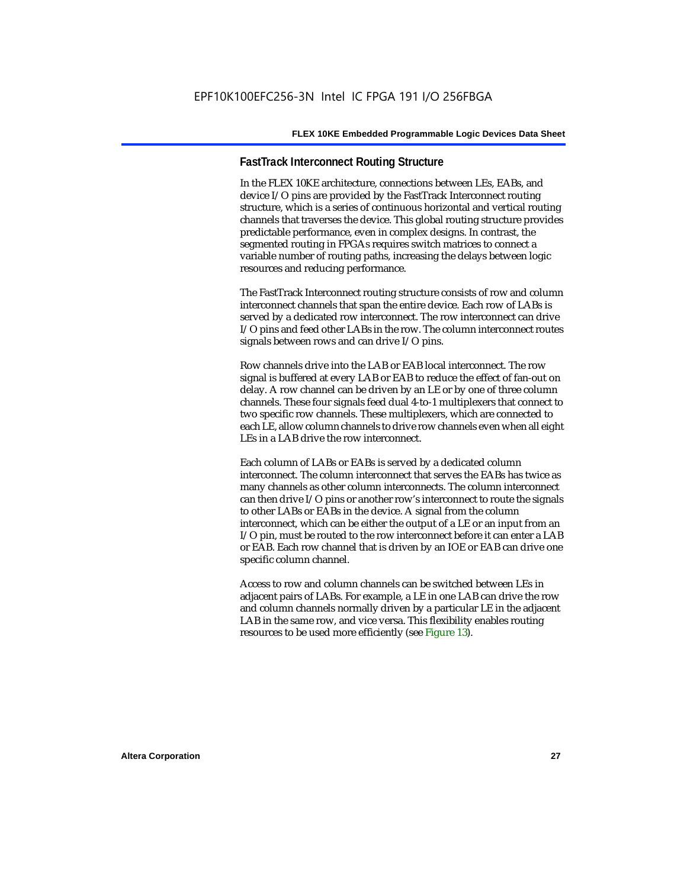### FastTrack Interconnect Routing Structure

In the FLEX 10KE architecture, connections between LEs, EABs, and device I/O pins are provided by the FastTrack Interconnect routing structure, which is a series of continuous horizontal and vertical routing channels that traverses the device. This global routing structure provides predictable performance, even in complex designs. In contrast, the segmented routing in FPGAs requires switch matrices to connect a variable number of routing paths, increasing the delays between logic resources and reducing performance.

The FastTrack Interconnect routing structure consists of row and column interconnect channels that span the entire device. Each row of LABs is served by a dedicated row interconnect. The row interconnect can drive I/O pins and feed other LABs in the row. The column interconnect routes signals between rows and can drive I/O pins.

Row channels drive into the LAB or EAB local interconnect. The row signal is buffered at every LAB or EAB to reduce the effect of fan-out on delay. A row channel can be driven by an LE or by one of three column channels. These four signals feed dual 4-to-1 multiplexers that connect to two specific row channels. These multiplexers, which are connected to each LE, allow column channels to drive row channels even when all eight LEs in a LAB drive the row interconnect.

Each column of LABs or EABs is served by a dedicated column interconnect. The column interconnect that serves the EABs has twice as many channels as other column interconnects. The column interconnect can then drive I/O pins or another row's interconnect to route the signals to other LABs or EABs in the device. A signal from the column interconnect, which can be either the output of a LE or an input from an I/O pin, must be routed to the row interconnect before it can enter a LAB or EAB. Each row channel that is driven by an IOE or EAB can drive one specific column channel.

Access to row and column channels can be switched between LEs in adjacent pairs of LABs. For example, a LE in one LAB can drive the row and column channels normally driven by a particular LE in the adjacent LAB in the same row, and vice versa. This flexibility enables routing resources to be used more efficiently (see Figure 13).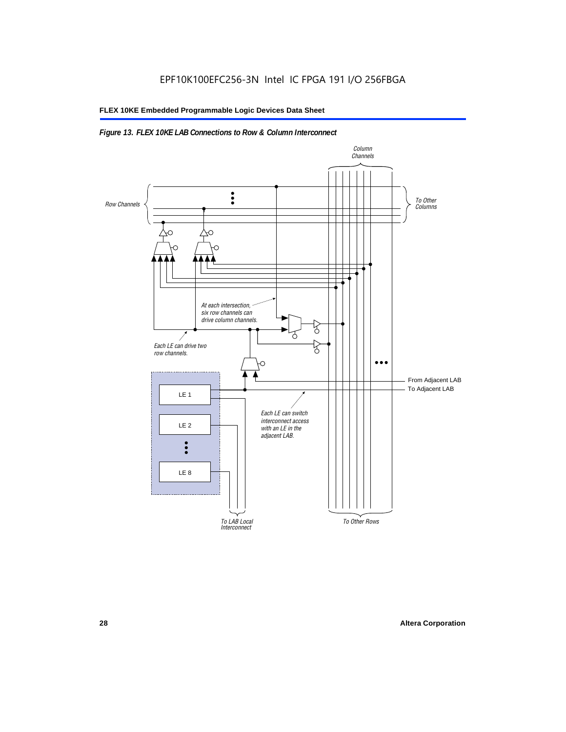*Figure 13. FLEX 10KE LAB Connections to Row & Column Interconnect*

Column Channels

Row Channels

To Other Columns

At each intersection, six row channels can drive column channels.

Each LE can drive two row channels.

From Adjacent LAB

To Adjacent LAB

LE 1

LE 2

LE 8

Each LE can switch interconnect access with an LE in the adjacent LAB.

To LAB Local Interconnect

To Other Rows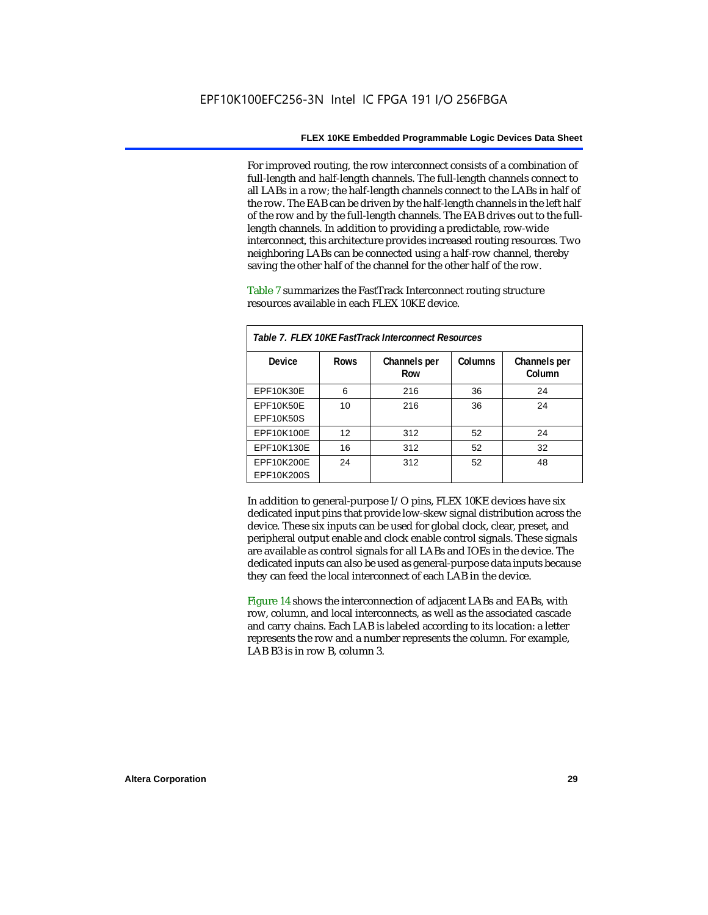For improved routing, the row interconnect consists of a combination of full-length and half-length channels. The full-length channels connect to all LABs in a row; the half-length channels connect to the LABs in half of the row. The EAB can be driven by the half-length channels in the left half of the row and by the full-length channels. The EAB drives out to the full-length channels. In addition to providing a predictable, row-wide interconnect, this architecture provides increased routing resources. Two neighboring LABs can be connected using a half-row channel, thereby saving the other half of the channel for the other half of the row.

Table 7 summarizes the FastTrack Interconnect routing structure resources available in each FLEX 10KE device.

*Table 7. FLEX 10KE FastTrack Interconnect Resources*

| Device | Rows | Channels per Row | Columns | Channels per Column |
|---|---|---|---|---|
| EPF10K30E | 6 | 216 | 36 | 24 |
| EPF10K50E<br>EPF10K50S | 10 | 216 | 36 | 24 |
| EPF10K100E | 12 | 312 | 52 | 24 |
| EPF10K130E | 16 | 312 | 52 | 32 |
| EPF10K200E<br>EPF10K200S | 24 | 312 | 52 | 48 |

In addition to general-purpose I/O pins, FLEX 10KE devices have six dedicated input pins that provide low-skew signal distribution across the device. These six inputs can be used for global clock, clear, preset, and peripheral output enable and clock enable control signals. These signals are available as control signals for all LABs and IOEs in the device. The dedicated inputs can also be used as general-purpose data inputs because they can feed the local interconnect of each LAB in the device.

Figure 14 shows the interconnection of adjacent LABs and EABs, with row, column, and local interconnects, as well as the associated cascade and carry chains. Each LAB is labeled according to its location: a letter represents the row and a number represents the column. For example, LAB B3 is in row B, column 3.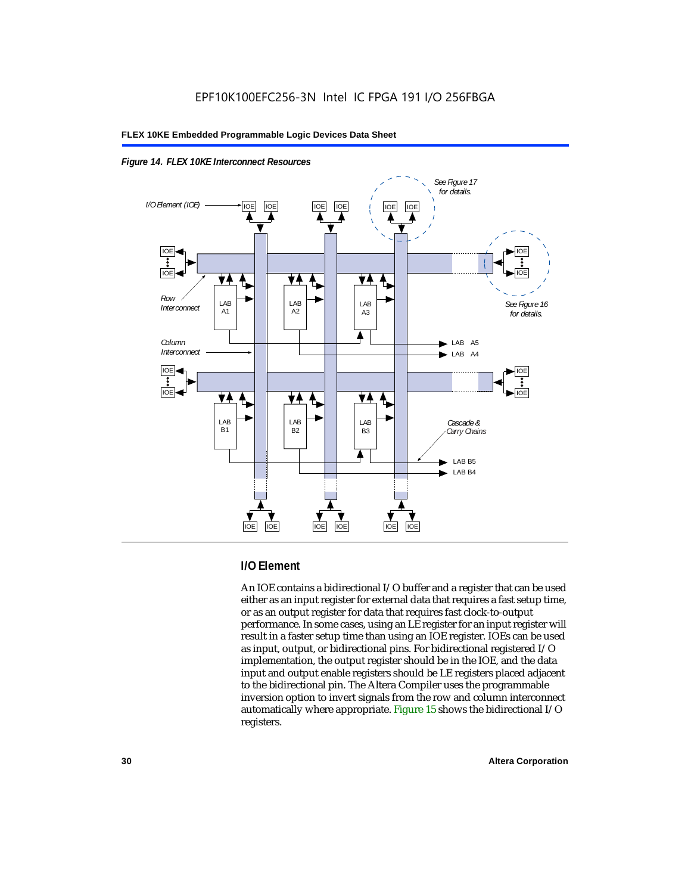*Figure 14. FLEX 10KE Interconnect Resources*

## I/O Element

An IOE contains a bidirectional I/O buffer and a register that can be used either as an input register for external data that requires a fast setup time, or as an output register for data that requires fast clock-to-output performance. In some cases, using an LE register for an input register will result in a faster setup time than using an IOE register. IOEs can be used as input, output, or bidirectional pins. For bidirectional registered I/O implementation, the output register should be in the IOE, and the data input and output enable registers should be LE registers placed adjacent to the bidirectional pin. The Altera Compiler uses the programmable inversion option to invert signals from the row and column interconnect automatically where appropriate. Figure 15 shows the bidirectional I/O registers.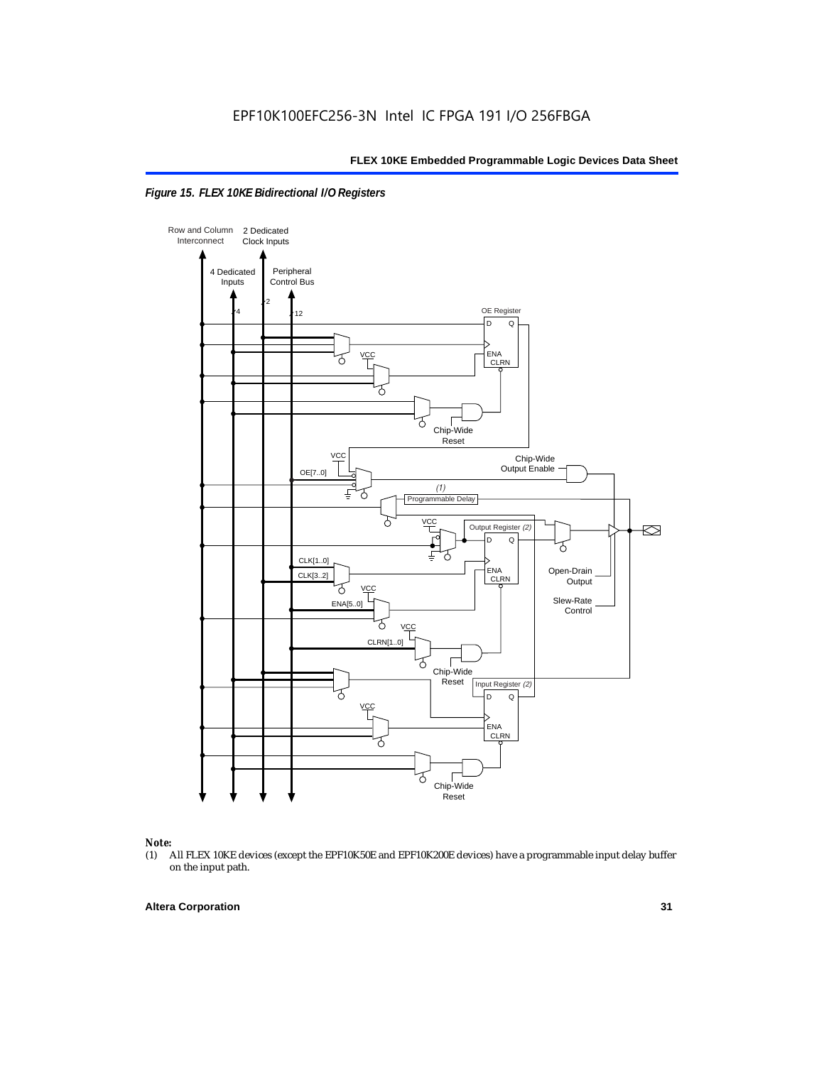*Figure 15. FLEX 10KE Bidirectional I/O Registers*

Row and Column Interconnect

2 Dedicated Clock Inputs

4 Dedicated Inputs

Peripheral Control Bus

*Note:*

(1) All FLEX 10KE devices (except the EPF10K50E and EPF10K200E devices) have a programmable input delay buffer on the input path.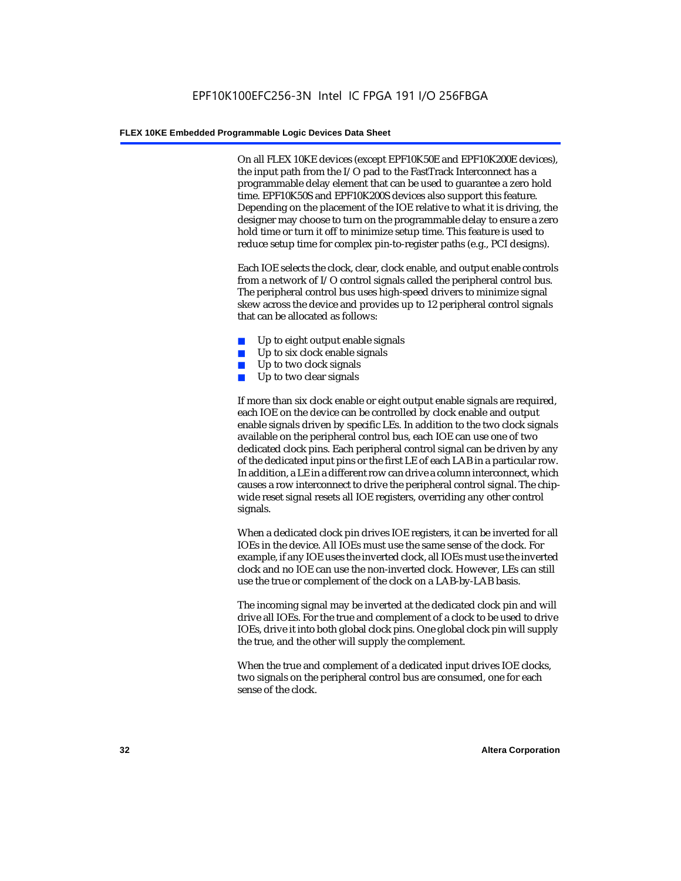On all FLEX 10KE devices (except EPF10K50E and EPF10K200E devices), the input path from the I/O pad to the FastTrack Interconnect has a programmable delay element that can be used to guarantee a zero hold time. EPF10K50S and EPF10K200S devices also support this feature. Depending on the placement of the IOE relative to what it is driving, the designer may choose to turn on the programmable delay to ensure a zero hold time or turn it off to minimize setup time. This feature is used to reduce setup time for complex pin-to-register paths (e.g., PCI designs).

Each IOE selects the clock, clear, clock enable, and output enable controls from a network of I/O control signals called the peripheral control bus. The peripheral control bus uses high-speed drivers to minimize signal skew across the device and provides up to 12 peripheral control signals that can be allocated as follows:

- Up to eight output enable signals
- Up to six clock enable signals
- Up to two clock signals
- Up to two clear signals

If more than six clock enable or eight output enable signals are required, each IOE on the device can be controlled by clock enable and output enable signals driven by specific LEs. In addition to the two clock signals available on the peripheral control bus, each IOE can use one of two dedicated clock pins. Each peripheral control signal can be driven by any of the dedicated input pins or the first LE of each LAB in a particular row. In addition, a LE in a different row can drive a column interconnect, which causes a row interconnect to drive the peripheral control signal. The chip-wide reset signal resets all IOE registers, overriding any other control signals.

When a dedicated clock pin drives IOE registers, it can be inverted for all IOEs in the device. All IOEs must use the same sense of the clock. For example, if any IOE uses the inverted clock, all IOEs must use the inverted clock and no IOE can use the non-inverted clock. However, LEs can still use the true or complement of the clock on a LAB-by-LAB basis.

The incoming signal may be inverted at the dedicated clock pin and will drive all IOEs. For the true and complement of a clock to be used to drive IOEs, drive it into both global clock pins. One global clock pin will supply the true, and the other will supply the complement.

When the true and complement of a dedicated input drives IOE clocks, two signals on the peripheral control bus are consumed, one for each sense of the clock.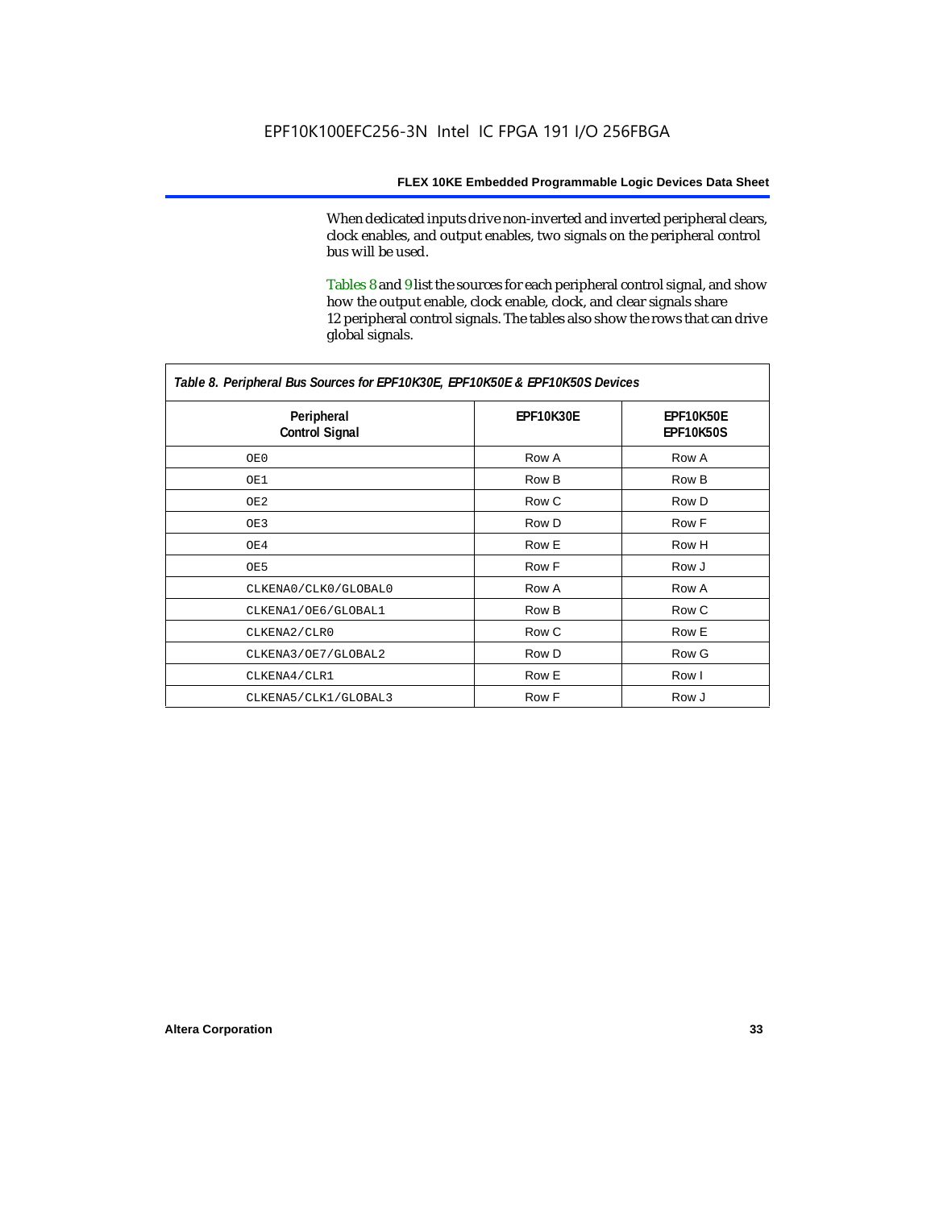When dedicated inputs drive non-inverted and inverted peripheral clears, clock enables, and output enables, two signals on the peripheral control bus will be used.

Tables 8 and 9 list the sources for each peripheral control signal, and show how the output enable, clock enable, clock, and clear signals share 12 peripheral control signals. The tables also show the rows that can drive global signals.

*Table 8. Peripheral Bus Sources for EPF10K30E, EPF10K50E & EPF10K50S Devices*

| Peripheral Control Signal | EPF10K30E | EPF10K50E EPF10K50S |
|---|---|---|
| OE0 | Row A | Row A |
| OE1 | Row B | Row B |
| OE2 | Row C | Row D |
| OE3 | Row D | Row F |
| OE4 | Row E | Row H |
| OE5 | Row F | Row J |
| CLKENA0/CLK0/GLOBAL0 | Row A | Row A |
| CLKENA1/OE6/GLOBAL1 | Row B | Row C |
| CLKENA2/CLR0 | Row C | Row E |
| CLKENA3/OE7/GLOBAL2 | Row D | Row G |
| CLKENA4/CLR1 | Row E | Row I |
| CLKENA5/CLK1/GLOBAL3 | Row F | Row J |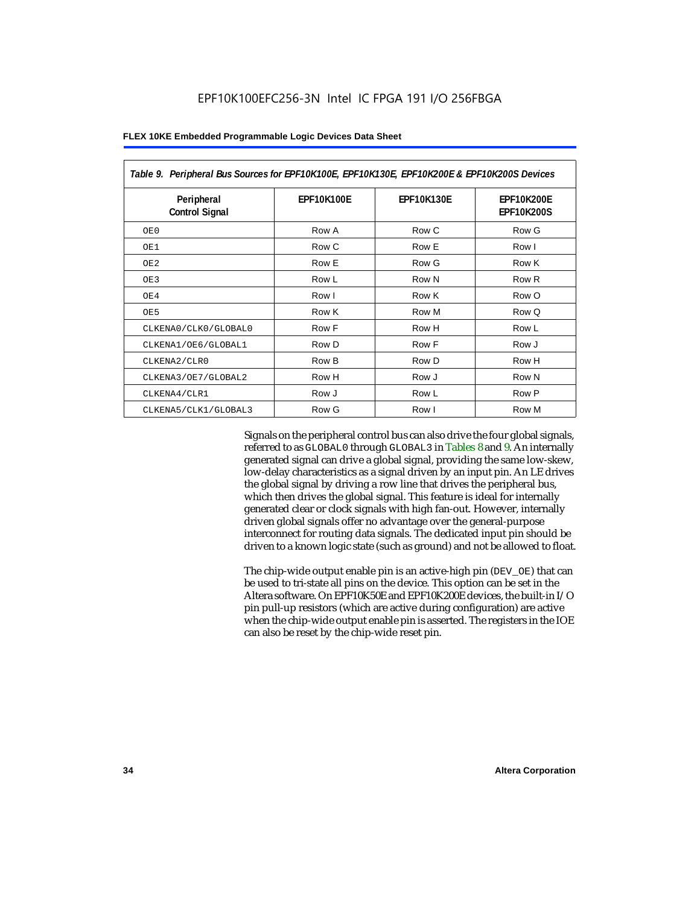Table 9. Peripheral Bus Sources for EPF10K100E, EPF10K130E, EPF10K200E & EPF10K200S Devices

| Peripheral Control Signal | EPF10K100E | EPF10K130E | EPF10K200E EPF10K200S |
|---|---|---|---|
| OE0 | Row A | Row C | Row G |
| OE1 | Row C | Row E | Row I |
| OE2 | Row E | Row G | Row K |
| OE3 | Row L | Row N | Row R |
| OE4 | Row I | Row K | Row O |
| OE5 | Row K | Row M | Row Q |
| CLKENA0/CLK0/GLOBAL0 | Row F | Row H | Row L |
| CLKENA1/OE6/GLOBAL1 | Row D | Row F | Row J |
| CLKENA2/CLR0 | Row B | Row D | Row H |
| CLKENA3/OE7/GLOBAL2 | Row H | Row J | Row N |
| CLKENA4/CLR1 | Row J | Row L | Row P |
| CLKENA5/CLK1/GLOBAL3 | Row G | Row I | Row M |

Signals on the peripheral control bus can also drive the four global signals, referred to as GLOBAL0 through GLOBAL3 in Tables 8 and 9. An internally generated signal can drive a global signal, providing the same low-skew, low-delay characteristics as a signal driven by an input pin. An LE drives the global signal by driving a row line that drives the peripheral bus, which then drives the global signal. This feature is ideal for internally generated clear or clock signals with high fan-out. However, internally driven global signals offer no advantage over the general-purpose interconnect for routing data signals. The dedicated input pin should be driven to a known logic state (such as ground) and not be allowed to float.

The chip-wide output enable pin is an active-high pin (DEV_OE) that can be used to tri-state all pins on the device. This option can be set in the Altera software. On EPF10K50E and EPF10K200E devices, the built-in I/O pin pull-up resistors (which are active during configuration) are active when the chip-wide output enable pin is asserted. The registers in the IOE can also be reset by the chip-wide reset pin.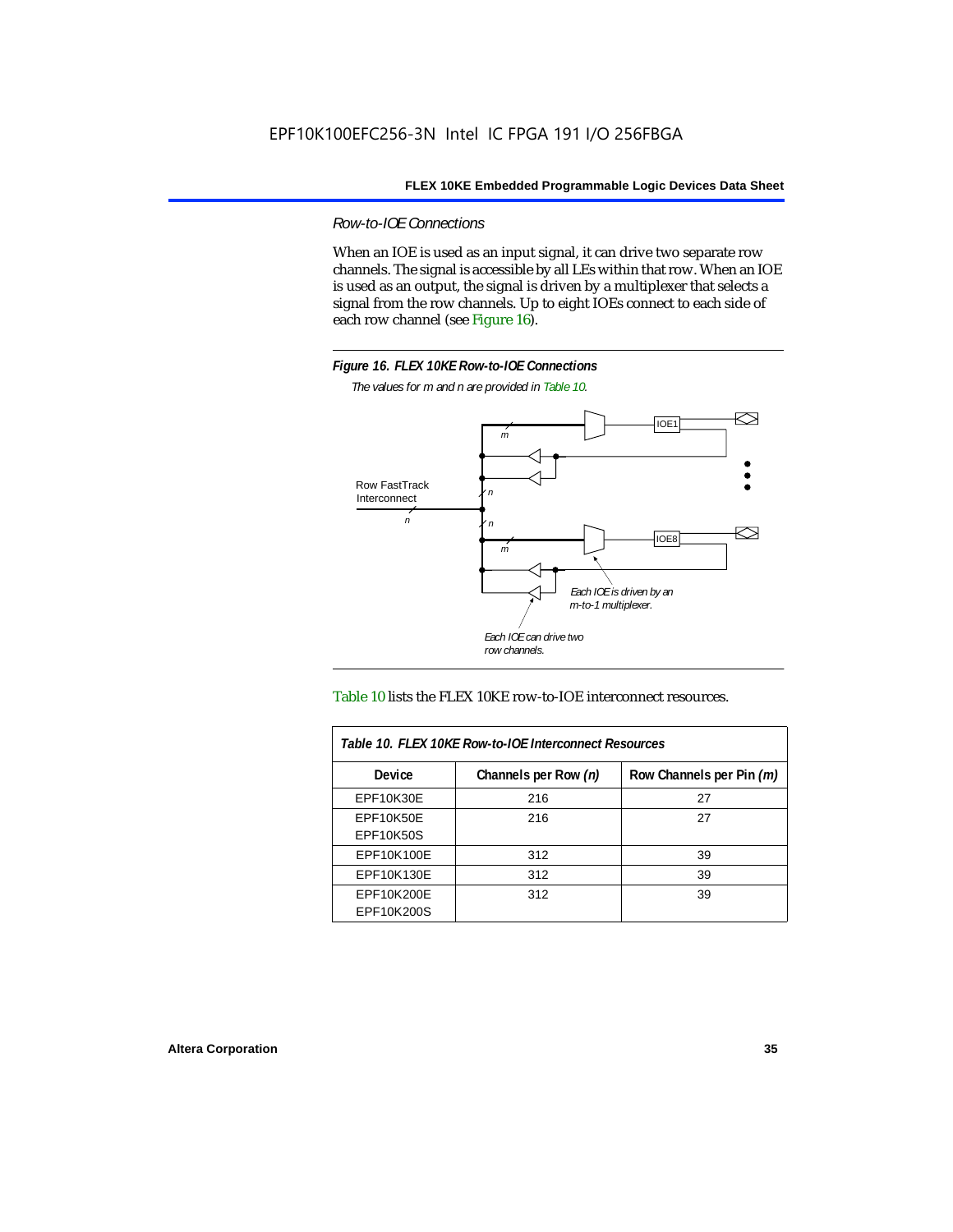### *Row-to-IOE Connections*

When an IOE is used as an input signal, it can drive two separate row channels. The signal is accessible by all LEs within that row. When an IOE is used as an output, the signal is driven by a multiplexer that selects a signal from the row channels. Up to eight IOEs connect to each side of each row channel (see Figure 16).

**Figure 16. FLEX 10KE Row-to-IOE Connections**

*The values for m and n are provided in Table 10.*

Table 10 lists the FLEX 10KE row-to-IOE interconnect resources.

| Table 10. FLEX 10KE Row-to-IOE Interconnect Resources | | |
|---|---|---|
| **Device** | **Channels per Row (*n*)** | **Row Channels per Pin (*m*)** |
| EPF10K30E | 216 | 27 |
| EPF10K50E<br>EPF10K50S | 216 | 27 |
| EPF10K100E | 312 | 39 |
| EPF10K130E | 312 | 39 |
| EPF10K200E<br>EPF10K200S | 312 | 39 |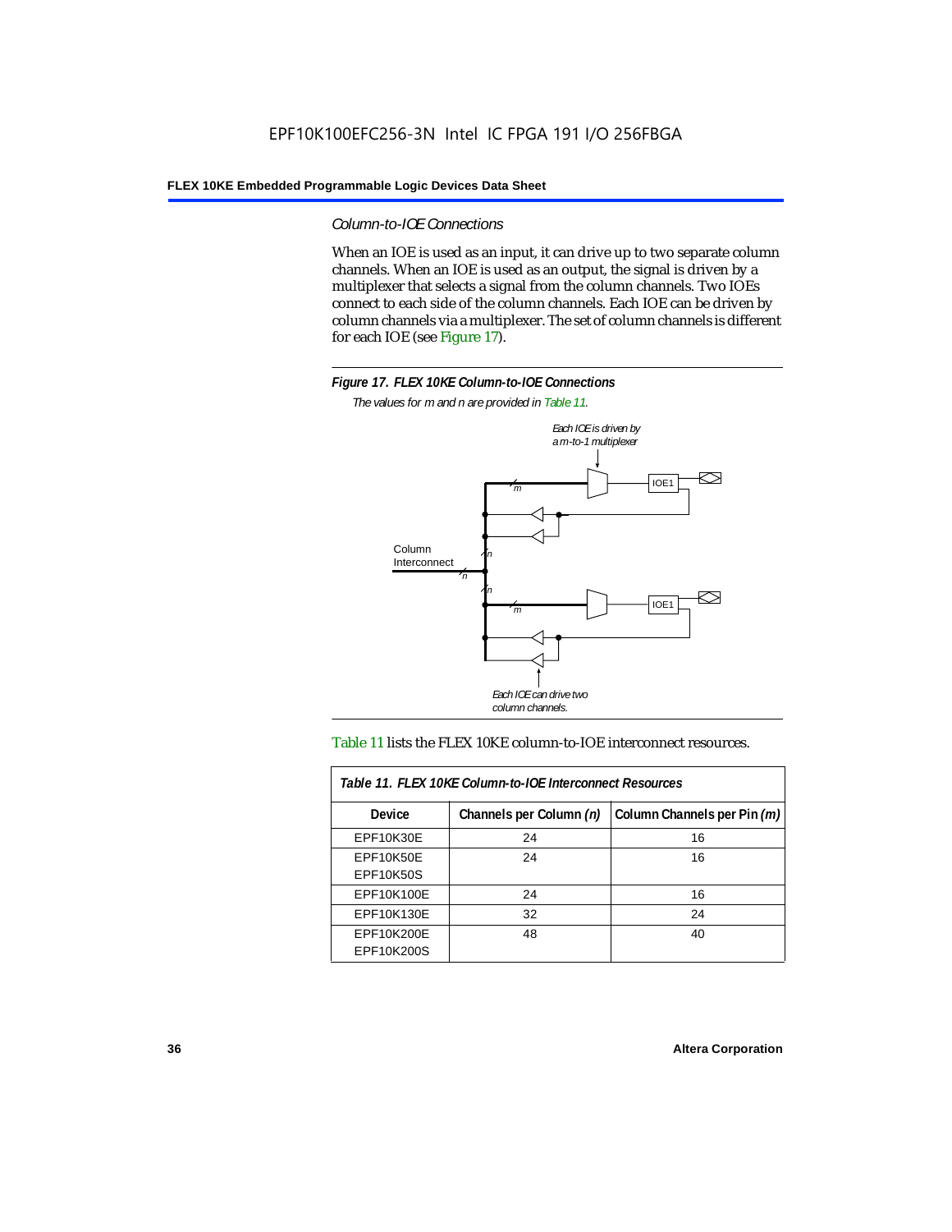### *Column-to-IOE Connections*

When an IOE is used as an input, it can drive up to two separate column channels. When an IOE is used as an output, the signal is driven by a multiplexer that selects a signal from the column channels. Two IOEs connect to each side of the column channels. Each IOE can be driven by column channels via a multiplexer. The set of column channels is different for each IOE (see Figure 17).

**Figure 17. FLEX 10KE Column-to-IOE Connections**

*The values for m and n are provided in Table 11.*

Table 11 lists the FLEX 10KE column-to-IOE interconnect resources.

| Table 11. FLEX 10KE Column-to-IOE Interconnect Resources | | |
|---|---|---|
| **Device** | **Channels per Column *(n)*** | **Column Channels per Pin *(m)*** |
| EPF10K30E | 24 | 16 |
| EPF10K50E<br>EPF10K50S | 24 | 16 |
| EPF10K100E | 24 | 16 |
| EPF10K130E | 32 | 24 |
| EPF10K200E<br>EPF10K200S | 48 | 40 |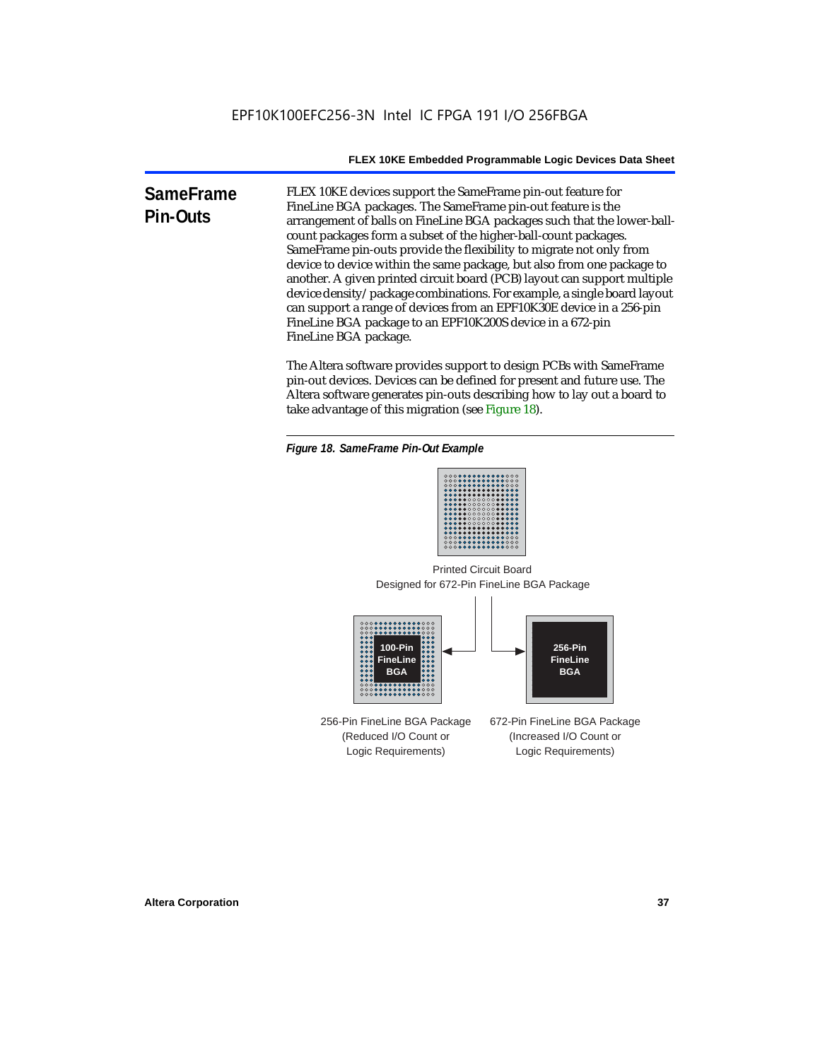## SameFrame Pin-Outs

FLEX 10KE devices support the SameFrame pin-out feature for FineLine BGA packages. The SameFrame pin-out feature is the arrangement of balls on FineLine BGA packages such that the lower-ball-count packages form a subset of the higher-ball-count packages. SameFrame pin-outs provide the flexibility to migrate not only from device to device within the same package, but also from one package to another. A given printed circuit board (PCB) layout can support multiple device density/package combinations. For example, a single board layout can support a range of devices from an EPF10K30E device in a 256-pin FineLine BGA package to an EPF10K200S device in a 672-pin FineLine BGA package.

The Altera software provides support to design PCBs with SameFrame pin-out devices. Devices can be defined for present and future use. The Altera software generates pin-outs describing how to lay out a board to take advantage of this migration (see Figure 18).

*Figure 18. SameFrame Pin-Out Example*

Printed Circuit Board
Designed for 672-Pin FineLine BGA Package

100-Pin FineLine BGA

256-Pin FineLine BGA

256-Pin FineLine BGA Package
(Reduced I/O Count or
Logic Requirements)

672-Pin FineLine BGA Package
(Increased I/O Count or
Logic Requirements)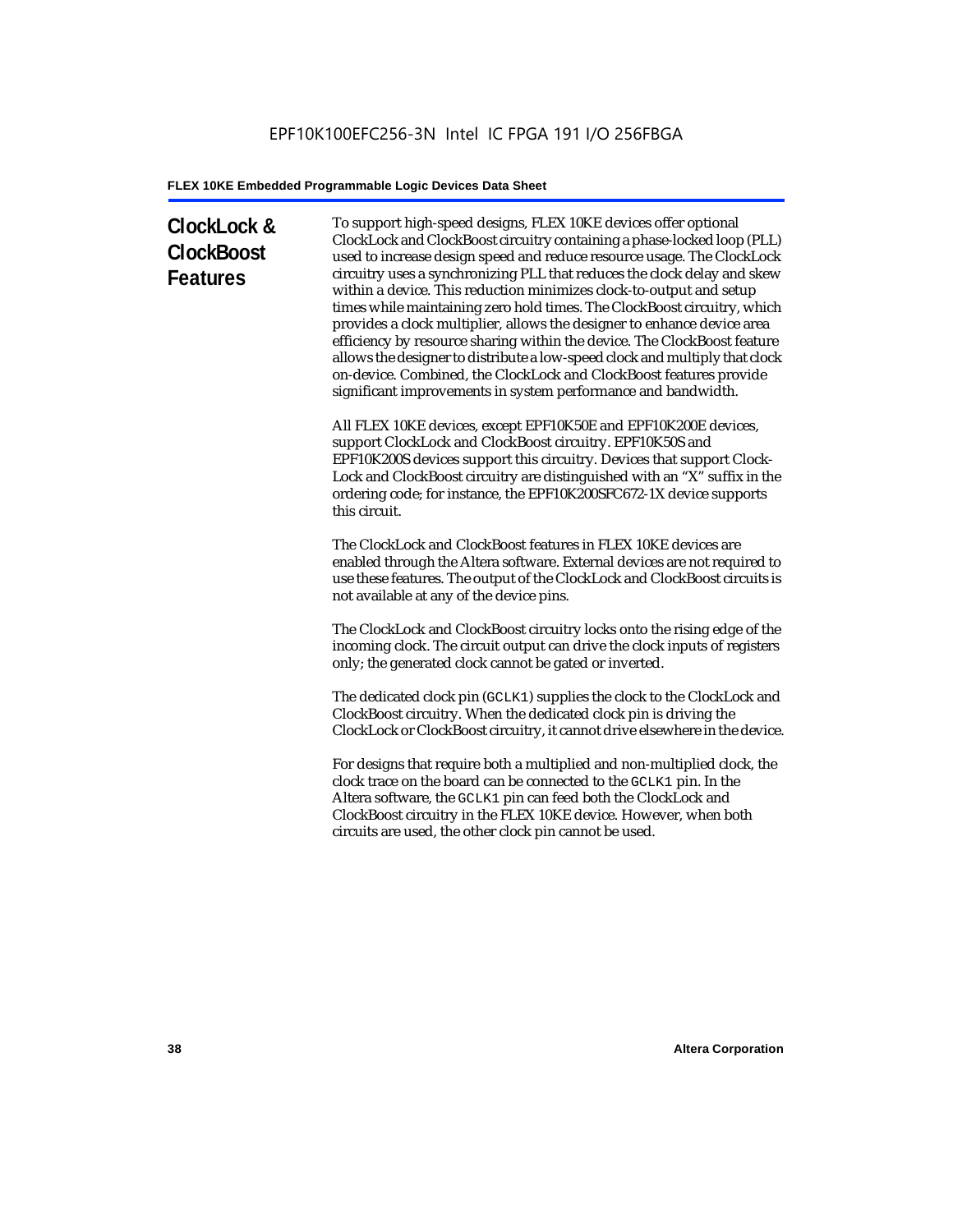## ClockLock & ClockBoost Features

To support high-speed designs, FLEX 10KE devices offer optional ClockLock and ClockBoost circuitry containing a phase-locked loop (PLL) used to increase design speed and reduce resource usage. The ClockLock circuitry uses a synchronizing PLL that reduces the clock delay and skew within a device. This reduction minimizes clock-to-output and setup times while maintaining zero hold times. The ClockBoost circuitry, which provides a clock multiplier, allows the designer to enhance device area efficiency by resource sharing within the device. The ClockBoost feature allows the designer to distribute a low-speed clock and multiply that clock on-device. Combined, the ClockLock and ClockBoost features provide significant improvements in system performance and bandwidth.

All FLEX 10KE devices, except EPF10K50E and EPF10K200E devices, support ClockLock and ClockBoost circuitry. EPF10K50S and EPF10K200S devices support this circuitry. Devices that support Clock-Lock and ClockBoost circuitry are distinguished with an "X" suffix in the ordering code; for instance, the EPF10K200SFC672-1X device supports this circuit.

The ClockLock and ClockBoost features in FLEX 10KE devices are enabled through the Altera software. External devices are not required to use these features. The output of the ClockLock and ClockBoost circuits is not available at any of the device pins.

The ClockLock and ClockBoost circuitry locks onto the rising edge of the incoming clock. The circuit output can drive the clock inputs of registers only; the generated clock cannot be gated or inverted.

The dedicated clock pin (`GCLK1`) supplies the clock to the ClockLock and ClockBoost circuitry. When the dedicated clock pin is driving the ClockLock or ClockBoost circuitry, it cannot drive elsewhere in the device.

For designs that require both a multiplied and non-multiplied clock, the clock trace on the board can be connected to the `GCLK1` pin. In the Altera software, the `GCLK1` pin can feed both the ClockLock and ClockBoost circuitry in the FLEX 10KE device. However, when both circuits are used, the other clock pin cannot be used.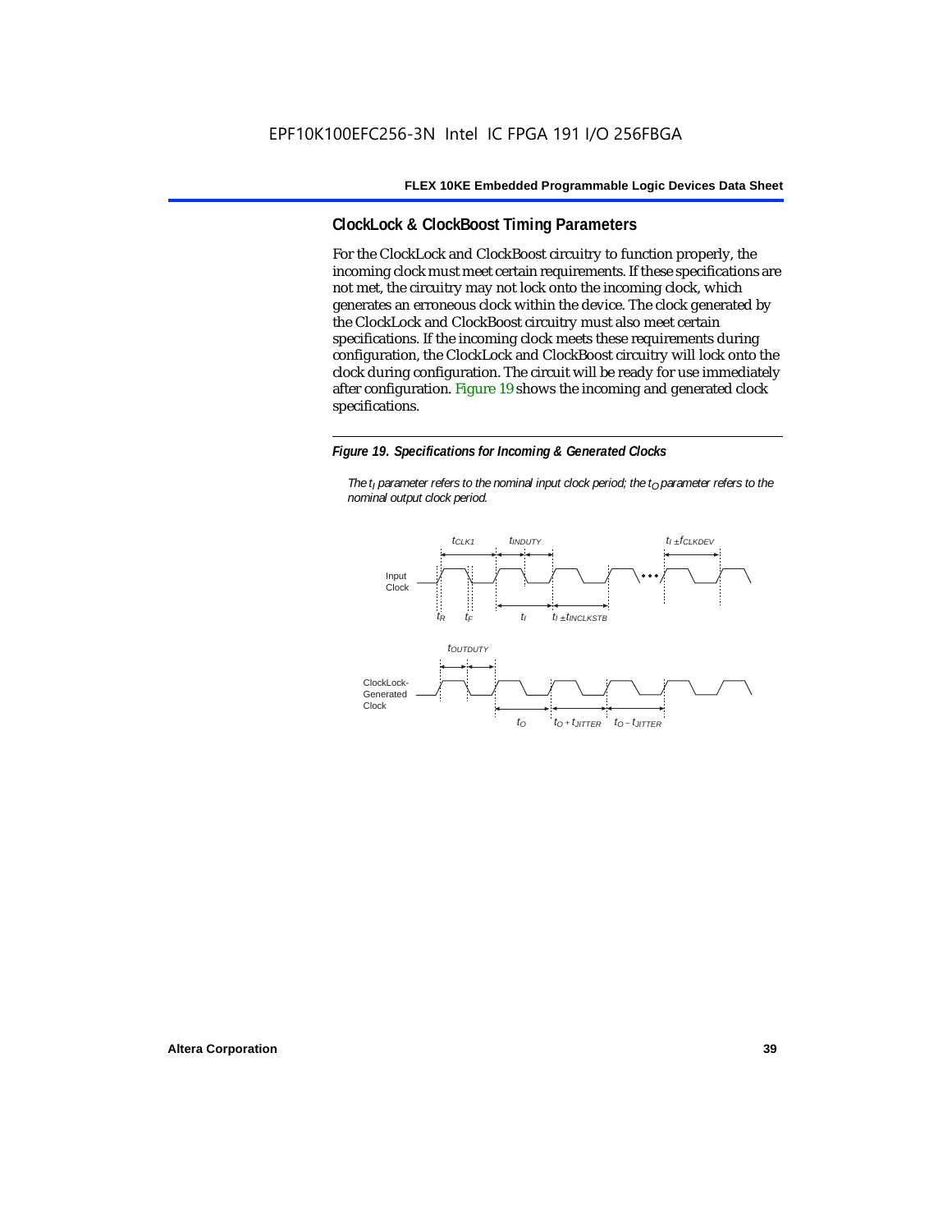## ClockLock & ClockBoost Timing Parameters

For the ClockLock and ClockBoost circuitry to function properly, the incoming clock must meet certain requirements. If these specifications are not met, the circuitry may not lock onto the incoming clock, which generates an erroneous clock within the device. The clock generated by the ClockLock and ClockBoost circuitry must also meet certain specifications. If the incoming clock meets these requirements during configuration, the ClockLock and ClockBoost circuitry will lock onto the clock during configuration. The circuit will be ready for use immediately after configuration. Figure 19 shows the incoming and generated clock specifications.

***Figure 19. Specifications for Incoming & Generated Clocks***

*The $t_I$ parameter refers to the nominal input clock period; the $t_O$ parameter refers to the nominal output clock period.*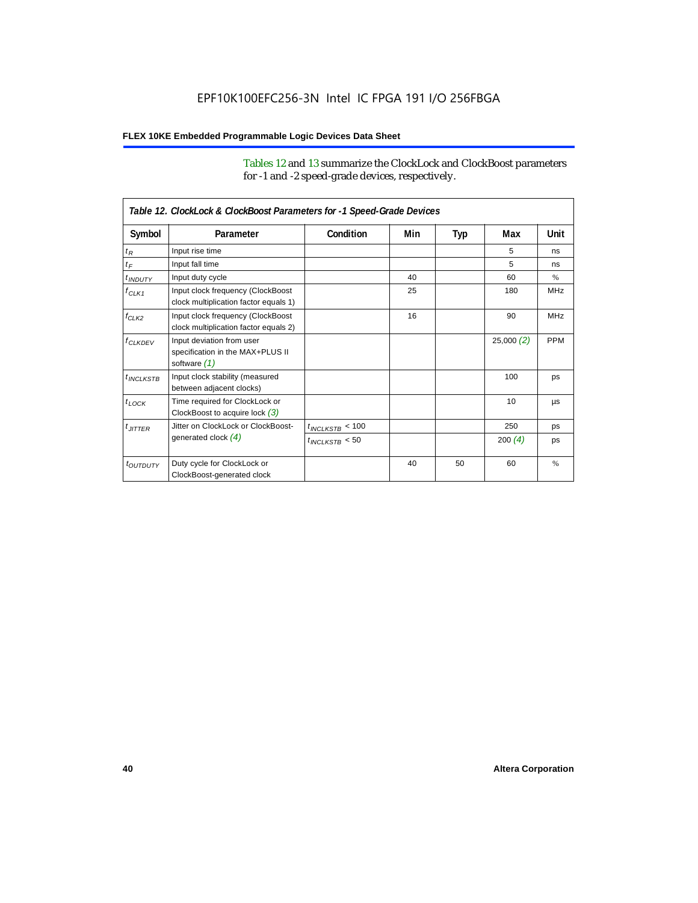Tables 12 and 13 summarize the ClockLock and ClockBoost parameters for -1 and -2 speed-grade devices, respectively.

*Table 12. ClockLock & ClockBoost Parameters for -1 Speed-Grade Devices*

| Symbol | Parameter | Condition | Min | Typ | Max | Unit |
|---|---|---|---|---|---|---|
| $t_R$ | Input rise time | | | | 5 | ns |
| $t_F$ | Input fall time | | | | 5 | ns |
| $t_{INDUTY}$ | Input duty cycle | | 40 | | 60 | % |
| $f_{CLK1}$ | Input clock frequency (ClockBoost clock multiplication factor equals 1) | | 25 | | 180 | MHz |
| $f_{CLK2}$ | Input clock frequency (ClockBoost clock multiplication factor equals 2) | | 16 | | 90 | MHz |
| $f_{CLKDEV}$ | Input deviation from user specification in the MAX+PLUS II software *(1)* | | | | 25,000 *(2)* | PPM |
| $t_{INCLKSTB}$ | Input clock stability (measured between adjacent clocks) | | | | 100 | ps |
| $t_{LOCK}$ | Time required for ClockLock or ClockBoost to acquire lock *(3)* | | | | 10 | µs |
| $t_{JITTER}$ | Jitter on ClockLock or ClockBoost-generated clock *(4)* | $t_{INCLKSTB} < 100$ | | | 250 | ps |
| | | $t_{INCLKSTB} < 50$ | | | 200 *(4)* | ps |
| $t_{OUTDUTY}$ | Duty cycle for ClockLock or ClockBoost-generated clock | | 40 | 50 | 60 | % |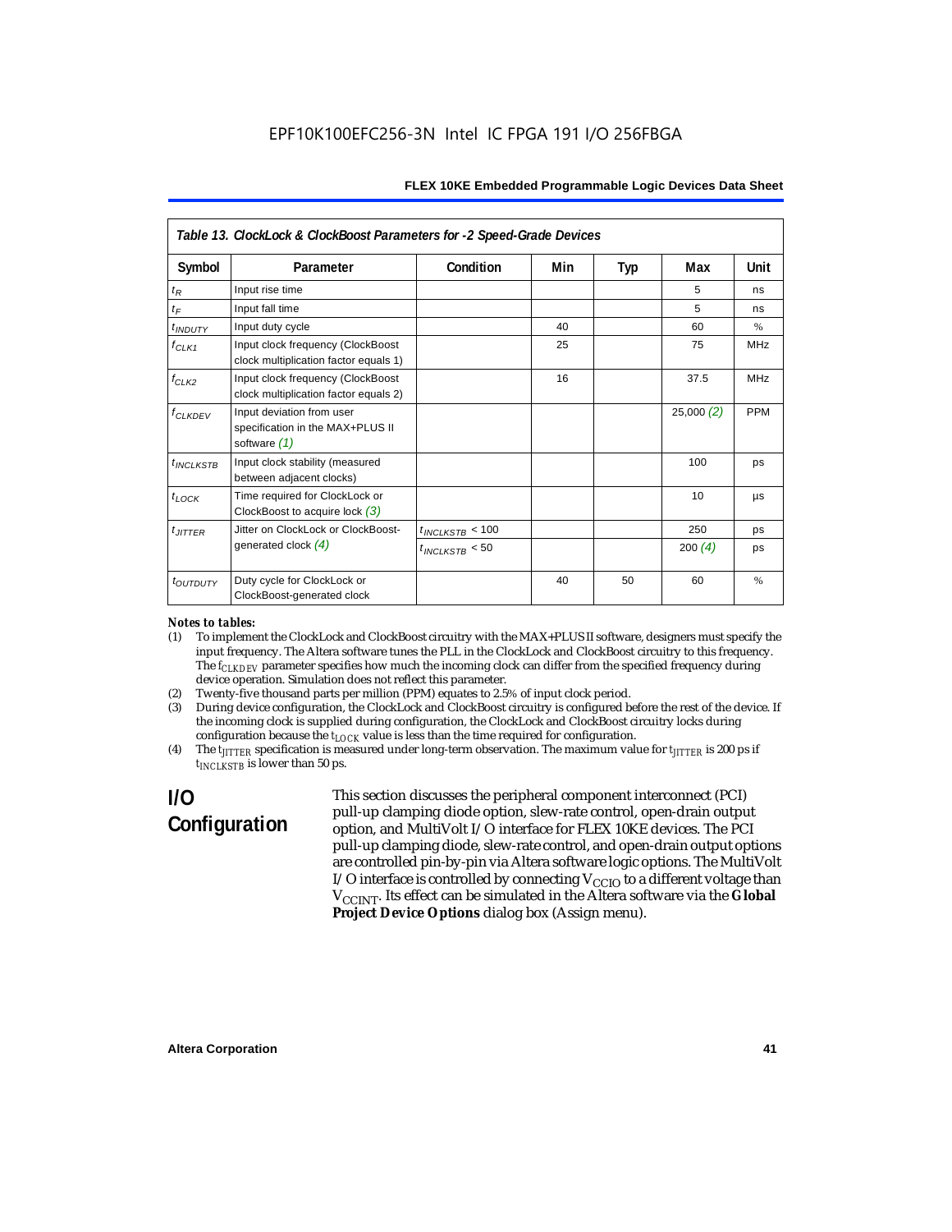*Table 13. ClockLock & ClockBoost Parameters for -2 Speed-Grade Devices*

| Symbol | Parameter | Condition | Min | Typ | Max | Unit |
|---|---|---|---|---|---|---|
| $t_R$ | Input rise time | | | | 5 | ns |
| $t_F$ | Input fall time | | | | 5 | ns |
| $t_{INDUTY}$ | Input duty cycle | | 40 | | 60 | % |
| $f_{CLK1}$ | Input clock frequency (ClockBoost clock multiplication factor equals 1) | | 25 | | 75 | MHz |
| $f_{CLK2}$ | Input clock frequency (ClockBoost clock multiplication factor equals 2) | | 16 | | 37.5 | MHz |
| $f_{CLKDEV}$ | Input deviation from user specification in the MAX+PLUS II software *(1)* | | | | 25,000 *(2)* | PPM |
| $t_{INCLKSTB}$ | Input clock stability (measured between adjacent clocks) | | | | 100 | ps |
| $t_{LOCK}$ | Time required for ClockLock or ClockBoost to acquire lock *(3)* | | | | 10 | µs |
| $t_{JITTER}$ | Jitter on ClockLock or ClockBoost-generated clock *(4)* | $t_{INCLKSTB} < 100$ | | | 250 | ps |
| | | $t_{INCLKSTB} < 50$ | | | 200 *(4)* | ps |
| $t_{OUTDUTY}$ | Duty cycle for ClockLock or ClockBoost-generated clock | | 40 | 50 | 60 | % |

***Notes to tables:***

(1) To implement the ClockLock and ClockBoost circuitry with the MAX+PLUS II software, designers must specify the input frequency. The Altera software tunes the PLL in the ClockLock and ClockBoost circuitry to this frequency. The $f_{CLKDEV}$ parameter specifies how much the incoming clock can differ from the specified frequency during device operation. Simulation does not reflect this parameter.

(2) Twenty-five thousand parts per million (PPM) equates to 2.5% of input clock period.

(3) During device configuration, the ClockLock and ClockBoost circuitry is configured before the rest of the device. If the incoming clock is supplied during configuration, the ClockLock and ClockBoost circuitry locks during configuration because the $t_{LOCK}$ value is less than the time required for configuration.

(4) The $t_{JITTER}$ specification is measured under long-term observation. The maximum value for $t_{JITTER}$ is 200 ps if $t_{INCLKSTB}$ is lower than 50 ps.

## I/O Configuration

This section discusses the peripheral component interconnect (PCI) pull-up clamping diode option, slew-rate control, open-drain output option, and MultiVolt I/O interface for FLEX 10KE devices. The PCI pull-up clamping diode, slew-rate control, and open-drain output options are controlled pin-by-pin via Altera software logic options. The MultiVolt I/O interface is controlled by connecting $V_{CCIO}$ to a different voltage than $V_{CCINT}$. Its effect can be simulated in the Altera software via the **Global Project Device Options** dialog box (Assign menu).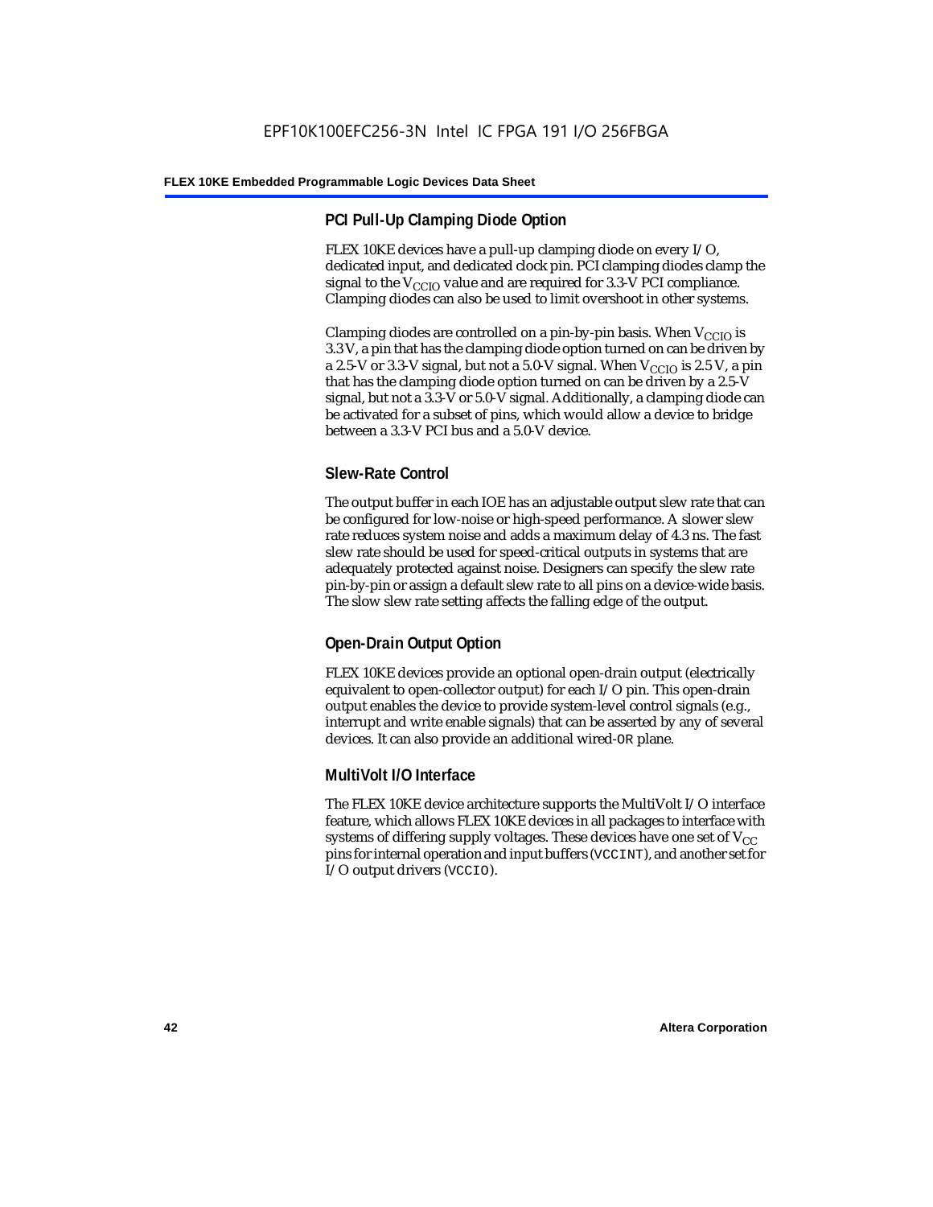### PCI Pull-Up Clamping Diode Option

FLEX 10KE devices have a pull-up clamping diode on every I/O, dedicated input, and dedicated clock pin. PCI clamping diodes clamp the signal to the $V_{CCIO}$ value and are required for 3.3-V PCI compliance. Clamping diodes can also be used to limit overshoot in other systems.

Clamping diodes are controlled on a pin-by-pin basis. When $V_{CCIO}$ is 3.3 V, a pin that has the clamping diode option turned on can be driven by a 2.5-V or 3.3-V signal, but not a 5.0-V signal. When $V_{CCIO}$ is 2.5 V, a pin that has the clamping diode option turned on can be driven by a 2.5-V signal, but not a 3.3-V or 5.0-V signal. Additionally, a clamping diode can be activated for a subset of pins, which would allow a device to bridge between a 3.3-V PCI bus and a 5.0-V device.

### Slew-Rate Control

The output buffer in each IOE has an adjustable output slew rate that can be configured for low-noise or high-speed performance. A slower slew rate reduces system noise and adds a maximum delay of 4.3 ns. The fast slew rate should be used for speed-critical outputs in systems that are adequately protected against noise. Designers can specify the slew rate pin-by-pin or assign a default slew rate to all pins on a device-wide basis. The slow slew rate setting affects the falling edge of the output.

### Open-Drain Output Option

FLEX 10KE devices provide an optional open-drain output (electrically equivalent to open-collector output) for each I/O pin. This open-drain output enables the device to provide system-level control signals (e.g., interrupt and write enable signals) that can be asserted by any of several devices. It can also provide an additional wired-OR plane.

### MultiVolt I/O Interface

The FLEX 10KE device architecture supports the MultiVolt I/O interface feature, which allows FLEX 10KE devices in all packages to interface with systems of differing supply voltages. These devices have one set of $V_{CC}$ pins for internal operation and input buffers (VCCINT), and another set for I/O output drivers (VCCIO).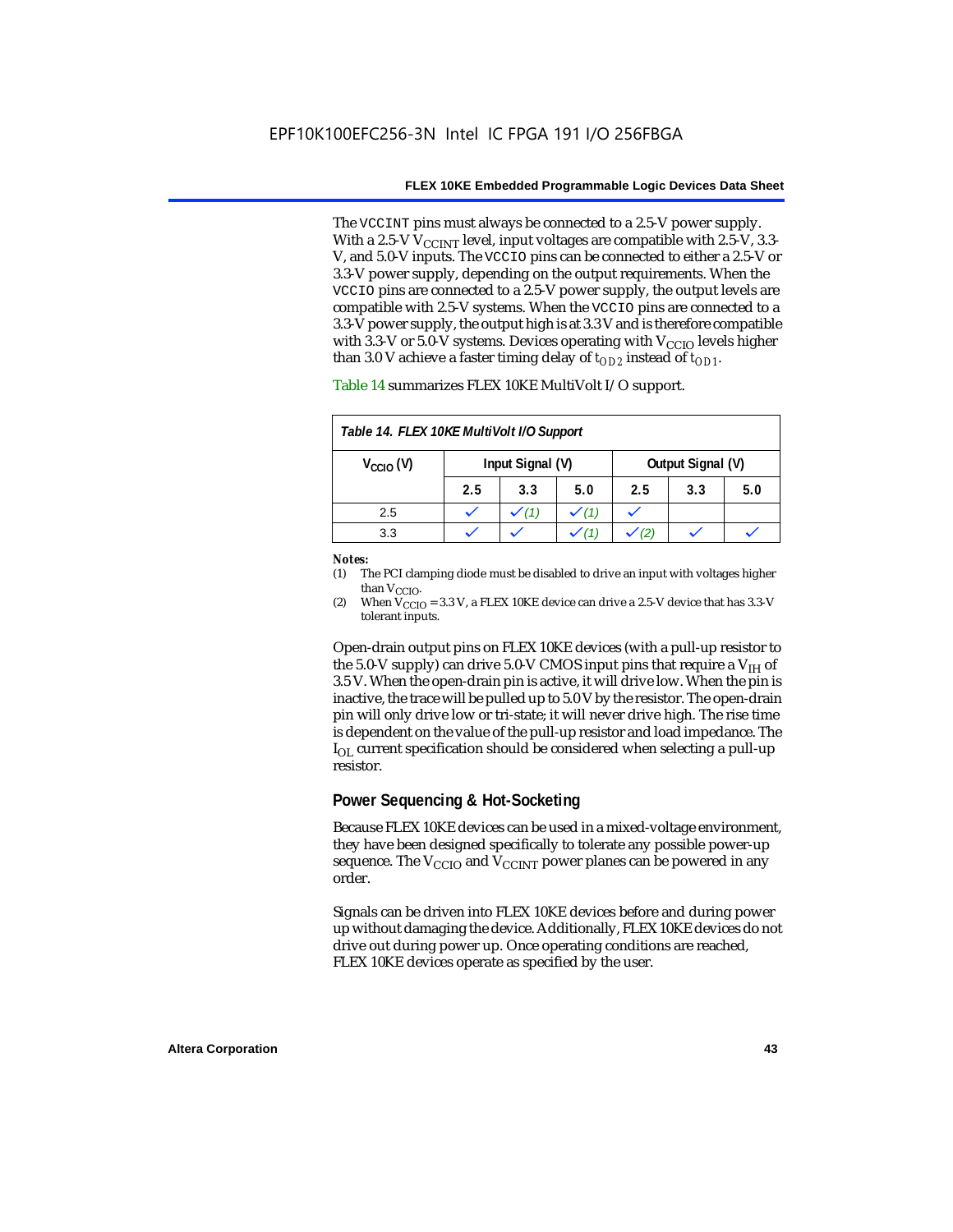The VCCINT pins must always be connected to a 2.5-V power supply. With a 2.5-V $V_{CCINT}$ level, input voltages are compatible with 2.5-V, 3.3-V, and 5.0-V inputs. The VCCIO pins can be connected to either a 2.5-V or 3.3-V power supply, depending on the output requirements. When the VCCIO pins are connected to a 2.5-V power supply, the output levels are compatible with 2.5-V systems. When the VCCIO pins are connected to a 3.3-V power supply, the output high is at 3.3 V and is therefore compatible with 3.3-V or 5.0-V systems. Devices operating with $V_{CCIO}$ levels higher than 3.0 V achieve a faster timing delay of $t_{OD2}$ instead of $t_{OD1}$.

Table 14 summarizes FLEX 10KE MultiVolt I/O support.

*Table 14. FLEX 10KE MultiVolt I/O Support*

| $V_{CCIO}$ (V) | Input Signal (V) | | | Output Signal (V) | | |
|---|---|---|---|---|---|---|
| | 2.5 | 3.3 | 5.0 | 2.5 | 3.3 | 5.0 |
| 2.5 | ✓ | ✓ (1) | ✓ (1) | ✓ | | |
| 3.3 | ✓ | ✓ | ✓ (1) | ✓ (2) | ✓ | ✓ |

**Notes:**

(1) The PCI clamping diode must be disabled to drive an input with voltages higher than $V_{CCIO}$.

(2) When $V_{CCIO}$ = 3.3 V, a FLEX 10KE device can drive a 2.5-V device that has 3.3-V tolerant inputs.

Open-drain output pins on FLEX 10KE devices (with a pull-up resistor to the 5.0-V supply) can drive 5.0-V CMOS input pins that require a $V_{IH}$ of 3.5 V. When the open-drain pin is active, it will drive low. When the pin is inactive, the trace will be pulled up to 5.0 V by the resistor. The open-drain pin will only drive low or tri-state; it will never drive high. The rise time is dependent on the value of the pull-up resistor and load impedance. The $I_{OL}$ current specification should be considered when selecting a pull-up resistor.

## Power Sequencing & Hot-Socketing

Because FLEX 10KE devices can be used in a mixed-voltage environment, they have been designed specifically to tolerate any possible power-up sequence. The $V_{CCIO}$ and $V_{CCINT}$ power planes can be powered in any order.

Signals can be driven into FLEX 10KE devices before and during power up without damaging the device. Additionally, FLEX 10KE devices do not drive out during power up. Once operating conditions are reached, FLEX 10KE devices operate as specified by the user.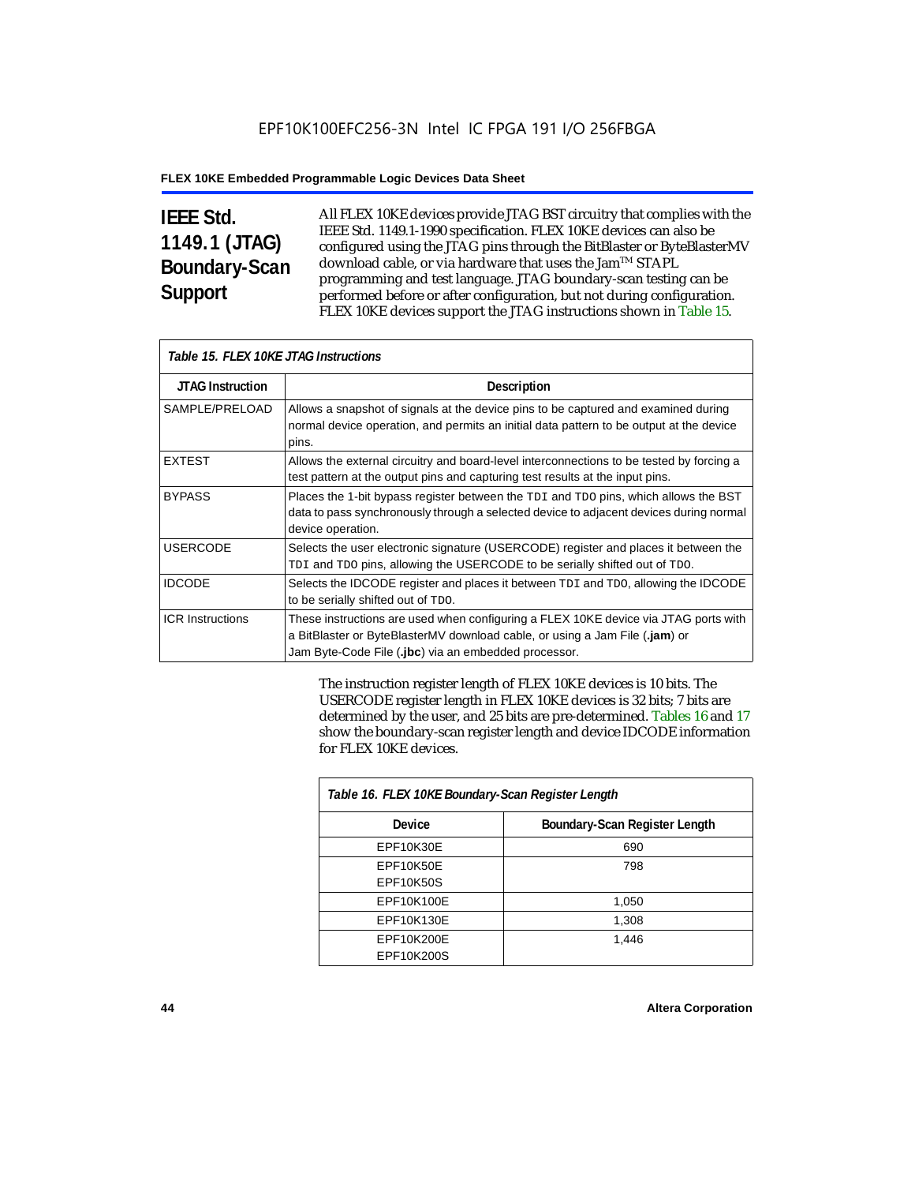## IEEE Std. 1149.1 (JTAG) Boundary-Scan Support

All FLEX 10KE devices provide JTAG BST circuitry that complies with the IEEE Std. 1149.1-1990 specification. FLEX 10KE devices can also be configured using the JTAG pins through the BitBlaster or ByteBlasterMV download cable, or via hardware that uses the Jam™ STAPL programming and test language. JTAG boundary-scan testing can be performed before or after configuration, but not during configuration. FLEX 10KE devices support the JTAG instructions shown in Table 15.

*Table 15. FLEX 10KE JTAG Instructions*

| JTAG Instruction | Description |
|---|---|
| SAMPLE/PRELOAD | Allows a snapshot of signals at the device pins to be captured and examined during normal device operation, and permits an initial data pattern to be output at the device pins. |
| EXTEST | Allows the external circuitry and board-level interconnections to be tested by forcing a test pattern at the output pins and capturing test results at the input pins. |
| BYPASS | Places the 1-bit bypass register between the `TDI` and `TDO` pins, which allows the BST data to pass synchronously through a selected device to adjacent devices during normal device operation. |
| USERCODE | Selects the user electronic signature (USERCODE) register and places it between the `TDI` and `TDO` pins, allowing the USERCODE to be serially shifted out of `TDO`. |
| IDCODE | Selects the IDCODE register and places it between `TDI` and `TDO`, allowing the IDCODE to be serially shifted out of `TDO`. |
| ICR Instructions | These instructions are used when configuring a FLEX 10KE device via JTAG ports with a BitBlaster or ByteBlasterMV download cable, or using a Jam File (**.jam**) or Jam Byte-Code File (**.jbc**) via an embedded processor. |

The instruction register length of FLEX 10KE devices is 10 bits. The USERCODE register length in FLEX 10KE devices is 32 bits; 7 bits are determined by the user, and 25 bits are pre-determined. Tables 16 and 17 show the boundary-scan register length and device IDCODE information for FLEX 10KE devices.

*Table 16. FLEX 10KE Boundary-Scan Register Length*

| Device | Boundary-Scan Register Length |
|---|---|
| EPF10K30E | 690 |
| EPF10K50E<br>EPF10K50S | 798 |
| EPF10K100E | 1,050 |
| EPF10K130E | 1,308 |
| EPF10K200E<br>EPF10K200S | 1,446 |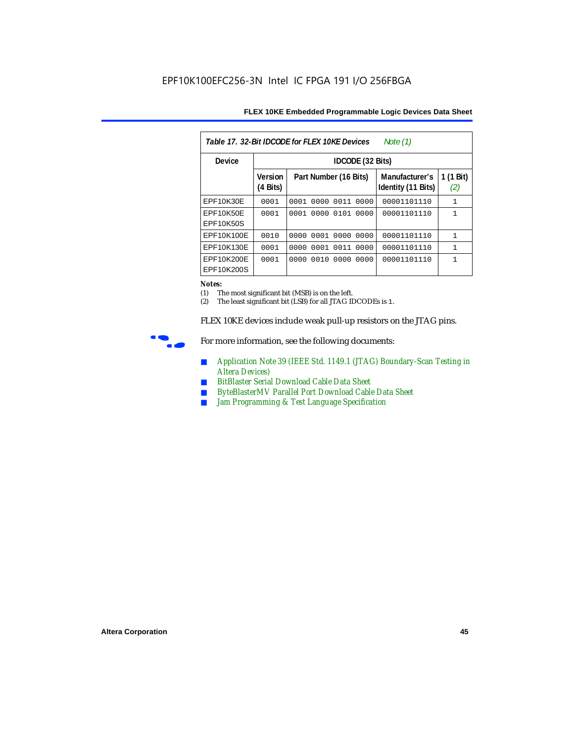EPF10K100EFC256-3N Intel IC FPGA 191 I/O 256FBGA

*Table 17. 32-Bit IDCODE for FLEX 10KE Devices* *Note (1)*

| Device | IDCODE (32 Bits) | | | |
|---|---|---|---|---|
| | Version (4 Bits) | Part Number (16 Bits) | Manufacturer's Identity (11 Bits) | 1 (1 Bit) *(2)* |
| EPF10K30E | 0001 | 0001 0000 0011 0000 | 00001101110 | 1 |
| EPF10K50E EPF10K50S | 0001 | 0001 0000 0101 0000 | 00001101110 | 1 |
| EPF10K100E | 0010 | 0000 0001 0000 0000 | 00001101110 | 1 |
| EPF10K130E | 0001 | 0000 0001 0011 0000 | 00001101110 | 1 |
| EPF10K200E EPF10K200S | 0001 | 0000 0010 0000 0000 | 00001101110 | 1 |

**Notes:**

(1) The most significant bit (MSB) is on the left.

(2) The least significant bit (LSB) for all JTAG IDCODEs is 1.

FLEX 10KE devices include weak pull-up resistors on the JTAG pins.

For more information, see the following documents:

- *Application Note 39 (IEEE Std. 1149.1 (JTAG) Boundary-Scan Testing in Altera Devices)*
- *BitBlaster Serial Download Cable Data Sheet*
- *ByteBlasterMV Parallel Port Download Cable Data Sheet*
- *Jam Programming & Test Language Specification*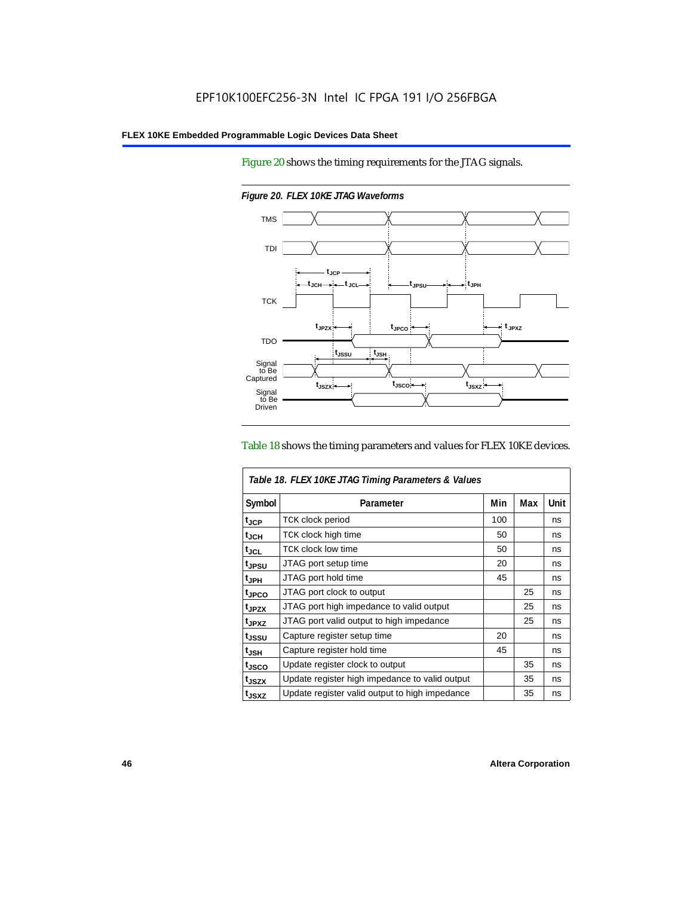Figure 20 shows the timing requirements for the JTAG signals.

*Figure 20. FLEX 10KE JTAG Waveforms*

Table 18 shows the timing parameters and values for FLEX 10KE devices.

| *Table 18. FLEX 10KE JTAG Timing Parameters & Values* | | | | |
|---|---|---|---|---|
| **Symbol** | **Parameter** | **Min** | **Max** | **Unit** |
| $t_{JCP}$ | TCK clock period | 100 | | ns |
| $t_{JCH}$ | TCK clock high time | 50 | | ns |
| $t_{JCL}$ | TCK clock low time | 50 | | ns |
| $t_{JPSU}$ | JTAG port setup time | 20 | | ns |
| $t_{JPH}$ | JTAG port hold time | 45 | | ns |
| $t_{JPCO}$ | JTAG port clock to output | | 25 | ns |
| $t_{JPZX}$ | JTAG port high impedance to valid output | | 25 | ns |
| $t_{JPXZ}$ | JTAG port valid output to high impedance | | 25 | ns |
| $t_{JSSU}$ | Capture register setup time | 20 | | ns |
| $t_{JSH}$ | Capture register hold time | 45 | | ns |
| $t_{JSCO}$ | Update register clock to output | | 35 | ns |
| $t_{JSZX}$ | Update register high impedance to valid output | | 35 | ns |
| $t_{JSXZ}$ | Update register valid output to high impedance | | 35 | ns |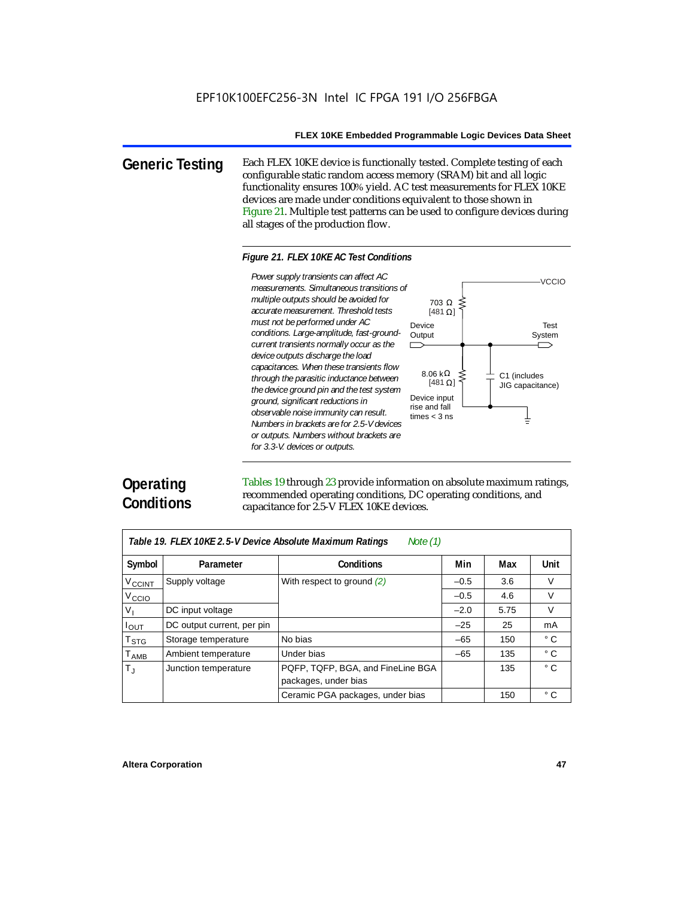## Generic Testing

Each FLEX 10KE device is functionally tested. Complete testing of each configurable static random access memory (SRAM) bit and all logic functionality ensures 100% yield. AC test measurements for FLEX 10KE devices are made under conditions equivalent to those shown in Figure 21. Multiple test patterns can be used to configure devices during all stages of the production flow.

**Figure 21. FLEX 10KE AC Test Conditions**

*Power supply transients can affect AC measurements. Simultaneous transitions of multiple outputs should be avoided for accurate measurement. Threshold tests must not be performed under AC conditions. Large-amplitude, fast-ground-current transients normally occur as the device outputs discharge the load capacitances. When these transients flow through the parasitic inductance between the device ground pin and the test system ground, significant reductions in observable noise immunity can result. Numbers in brackets are for 2.5-V devices or outputs. Numbers without brackets are for 3.3-V. devices or outputs.*

VCCIO
703 Ω [481 Ω]
Device Output
Test System
8.06 kΩ [481 Ω]
C1 (includes JIG capacitance)
Device input rise and fall times < 3 ns

## Operating Conditions

Tables 19 through 23 provide information on absolute maximum ratings, recommended operating conditions, DC operating conditions, and capacitance for 2.5-V FLEX 10KE devices.

**Table 19. FLEX 10KE 2.5-V Device Absolute Maximum Ratings** *Note (1)*

| Symbol | Parameter | Conditions | Min | Max | Unit |
|---|---|---|---|---|---|
| $V_{CCINT}$ | Supply voltage | With respect to ground *(2)* | –0.5 | 3.6 | V |
| $V_{CCIO}$ | | | –0.5 | 4.6 | V |
| $V_I$ | DC input voltage | | –2.0 | 5.75 | V |
| $I_{OUT}$ | DC output current, per pin | | –25 | 25 | mA |
| $T_{STG}$ | Storage temperature | No bias | –65 | 150 | ° C |
| $T_{AMB}$ | Ambient temperature | Under bias | –65 | 135 | ° C |
| $T_J$ | Junction temperature | PQFP, TQFP, BGA, and FineLine BGA packages, under bias | | 135 | ° C |
| | | Ceramic PGA packages, under bias | | 150 | ° C |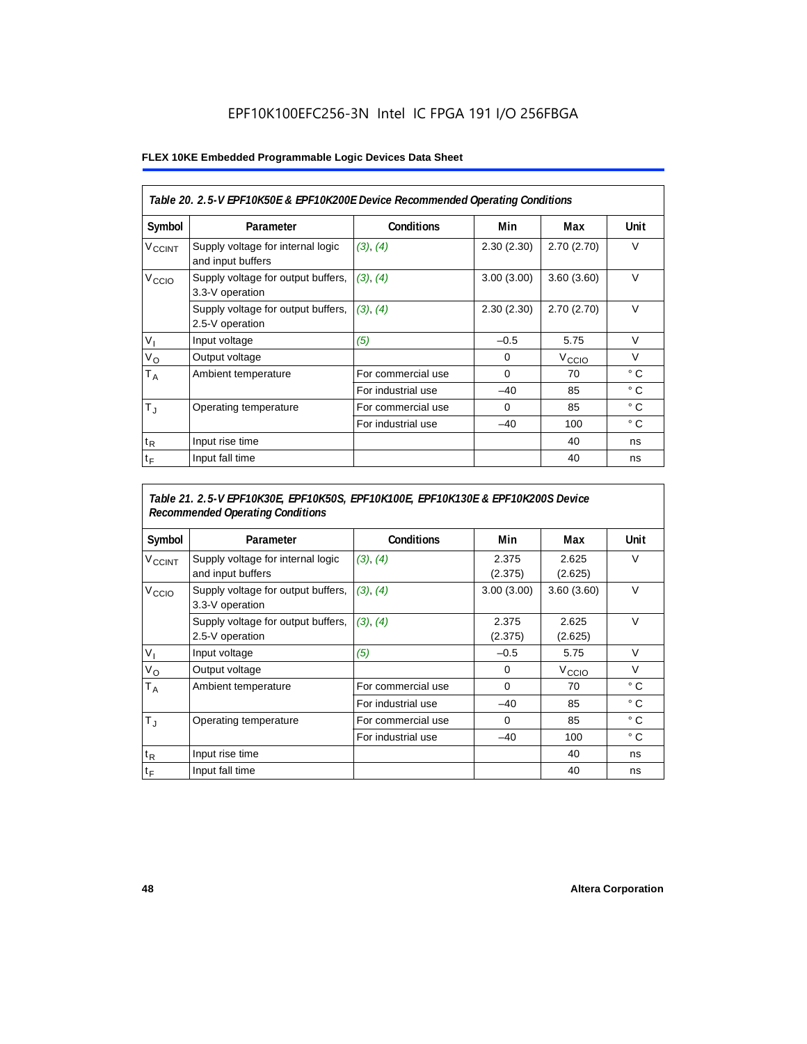EPF10K100EFC256-3N Intel IC FPGA 191 I/O 256FBGA

**FLEX 10KE Embedded Programmable Logic Devices Data Sheet**

*Table 20. 2.5-V EPF10K50E & EPF10K200E Device Recommended Operating Conditions*

| Symbol | Parameter | Conditions | Min | Max | Unit |
|---|---|---|---|---|---|
| $V_{CCINT}$ | Supply voltage for internal logic and input buffers | *(3), (4)* | 2.30 (2.30) | 2.70 (2.70) | V |
| $V_{CCIO}$ | Supply voltage for output buffers, 3.3-V operation | *(3), (4)* | 3.00 (3.00) | 3.60 (3.60) | V |
| | Supply voltage for output buffers, 2.5-V operation | *(3), (4)* | 2.30 (2.30) | 2.70 (2.70) | V |
| $V_I$ | Input voltage | *(5)* | –0.5 | 5.75 | V |
| $V_O$ | Output voltage | | 0 | $V_{CCIO}$ | V |
| $T_A$ | Ambient temperature | For commercial use | 0 | 70 | ° C |
| | | For industrial use | –40 | 85 | ° C |
| $T_J$ | Operating temperature | For commercial use | 0 | 85 | ° C |
| | | For industrial use | –40 | 100 | ° C |
| $t_R$ | Input rise time | | | 40 | ns |
| $t_F$ | Input fall time | | | 40 | ns |

*Table 21. 2.5-V EPF10K30E, EPF10K50S, EPF10K100E, EPF10K130E & EPF10K200S Device Recommended Operating Conditions*

| Symbol | Parameter | Conditions | Min | Max | Unit |
|---|---|---|---|---|---|
| $V_{CCINT}$ | Supply voltage for internal logic and input buffers | *(3), (4)* | 2.375 (2.375) | 2.625 (2.625) | V |
| $V_{CCIO}$ | Supply voltage for output buffers, 3.3-V operation | *(3), (4)* | 3.00 (3.00) | 3.60 (3.60) | V |
| | Supply voltage for output buffers, 2.5-V operation | *(3), (4)* | 2.375 (2.375) | 2.625 (2.625) | V |
| $V_I$ | Input voltage | *(5)* | –0.5 | 5.75 | V |
| $V_O$ | Output voltage | | 0 | $V_{CCIO}$ | V |
| $T_A$ | Ambient temperature | For commercial use | 0 | 70 | ° C |
| | | For industrial use | –40 | 85 | ° C |
| $T_J$ | Operating temperature | For commercial use | 0 | 85 | ° C |
| | | For industrial use | –40 | 100 | ° C |
| $t_R$ | Input rise time | | | 40 | ns |
| $t_F$ | Input fall time | | | 40 | ns |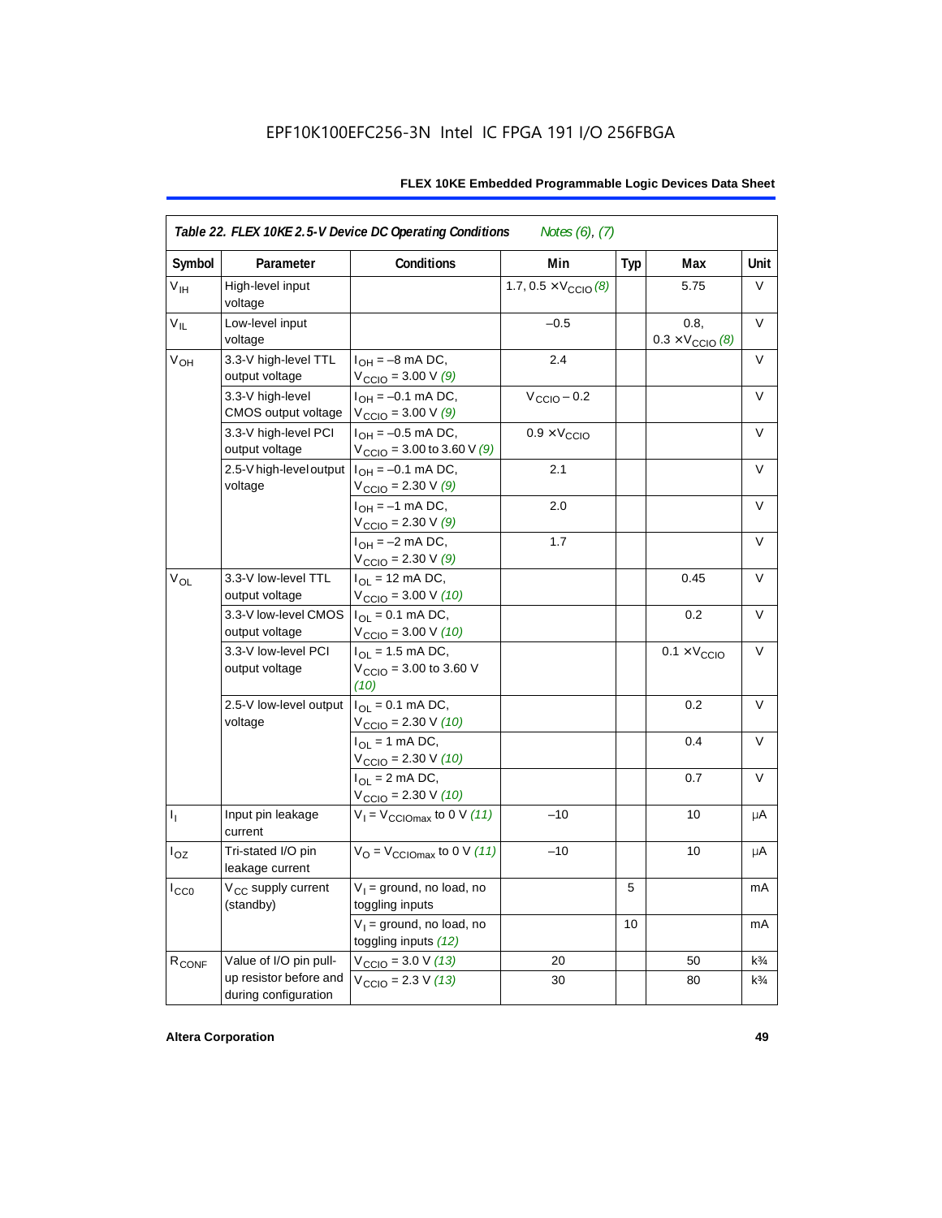EPF10K100EFC256-3N Intel IC FPGA 191 I/O 256FBGA

| *Table 22. FLEX 10KE 2.5-V Device DC Operating Conditions* *Notes (6), (7)* | | | | | | |
|---|---|---|---|---|---|---|
| **Symbol** | **Parameter** | **Conditions** | **Min** | **Typ** | **Max** | **Unit** |
| $V_{IH}$ | High-level input voltage | | 1.7, 0.5 × $V_{CCIO}$ *(8)* | | 5.75 | V |
| $V_{IL}$ | Low-level input voltage | | –0.5 | | 0.8, 0.3 × $V_{CCIO}$ *(8)* | V |
| $V_{OH}$ | 3.3-V high-level TTL output voltage | $I_{OH}$ = –8 mA DC, $V_{CCIO}$ = 3.00 V *(9)* | 2.4 | | | V |
| | 3.3-V high-level CMOS output voltage | $I_{OH}$ = –0.1 mA DC, $V_{CCIO}$ = 3.00 V *(9)* | $V_{CCIO}$ – 0.2 | | | V |
| | 3.3-V high-level PCI output voltage | $I_{OH}$ = –0.5 mA DC, $V_{CCIO}$ = 3.00 to 3.60 V *(9)* | 0.9 × $V_{CCIO}$ | | | V |
| | 2.5-V high-level output voltage | $I_{OH}$ = –0.1 mA DC, $V_{CCIO}$ = 2.30 V *(9)* | 2.1 | | | V |
| | | $I_{OH}$ = –1 mA DC, $V_{CCIO}$ = 2.30 V *(9)* | 2.0 | | | V |
| | | $I_{OH}$ = –2 mA DC, $V_{CCIO}$ = 2.30 V *(9)* | 1.7 | | | V |
| $V_{OL}$ | 3.3-V low-level TTL output voltage | $I_{OL}$ = 12 mA DC, $V_{CCIO}$ = 3.00 V *(10)* | | | 0.45 | V |
| | 3.3-V low-level CMOS output voltage | $I_{OL}$ = 0.1 mA DC, $V_{CCIO}$ = 3.00 V *(10)* | | | 0.2 | V |
| | 3.3-V low-level PCI output voltage | $I_{OL}$ = 1.5 mA DC, $V_{CCIO}$ = 3.00 to 3.60 V *(10)* | | | 0.1 × $V_{CCIO}$ | V |
| | 2.5-V low-level output voltage | $I_{OL}$ = 0.1 mA DC, $V_{CCIO}$ = 2.30 V *(10)* | | | 0.2 | V |
| | | $I_{OL}$ = 1 mA DC, $V_{CCIO}$ = 2.30 V *(10)* | | | 0.4 | V |
| | | $I_{OL}$ = 2 mA DC, $V_{CCIO}$ = 2.30 V *(10)* | | | 0.7 | V |
| $I_I$ | Input pin leakage current | $V_I$ = $V_{CCIOmax}$ to 0 V *(11)* | –10 | | 10 | μA |
| $I_{OZ}$ | Tri-stated I/O pin leakage current | $V_O$ = $V_{CCIOmax}$ to 0 V *(11)* | –10 | | 10 | μA |
| $I_{CC0}$ | $V_{CC}$ supply current (standby) | $V_I$ = ground, no load, no toggling inputs | | 5 | | mA |
| | | $V_I$ = ground, no load, no toggling inputs *(12)* | | 10 | | mA |
| $R_{CONF}$ | Value of I/O pin pull-up resistor before and during configuration | $V_{CCIO}$ = 3.0 V *(13)* | 20 | | 50 | k¾ |
| | | $V_{CCIO}$ = 2.3 V *(13)* | 30 | | 80 | k¾ |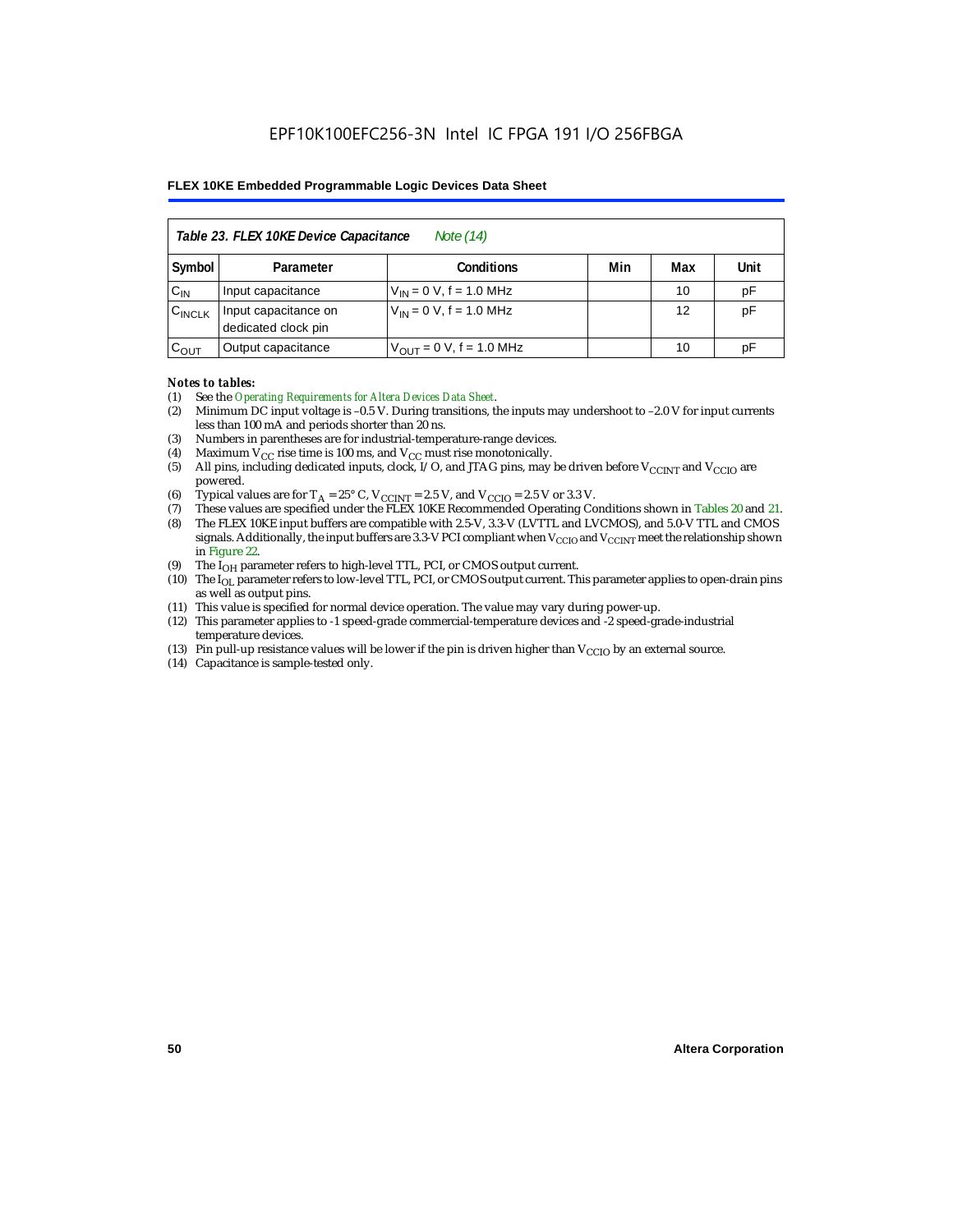| Symbol | Parameter | Conditions | Min | Max | Unit |
|---|---|---|---|---|---|
| $C_{IN}$ | Input capacitance | $V_{IN}$ = 0 V, f = 1.0 MHz | | 10 | pF |
| $C_{INCLK}$ | Input capacitance on dedicated clock pin | $V_{IN}$ = 0 V, f = 1.0 MHz | | 12 | pF |
| $C_{OUT}$ | Output capacitance | $V_{OUT}$ = 0 V, f = 1.0 MHz | | 10 | pF |

*Table 23. FLEX 10KE Device Capacitance — Note (14)*

*Notes to tables:*

(1) See the *Operating Requirements for Altera Devices Data Sheet*.
(2) Minimum DC input voltage is –0.5 V. During transitions, the inputs may undershoot to –2.0 V for input currents less than 100 mA and periods shorter than 20 ns.
(3) Numbers in parentheses are for industrial-temperature-range devices.
(4) Maximum $V_{CC}$ rise time is 100 ms, and $V_{CC}$ must rise monotonically.
(5) All pins, including dedicated inputs, clock, I/O, and JTAG pins, may be driven before $V_{CCINT}$ and $V_{CCIO}$ are powered.
(6) Typical values are for $T_A$ = 25° C, $V_{CCINT}$ = 2.5 V, and $V_{CCIO}$ = 2.5 V or 3.3 V.
(7) These values are specified under the FLEX 10KE Recommended Operating Conditions shown in Tables 20 and 21.
(8) The FLEX 10KE input buffers are compatible with 2.5-V, 3.3-V (LVTTL and LVCMOS), and 5.0-V TTL and CMOS signals. Additionally, the input buffers are 3.3-V PCI compliant when $V_{CCIO}$ and $V_{CCINT}$ meet the relationship shown in Figure 22.
(9) The $I_{OH}$ parameter refers to high-level TTL, PCI, or CMOS output current.
(10) The $I_{OL}$ parameter refers to low-level TTL, PCI, or CMOS output current. This parameter applies to open-drain pins as well as output pins.
(11) This value is specified for normal device operation. The value may vary during power-up.
(12) This parameter applies to -1 speed-grade commercial-temperature devices and -2 speed-grade-industrial temperature devices.
(13) Pin pull-up resistance values will be lower if the pin is driven higher than $V_{CCIO}$ by an external source.
(14) Capacitance is sample-tested only.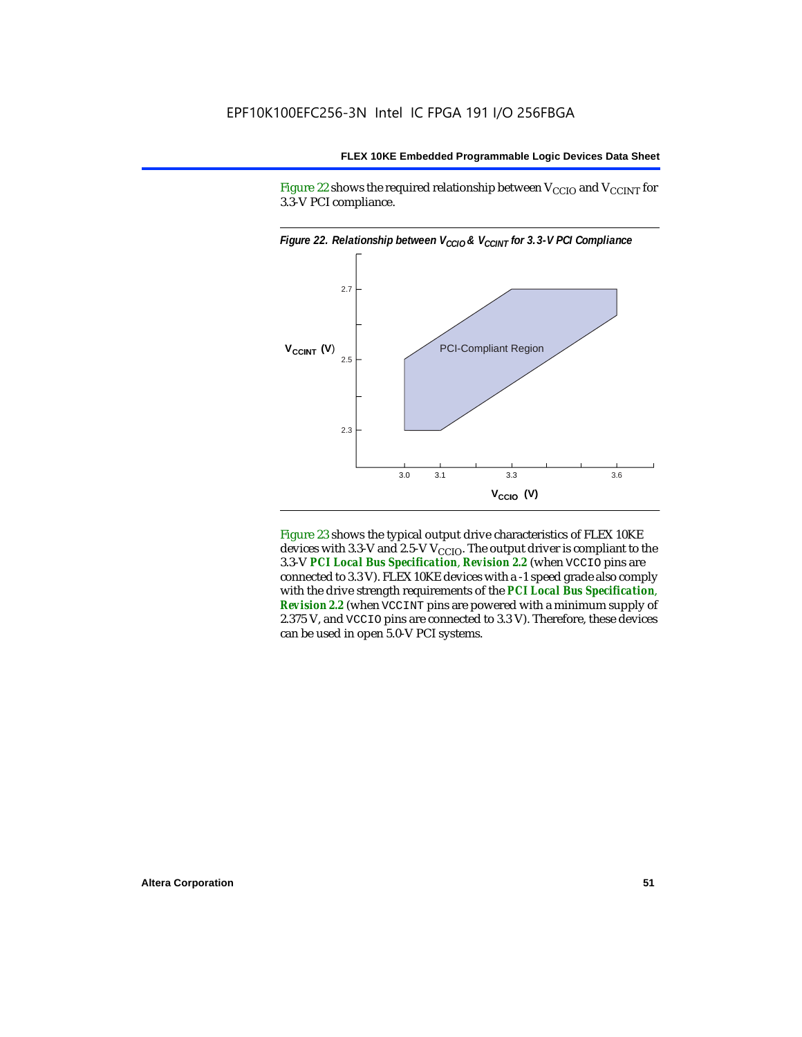Figure 22 shows the required relationship between $V_{CCIO}$ and $V_{CCINT}$ for 3.3-V PCI compliance.

*Figure 22. Relationship between $V_{CCIO}$ & $V_{CCINT}$ for 3.3-V PCI Compliance*

Figure 23 shows the typical output drive characteristics of FLEX 10KE devices with 3.3-V and 2.5-V $V_{CCIO}$. The output driver is compliant to the 3.3-V ***PCI Local Bus Specification*, *Revision 2.2*** (when VCCIO pins are connected to 3.3 V). FLEX 10KE devices with a -1 speed grade also comply with the drive strength requirements of the ***PCI Local Bus Specification*, *Revision 2.2*** (when VCCINT pins are powered with a minimum supply of 2.375 V, and VCCIO pins are connected to 3.3 V). Therefore, these devices can be used in open 5.0-V PCI systems.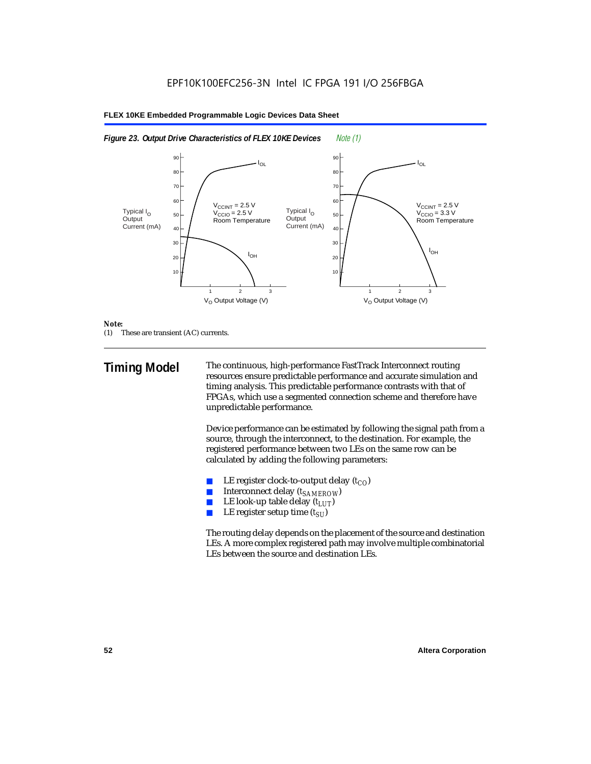*Figure 23. Output Drive Characteristics of FLEX 10KE Devices* *Note (1)*

*Note:*
(1) These are transient (AC) currents.

## Timing Model

The continuous, high-performance FastTrack Interconnect routing resources ensure predictable performance and accurate simulation and timing analysis. This predictable performance contrasts with that of FPGAs, which use a segmented connection scheme and therefore have unpredictable performance.

Device performance can be estimated by following the signal path from a source, through the interconnect, to the destination. For example, the registered performance between two LEs on the same row can be calculated by adding the following parameters:

- LE register clock-to-output delay ($t_{CO}$)
- Interconnect delay ($t_{SAMEROW}$)
- LE look-up table delay ($t_{LUT}$)
- LE register setup time ($t_{SU}$)

The routing delay depends on the placement of the source and destination LEs. A more complex registered path may involve multiple combinatorial LEs between the source and destination LEs.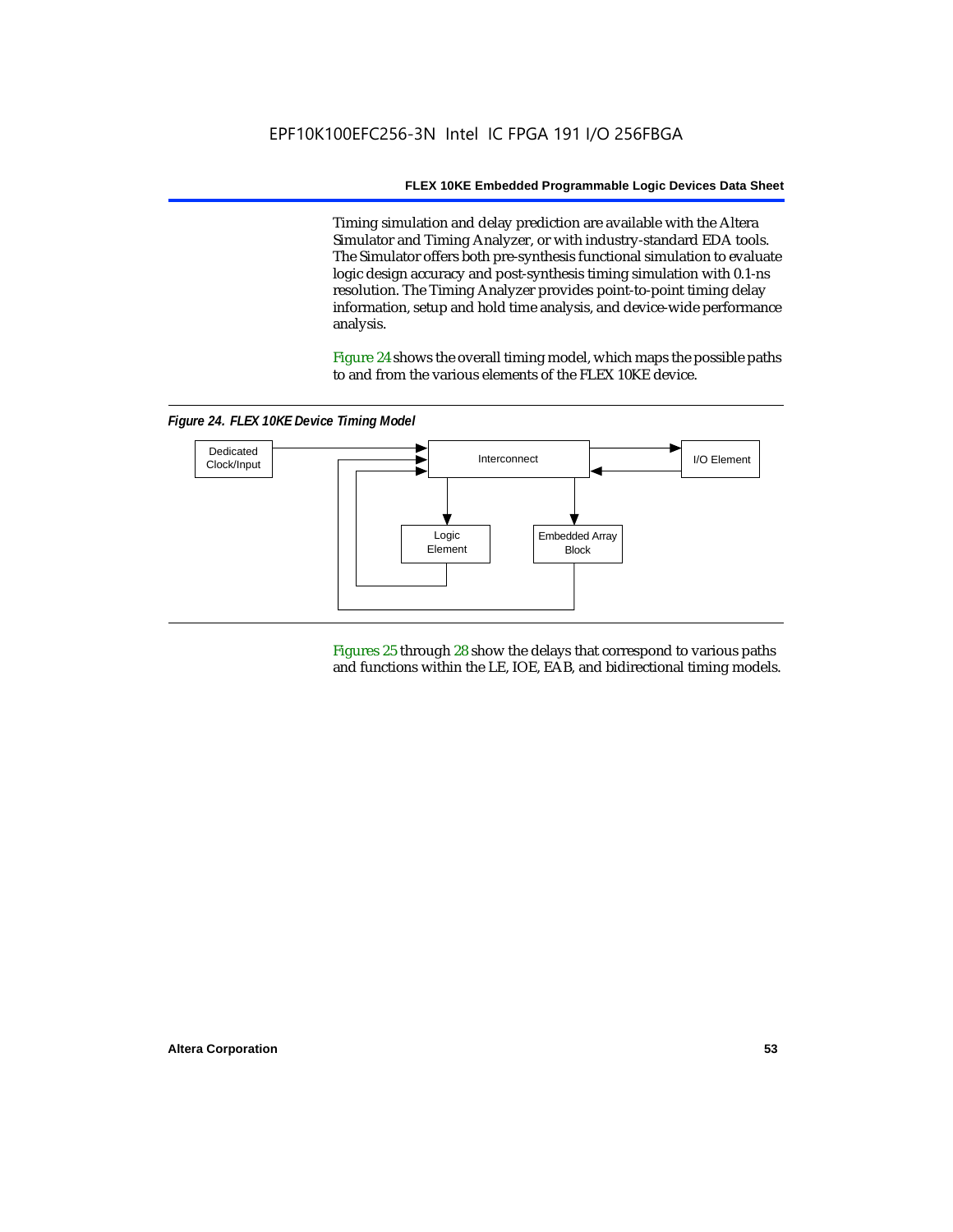Timing simulation and delay prediction are available with the Altera Simulator and Timing Analyzer, or with industry-standard EDA tools. The Simulator offers both pre-synthesis functional simulation to evaluate logic design accuracy and post-synthesis timing simulation with 0.1-ns resolution. The Timing Analyzer provides point-to-point timing delay information, setup and hold time analysis, and device-wide performance analysis.

Figure 24 shows the overall timing model, which maps the possible paths to and from the various elements of the FLEX 10KE device.

*Figure 24. FLEX 10KE Device Timing Model*

Dedicated Clock/Input

Interconnect

I/O Element

Logic Element

Embedded Array Block

Figures 25 through 28 show the delays that correspond to various paths and functions within the LE, IOE, EAB, and bidirectional timing models.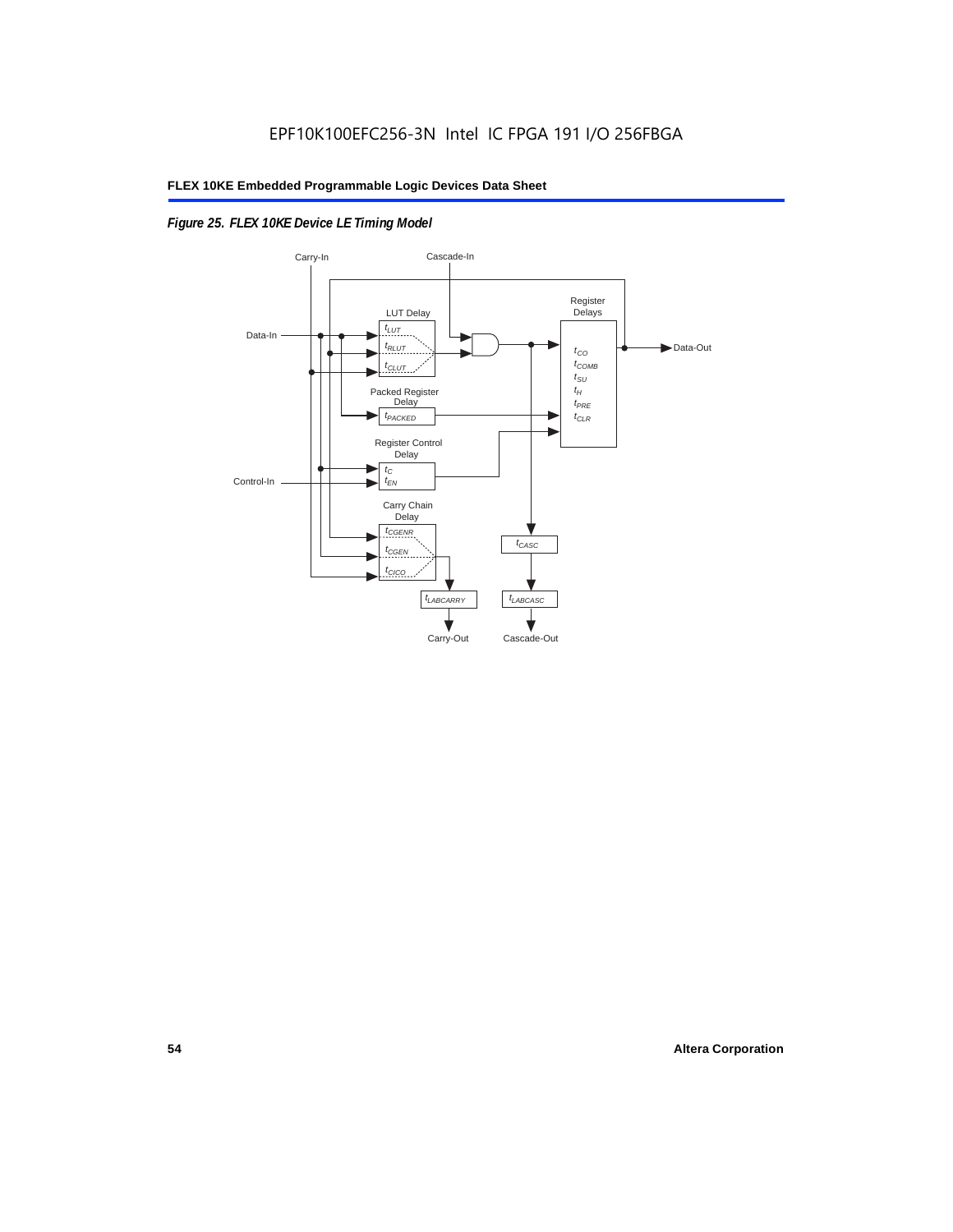*Figure 25. FLEX 10KE Device LE Timing Model*

Carry-In

Cascade-In

Register Delays

LUT Delay

Data-In

$t_{LUT}$

$t_{RLUT}$

$t_{CLUT}$

$t_{CO}$

$t_{COMB}$

$t_{SU}$

$t_{H}$

$t_{PRE}$

$t_{CLR}$

Data-Out

Packed Register Delay

$t_{PACKED}$

Register Control Delay

$t_{C}$

$t_{EN}$

Control-In

Carry Chain Delay

$t_{CGENR}$

$t_{CGEN}$

$t_{CICO}$

$t_{CASC}$

$t_{LABCARRY}$

$t_{LABCASC}$

Carry-Out

Cascade-Out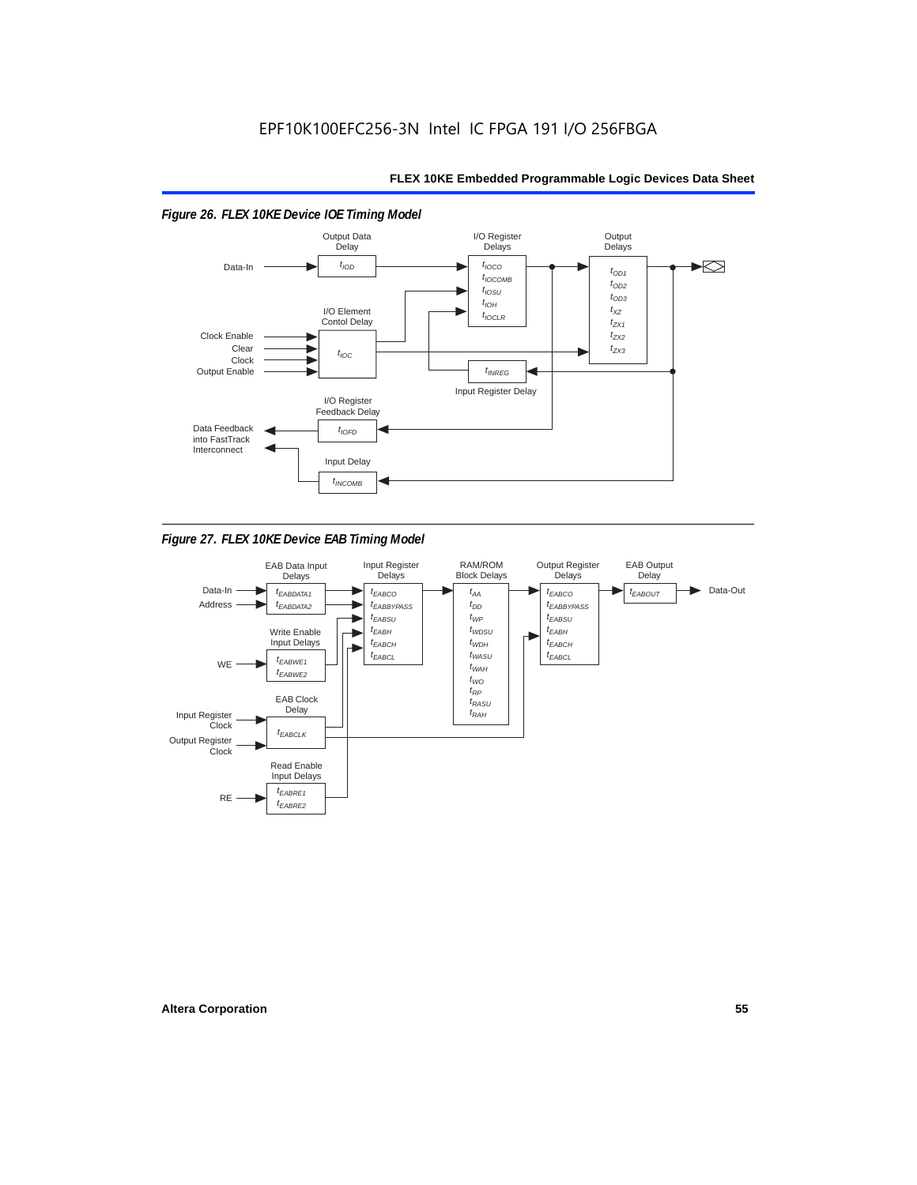*Figure 26. FLEX 10KE Device IOE Timing Model*

Output Data Delay: $t_{IOD}$

I/O Register Delays: $t_{IOCO}$, $t_{IOCOMB}$, $t_{IOSU}$, $t_{IOH}$, $t_{IOCLR}$

Output Delays: $t_{OD1}$, $t_{OD2}$, $t_{OD3}$, $t_{XZ}$, $t_{ZX1}$, $t_{ZX2}$, $t_{ZX3}$

I/O Element Contol Delay: $t_{IOC}$

Inputs: Data-In, Clock Enable, Clear, Clock, Output Enable

Input Register Delay: $t_{INREG}$

I/O Register Feedback Delay: $t_{IOFD}$

Input Delay: $t_{INCOMB}$

Data Feedback into FastTrack Interconnect

*Figure 27. FLEX 10KE Device EAB Timing Model*

EAB Data Input Delays: $t_{EABDATA1}$, $t_{EABDATA2}$

Input Register Delays: $t_{EABCO}$, $t_{EABBYPASS}$, $t_{EABSU}$, $t_{EABH}$, $t_{EABCH}$, $t_{EABCL}$

RAM/ROM Block Delays: $t_{AA}$, $t_{DD}$, $t_{WP}$, $t_{WDSU}$, $t_{WDH}$, $t_{WASU}$, $t_{WAH}$, $t_{WO}$, $t_{RP}$, $t_{RASU}$, $t_{RAH}$

Output Register Delays: $t_{EABCO}$, $t_{EABBYPASS}$, $t_{EABSU}$, $t_{EABH}$, $t_{EABCH}$, $t_{EABCL}$

EAB Output Delay: $t_{EABOUT}$

Write Enable Input Delays: $t_{EABWE1}$, $t_{EABWE2}$

EAB Clock Delay: $t_{EABCLK}$

Read Enable Input Delays: $t_{EABRE1}$, $t_{EABRE2}$

Inputs: Data-In, Address, WE, Input Register Clock, Output Register Clock, RE

Output: Data-Out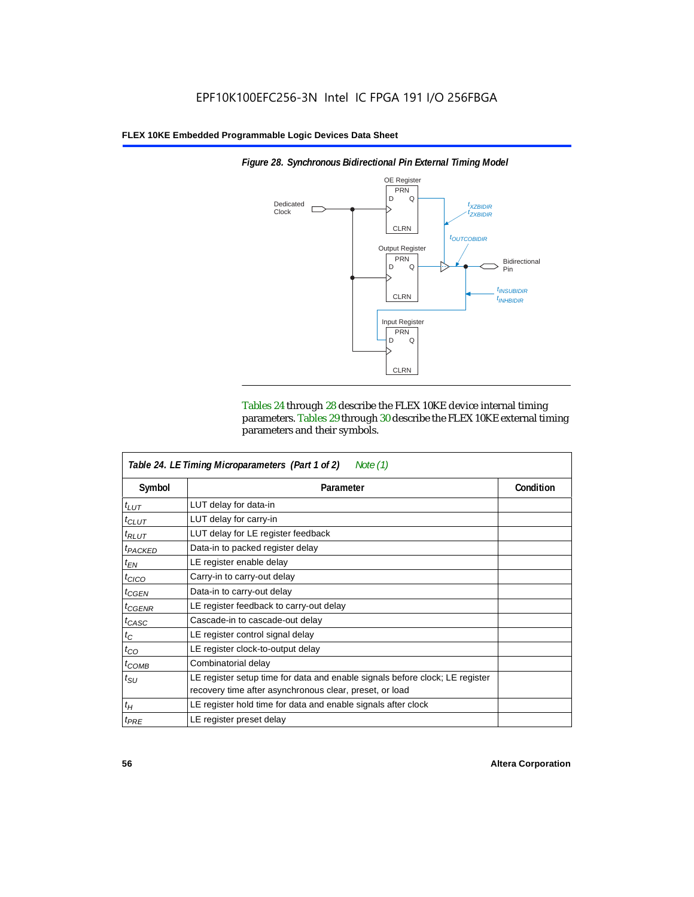EPF10K100EFC256-3N Intel IC FPGA 191 I/O 256FBGA

*Figure 28. Synchronous Bidirectional Pin External Timing Model*

Tables 24 through 28 describe the FLEX 10KE device internal timing parameters. Tables 29 through 30 describe the FLEX 10KE external timing parameters and their symbols.

*Table 24. LE Timing Microparameters (Part 1 of 2) Note (1)*

| Symbol | Parameter | Condition |
|---|---|---|
| $t_{LUT}$ | LUT delay for data-in | |
| $t_{CLUT}$ | LUT delay for carry-in | |
| $t_{RLUT}$ | LUT delay for LE register feedback | |
| $t_{PACKED}$ | Data-in to packed register delay | |
| $t_{EN}$ | LE register enable delay | |
| $t_{CICO}$ | Carry-in to carry-out delay | |
| $t_{CGEN}$ | Data-in to carry-out delay | |
| $t_{CGENR}$ | LE register feedback to carry-out delay | |
| $t_{CASC}$ | Cascade-in to cascade-out delay | |
| $t_C$ | LE register control signal delay | |
| $t_{CO}$ | LE register clock-to-output delay | |
| $t_{COMB}$ | Combinatorial delay | |
| $t_{SU}$ | LE register setup time for data and enable signals before clock; LE register recovery time after asynchronous clear, preset, or load | |
| $t_H$ | LE register hold time for data and enable signals after clock | |
| $t_{PRE}$ | LE register preset delay | |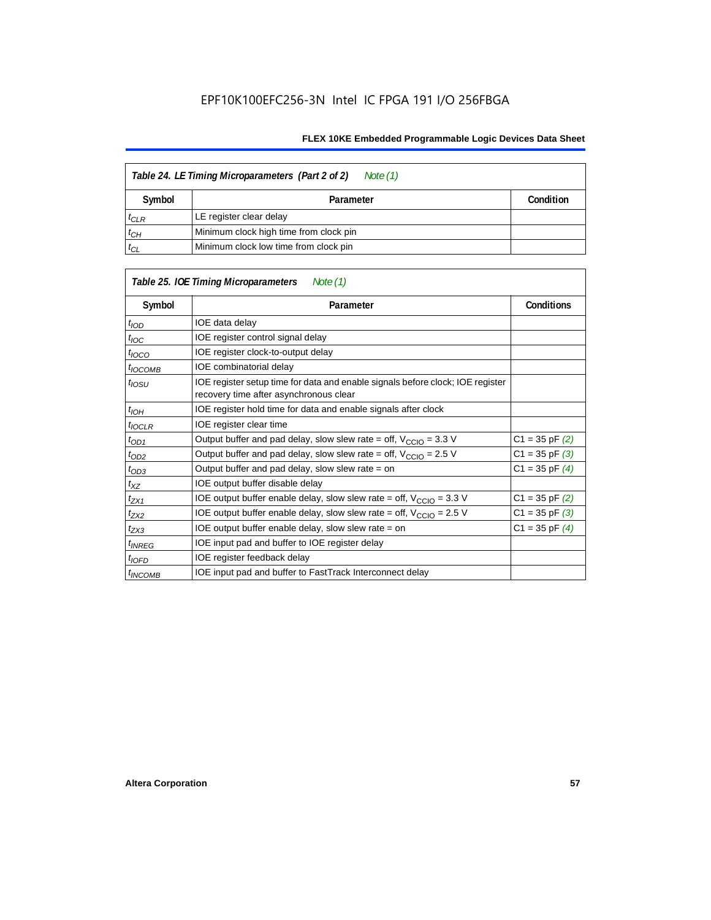**Table 24. LE Timing Microparameters (Part 2 of 2)** *Note (1)*

| Symbol | Parameter | Condition |
|---|---|---|
| $t_{CLR}$ | LE register clear delay | |
| $t_{CH}$ | Minimum clock high time from clock pin | |
| $t_{CL}$ | Minimum clock low time from clock pin | |

**Table 25. IOE Timing Microparameters** *Note (1)*

| Symbol | Parameter | Conditions |
|---|---|---|
| $t_{IOD}$ | IOE data delay | |
| $t_{IOC}$ | IOE register control signal delay | |
| $t_{IOCO}$ | IOE register clock-to-output delay | |
| $t_{IOCOMB}$ | IOE combinatorial delay | |
| $t_{IOSU}$ | IOE register setup time for data and enable signals before clock; IOE register recovery time after asynchronous clear | |
| $t_{IOH}$ | IOE register hold time for data and enable signals after clock | |
| $t_{IOCLR}$ | IOE register clear time | |
| $t_{OD1}$ | Output buffer and pad delay, slow slew rate = off, $V_{CCIO}$ = 3.3 V | C1 = 35 pF *(2)* |
| $t_{OD2}$ | Output buffer and pad delay, slow slew rate = off, $V_{CCIO}$ = 2.5 V | C1 = 35 pF *(3)* |
| $t_{OD3}$ | Output buffer and pad delay, slow slew rate = on | C1 = 35 pF *(4)* |
| $t_{XZ}$ | IOE output buffer disable delay | |
| $t_{ZX1}$ | IOE output buffer enable delay, slow slew rate = off, $V_{CCIO}$ = 3.3 V | C1 = 35 pF *(2)* |
| $t_{ZX2}$ | IOE output buffer enable delay, slow slew rate = off, $V_{CCIO}$ = 2.5 V | C1 = 35 pF *(3)* |
| $t_{ZX3}$ | IOE output buffer enable delay, slow slew rate = on | C1 = 35 pF *(4)* |
| $t_{INREG}$ | IOE input pad and buffer to IOE register delay | |
| $t_{IOFD}$ | IOE register feedback delay | |
| $t_{INCOMB}$ | IOE input pad and buffer to FastTrack Interconnect delay | |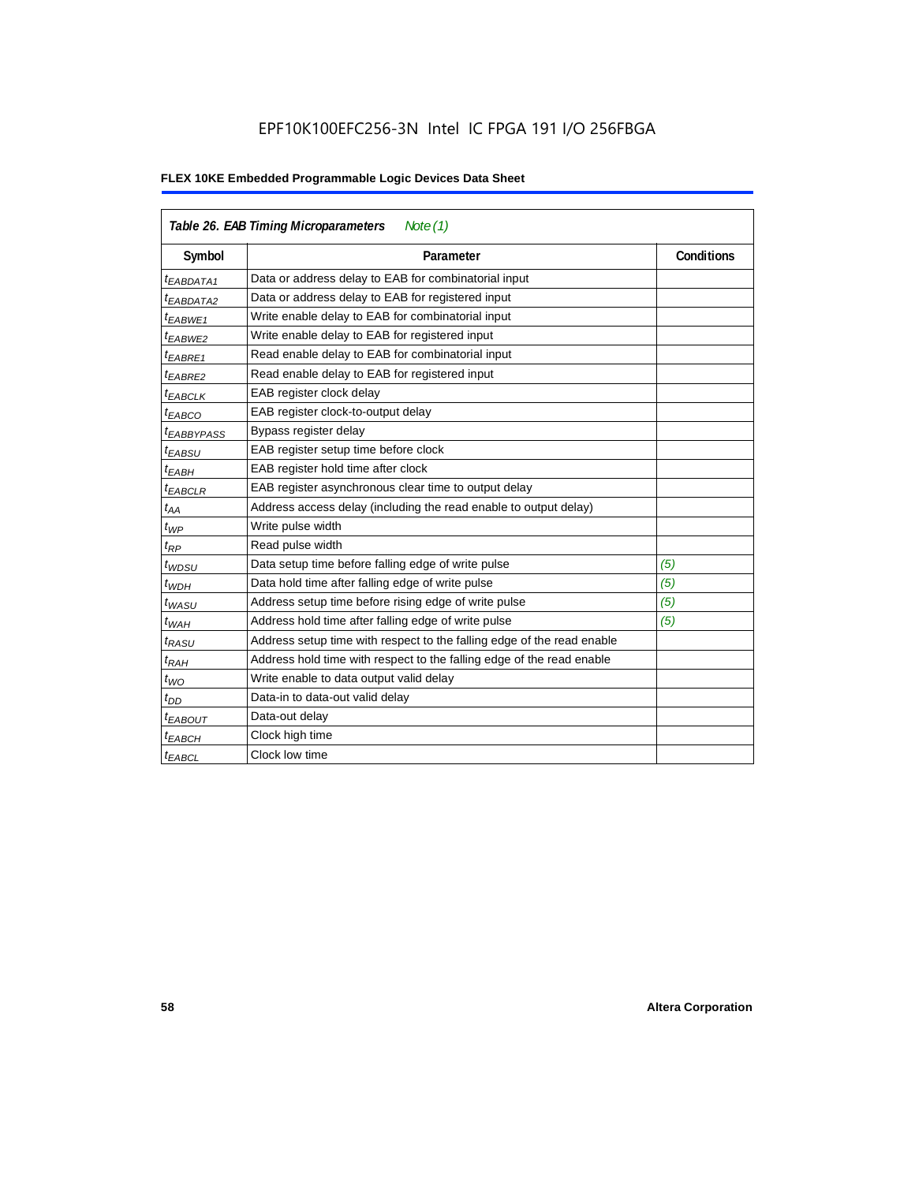| *Table 26. EAB Timing Microparameters Note (1)* | | |
|---|---|---|
| **Symbol** | **Parameter** | **Conditions** |
| $t_{EABDATA1}$ | Data or address delay to EAB for combinatorial input | |
| $t_{EABDATA2}$ | Data or address delay to EAB for registered input | |
| $t_{EABWE1}$ | Write enable delay to EAB for combinatorial input | |
| $t_{EABWE2}$ | Write enable delay to EAB for registered input | |
| $t_{EABRE1}$ | Read enable delay to EAB for combinatorial input | |
| $t_{EABRE2}$ | Read enable delay to EAB for registered input | |
| $t_{EABCLK}$ | EAB register clock delay | |
| $t_{EABCO}$ | EAB register clock-to-output delay | |
| $t_{EABBYPASS}$ | Bypass register delay | |
| $t_{EABSU}$ | EAB register setup time before clock | |
| $t_{EABH}$ | EAB register hold time after clock | |
| $t_{EABCLR}$ | EAB register asynchronous clear time to output delay | |
| $t_{AA}$ | Address access delay (including the read enable to output delay) | |
| $t_{WP}$ | Write pulse width | |
| $t_{RP}$ | Read pulse width | |
| $t_{WDSU}$ | Data setup time before falling edge of write pulse | *(5)* |
| $t_{WDH}$ | Data hold time after falling edge of write pulse | *(5)* |
| $t_{WASU}$ | Address setup time before rising edge of write pulse | *(5)* |
| $t_{WAH}$ | Address hold time after falling edge of write pulse | *(5)* |
| $t_{RASU}$ | Address setup time with respect to the falling edge of the read enable | |
| $t_{RAH}$ | Address hold time with respect to the falling edge of the read enable | |
| $t_{WO}$ | Write enable to data output valid delay | |
| $t_{DD}$ | Data-in to data-out valid delay | |
| $t_{EABOUT}$ | Data-out delay | |
| $t_{EABCH}$ | Clock high time | |
| $t_{EABCL}$ | Clock low time | |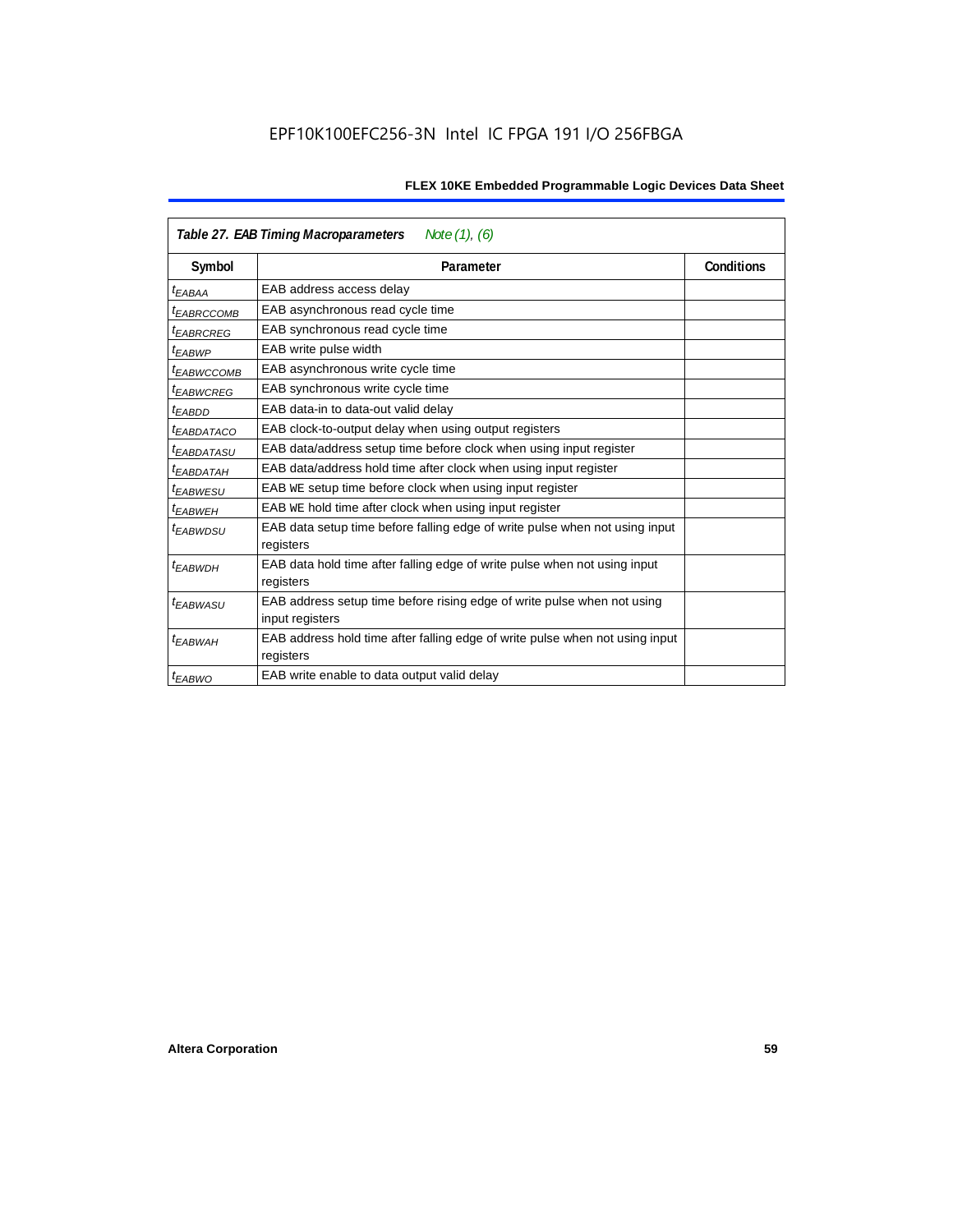**Table 27. EAB Timing Macroparameters** *Note (1), (6)*

| Symbol | Parameter | Conditions |
|---|---|---|
| $t_{EABAA}$ | EAB address access delay | |
| $t_{EABRCCOMB}$ | EAB asynchronous read cycle time | |
| $t_{EABRCREG}$ | EAB synchronous read cycle time | |
| $t_{EABWP}$ | EAB write pulse width | |
| $t_{EABWCCOMB}$ | EAB asynchronous write cycle time | |
| $t_{EABWCREG}$ | EAB synchronous write cycle time | |
| $t_{EABDD}$ | EAB data-in to data-out valid delay | |
| $t_{EABDATACO}$ | EAB clock-to-output delay when using output registers | |
| $t_{EABDATASU}$ | EAB data/address setup time before clock when using input register | |
| $t_{EABDATAH}$ | EAB data/address hold time after clock when using input register | |
| $t_{EABWESU}$ | EAB WE setup time before clock when using input register | |
| $t_{EABWEH}$ | EAB WE hold time after clock when using input register | |
| $t_{EABWDSU}$ | EAB data setup time before falling edge of write pulse when not using input registers | |
| $t_{EABWDH}$ | EAB data hold time after falling edge of write pulse when not using input registers | |
| $t_{EABWASU}$ | EAB address setup time before rising edge of write pulse when not using input registers | |
| $t_{EABWAH}$ | EAB address hold time after falling edge of write pulse when not using input registers | |
| $t_{EABWO}$ | EAB write enable to data output valid delay | |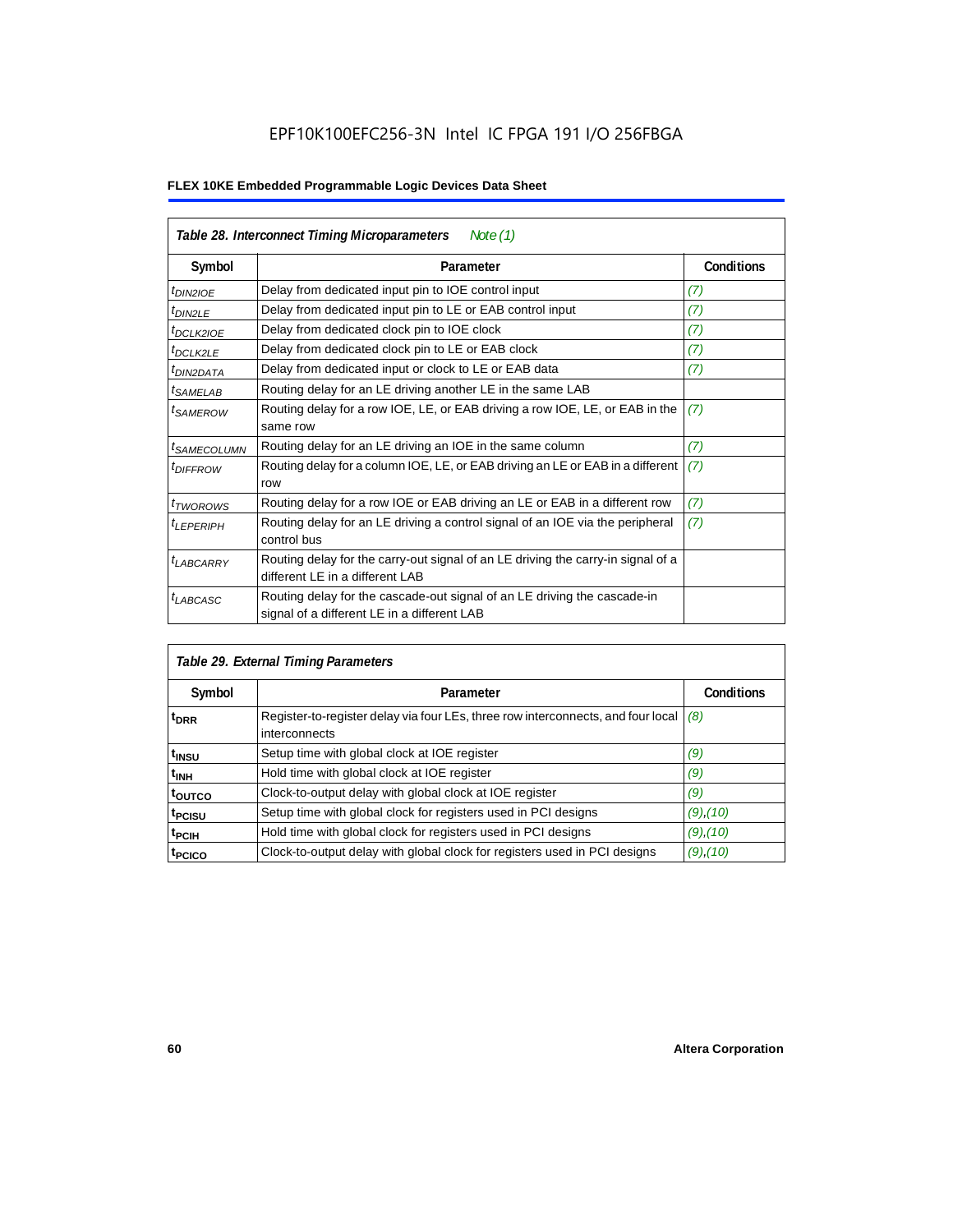| *Table 28. Interconnect Timing Microparameters* *Note (1)* | | |
|---|---|---|
| **Symbol** | **Parameter** | **Conditions** |
| $t_{DIN2IOE}$ | Delay from dedicated input pin to IOE control input | *(7)* |
| $t_{DIN2LE}$ | Delay from dedicated input pin to LE or EAB control input | *(7)* |
| $t_{DCLK2IOE}$ | Delay from dedicated clock pin to IOE clock | *(7)* |
| $t_{DCLK2LE}$ | Delay from dedicated clock pin to LE or EAB clock | *(7)* |
| $t_{DIN2DATA}$ | Delay from dedicated input or clock to LE or EAB data | *(7)* |
| $t_{SAMELAB}$ | Routing delay for an LE driving another LE in the same LAB | |
| $t_{SAMEROW}$ | Routing delay for a row IOE, LE, or EAB driving a row IOE, LE, or EAB in the same row | *(7)* |
| $t_{SAMECOLUMN}$ | Routing delay for an LE driving an IOE in the same column | *(7)* |
| $t_{DIFFROW}$ | Routing delay for a column IOE, LE, or EAB driving an LE or EAB in a different row | *(7)* |
| $t_{TWOROWS}$ | Routing delay for a row IOE or EAB driving an LE or EAB in a different row | *(7)* |
| $t_{LEPERIPH}$ | Routing delay for an LE driving a control signal of an IOE via the peripheral control bus | *(7)* |
| $t_{LABCARRY}$ | Routing delay for the carry-out signal of an LE driving the carry-in signal of a different LE in a different LAB | |
| $t_{LABCASC}$ | Routing delay for the cascade-out signal of an LE driving the cascade-in signal of a different LE in a different LAB | |

| *Table 29. External Timing Parameters* | | |
|---|---|---|
| **Symbol** | **Parameter** | **Conditions** |
| $t_{DRR}$ | Register-to-register delay via four LEs, three row interconnects, and four local interconnects | *(8)* |
| $t_{INSU}$ | Setup time with global clock at IOE register | *(9)* |
| $t_{INH}$ | Hold time with global clock at IOE register | *(9)* |
| $t_{OUTCO}$ | Clock-to-output delay with global clock at IOE register | *(9)* |
| $t_{PCISU}$ | Setup time with global clock for registers used in PCI designs | *(9)*,*(10)* |
| $t_{PCIH}$ | Hold time with global clock for registers used in PCI designs | *(9)*,*(10)* |
| $t_{PCICO}$ | Clock-to-output delay with global clock for registers used in PCI designs | *(9)*,*(10)* |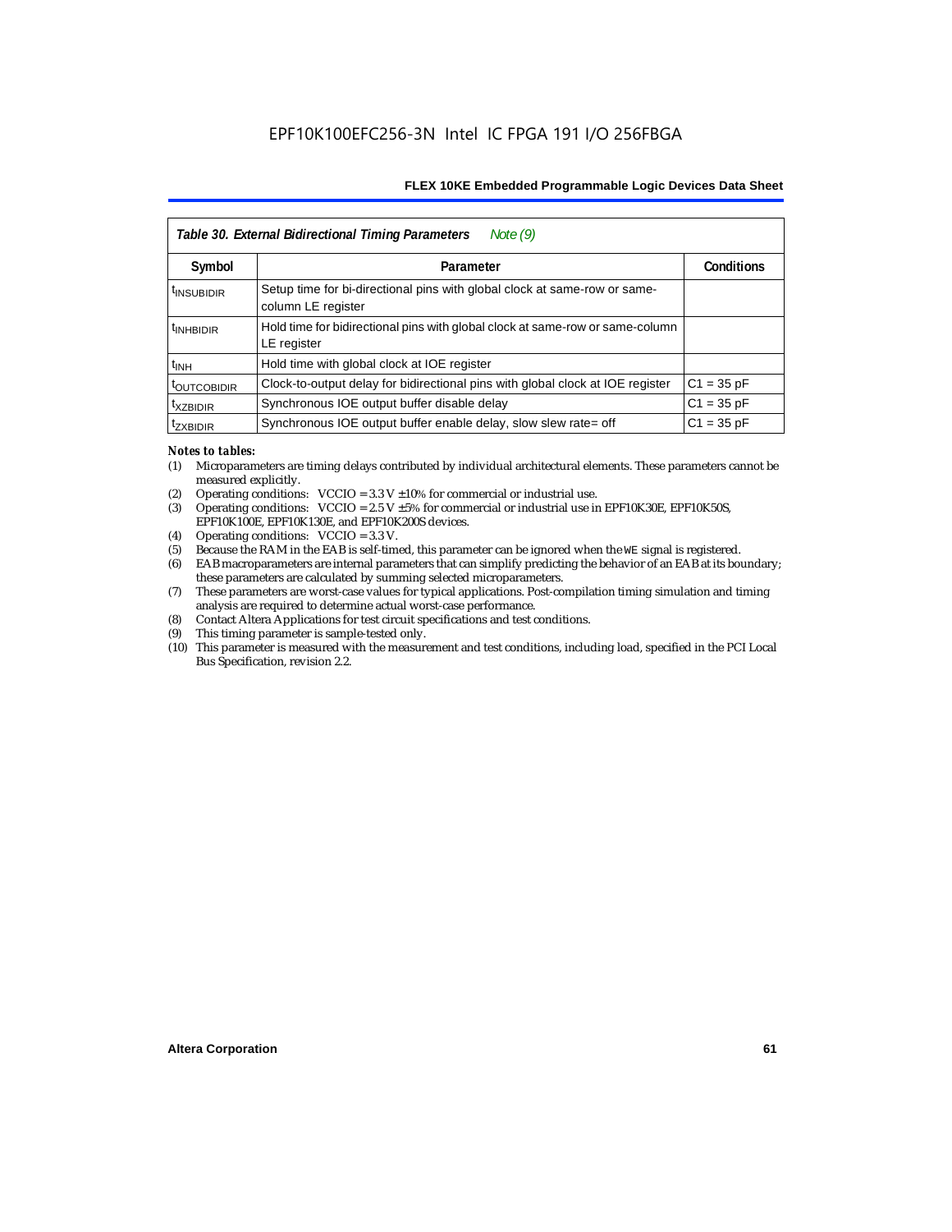| *Table 30. External Bidirectional Timing Parameters* *Note (9)* | | |
|---|---|---|
| **Symbol** | **Parameter** | **Conditions** |
| $t_{INSUBIDIR}$ | Setup time for bi-directional pins with global clock at same-row or same-column LE register | |
| $t_{INHBIDIR}$ | Hold time for bidirectional pins with global clock at same-row or same-column LE register | |
| $t_{INH}$ | Hold time with global clock at IOE register | |
| $t_{OUTCOBIDIR}$ | Clock-to-output delay for bidirectional pins with global clock at IOE register | C1 = 35 pF |
| $t_{XZBIDIR}$ | Synchronous IOE output buffer disable delay | C1 = 35 pF |
| $t_{ZXBIDIR}$ | Synchronous IOE output buffer enable delay, slow slew rate= off | C1 = 35 pF |

*Notes to tables:*

(1) Microparameters are timing delays contributed by individual architectural elements. These parameters cannot be measured explicitly.

(2) Operating conditions: VCCIO = 3.3 V ±10% for commercial or industrial use.

(3) Operating conditions: VCCIO = 2.5 V ±5% for commercial or industrial use in EPF10K30E, EPF10K50S, EPF10K100E, EPF10K130E, and EPF10K200S devices.

(4) Operating conditions: VCCIO = 3.3 V.

(5) Because the RAM in the EAB is self-timed, this parameter can be ignored when the WE signal is registered.

(6) EAB macroparameters are internal parameters that can simplify predicting the behavior of an EAB at its boundary; these parameters are calculated by summing selected microparameters.

(7) These parameters are worst-case values for typical applications. Post-compilation timing simulation and timing analysis are required to determine actual worst-case performance.

(8) Contact Altera Applications for test circuit specifications and test conditions.

(9) This timing parameter is sample-tested only.

(10) This parameter is measured with the measurement and test conditions, including load, specified in the PCI Local Bus Specification, revision 2.2.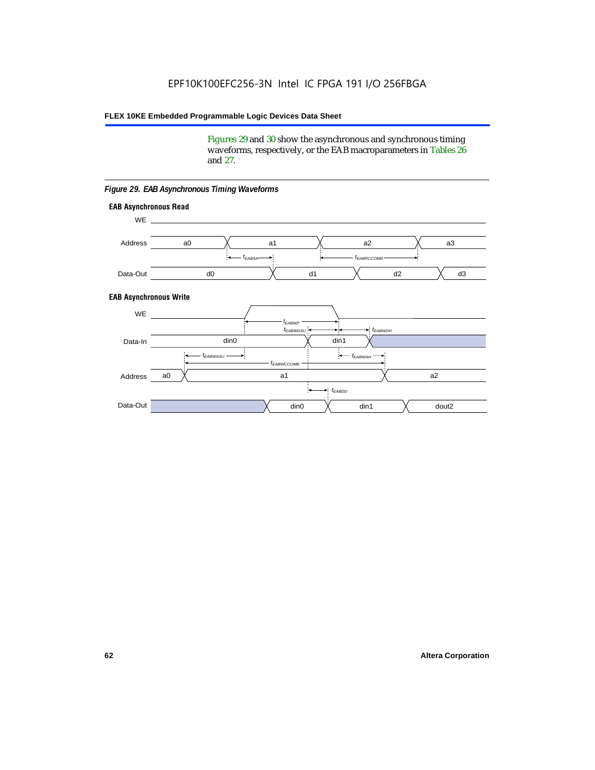Figures 29 and 30 show the asynchronous and synchronous timing waveforms, respectively, or the EAB macroparameters in Tables 26 and 27.

*Figure 29. EAB Asynchronous Timing Waveforms*

**EAB Asynchronous Read**

WE

Address: a0, a1, a2, a3

$t_{EABAA}$, $t_{EABRCCOMB}$

Data-Out: d0, d1, d2, d3

**EAB Asynchronous Write**

WE

$t_{EABWP}$, $t_{EABWDSU}$, $t_{EABWDH}$

Data-In: din0, din1

$t_{EABWASU}$, $t_{EABWAH}$, $t_{EABWCCOMB}$

Address: a0, a1, a2

$t_{EABDD}$

Data-Out: din0, din1, dout2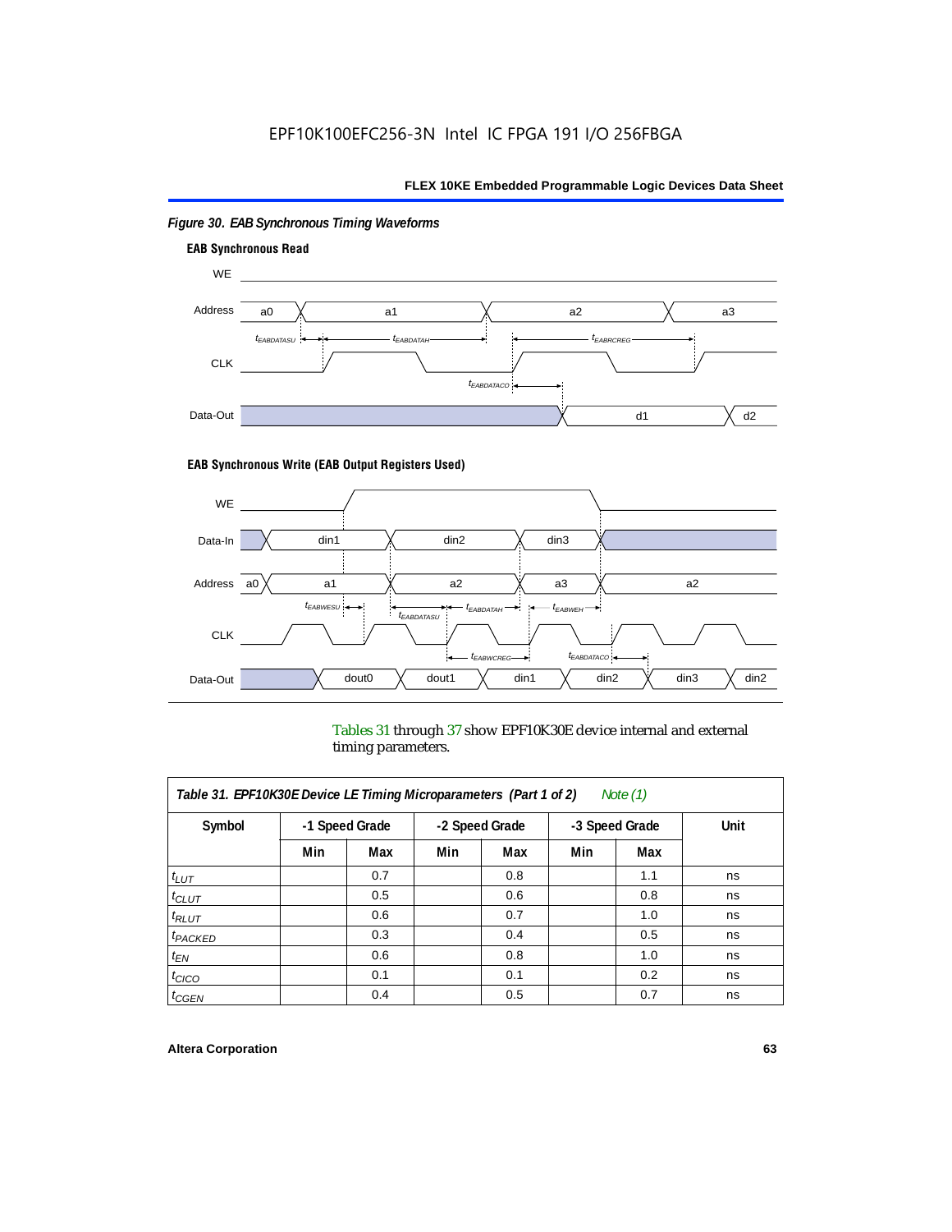*Figure 30. EAB Synchronous Timing Waveforms*

**EAB Synchronous Read**

**EAB Synchronous Write (EAB Output Registers Used)**

Tables 31 through 37 show EPF10K30E device internal and external timing parameters.

| *Table 31. EPF10K30E Device LE Timing Microparameters (Part 1 of 2) Note (1)* | | | | | | | |
|---|---|---|---|---|---|---|---|
| **Symbol** | **-1 Speed Grade** | | **-2 Speed Grade** | | **-3 Speed Grade** | | **Unit** |
| | **Min** | **Max** | **Min** | **Max** | **Min** | **Max** | |
| $t_{LUT}$ | | 0.7 | | 0.8 | | 1.1 | ns |
| $t_{CLUT}$ | | 0.5 | | 0.6 | | 0.8 | ns |
| $t_{RLUT}$ | | 0.6 | | 0.7 | | 1.0 | ns |
| $t_{PACKED}$ | | 0.3 | | 0.4 | | 0.5 | ns |
| $t_{EN}$ | | 0.6 | | 0.8 | | 1.0 | ns |
| $t_{CICO}$ | | 0.1 | | 0.1 | | 0.2 | ns |
| $t_{CGEN}$ | | 0.4 | | 0.5 | | 0.7 | ns |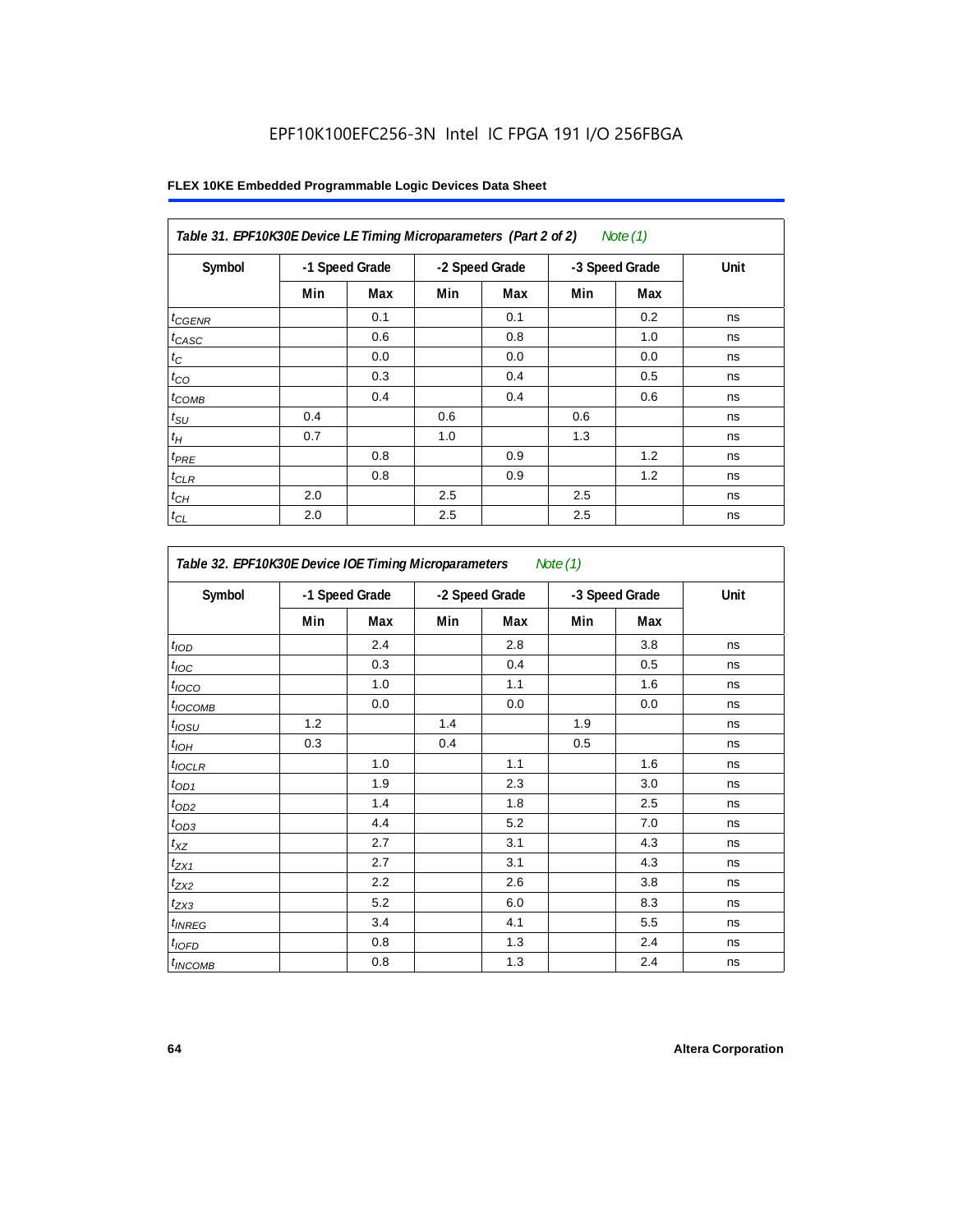EPF10K100EFC256-3N Intel IC FPGA 191 I/O 256FBGA

**FLEX 10KE Embedded Programmable Logic Devices Data Sheet**

*Table 31. EPF10K30E Device LE Timing Microparameters (Part 2 of 2) Note (1)*

| Symbol | -1 Speed Grade | | -2 Speed Grade | | -3 Speed Grade | | Unit |
|---|---|---|---|---|---|---|---|
| | Min | Max | Min | Max | Min | Max | |
| $t_{CGENR}$ | | 0.1 | | 0.1 | | 0.2 | ns |
| $t_{CASC}$ | | 0.6 | | 0.8 | | 1.0 | ns |
| $t_{C}$ | | 0.0 | | 0.0 | | 0.0 | ns |
| $t_{CO}$ | | 0.3 | | 0.4 | | 0.5 | ns |
| $t_{COMB}$ | | 0.4 | | 0.4 | | 0.6 | ns |
| $t_{SU}$ | 0.4 | | 0.6 | | 0.6 | | ns |
| $t_{H}$ | 0.7 | | 1.0 | | 1.3 | | ns |
| $t_{PRE}$ | | 0.8 | | 0.9 | | 1.2 | ns |
| $t_{CLR}$ | | 0.8 | | 0.9 | | 1.2 | ns |
| $t_{CH}$ | 2.0 | | 2.5 | | 2.5 | | ns |
| $t_{CL}$ | 2.0 | | 2.5 | | 2.5 | | ns |

*Table 32. EPF10K30E Device IOE Timing Microparameters Note (1)*

| Symbol | -1 Speed Grade | | -2 Speed Grade | | -3 Speed Grade | | Unit |
|---|---|---|---|---|---|---|---|
| | Min | Max | Min | Max | Min | Max | |
| $t_{IOD}$ | | 2.4 | | 2.8 | | 3.8 | ns |
| $t_{IOC}$ | | 0.3 | | 0.4 | | 0.5 | ns |
| $t_{IOCO}$ | | 1.0 | | 1.1 | | 1.6 | ns |
| $t_{IOCOMB}$ | | 0.0 | | 0.0 | | 0.0 | ns |
| $t_{IOSU}$ | 1.2 | | 1.4 | | 1.9 | | ns |
| $t_{IOH}$ | 0.3 | | 0.4 | | 0.5 | | ns |
| $t_{IOCLR}$ | | 1.0 | | 1.1 | | 1.6 | ns |
| $t_{OD1}$ | | 1.9 | | 2.3 | | 3.0 | ns |
| $t_{OD2}$ | | 1.4 | | 1.8 | | 2.5 | ns |
| $t_{OD3}$ | | 4.4 | | 5.2 | | 7.0 | ns |
| $t_{XZ}$ | | 2.7 | | 3.1 | | 4.3 | ns |
| $t_{ZX1}$ | | 2.7 | | 3.1 | | 4.3 | ns |
| $t_{ZX2}$ | | 2.2 | | 2.6 | | 3.8 | ns |
| $t_{ZX3}$ | | 5.2 | | 6.0 | | 8.3 | ns |
| $t_{INREG}$ | | 3.4 | | 4.1 | | 5.5 | ns |
| $t_{IOFD}$ | | 0.8 | | 1.3 | | 2.4 | ns |
| $t_{INCOMB}$ | | 0.8 | | 1.3 | | 2.4 | ns |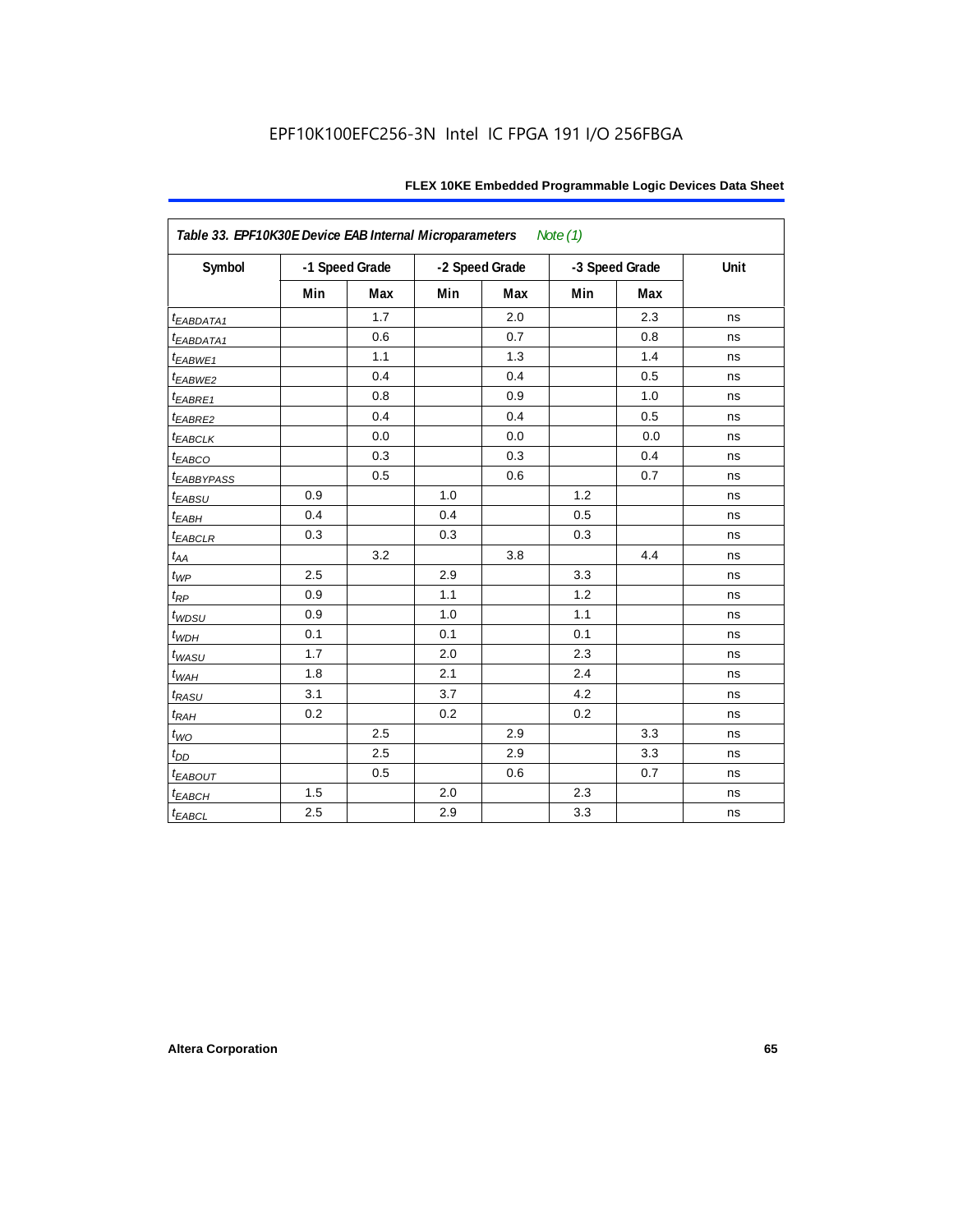**Table 33. EPF10K30E Device EAB Internal Microparameters** *Note (1)*

| Symbol | -1 Speed Grade | | -2 Speed Grade | | -3 Speed Grade | | Unit |
|---|---|---|---|---|---|---|---|
| | Min | Max | Min | Max | Min | Max | |
| $t_{EABDATA1}$ | | 1.7 | | 2.0 | | 2.3 | ns |
| $t_{EABDATA1}$ | | 0.6 | | 0.7 | | 0.8 | ns |
| $t_{EABWE1}$ | | 1.1 | | 1.3 | | 1.4 | ns |
| $t_{EABWE2}$ | | 0.4 | | 0.4 | | 0.5 | ns |
| $t_{EABRE1}$ | | 0.8 | | 0.9 | | 1.0 | ns |
| $t_{EABRE2}$ | | 0.4 | | 0.4 | | 0.5 | ns |
| $t_{EABCLK}$ | | 0.0 | | 0.0 | | 0.0 | ns |
| $t_{EABCO}$ | | 0.3 | | 0.3 | | 0.4 | ns |
| $t_{EABBYPASS}$ | | 0.5 | | 0.6 | | 0.7 | ns |
| $t_{EABSU}$ | 0.9 | | 1.0 | | 1.2 | | ns |
| $t_{EABH}$ | 0.4 | | 0.4 | | 0.5 | | ns |
| $t_{EABCLR}$ | 0.3 | | 0.3 | | 0.3 | | ns |
| $t_{AA}$ | | 3.2 | | 3.8 | | 4.4 | ns |
| $t_{WP}$ | 2.5 | | 2.9 | | 3.3 | | ns |
| $t_{RP}$ | 0.9 | | 1.1 | | 1.2 | | ns |
| $t_{WDSU}$ | 0.9 | | 1.0 | | 1.1 | | ns |
| $t_{WDH}$ | 0.1 | | 0.1 | | 0.1 | | ns |
| $t_{WASU}$ | 1.7 | | 2.0 | | 2.3 | | ns |
| $t_{WAH}$ | 1.8 | | 2.1 | | 2.4 | | ns |
| $t_{RASU}$ | 3.1 | | 3.7 | | 4.2 | | ns |
| $t_{RAH}$ | 0.2 | | 0.2 | | 0.2 | | ns |
| $t_{WO}$ | | 2.5 | | 2.9 | | 3.3 | ns |
| $t_{DD}$ | | 2.5 | | 2.9 | | 3.3 | ns |
| $t_{EABOUT}$ | | 0.5 | | 0.6 | | 0.7 | ns |
| $t_{EABCH}$ | 1.5 | | 2.0 | | 2.3 | | ns |
| $t_{EABCL}$ | 2.5 | | 2.9 | | 3.3 | | ns |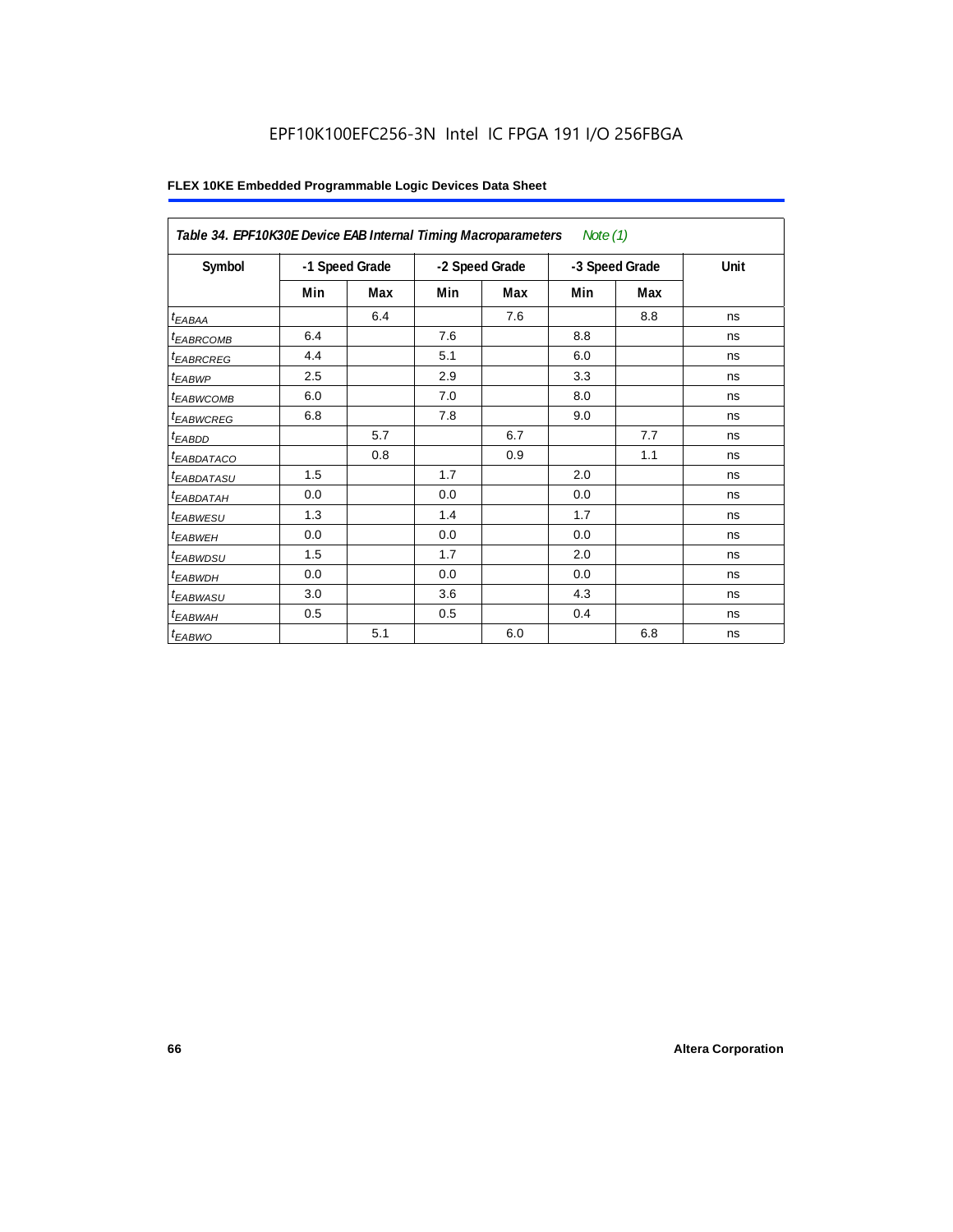EPF10K100EFC256-3N Intel IC FPGA 191 I/O 256FBGA

**FLEX 10KE Embedded Programmable Logic Devices Data Sheet**

| *Table 34. EPF10K30E Device EAB Internal Timing Macroparameters* *Note (1)* | | | | | | | |
|---|---|---|---|---|---|---|---|
| **Symbol** | **-1 Speed Grade** | | **-2 Speed Grade** | | **-3 Speed Grade** | | **Unit** |
| | **Min** | **Max** | **Min** | **Max** | **Min** | **Max** | |
| $t_{EABAA}$ | | 6.4 | | 7.6 | | 8.8 | ns |
| $t_{EABRCOMB}$ | 6.4 | | 7.6 | | 8.8 | | ns |
| $t_{EABRCREG}$ | 4.4 | | 5.1 | | 6.0 | | ns |
| $t_{EABWP}$ | 2.5 | | 2.9 | | 3.3 | | ns |
| $t_{EABWCOMB}$ | 6.0 | | 7.0 | | 8.0 | | ns |
| $t_{EABWCREG}$ | 6.8 | | 7.8 | | 9.0 | | ns |
| $t_{EABDD}$ | | 5.7 | | 6.7 | | 7.7 | ns |
| $t_{EABDATACO}$ | | 0.8 | | 0.9 | | 1.1 | ns |
| $t_{EABDATASU}$ | 1.5 | | 1.7 | | 2.0 | | ns |
| $t_{EABDATAH}$ | 0.0 | | 0.0 | | 0.0 | | ns |
| $t_{EABWESU}$ | 1.3 | | 1.4 | | 1.7 | | ns |
| $t_{EABWEH}$ | 0.0 | | 0.0 | | 0.0 | | ns |
| $t_{EABWDSU}$ | 1.5 | | 1.7 | | 2.0 | | ns |
| $t_{EABWDH}$ | 0.0 | | 0.0 | | 0.0 | | ns |
| $t_{EABWASU}$ | 3.0 | | 3.6 | | 4.3 | | ns |
| $t_{EABWAH}$ | 0.5 | | 0.5 | | 0.4 | | ns |
| $t_{EABWO}$ | | 5.1 | | 6.0 | | 6.8 | ns |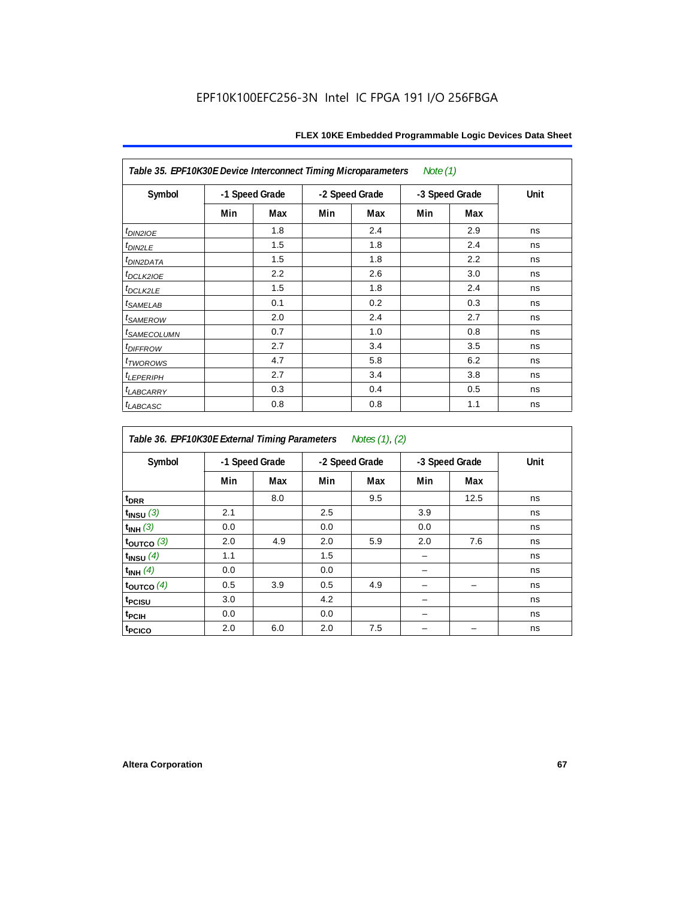EPF10K100EFC256-3N Intel IC FPGA 191 I/O 256FBGA

| Table 35. EPF10K30E Device Interconnect Timing Microparameters *Note (1)* | | | | | | | |
|---|---|---|---|---|---|---|---|
| Symbol | -1 Speed Grade | | -2 Speed Grade | | -3 Speed Grade | | Unit |
| | Min | Max | Min | Max | Min | Max | |
| $t_{DIN2IOE}$ | | 1.8 | | 2.4 | | 2.9 | ns |
| $t_{DIN2LE}$ | | 1.5 | | 1.8 | | 2.4 | ns |
| $t_{DIN2DATA}$ | | 1.5 | | 1.8 | | 2.2 | ns |
| $t_{DCLK2IOE}$ | | 2.2 | | 2.6 | | 3.0 | ns |
| $t_{DCLK2LE}$ | | 1.5 | | 1.8 | | 2.4 | ns |
| $t_{SAMELAB}$ | | 0.1 | | 0.2 | | 0.3 | ns |
| $t_{SAMEROW}$ | | 2.0 | | 2.4 | | 2.7 | ns |
| $t_{SAMECOLUMN}$ | | 0.7 | | 1.0 | | 0.8 | ns |
| $t_{DIFFROW}$ | | 2.7 | | 3.4 | | 3.5 | ns |
| $t_{TWOROWS}$ | | 4.7 | | 5.8 | | 6.2 | ns |
| $t_{LEPERIPH}$ | | 2.7 | | 3.4 | | 3.8 | ns |
| $t_{LABCARRY}$ | | 0.3 | | 0.4 | | 0.5 | ns |
| $t_{LABCASC}$ | | 0.8 | | 0.8 | | 1.1 | ns |

| Table 36. EPF10K30E External Timing Parameters *Notes (1), (2)* | | | | | | | |
|---|---|---|---|---|---|---|---|
| Symbol | -1 Speed Grade | | -2 Speed Grade | | -3 Speed Grade | | Unit |
| | Min | Max | Min | Max | Min | Max | |
| $t_{DRR}$ | | 8.0 | | 9.5 | | 12.5 | ns |
| $t_{INSU}$ *(3)* | 2.1 | | 2.5 | | 3.9 | | ns |
| $t_{INH}$ *(3)* | 0.0 | | 0.0 | | 0.0 | | ns |
| $t_{OUTCO}$ *(3)* | 2.0 | 4.9 | 2.0 | 5.9 | 2.0 | 7.6 | ns |
| $t_{INSU}$ *(4)* | 1.1 | | 1.5 | | – | | ns |
| $t_{INH}$ *(4)* | 0.0 | | 0.0 | | – | | ns |
| $t_{OUTCO}$ *(4)* | 0.5 | 3.9 | 0.5 | 4.9 | – | – | ns |
| $t_{PCISU}$ | 3.0 | | 4.2 | | – | | ns |
| $t_{PCIH}$ | 0.0 | | 0.0 | | – | | ns |
| $t_{PCICO}$ | 2.0 | 6.0 | 2.0 | 7.5 | – | – | ns |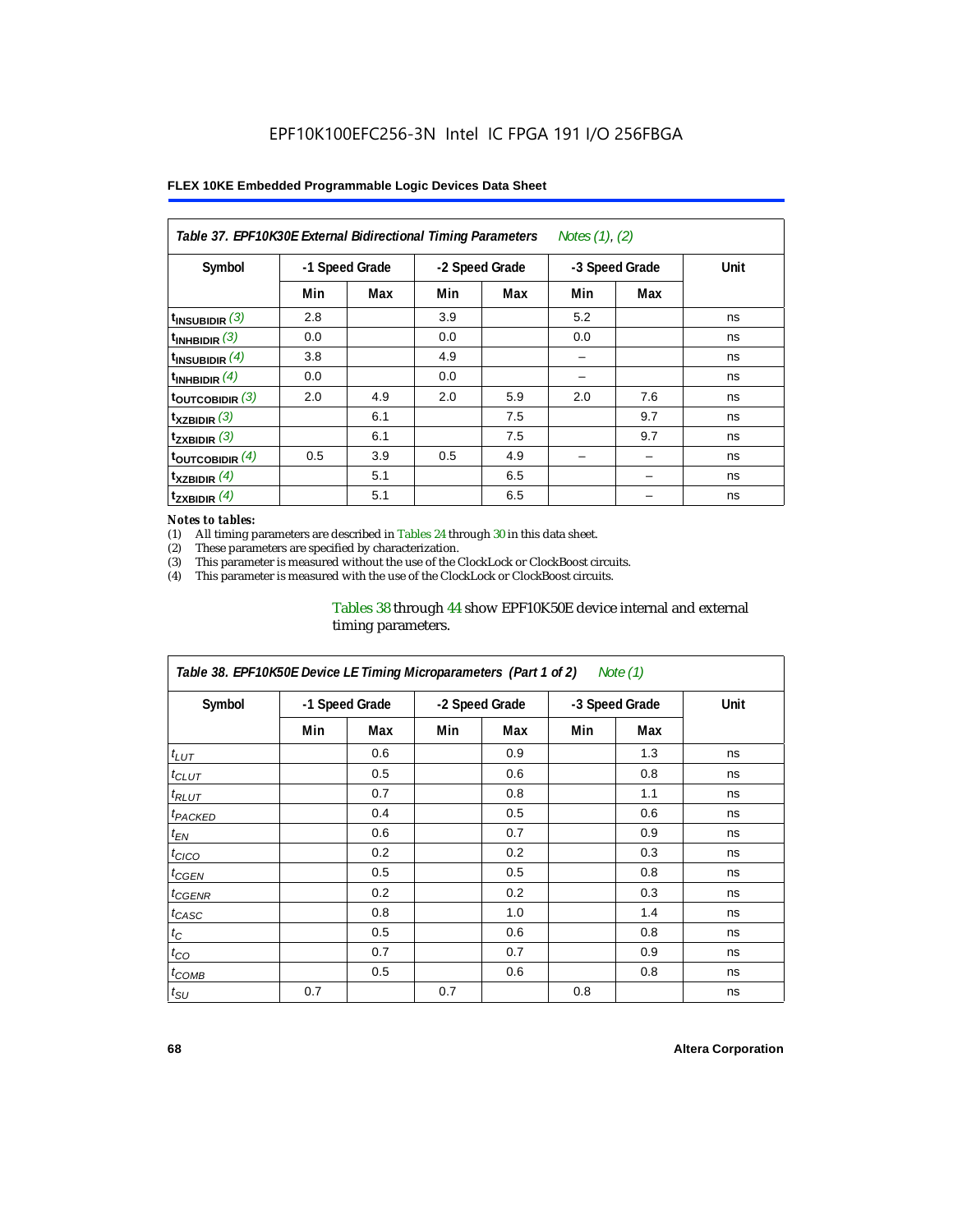EPF10K100EFC256-3N Intel IC FPGA 191 I/O 256FBGA

| *Table 37. EPF10K30E External Bidirectional Timing Parameters* *Notes (1), (2)* | | | | | | | |
|---|---|---|---|---|---|---|---|
| Symbol | -1 Speed Grade | | -2 Speed Grade | | -3 Speed Grade | | Unit |
| | Min | Max | Min | Max | Min | Max | |
| $t_{INSUBIDIR}$ *(3)* | 2.8 | | 3.9 | | 5.2 | | ns |
| $t_{INHBIDIR}$ *(3)* | 0.0 | | 0.0 | | 0.0 | | ns |
| $t_{INSUBIDIR}$ *(4)* | 3.8 | | 4.9 | | – | | ns |
| $t_{INHBIDIR}$ *(4)* | 0.0 | | 0.0 | | – | | ns |
| $t_{OUTCOBIDIR}$ *(3)* | 2.0 | 4.9 | 2.0 | 5.9 | 2.0 | 7.6 | ns |
| $t_{XZBIDIR}$ *(3)* | | 6.1 | | 7.5 | | 9.7 | ns |
| $t_{ZXBIDIR}$ *(3)* | | 6.1 | | 7.5 | | 9.7 | ns |
| $t_{OUTCOBIDIR}$ *(4)* | 0.5 | 3.9 | 0.5 | 4.9 | – | – | ns |
| $t_{XZBIDIR}$ *(4)* | | 5.1 | | 6.5 | | – | ns |
| $t_{ZXBIDIR}$ *(4)* | | 5.1 | | 6.5 | | – | ns |

*Notes to tables:*
(1) All timing parameters are described in Tables 24 through 30 in this data sheet.
(2) These parameters are specified by characterization.
(3) This parameter is measured without the use of the ClockLock or ClockBoost circuits.
(4) This parameter is measured with the use of the ClockLock or ClockBoost circuits.

Tables 38 through 44 show EPF10K50E device internal and external timing parameters.

| *Table 38. EPF10K50E Device LE Timing Microparameters (Part 1 of 2)* *Note (1)* | | | | | | | |
|---|---|---|---|---|---|---|---|
| Symbol | -1 Speed Grade | | -2 Speed Grade | | -3 Speed Grade | | Unit |
| | Min | Max | Min | Max | Min | Max | |
| $t_{LUT}$ | | 0.6 | | 0.9 | | 1.3 | ns |
| $t_{CLUT}$ | | 0.5 | | 0.6 | | 0.8 | ns |
| $t_{RLUT}$ | | 0.7 | | 0.8 | | 1.1 | ns |
| $t_{PACKED}$ | | 0.4 | | 0.5 | | 0.6 | ns |
| $t_{EN}$ | | 0.6 | | 0.7 | | 0.9 | ns |
| $t_{CICO}$ | | 0.2 | | 0.2 | | 0.3 | ns |
| $t_{CGEN}$ | | 0.5 | | 0.5 | | 0.8 | ns |
| $t_{CGENR}$ | | 0.2 | | 0.2 | | 0.3 | ns |
| $t_{CASC}$ | | 0.8 | | 1.0 | | 1.4 | ns |
| $t_C$ | | 0.5 | | 0.6 | | 0.8 | ns |
| $t_{CO}$ | | 0.7 | | 0.7 | | 0.9 | ns |
| $t_{COMB}$ | | 0.5 | | 0.6 | | 0.8 | ns |
| $t_{SU}$ | 0.7 | | 0.7 | | 0.8 | | ns |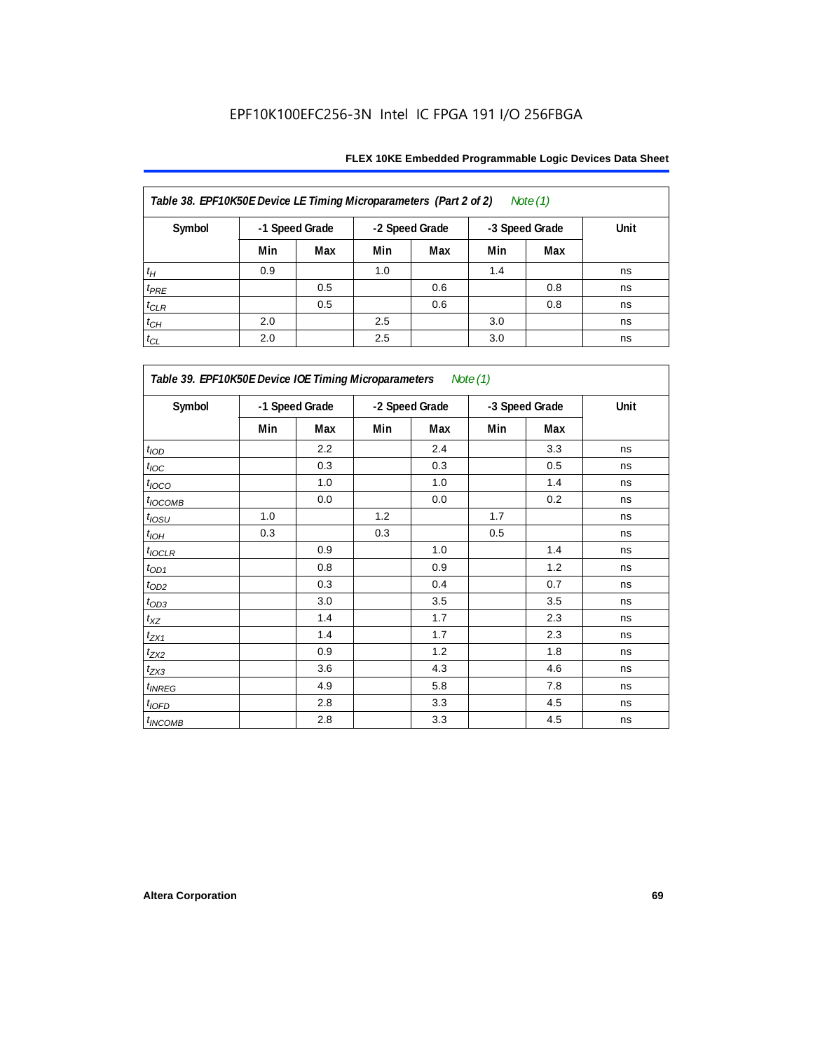**Table 38. EPF10K50E Device LE Timing Microparameters (Part 2 of 2)** *Note (1)*

| Symbol | -1 Speed Grade | | -2 Speed Grade | | -3 Speed Grade | | Unit |
|---|---|---|---|---|---|---|---|
| | Min | Max | Min | Max | Min | Max | |
| $t_H$ | 0.9 | | 1.0 | | 1.4 | | ns |
| $t_{PRE}$ | | 0.5 | | 0.6 | | 0.8 | ns |
| $t_{CLR}$ | | 0.5 | | 0.6 | | 0.8 | ns |
| $t_{CH}$ | 2.0 | | 2.5 | | 3.0 | | ns |
| $t_{CL}$ | 2.0 | | 2.5 | | 3.0 | | ns |

**Table 39. EPF10K50E Device IOE Timing Microparameters** *Note (1)*

| Symbol | -1 Speed Grade | | -2 Speed Grade | | -3 Speed Grade | | Unit |
|---|---|---|---|---|---|---|---|
| | Min | Max | Min | Max | Min | Max | |
| $t_{IOD}$ | | 2.2 | | 2.4 | | 3.3 | ns |
| $t_{IOC}$ | | 0.3 | | 0.3 | | 0.5 | ns |
| $t_{IOCO}$ | | 1.0 | | 1.0 | | 1.4 | ns |
| $t_{IOCOMB}$ | | 0.0 | | 0.0 | | 0.2 | ns |
| $t_{IOSU}$ | 1.0 | | 1.2 | | 1.7 | | ns |
| $t_{IOH}$ | 0.3 | | 0.3 | | 0.5 | | ns |
| $t_{IOCLR}$ | | 0.9 | | 1.0 | | 1.4 | ns |
| $t_{OD1}$ | | 0.8 | | 0.9 | | 1.2 | ns |
| $t_{OD2}$ | | 0.3 | | 0.4 | | 0.7 | ns |
| $t_{OD3}$ | | 3.0 | | 3.5 | | 3.5 | ns |
| $t_{XZ}$ | | 1.4 | | 1.7 | | 2.3 | ns |
| $t_{ZX1}$ | | 1.4 | | 1.7 | | 2.3 | ns |
| $t_{ZX2}$ | | 0.9 | | 1.2 | | 1.8 | ns |
| $t_{ZX3}$ | | 3.6 | | 4.3 | | 4.6 | ns |
| $t_{INREG}$ | | 4.9 | | 5.8 | | 7.8 | ns |
| $t_{IOFD}$ | | 2.8 | | 3.3 | | 4.5 | ns |
| $t_{INCOMB}$ | | 2.8 | | 3.3 | | 4.5 | ns |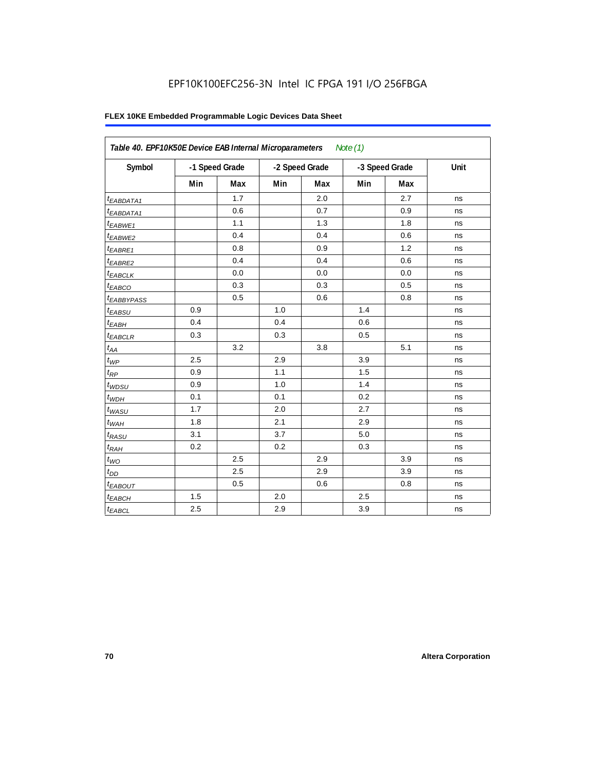EPF10K100EFC256-3N Intel IC FPGA 191 I/O 256FBGA

**FLEX 10KE Embedded Programmable Logic Devices Data Sheet**

| *Table 40. EPF10K50E Device EAB Internal Microparameters* *Note (1)* | | | | | | | |
|---|---|---|---|---|---|---|---|
| **Symbol** | **-1 Speed Grade** | | **-2 Speed Grade** | | **-3 Speed Grade** | | **Unit** |
| | **Min** | **Max** | **Min** | **Max** | **Min** | **Max** | |
| $t_{EABDATA1}$ | | 1.7 | | 2.0 | | 2.7 | ns |
| $t_{EABDATA1}$ | | 0.6 | | 0.7 | | 0.9 | ns |
| $t_{EABWE1}$ | | 1.1 | | 1.3 | | 1.8 | ns |
| $t_{EABWE2}$ | | 0.4 | | 0.4 | | 0.6 | ns |
| $t_{EABRE1}$ | | 0.8 | | 0.9 | | 1.2 | ns |
| $t_{EABRE2}$ | | 0.4 | | 0.4 | | 0.6 | ns |
| $t_{EABCLK}$ | | 0.0 | | 0.0 | | 0.0 | ns |
| $t_{EABCO}$ | | 0.3 | | 0.3 | | 0.5 | ns |
| $t_{EABBYPASS}$ | | 0.5 | | 0.6 | | 0.8 | ns |
| $t_{EABSU}$ | 0.9 | | 1.0 | | 1.4 | | ns |
| $t_{EABH}$ | 0.4 | | 0.4 | | 0.6 | | ns |
| $t_{EABCLR}$ | 0.3 | | 0.3 | | 0.5 | | ns |
| $t_{AA}$ | | 3.2 | | 3.8 | | 5.1 | ns |
| $t_{WP}$ | 2.5 | | 2.9 | | 3.9 | | ns |
| $t_{RP}$ | 0.9 | | 1.1 | | 1.5 | | ns |
| $t_{WDSU}$ | 0.9 | | 1.0 | | 1.4 | | ns |
| $t_{WDH}$ | 0.1 | | 0.1 | | 0.2 | | ns |
| $t_{WASU}$ | 1.7 | | 2.0 | | 2.7 | | ns |
| $t_{WAH}$ | 1.8 | | 2.1 | | 2.9 | | ns |
| $t_{RASU}$ | 3.1 | | 3.7 | | 5.0 | | ns |
| $t_{RAH}$ | 0.2 | | 0.2 | | 0.3 | | ns |
| $t_{WO}$ | | 2.5 | | 2.9 | | 3.9 | ns |
| $t_{DD}$ | | 2.5 | | 2.9 | | 3.9 | ns |
| $t_{EABOUT}$ | | 0.5 | | 0.6 | | 0.8 | ns |
| $t_{EABCH}$ | 1.5 | | 2.0 | | 2.5 | | ns |
| $t_{EABCL}$ | 2.5 | | 2.9 | | 3.9 | | ns |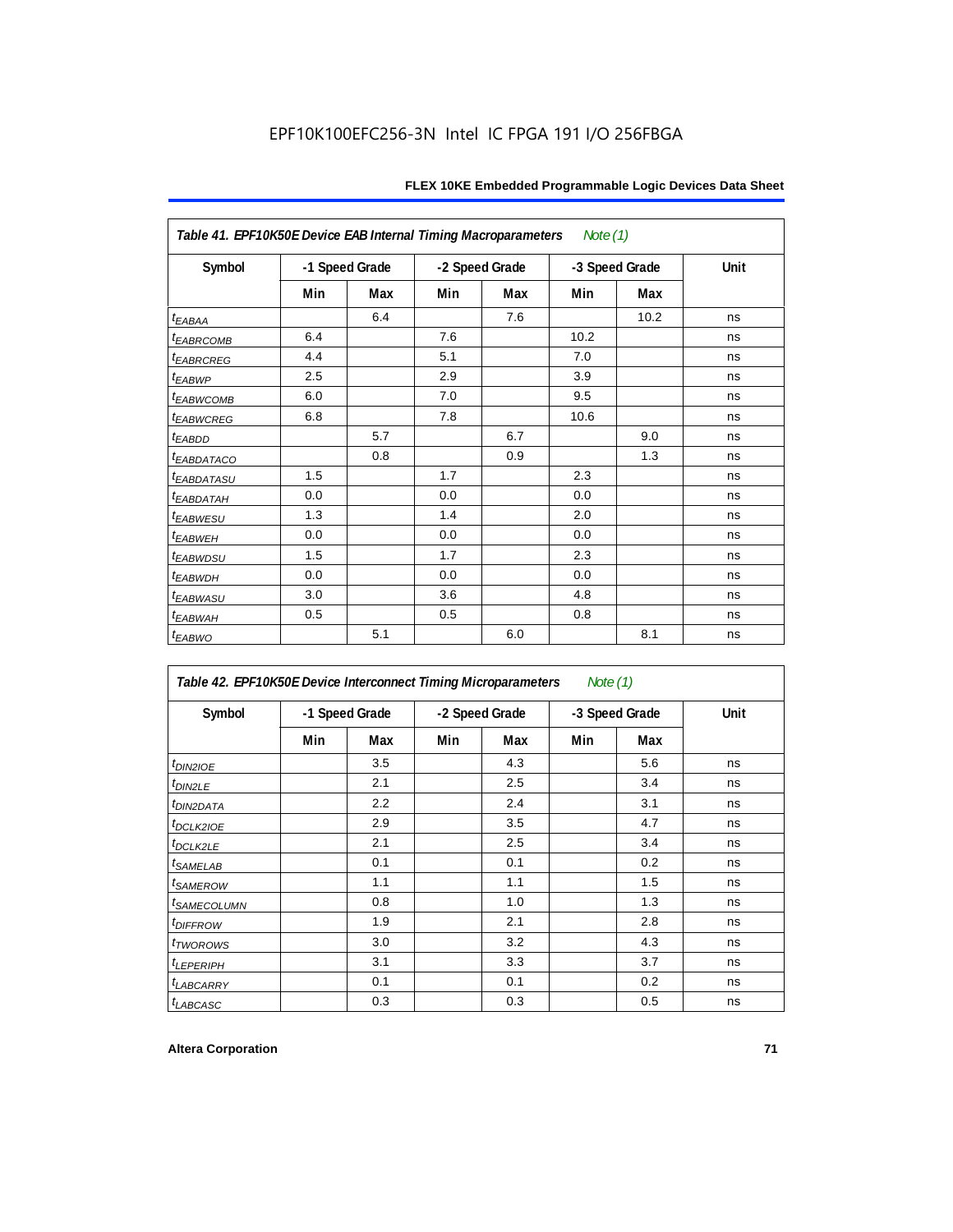EPF10K100EFC256-3N Intel IC FPGA 191 I/O 256FBGA

| Table 41. EPF10K50E Device EAB Internal Timing Macroparameters *Note (1)* | | | | | | | |
|---|---|---|---|---|---|---|---|
| Symbol | -1 Speed Grade | | -2 Speed Grade | | -3 Speed Grade | | Unit |
| | Min | Max | Min | Max | Min | Max | |
| $t_{EABAA}$ | | 6.4 | | 7.6 | | 10.2 | ns |
| $t_{EABRCOMB}$ | 6.4 | | 7.6 | | 10.2 | | ns |
| $t_{EABRCREG}$ | 4.4 | | 5.1 | | 7.0 | | ns |
| $t_{EABWP}$ | 2.5 | | 2.9 | | 3.9 | | ns |
| $t_{EABWCOMB}$ | 6.0 | | 7.0 | | 9.5 | | ns |
| $t_{EABWCREG}$ | 6.8 | | 7.8 | | 10.6 | | ns |
| $t_{EABDD}$ | | 5.7 | | 6.7 | | 9.0 | ns |
| $t_{EABDATACO}$ | | 0.8 | | 0.9 | | 1.3 | ns |
| $t_{EABDATASU}$ | 1.5 | | 1.7 | | 2.3 | | ns |
| $t_{EABDATAH}$ | 0.0 | | 0.0 | | 0.0 | | ns |
| $t_{EABWESU}$ | 1.3 | | 1.4 | | 2.0 | | ns |
| $t_{EABWEH}$ | 0.0 | | 0.0 | | 0.0 | | ns |
| $t_{EABWDSU}$ | 1.5 | | 1.7 | | 2.3 | | ns |
| $t_{EABWDH}$ | 0.0 | | 0.0 | | 0.0 | | ns |
| $t_{EABWASU}$ | 3.0 | | 3.6 | | 4.8 | | ns |
| $t_{EABWAH}$ | 0.5 | | 0.5 | | 0.8 | | ns |
| $t_{EABWO}$ | | 5.1 | | 6.0 | | 8.1 | ns |

| Table 42. EPF10K50E Device Interconnect Timing Microparameters *Note (1)* | | | | | | | |
|---|---|---|---|---|---|---|---|
| Symbol | -1 Speed Grade | | -2 Speed Grade | | -3 Speed Grade | | Unit |
| | Min | Max | Min | Max | Min | Max | |
| $t_{DIN2IOE}$ | | 3.5 | | 4.3 | | 5.6 | ns |
| $t_{DIN2LE}$ | | 2.1 | | 2.5 | | 3.4 | ns |
| $t_{DIN2DATA}$ | | 2.2 | | 2.4 | | 3.1 | ns |
| $t_{DCLK2IOE}$ | | 2.9 | | 3.5 | | 4.7 | ns |
| $t_{DCLK2LE}$ | | 2.1 | | 2.5 | | 3.4 | ns |
| $t_{SAMELAB}$ | | 0.1 | | 0.1 | | 0.2 | ns |
| $t_{SAMEROW}$ | | 1.1 | | 1.1 | | 1.5 | ns |
| $t_{SAMECOLUMN}$ | | 0.8 | | 1.0 | | 1.3 | ns |
| $t_{DIFFROW}$ | | 1.9 | | 2.1 | | 2.8 | ns |
| $t_{TWOROWS}$ | | 3.0 | | 3.2 | | 4.3 | ns |
| $t_{LEPERIPH}$ | | 3.1 | | 3.3 | | 3.7 | ns |
| $t_{LABCARRY}$ | | 0.1 | | 0.1 | | 0.2 | ns |
| $t_{LABCASC}$ | | 0.3 | | 0.3 | | 0.5 | ns |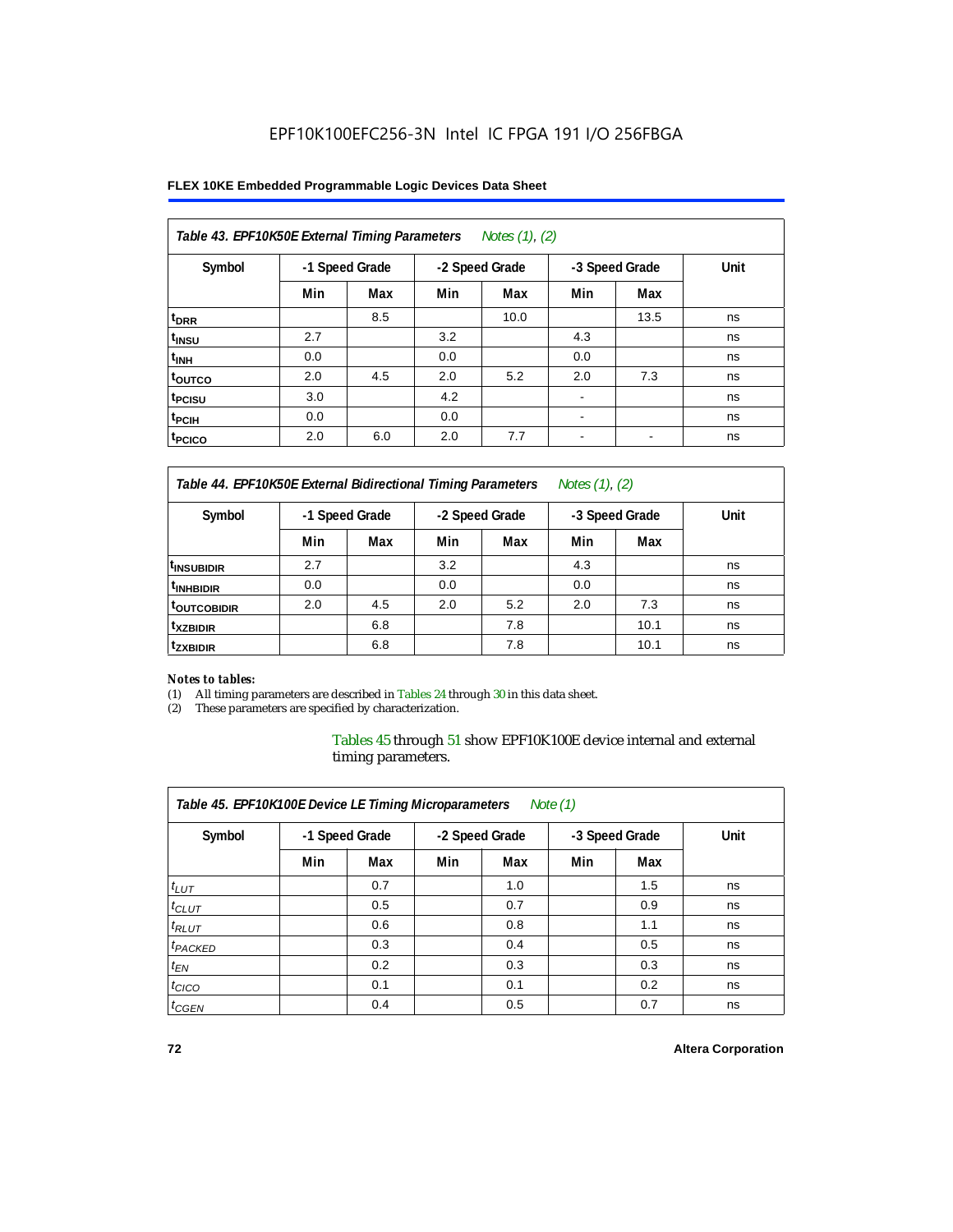EPF10K100EFC256-3N Intel IC FPGA 191 I/O 256FBGA

**FLEX 10KE Embedded Programmable Logic Devices Data Sheet**

| *Table 43. EPF10K50E External Timing Parameters* *Notes (1), (2)* | | | | | | | |
|---|---|---|---|---|---|---|---|
| **Symbol** | **-1 Speed Grade** | | **-2 Speed Grade** | | **-3 Speed Grade** | | **Unit** |
| | **Min** | **Max** | **Min** | **Max** | **Min** | **Max** | |
| $t_{DRR}$ | | 8.5 | | 10.0 | | 13.5 | ns |
| $t_{INSU}$ | 2.7 | | 3.2 | | 4.3 | | ns |
| $t_{INH}$ | 0.0 | | 0.0 | | 0.0 | | ns |
| $t_{OUTCO}$ | 2.0 | 4.5 | 2.0 | 5.2 | 2.0 | 7.3 | ns |
| $t_{PCISU}$ | 3.0 | | 4.2 | | - | | ns |
| $t_{PCIH}$ | 0.0 | | 0.0 | | - | | ns |
| $t_{PCICO}$ | 2.0 | 6.0 | 2.0 | 7.7 | - | - | ns |

| *Table 44. EPF10K50E External Bidirectional Timing Parameters* *Notes (1), (2)* | | | | | | | |
|---|---|---|---|---|---|---|---|
| **Symbol** | **-1 Speed Grade** | | **-2 Speed Grade** | | **-3 Speed Grade** | | **Unit** |
| | **Min** | **Max** | **Min** | **Max** | **Min** | **Max** | |
| $t_{INSUBIDIR}$ | 2.7 | | 3.2 | | 4.3 | | ns |
| $t_{INHBIDIR}$ | 0.0 | | 0.0 | | 0.0 | | ns |
| $t_{OUTCOBIDIR}$ | 2.0 | 4.5 | 2.0 | 5.2 | 2.0 | 7.3 | ns |
| $t_{XZBIDIR}$ | | 6.8 | | 7.8 | | 10.1 | ns |
| $t_{ZXBIDIR}$ | | 6.8 | | 7.8 | | 10.1 | ns |

*Notes to tables:*

(1) All timing parameters are described in Tables 24 through 30 in this data sheet.
(2) These parameters are specified by characterization.

Tables 45 through 51 show EPF10K100E device internal and external timing parameters.

| *Table 45. EPF10K100E Device LE Timing Microparameters* *Note (1)* | | | | | | | |
|---|---|---|---|---|---|---|---|
| **Symbol** | **-1 Speed Grade** | | **-2 Speed Grade** | | **-3 Speed Grade** | | **Unit** |
| | **Min** | **Max** | **Min** | **Max** | **Min** | **Max** | |
| $t_{LUT}$ | | 0.7 | | 1.0 | | 1.5 | ns |
| $t_{CLUT}$ | | 0.5 | | 0.7 | | 0.9 | ns |
| $t_{RLUT}$ | | 0.6 | | 0.8 | | 1.1 | ns |
| $t_{PACKED}$ | | 0.3 | | 0.4 | | 0.5 | ns |
| $t_{EN}$ | | 0.2 | | 0.3 | | 0.3 | ns |
| $t_{CICO}$ | | 0.1 | | 0.1 | | 0.2 | ns |
| $t_{CGEN}$ | | 0.4 | | 0.5 | | 0.7 | ns |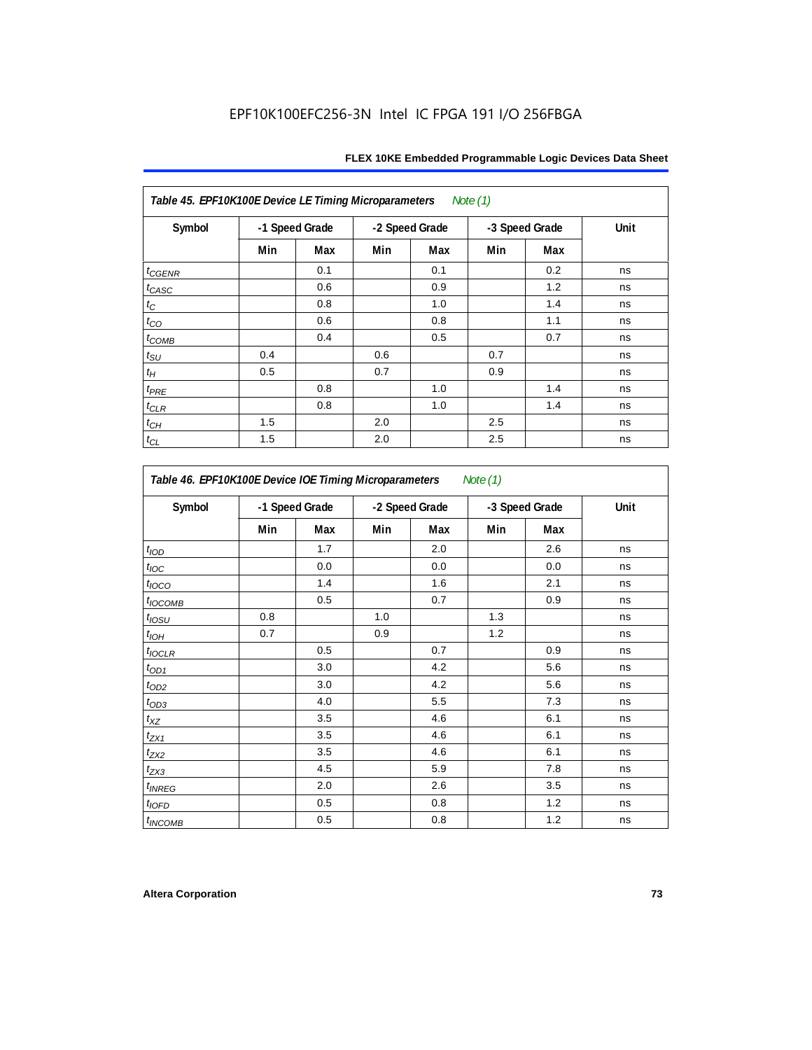EPF10K100EFC256-3N Intel IC FPGA 191 I/O 256FBGA

**Table 45. EPF10K100E Device LE Timing Microparameters** *Note (1)*

| Symbol | -1 Speed Grade | | -2 Speed Grade | | -3 Speed Grade | | Unit |
|---|---|---|---|---|---|---|---|
| | Min | Max | Min | Max | Min | Max | |
| $t_{CGENR}$ | | 0.1 | | 0.1 | | 0.2 | ns |
| $t_{CASC}$ | | 0.6 | | 0.9 | | 1.2 | ns |
| $t_C$ | | 0.8 | | 1.0 | | 1.4 | ns |
| $t_{CO}$ | | 0.6 | | 0.8 | | 1.1 | ns |
| $t_{COMB}$ | | 0.4 | | 0.5 | | 0.7 | ns |
| $t_{SU}$ | 0.4 | | 0.6 | | 0.7 | | ns |
| $t_H$ | 0.5 | | 0.7 | | 0.9 | | ns |
| $t_{PRE}$ | | 0.8 | | 1.0 | | 1.4 | ns |
| $t_{CLR}$ | | 0.8 | | 1.0 | | 1.4 | ns |
| $t_{CH}$ | 1.5 | | 2.0 | | 2.5 | | ns |
| $t_{CL}$ | 1.5 | | 2.0 | | 2.5 | | ns |

**Table 46. EPF10K100E Device IOE Timing Microparameters** *Note (1)*

| Symbol | -1 Speed Grade | | -2 Speed Grade | | -3 Speed Grade | | Unit |
|---|---|---|---|---|---|---|---|
| | Min | Max | Min | Max | Min | Max | |
| $t_{IOD}$ | | 1.7 | | 2.0 | | 2.6 | ns |
| $t_{IOC}$ | | 0.0 | | 0.0 | | 0.0 | ns |
| $t_{IOCO}$ | | 1.4 | | 1.6 | | 2.1 | ns |
| $t_{IOCOMB}$ | | 0.5 | | 0.7 | | 0.9 | ns |
| $t_{IOSU}$ | 0.8 | | 1.0 | | 1.3 | | ns |
| $t_{IOH}$ | 0.7 | | 0.9 | | 1.2 | | ns |
| $t_{IOCLR}$ | | 0.5 | | 0.7 | | 0.9 | ns |
| $t_{OD1}$ | | 3.0 | | 4.2 | | 5.6 | ns |
| $t_{OD2}$ | | 3.0 | | 4.2 | | 5.6 | ns |
| $t_{OD3}$ | | 4.0 | | 5.5 | | 7.3 | ns |
| $t_{XZ}$ | | 3.5 | | 4.6 | | 6.1 | ns |
| $t_{ZX1}$ | | 3.5 | | 4.6 | | 6.1 | ns |
| $t_{ZX2}$ | | 3.5 | | 4.6 | | 6.1 | ns |
| $t_{ZX3}$ | | 4.5 | | 5.9 | | 7.8 | ns |
| $t_{INREG}$ | | 2.0 | | 2.6 | | 3.5 | ns |
| $t_{IOFD}$ | | 0.5 | | 0.8 | | 1.2 | ns |
| $t_{INCOMB}$ | | 0.5 | | 0.8 | | 1.2 | ns |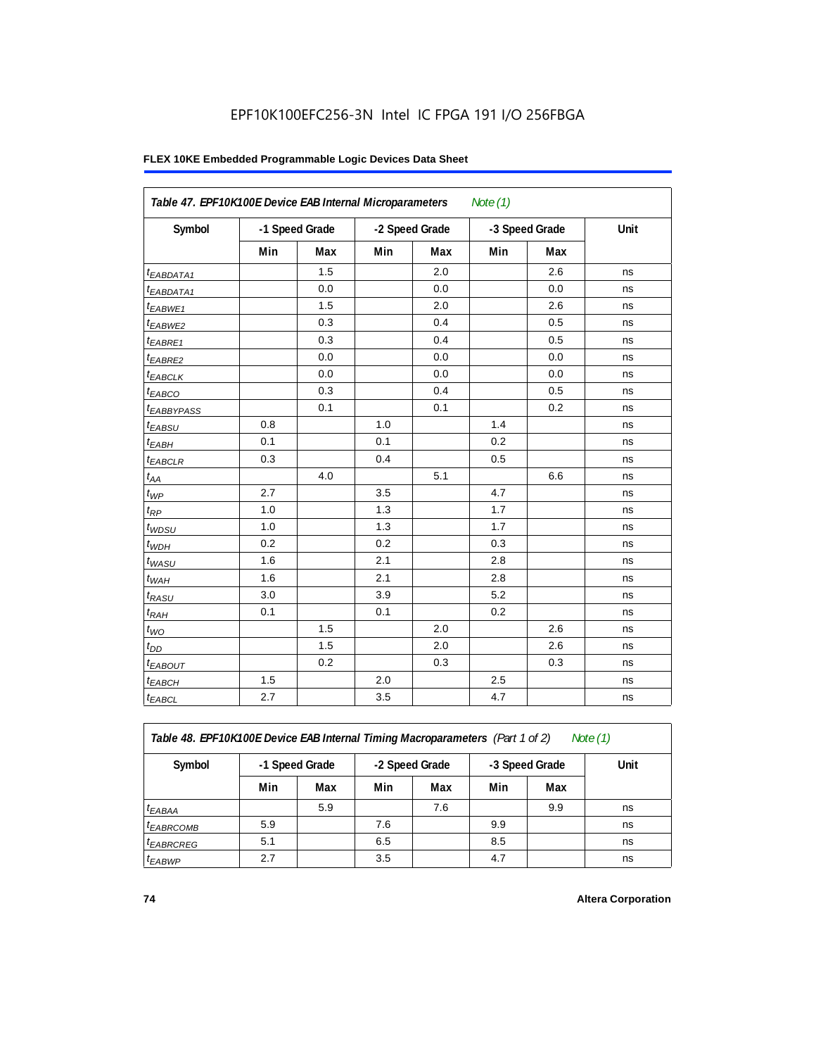EPF10K100EFC256-3N Intel IC FPGA 191 I/O 256FBGA

**FLEX 10KE Embedded Programmable Logic Devices Data Sheet**

| *Table 47. EPF10K100E Device EAB Internal Microparameters* *Note (1)* | | | | | | | |
|---|---|---|---|---|---|---|---|
| **Symbol** | **-1 Speed Grade** | | **-2 Speed Grade** | | **-3 Speed Grade** | | **Unit** |
| | **Min** | **Max** | **Min** | **Max** | **Min** | **Max** | |
| $t_{EABDATA1}$ | | 1.5 | | 2.0 | | 2.6 | ns |
| $t_{EABDATA1}$ | | 0.0 | | 0.0 | | 0.0 | ns |
| $t_{EABWE1}$ | | 1.5 | | 2.0 | | 2.6 | ns |
| $t_{EABWE2}$ | | 0.3 | | 0.4 | | 0.5 | ns |
| $t_{EABRE1}$ | | 0.3 | | 0.4 | | 0.5 | ns |
| $t_{EABRE2}$ | | 0.0 | | 0.0 | | 0.0 | ns |
| $t_{EABCLK}$ | | 0.0 | | 0.0 | | 0.0 | ns |
| $t_{EABCO}$ | | 0.3 | | 0.4 | | 0.5 | ns |
| $t_{EABBYPASS}$ | | 0.1 | | 0.1 | | 0.2 | ns |
| $t_{EABSU}$ | 0.8 | | 1.0 | | 1.4 | | ns |
| $t_{EABH}$ | 0.1 | | 0.1 | | 0.2 | | ns |
| $t_{EABCLR}$ | 0.3 | | 0.4 | | 0.5 | | ns |
| $t_{AA}$ | | 4.0 | | 5.1 | | 6.6 | ns |
| $t_{WP}$ | 2.7 | | 3.5 | | 4.7 | | ns |
| $t_{RP}$ | 1.0 | | 1.3 | | 1.7 | | ns |
| $t_{WDSU}$ | 1.0 | | 1.3 | | 1.7 | | ns |
| $t_{WDH}$ | 0.2 | | 0.2 | | 0.3 | | ns |
| $t_{WASU}$ | 1.6 | | 2.1 | | 2.8 | | ns |
| $t_{WAH}$ | 1.6 | | 2.1 | | 2.8 | | ns |
| $t_{RASU}$ | 3.0 | | 3.9 | | 5.2 | | ns |
| $t_{RAH}$ | 0.1 | | 0.1 | | 0.2 | | ns |
| $t_{WO}$ | | 1.5 | | 2.0 | | 2.6 | ns |
| $t_{DD}$ | | 1.5 | | 2.0 | | 2.6 | ns |
| $t_{EABOUT}$ | | 0.2 | | 0.3 | | 0.3 | ns |
| $t_{EABCH}$ | 1.5 | | 2.0 | | 2.5 | | ns |
| $t_{EABCL}$ | 2.7 | | 3.5 | | 4.7 | | ns |

| *Table 48. EPF10K100E Device EAB Internal Timing Macroparameters (Part 1 of 2)* *Note (1)* | | | | | | | |
|---|---|---|---|---|---|---|---|
| **Symbol** | **-1 Speed Grade** | | **-2 Speed Grade** | | **-3 Speed Grade** | | **Unit** |
| | **Min** | **Max** | **Min** | **Max** | **Min** | **Max** | |
| $t_{EABAA}$ | | 5.9 | | 7.6 | | 9.9 | ns |
| $t_{EABRCOMB}$ | 5.9 | | 7.6 | | 9.9 | | ns |
| $t_{EABRCREG}$ | 5.1 | | 6.5 | | 8.5 | | ns |
| $t_{EABWP}$ | 2.7 | | 3.5 | | 4.7 | | ns |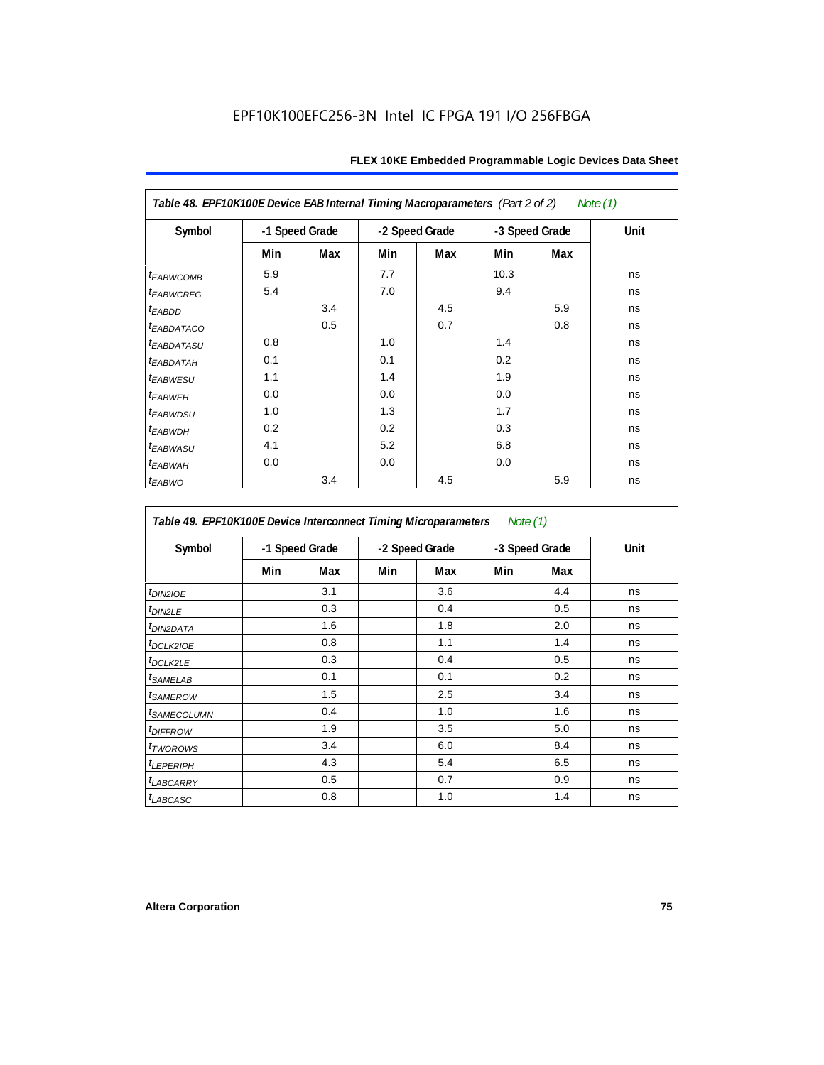**Table 48. EPF10K100E Device EAB Internal Timing Macroparameters** *(Part 2 of 2)* *Note (1)*

| Symbol | -1 Speed Grade | | -2 Speed Grade | | -3 Speed Grade | | Unit |
|---|---|---|---|---|---|---|---|
| | Min | Max | Min | Max | Min | Max | |
| $t_{EABWCOMB}$ | 5.9 | | 7.7 | | 10.3 | | ns |
| $t_{EABWCREG}$ | 5.4 | | 7.0 | | 9.4 | | ns |
| $t_{EABDD}$ | | 3.4 | | 4.5 | | 5.9 | ns |
| $t_{EABDATACO}$ | | 0.5 | | 0.7 | | 0.8 | ns |
| $t_{EABDATASU}$ | 0.8 | | 1.0 | | 1.4 | | ns |
| $t_{EABDATAH}$ | 0.1 | | 0.1 | | 0.2 | | ns |
| $t_{EABWESU}$ | 1.1 | | 1.4 | | 1.9 | | ns |
| $t_{EABWEH}$ | 0.0 | | 0.0 | | 0.0 | | ns |
| $t_{EABWDSU}$ | 1.0 | | 1.3 | | 1.7 | | ns |
| $t_{EABWDH}$ | 0.2 | | 0.2 | | 0.3 | | ns |
| $t_{EABWASU}$ | 4.1 | | 5.2 | | 6.8 | | ns |
| $t_{EABWAH}$ | 0.0 | | 0.0 | | 0.0 | | ns |
| $t_{EABWO}$ | | 3.4 | | 4.5 | | 5.9 | ns |

**Table 49. EPF10K100E Device Interconnect Timing Microparameters** *Note (1)*

| Symbol | -1 Speed Grade | | -2 Speed Grade | | -3 Speed Grade | | Unit |
|---|---|---|---|---|---|---|---|
| | Min | Max | Min | Max | Min | Max | |
| $t_{DIN2IOE}$ | | 3.1 | | 3.6 | | 4.4 | ns |
| $t_{DIN2LE}$ | | 0.3 | | 0.4 | | 0.5 | ns |
| $t_{DIN2DATA}$ | | 1.6 | | 1.8 | | 2.0 | ns |
| $t_{DCLK2IOE}$ | | 0.8 | | 1.1 | | 1.4 | ns |
| $t_{DCLK2LE}$ | | 0.3 | | 0.4 | | 0.5 | ns |
| $t_{SAMELAB}$ | | 0.1 | | 0.1 | | 0.2 | ns |
| $t_{SAMEROW}$ | | 1.5 | | 2.5 | | 3.4 | ns |
| $t_{SAMECOLUMN}$ | | 0.4 | | 1.0 | | 1.6 | ns |
| $t_{DIFFROW}$ | | 1.9 | | 3.5 | | 5.0 | ns |
| $t_{TWOROWS}$ | | 3.4 | | 6.0 | | 8.4 | ns |
| $t_{LEPERIPH}$ | | 4.3 | | 5.4 | | 6.5 | ns |
| $t_{LABCARRY}$ | | 0.5 | | 0.7 | | 0.9 | ns |
| $t_{LABCASC}$ | | 0.8 | | 1.0 | | 1.4 | ns |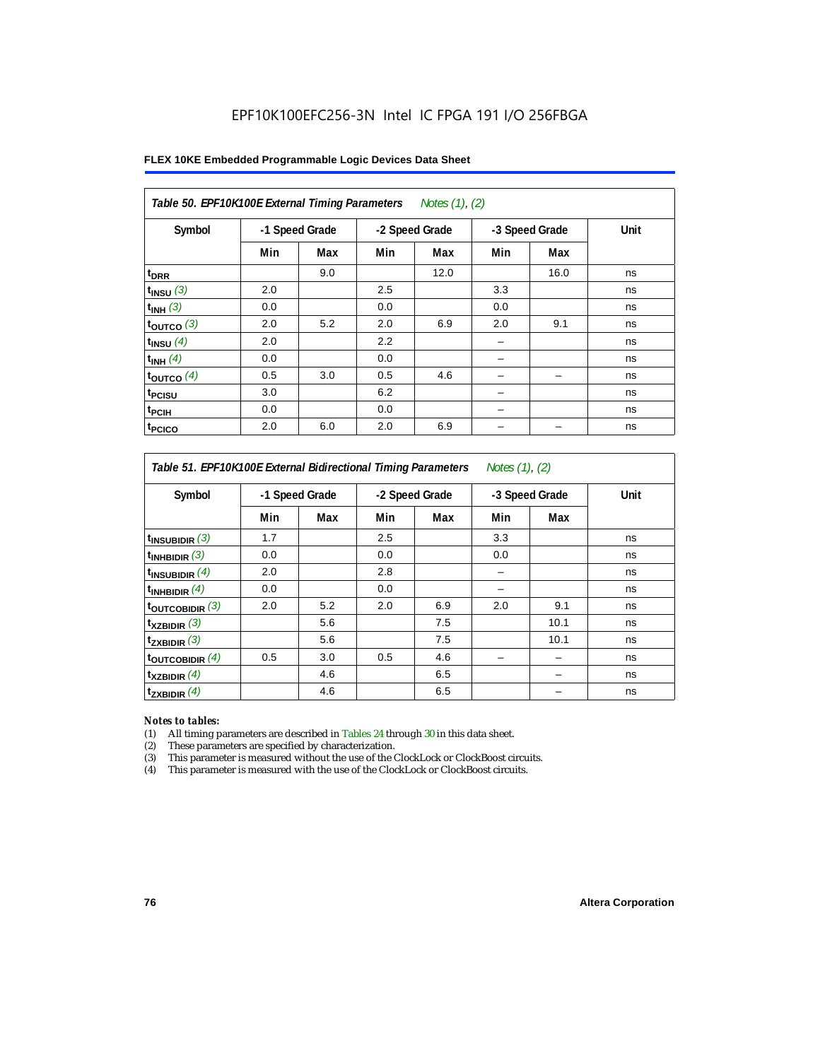EPF10K100EFC256-3N Intel IC FPGA 191 I/O 256FBGA

**FLEX 10KE Embedded Programmable Logic Devices Data Sheet**

*Table 50. EPF10K100E External Timing Parameters* *Notes (1), (2)*

| Symbol | -1 Speed Grade | | -2 Speed Grade | | -3 Speed Grade | | Unit |
|---|---|---|---|---|---|---|---|
| | Min | Max | Min | Max | Min | Max | |
| $t_{DRR}$ | | 9.0 | | 12.0 | | 16.0 | ns |
| $t_{INSU}$ *(3)* | 2.0 | | 2.5 | | 3.3 | | ns |
| $t_{INH}$ *(3)* | 0.0 | | 0.0 | | 0.0 | | ns |
| $t_{OUTCO}$ *(3)* | 2.0 | 5.2 | 2.0 | 6.9 | 2.0 | 9.1 | ns |
| $t_{INSU}$ *(4)* | 2.0 | | 2.2 | | – | | ns |
| $t_{INH}$ *(4)* | 0.0 | | 0.0 | | – | | ns |
| $t_{OUTCO}$ *(4)* | 0.5 | 3.0 | 0.5 | 4.6 | – | – | ns |
| $t_{PCISU}$ | 3.0 | | 6.2 | | – | | ns |
| $t_{PCIH}$ | 0.0 | | 0.0 | | – | | ns |
| $t_{PCICO}$ | 2.0 | 6.0 | 2.0 | 6.9 | – | – | ns |

*Table 51. EPF10K100E External Bidirectional Timing Parameters* *Notes (1), (2)*

| Symbol | -1 Speed Grade | | -2 Speed Grade | | -3 Speed Grade | | Unit |
|---|---|---|---|---|---|---|---|
| | Min | Max | Min | Max | Min | Max | |
| $t_{INSUBIDIR}$ *(3)* | 1.7 | | 2.5 | | 3.3 | | ns |
| $t_{INHBIDIR}$ *(3)* | 0.0 | | 0.0 | | 0.0 | | ns |
| $t_{INSUBIDIR}$ *(4)* | 2.0 | | 2.8 | | – | | ns |
| $t_{INHBIDIR}$ *(4)* | 0.0 | | 0.0 | | – | | ns |
| $t_{OUTCOBIDIR}$ *(3)* | 2.0 | 5.2 | 2.0 | 6.9 | 2.0 | 9.1 | ns |
| $t_{XZBIDIR}$ *(3)* | | 5.6 | | 7.5 | | 10.1 | ns |
| $t_{ZXBIDIR}$ *(3)* | | 5.6 | | 7.5 | | 10.1 | ns |
| $t_{OUTCOBIDIR}$ *(4)* | 0.5 | 3.0 | 0.5 | 4.6 | – | – | ns |
| $t_{XZBIDIR}$ *(4)* | | 4.6 | | 6.5 | | – | ns |
| $t_{ZXBIDIR}$ *(4)* | | 4.6 | | 6.5 | | – | ns |

*Notes to tables:*

(1) All timing parameters are described in Tables 24 through 30 in this data sheet.
(2) These parameters are specified by characterization.
(3) This parameter is measured without the use of the ClockLock or ClockBoost circuits.
(4) This parameter is measured with the use of the ClockLock or ClockBoost circuits.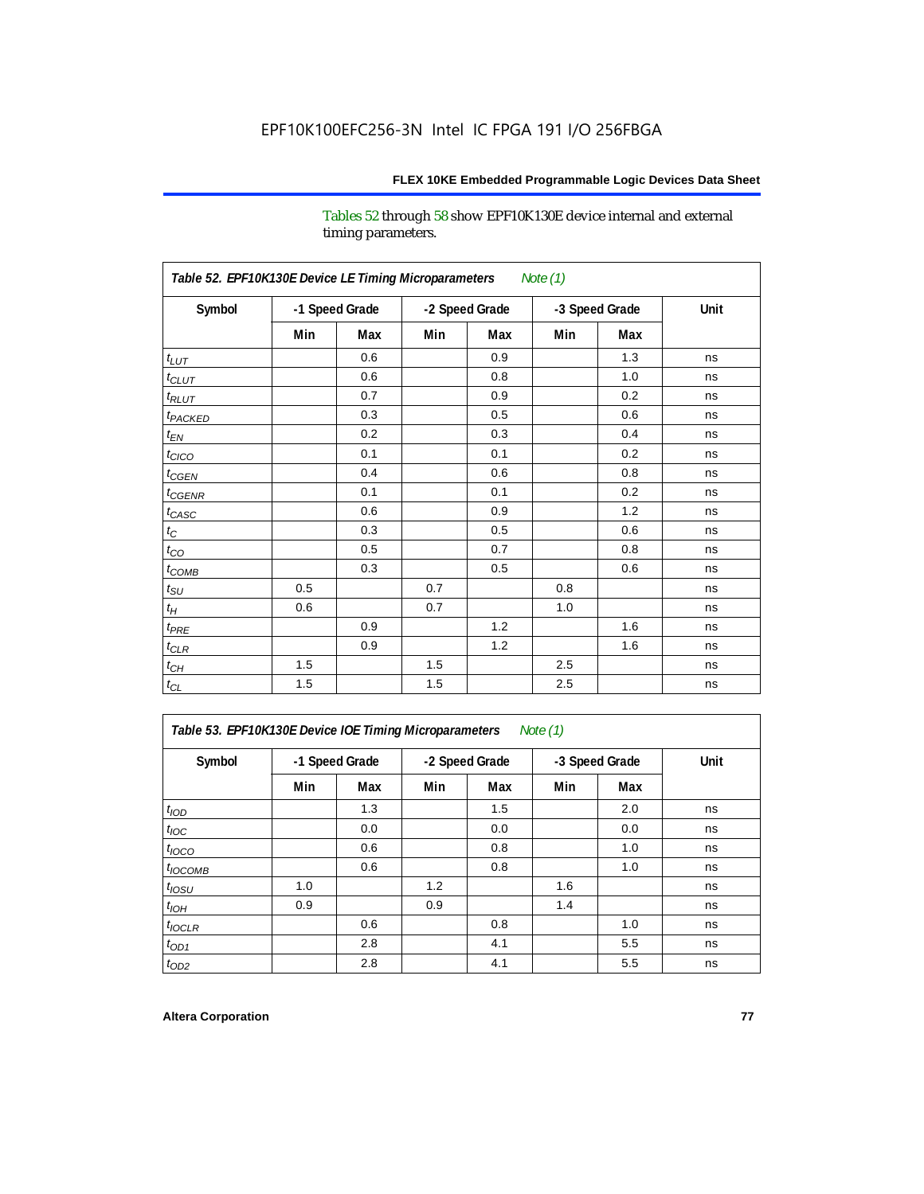Tables 52 through 58 show EPF10K130E device internal and external timing parameters.

**Table 52. EPF10K130E Device LE Timing Microparameters** *Note (1)*

| Symbol | -1 Speed Grade | | -2 Speed Grade | | -3 Speed Grade | | Unit |
|---|---|---|---|---|---|---|---|
| | Min | Max | Min | Max | Min | Max | |
| $t_{LUT}$ | | 0.6 | | 0.9 | | 1.3 | ns |
| $t_{CLUT}$ | | 0.6 | | 0.8 | | 1.0 | ns |
| $t_{RLUT}$ | | 0.7 | | 0.9 | | 0.2 | ns |
| $t_{PACKED}$ | | 0.3 | | 0.5 | | 0.6 | ns |
| $t_{EN}$ | | 0.2 | | 0.3 | | 0.4 | ns |
| $t_{CICO}$ | | 0.1 | | 0.1 | | 0.2 | ns |
| $t_{CGEN}$ | | 0.4 | | 0.6 | | 0.8 | ns |
| $t_{CGENR}$ | | 0.1 | | 0.1 | | 0.2 | ns |
| $t_{CASC}$ | | 0.6 | | 0.9 | | 1.2 | ns |
| $t_{C}$ | | 0.3 | | 0.5 | | 0.6 | ns |
| $t_{CO}$ | | 0.5 | | 0.7 | | 0.8 | ns |
| $t_{COMB}$ | | 0.3 | | 0.5 | | 0.6 | ns |
| $t_{SU}$ | 0.5 | | 0.7 | | 0.8 | | ns |
| $t_{H}$ | 0.6 | | 0.7 | | 1.0 | | ns |
| $t_{PRE}$ | | 0.9 | | 1.2 | | 1.6 | ns |
| $t_{CLR}$ | | 0.9 | | 1.2 | | 1.6 | ns |
| $t_{CH}$ | 1.5 | | 1.5 | | 2.5 | | ns |
| $t_{CL}$ | 1.5 | | 1.5 | | 2.5 | | ns |

**Table 53. EPF10K130E Device IOE Timing Microparameters** *Note (1)*

| Symbol | -1 Speed Grade | | -2 Speed Grade | | -3 Speed Grade | | Unit |
|---|---|---|---|---|---|---|---|
| | Min | Max | Min | Max | Min | Max | |
| $t_{IOD}$ | | 1.3 | | 1.5 | | 2.0 | ns |
| $t_{IOC}$ | | 0.0 | | 0.0 | | 0.0 | ns |
| $t_{IOCO}$ | | 0.6 | | 0.8 | | 1.0 | ns |
| $t_{IOCOMB}$ | | 0.6 | | 0.8 | | 1.0 | ns |
| $t_{IOSU}$ | 1.0 | | 1.2 | | 1.6 | | ns |
| $t_{IOH}$ | 0.9 | | 0.9 | | 1.4 | | ns |
| $t_{IOCLR}$ | | 0.6 | | 0.8 | | 1.0 | ns |
| $t_{OD1}$ | | 2.8 | | 4.1 | | 5.5 | ns |
| $t_{OD2}$ | | 2.8 | | 4.1 | | 5.5 | ns |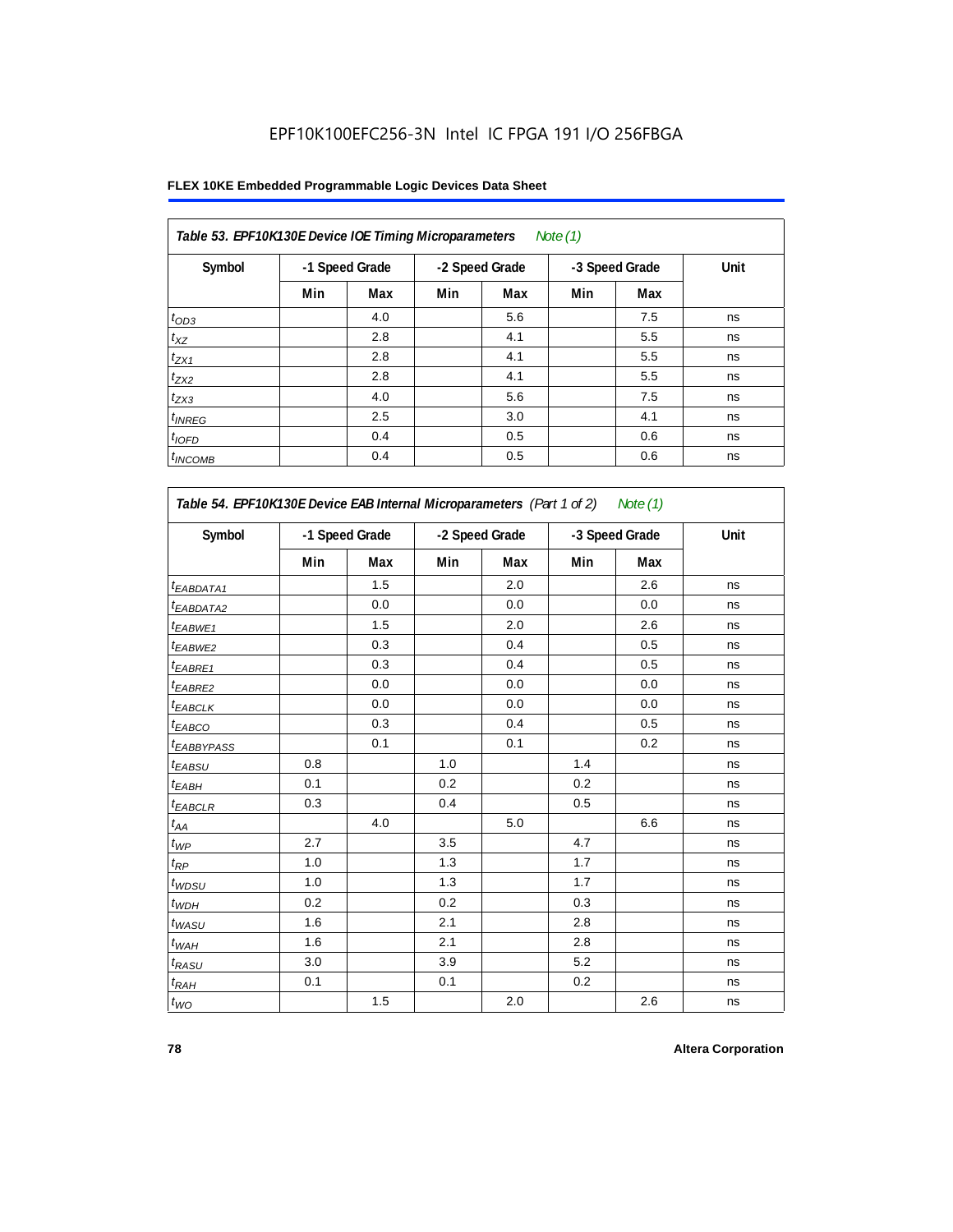EPF10K100EFC256-3N Intel IC FPGA 191 I/O 256FBGA

**FLEX 10KE Embedded Programmable Logic Devices Data Sheet**

**Table 53. EPF10K130E Device IOE Timing Microparameters** *Note (1)*

| Symbol | -1 Speed Grade | | -2 Speed Grade | | -3 Speed Grade | | Unit |
|---|---|---|---|---|---|---|---|
| | Min | Max | Min | Max | Min | Max | |
| $t_{OD3}$ | | 4.0 | | 5.6 | | 7.5 | ns |
| $t_{XZ}$ | | 2.8 | | 4.1 | | 5.5 | ns |
| $t_{ZX1}$ | | 2.8 | | 4.1 | | 5.5 | ns |
| $t_{ZX2}$ | | 2.8 | | 4.1 | | 5.5 | ns |
| $t_{ZX3}$ | | 4.0 | | 5.6 | | 7.5 | ns |
| $t_{INREG}$ | | 2.5 | | 3.0 | | 4.1 | ns |
| $t_{IOFD}$ | | 0.4 | | 0.5 | | 0.6 | ns |
| $t_{INCOMB}$ | | 0.4 | | 0.5 | | 0.6 | ns |

**Table 54. EPF10K130E Device EAB Internal Microparameters** *(Part 1 of 2)* *Note (1)*

| Symbol | -1 Speed Grade | | -2 Speed Grade | | -3 Speed Grade | | Unit |
|---|---|---|---|---|---|---|---|
| | Min | Max | Min | Max | Min | Max | |
| $t_{EABDATA1}$ | | 1.5 | | 2.0 | | 2.6 | ns |
| $t_{EABDATA2}$ | | 0.0 | | 0.0 | | 0.0 | ns |
| $t_{EABWE1}$ | | 1.5 | | 2.0 | | 2.6 | ns |
| $t_{EABWE2}$ | | 0.3 | | 0.4 | | 0.5 | ns |
| $t_{EABRE1}$ | | 0.3 | | 0.4 | | 0.5 | ns |
| $t_{EABRE2}$ | | 0.0 | | 0.0 | | 0.0 | ns |
| $t_{EABCLK}$ | | 0.0 | | 0.0 | | 0.0 | ns |
| $t_{EABCO}$ | | 0.3 | | 0.4 | | 0.5 | ns |
| $t_{EABBYPASS}$ | | 0.1 | | 0.1 | | 0.2 | ns |
| $t_{EABSU}$ | 0.8 | | 1.0 | | 1.4 | | ns |
| $t_{EABH}$ | 0.1 | | 0.2 | | 0.2 | | ns |
| $t_{EABCLR}$ | 0.3 | | 0.4 | | 0.5 | | ns |
| $t_{AA}$ | | 4.0 | | 5.0 | | 6.6 | ns |
| $t_{WP}$ | 2.7 | | 3.5 | | 4.7 | | ns |
| $t_{RP}$ | 1.0 | | 1.3 | | 1.7 | | ns |
| $t_{WDSU}$ | 1.0 | | 1.3 | | 1.7 | | ns |
| $t_{WDH}$ | 0.2 | | 0.2 | | 0.3 | | ns |
| $t_{WASU}$ | 1.6 | | 2.1 | | 2.8 | | ns |
| $t_{WAH}$ | 1.6 | | 2.1 | | 2.8 | | ns |
| $t_{RASU}$ | 3.0 | | 3.9 | | 5.2 | | ns |
| $t_{RAH}$ | 0.1 | | 0.1 | | 0.2 | | ns |
| $t_{WO}$ | | 1.5 | | 2.0 | | 2.6 | ns |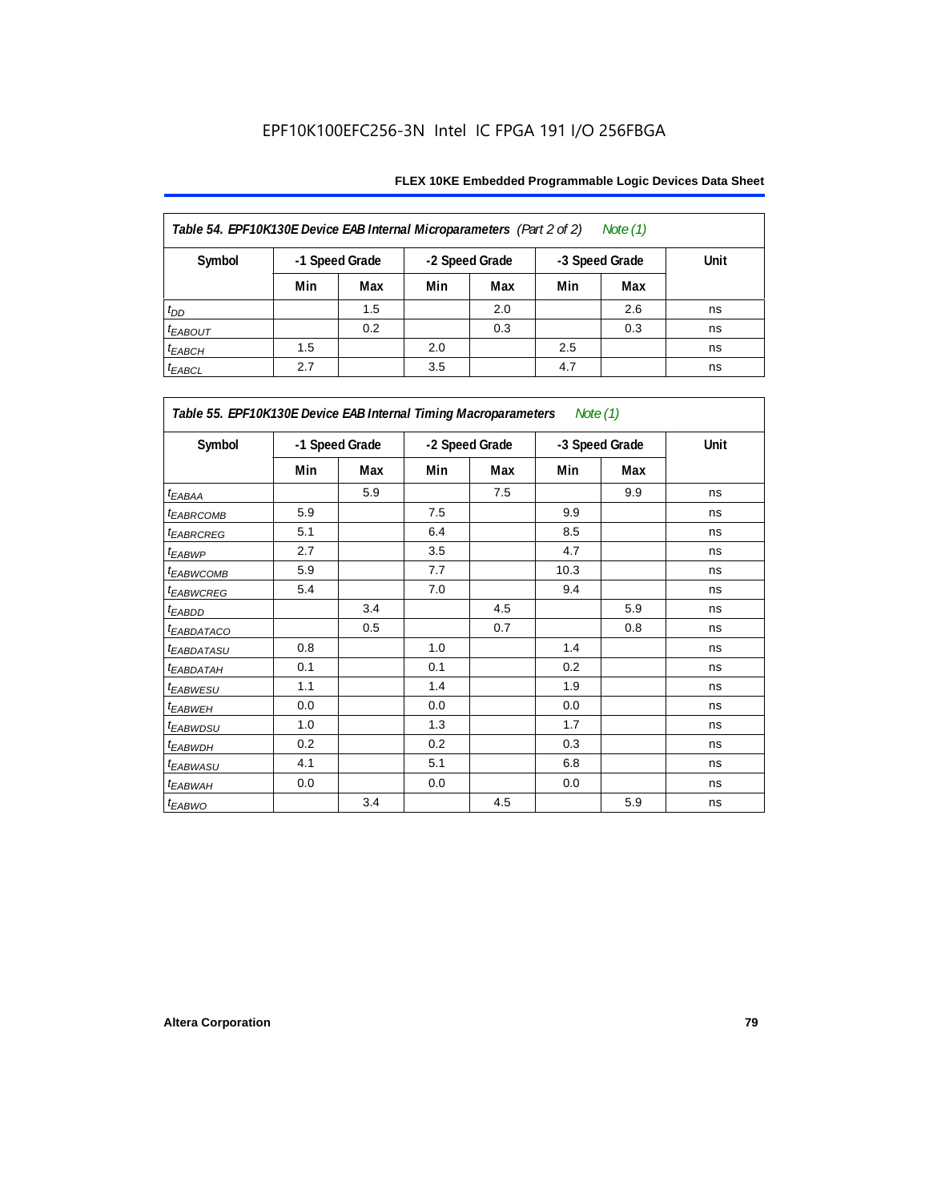EPF10K100EFC256-3N Intel IC FPGA 191 I/O 256FBGA

| *Table 54. EPF10K130E Device EAB Internal Microparameters (Part 2 of 2) Note (1)* | | | | | | | |
|---|---|---|---|---|---|---|---|
| Symbol | -1 Speed Grade | | -2 Speed Grade | | -3 Speed Grade | | Unit |
| | Min | Max | Min | Max | Min | Max | |
| $t_{DD}$ | | 1.5 | | 2.0 | | 2.6 | ns |
| $t_{EABOUT}$ | | 0.2 | | 0.3 | | 0.3 | ns |
| $t_{EABCH}$ | 1.5 | | 2.0 | | 2.5 | | ns |
| $t_{EABCL}$ | 2.7 | | 3.5 | | 4.7 | | ns |

| *Table 55. EPF10K130E Device EAB Internal Timing Macroparameters Note (1)* | | | | | | | |
|---|---|---|---|---|---|---|---|
| Symbol | -1 Speed Grade | | -2 Speed Grade | | -3 Speed Grade | | Unit |
| | Min | Max | Min | Max | Min | Max | |
| $t_{EABAA}$ | | 5.9 | | 7.5 | | 9.9 | ns |
| $t_{EABRCOMB}$ | 5.9 | | 7.5 | | 9.9 | | ns |
| $t_{EABRCREG}$ | 5.1 | | 6.4 | | 8.5 | | ns |
| $t_{EABWP}$ | 2.7 | | 3.5 | | 4.7 | | ns |
| $t_{EABWCOMB}$ | 5.9 | | 7.7 | | 10.3 | | ns |
| $t_{EABWCREG}$ | 5.4 | | 7.0 | | 9.4 | | ns |
| $t_{EABDD}$ | | 3.4 | | 4.5 | | 5.9 | ns |
| $t_{EABDATACO}$ | | 0.5 | | 0.7 | | 0.8 | ns |
| $t_{EABDATASU}$ | 0.8 | | 1.0 | | 1.4 | | ns |
| $t_{EABDATAH}$ | 0.1 | | 0.1 | | 0.2 | | ns |
| $t_{EABWESU}$ | 1.1 | | 1.4 | | 1.9 | | ns |
| $t_{EABWEH}$ | 0.0 | | 0.0 | | 0.0 | | ns |
| $t_{EABWDSU}$ | 1.0 | | 1.3 | | 1.7 | | ns |
| $t_{EABWDH}$ | 0.2 | | 0.2 | | 0.3 | | ns |
| $t_{EABWASU}$ | 4.1 | | 5.1 | | 6.8 | | ns |
| $t_{EABWAH}$ | 0.0 | | 0.0 | | 0.0 | | ns |
| $t_{EABWO}$ | | 3.4 | | 4.5 | | 5.9 | ns |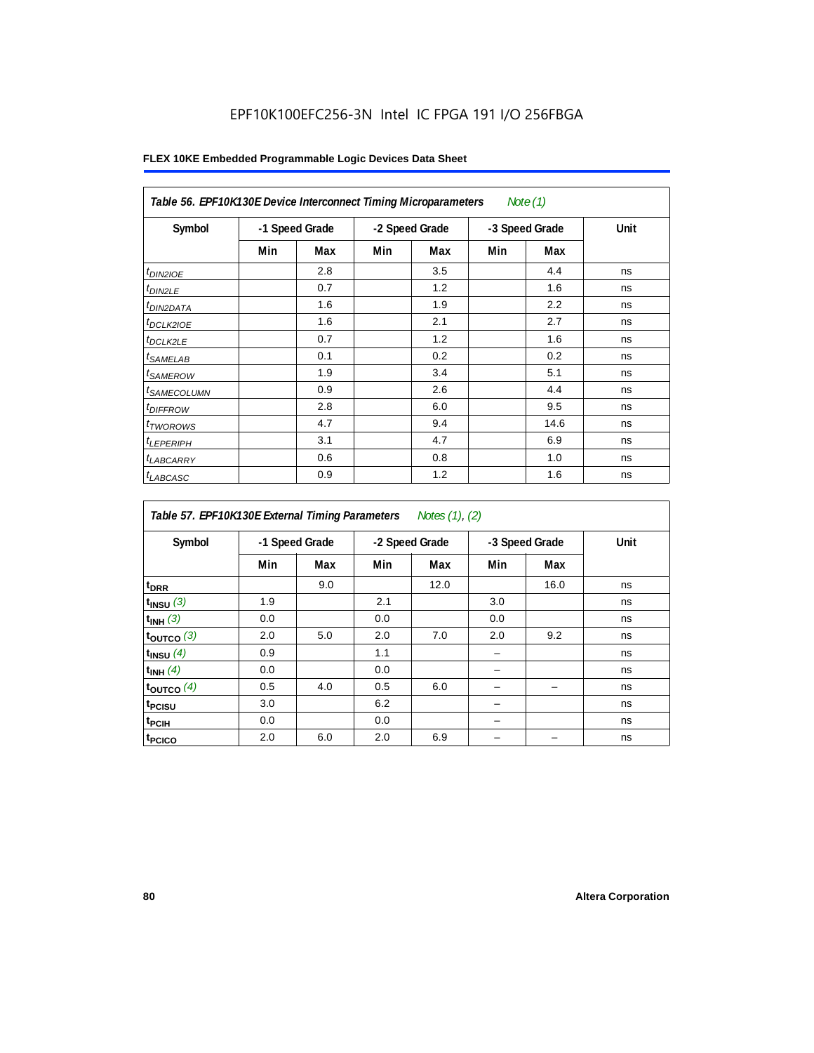EPF10K100EFC256-3N Intel IC FPGA 191 I/O 256FBGA

**FLEX 10KE Embedded Programmable Logic Devices Data Sheet**

| *Table 56. EPF10K130E Device Interconnect Timing Microparameters* *Note (1)* | | | | | | | |
|---|---|---|---|---|---|---|---|
| Symbol | -1 Speed Grade | | -2 Speed Grade | | -3 Speed Grade | | Unit |
| | Min | Max | Min | Max | Min | Max | |
| $t_{DIN2IOE}$ | | 2.8 | | 3.5 | | 4.4 | ns |
| $t_{DIN2LE}$ | | 0.7 | | 1.2 | | 1.6 | ns |
| $t_{DIN2DATA}$ | | 1.6 | | 1.9 | | 2.2 | ns |
| $t_{DCLK2IOE}$ | | 1.6 | | 2.1 | | 2.7 | ns |
| $t_{DCLK2LE}$ | | 0.7 | | 1.2 | | 1.6 | ns |
| $t_{SAMELAB}$ | | 0.1 | | 0.2 | | 0.2 | ns |
| $t_{SAMEROW}$ | | 1.9 | | 3.4 | | 5.1 | ns |
| $t_{SAMECOLUMN}$ | | 0.9 | | 2.6 | | 4.4 | ns |
| $t_{DIFFROW}$ | | 2.8 | | 6.0 | | 9.5 | ns |
| $t_{TWOROWS}$ | | 4.7 | | 9.4 | | 14.6 | ns |
| $t_{LEPERIPH}$ | | 3.1 | | 4.7 | | 6.9 | ns |
| $t_{LABCARRY}$ | | 0.6 | | 0.8 | | 1.0 | ns |
| $t_{LABCASC}$ | | 0.9 | | 1.2 | | 1.6 | ns |

| *Table 57. EPF10K130E External Timing Parameters* *Notes (1), (2)* | | | | | | | |
|---|---|---|---|---|---|---|---|
| Symbol | -1 Speed Grade | | -2 Speed Grade | | -3 Speed Grade | | Unit |
| | Min | Max | Min | Max | Min | Max | |
| $t_{DRR}$ | | 9.0 | | 12.0 | | 16.0 | ns |
| $t_{INSU}$ *(3)* | 1.9 | | 2.1 | | 3.0 | | ns |
| $t_{INH}$ *(3)* | 0.0 | | 0.0 | | 0.0 | | ns |
| $t_{OUTCO}$ *(3)* | 2.0 | 5.0 | 2.0 | 7.0 | 2.0 | 9.2 | ns |
| $t_{INSU}$ *(4)* | 0.9 | | 1.1 | | – | | ns |
| $t_{INH}$ *(4)* | 0.0 | | 0.0 | | – | | ns |
| $t_{OUTCO}$ *(4)* | 0.5 | 4.0 | 0.5 | 6.0 | – | – | ns |
| $t_{PCISU}$ | 3.0 | | 6.2 | | – | | ns |
| $t_{PCIH}$ | 0.0 | | 0.0 | | – | | ns |
| $t_{PCICO}$ | 2.0 | 6.0 | 2.0 | 6.9 | – | – | ns |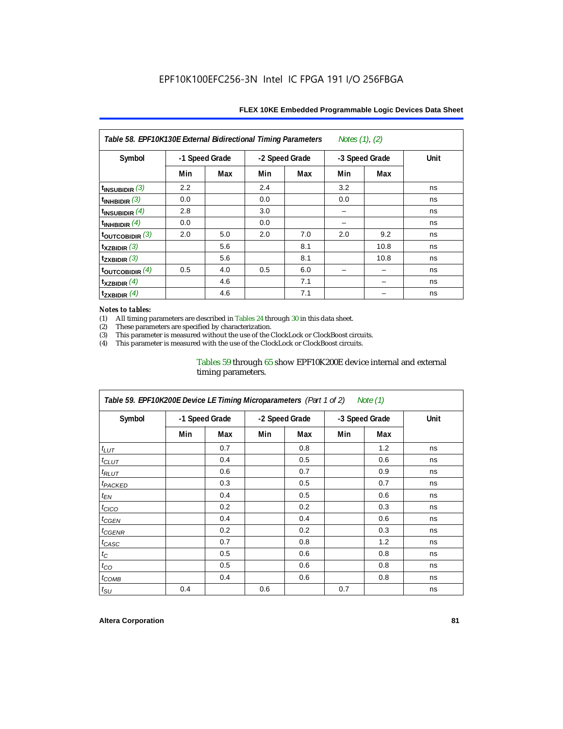| Table 58. EPF10K130E External Bidirectional Timing Parameters Notes (1), (2) | | | | | | | |
|---|---|---|---|---|---|---|---|
| Symbol | -1 Speed Grade | | -2 Speed Grade | | -3 Speed Grade | | Unit |
| | Min | Max | Min | Max | Min | Max | |
| $t_{INSUBIDIR}$ (3) | 2.2 | | 2.4 | | 3.2 | | ns |
| $t_{INHBIDIR}$ (3) | 0.0 | | 0.0 | | 0.0 | | ns |
| $t_{INSUBIDIR}$ (4) | 2.8 | | 3.0 | | – | | ns |
| $t_{INHBIDIR}$ (4) | 0.0 | | 0.0 | | – | | ns |
| $t_{OUTCOBIDIR}$ (3) | 2.0 | 5.0 | 2.0 | 7.0 | 2.0 | 9.2 | ns |
| $t_{XZBIDIR}$ (3) | | 5.6 | | 8.1 | | 10.8 | ns |
| $t_{ZXBIDIR}$ (3) | | 5.6 | | 8.1 | | 10.8 | ns |
| $t_{OUTCOBIDIR}$ (4) | 0.5 | 4.0 | 0.5 | 6.0 | – | – | ns |
| $t_{XZBIDIR}$ (4) | | 4.6 | | 7.1 | | – | ns |
| $t_{ZXBIDIR}$ (4) | | 4.6 | | 7.1 | | – | ns |

*Notes to tables:*

(1) All timing parameters are described in Tables 24 through 30 in this data sheet.
(2) These parameters are specified by characterization.
(3) This parameter is measured without the use of the ClockLock or ClockBoost circuits.
(4) This parameter is measured with the use of the ClockLock or ClockBoost circuits.

Tables 59 through 65 show EPF10K200E device internal and external timing parameters.

| Table 59. EPF10K200E Device LE Timing Microparameters (Part 1 of 2) Note (1) | | | | | | | |
|---|---|---|---|---|---|---|---|
| Symbol | -1 Speed Grade | | -2 Speed Grade | | -3 Speed Grade | | Unit |
| | Min | Max | Min | Max | Min | Max | |
| $t_{LUT}$ | | 0.7 | | 0.8 | | 1.2 | ns |
| $t_{CLUT}$ | | 0.4 | | 0.5 | | 0.6 | ns |
| $t_{RLUT}$ | | 0.6 | | 0.7 | | 0.9 | ns |
| $t_{PACKED}$ | | 0.3 | | 0.5 | | 0.7 | ns |
| $t_{EN}$ | | 0.4 | | 0.5 | | 0.6 | ns |
| $t_{CICO}$ | | 0.2 | | 0.2 | | 0.3 | ns |
| $t_{CGEN}$ | | 0.4 | | 0.4 | | 0.6 | ns |
| $t_{CGENR}$ | | 0.2 | | 0.2 | | 0.3 | ns |
| $t_{CASC}$ | | 0.7 | | 0.8 | | 1.2 | ns |
| $t_C$ | | 0.5 | | 0.6 | | 0.8 | ns |
| $t_{CO}$ | | 0.5 | | 0.6 | | 0.8 | ns |
| $t_{COMB}$ | | 0.4 | | 0.6 | | 0.8 | ns |
| $t_{SU}$ | 0.4 | | 0.6 | | 0.7 | | ns |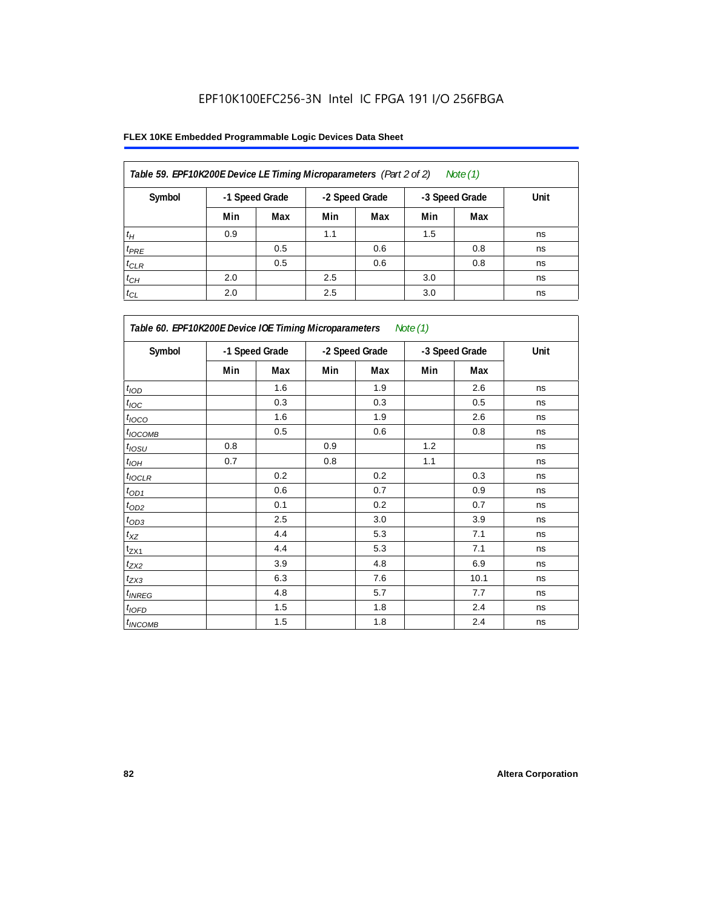### Table 59. EPF10K200E Device LE Timing Microparameters (Part 2 of 2) Note (1)

| Symbol | -1 Speed Grade | | -2 Speed Grade | | -3 Speed Grade | | Unit |
|---|---|---|---|---|---|---|---|
| | Min | Max | Min | Max | Min | Max | |
| $t_H$ | 0.9 | | 1.1 | | 1.5 | | ns |
| $t_{PRE}$ | | 0.5 | | 0.6 | | 0.8 | ns |
| $t_{CLR}$ | | 0.5 | | 0.6 | | 0.8 | ns |
| $t_{CH}$ | 2.0 | | 2.5 | | 3.0 | | ns |
| $t_{CL}$ | 2.0 | | 2.5 | | 3.0 | | ns |

### Table 60. EPF10K200E Device IOE Timing Microparameters Note (1)

| Symbol | -1 Speed Grade | | -2 Speed Grade | | -3 Speed Grade | | Unit |
|---|---|---|---|---|---|---|---|
| | Min | Max | Min | Max | Min | Max | |
| $t_{IOD}$ | | 1.6 | | 1.9 | | 2.6 | ns |
| $t_{IOC}$ | | 0.3 | | 0.3 | | 0.5 | ns |
| $t_{IOCO}$ | | 1.6 | | 1.9 | | 2.6 | ns |
| $t_{IOCOMB}$ | | 0.5 | | 0.6 | | 0.8 | ns |
| $t_{IOSU}$ | 0.8 | | 0.9 | | 1.2 | | ns |
| $t_{IOH}$ | 0.7 | | 0.8 | | 1.1 | | ns |
| $t_{IOCLR}$ | | 0.2 | | 0.2 | | 0.3 | ns |
| $t_{OD1}$ | | 0.6 | | 0.7 | | 0.9 | ns |
| $t_{OD2}$ | | 0.1 | | 0.2 | | 0.7 | ns |
| $t_{OD3}$ | | 2.5 | | 3.0 | | 3.9 | ns |
| $t_{XZ}$ | | 4.4 | | 5.3 | | 7.1 | ns |
| $t_{ZX1}$ | | 4.4 | | 5.3 | | 7.1 | ns |
| $t_{ZX2}$ | | 3.9 | | 4.8 | | 6.9 | ns |
| $t_{ZX3}$ | | 6.3 | | 7.6 | | 10.1 | ns |
| $t_{INREG}$ | | 4.8 | | 5.7 | | 7.7 | ns |
| $t_{IOFD}$ | | 1.5 | | 1.8 | | 2.4 | ns |
| $t_{INCOMB}$ | | 1.5 | | 1.8 | | 2.4 | ns |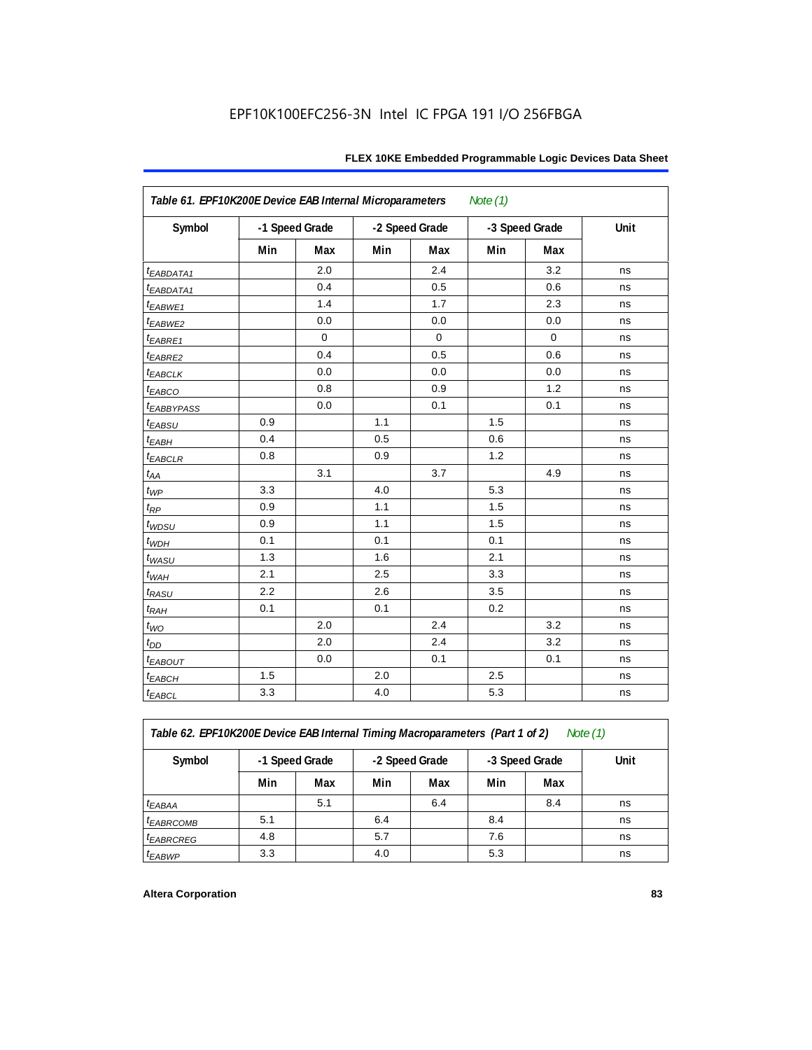EPF10K100EFC256-3N Intel IC FPGA 191 I/O 256FBGA

| Table 61. EPF10K200E Device EAB Internal Microparameters *Note (1)* | | | | | | | |
|---|---|---|---|---|---|---|---|
| Symbol | -1 Speed Grade | | -2 Speed Grade | | -3 Speed Grade | | Unit |
| | Min | Max | Min | Max | Min | Max | |
| $t_{EABDATA1}$ | | 2.0 | | 2.4 | | 3.2 | ns |
| $t_{EABDATA1}$ | | 0.4 | | 0.5 | | 0.6 | ns |
| $t_{EABWE1}$ | | 1.4 | | 1.7 | | 2.3 | ns |
| $t_{EABWE2}$ | | 0.0 | | 0.0 | | 0.0 | ns |
| $t_{EABRE1}$ | | 0 | | 0 | | 0 | ns |
| $t_{EABRE2}$ | | 0.4 | | 0.5 | | 0.6 | ns |
| $t_{EABCLK}$ | | 0.0 | | 0.0 | | 0.0 | ns |
| $t_{EABCO}$ | | 0.8 | | 0.9 | | 1.2 | ns |
| $t_{EABBYPASS}$ | | 0.0 | | 0.1 | | 0.1 | ns |
| $t_{EABSU}$ | 0.9 | | 1.1 | | 1.5 | | ns |
| $t_{EABH}$ | 0.4 | | 0.5 | | 0.6 | | ns |
| $t_{EABCLR}$ | 0.8 | | 0.9 | | 1.2 | | ns |
| $t_{AA}$ | | 3.1 | | 3.7 | | 4.9 | ns |
| $t_{WP}$ | 3.3 | | 4.0 | | 5.3 | | ns |
| $t_{RP}$ | 0.9 | | 1.1 | | 1.5 | | ns |
| $t_{WDSU}$ | 0.9 | | 1.1 | | 1.5 | | ns |
| $t_{WDH}$ | 0.1 | | 0.1 | | 0.1 | | ns |
| $t_{WASU}$ | 1.3 | | 1.6 | | 2.1 | | ns |
| $t_{WAH}$ | 2.1 | | 2.5 | | 3.3 | | ns |
| $t_{RASU}$ | 2.2 | | 2.6 | | 3.5 | | ns |
| $t_{RAH}$ | 0.1 | | 0.1 | | 0.2 | | ns |
| $t_{WO}$ | | 2.0 | | 2.4 | | 3.2 | ns |
| $t_{DD}$ | | 2.0 | | 2.4 | | 3.2 | ns |
| $t_{EABOUT}$ | | 0.0 | | 0.1 | | 0.1 | ns |
| $t_{EABCH}$ | 1.5 | | 2.0 | | 2.5 | | ns |
| $t_{EABCL}$ | 3.3 | | 4.0 | | 5.3 | | ns |

| Table 62. EPF10K200E Device EAB Internal Timing Macroparameters (Part 1 of 2) *Note (1)* | | | | | | | |
|---|---|---|---|---|---|---|---|
| Symbol | -1 Speed Grade | | -2 Speed Grade | | -3 Speed Grade | | Unit |
| | Min | Max | Min | Max | Min | Max | |
| $t_{EABAA}$ | | 5.1 | | 6.4 | | 8.4 | ns |
| $t_{EABRCOMB}$ | 5.1 | | 6.4 | | 8.4 | | ns |
| $t_{EABRCREG}$ | 4.8 | | 5.7 | | 7.6 | | ns |
| $t_{EABWP}$ | 3.3 | | 4.0 | | 5.3 | | ns |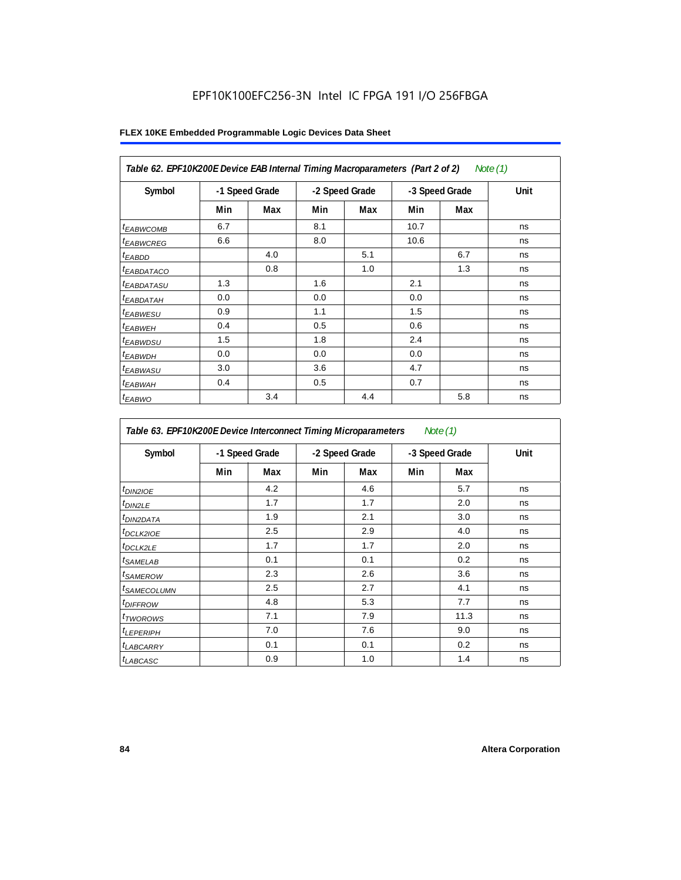EPF10K100EFC256-3N Intel IC FPGA 191 I/O 256FBGA

**FLEX 10KE Embedded Programmable Logic Devices Data Sheet**

| *Table 62. EPF10K200E Device EAB Internal Timing Macroparameters (Part 2 of 2) Note (1)* | | | | | | | |
|---|---|---|---|---|---|---|---|
| **Symbol** | **-1 Speed Grade** | | **-2 Speed Grade** | | **-3 Speed Grade** | | **Unit** |
| | **Min** | **Max** | **Min** | **Max** | **Min** | **Max** | |
| $t_{EABWCOMB}$ | 6.7 | | 8.1 | | 10.7 | | ns |
| $t_{EABWCREG}$ | 6.6 | | 8.0 | | 10.6 | | ns |
| $t_{EABDD}$ | | 4.0 | | 5.1 | | 6.7 | ns |
| $t_{EABDATACO}$ | | 0.8 | | 1.0 | | 1.3 | ns |
| $t_{EABDATASU}$ | 1.3 | | 1.6 | | 2.1 | | ns |
| $t_{EABDATAH}$ | 0.0 | | 0.0 | | 0.0 | | ns |
| $t_{EABWESU}$ | 0.9 | | 1.1 | | 1.5 | | ns |
| $t_{EABWEH}$ | 0.4 | | 0.5 | | 0.6 | | ns |
| $t_{EABWDSU}$ | 1.5 | | 1.8 | | 2.4 | | ns |
| $t_{EABWDH}$ | 0.0 | | 0.0 | | 0.0 | | ns |
| $t_{EABWASU}$ | 3.0 | | 3.6 | | 4.7 | | ns |
| $t_{EABWAH}$ | 0.4 | | 0.5 | | 0.7 | | ns |
| $t_{EABWO}$ | | 3.4 | | 4.4 | | 5.8 | ns |

| *Table 63. EPF10K200E Device Interconnect Timing Microparameters Note (1)* | | | | | | | |
|---|---|---|---|---|---|---|---|
| **Symbol** | **-1 Speed Grade** | | **-2 Speed Grade** | | **-3 Speed Grade** | | **Unit** |
| | **Min** | **Max** | **Min** | **Max** | **Min** | **Max** | |
| $t_{DIN2IOE}$ | | 4.2 | | 4.6 | | 5.7 | ns |
| $t_{DIN2LE}$ | | 1.7 | | 1.7 | | 2.0 | ns |
| $t_{DIN2DATA}$ | | 1.9 | | 2.1 | | 3.0 | ns |
| $t_{DCLK2IOE}$ | | 2.5 | | 2.9 | | 4.0 | ns |
| $t_{DCLK2LE}$ | | 1.7 | | 1.7 | | 2.0 | ns |
| $t_{SAMELAB}$ | | 0.1 | | 0.1 | | 0.2 | ns |
| $t_{SAMEROW}$ | | 2.3 | | 2.6 | | 3.6 | ns |
| $t_{SAMECOLUMN}$ | | 2.5 | | 2.7 | | 4.1 | ns |
| $t_{DIFFROW}$ | | 4.8 | | 5.3 | | 7.7 | ns |
| $t_{TWOROWS}$ | | 7.1 | | 7.9 | | 11.3 | ns |
| $t_{LEPERIPH}$ | | 7.0 | | 7.6 | | 9.0 | ns |
| $t_{LABCARRY}$ | | 0.1 | | 0.1 | | 0.2 | ns |
| $t_{LABCASC}$ | | 0.9 | | 1.0 | | 1.4 | ns |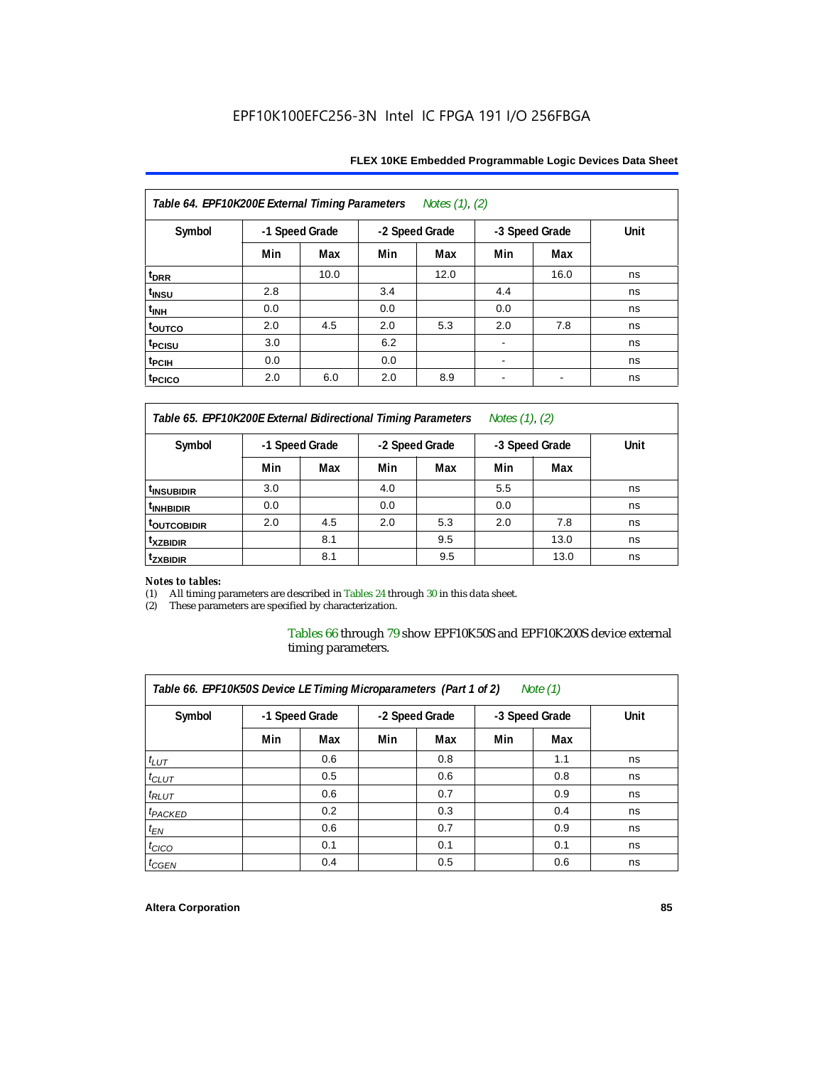**Table 64. EPF10K200E External Timing Parameters** *Notes (1), (2)*

| Symbol | -1 Speed Grade | | -2 Speed Grade | | -3 Speed Grade | | Unit |
|---|---|---|---|---|---|---|---|
| | Min | Max | Min | Max | Min | Max | |
| $t_{DRR}$ | | 10.0 | | 12.0 | | 16.0 | ns |
| $t_{INSU}$ | 2.8 | | 3.4 | | 4.4 | | ns |
| $t_{INH}$ | 0.0 | | 0.0 | | 0.0 | | ns |
| $t_{OUTCO}$ | 2.0 | 4.5 | 2.0 | 5.3 | 2.0 | 7.8 | ns |
| $t_{PCISU}$ | 3.0 | | 6.2 | | - | | ns |
| $t_{PCIH}$ | 0.0 | | 0.0 | | - | | ns |
| $t_{PCICO}$ | 2.0 | 6.0 | 2.0 | 8.9 | - | - | ns |

**Table 65. EPF10K200E External Bidirectional Timing Parameters** *Notes (1), (2)*

| Symbol | -1 Speed Grade | | -2 Speed Grade | | -3 Speed Grade | | Unit |
|---|---|---|---|---|---|---|---|
| | Min | Max | Min | Max | Min | Max | |
| $t_{INSUBIDIR}$ | 3.0 | | 4.0 | | 5.5 | | ns |
| $t_{INHBIDIR}$ | 0.0 | | 0.0 | | 0.0 | | ns |
| $t_{OUTCOBIDIR}$ | 2.0 | 4.5 | 2.0 | 5.3 | 2.0 | 7.8 | ns |
| $t_{XZBIDIR}$ | | 8.1 | | 9.5 | | 13.0 | ns |
| $t_{ZXBIDIR}$ | | 8.1 | | 9.5 | | 13.0 | ns |

*Notes to tables:*

(1) All timing parameters are described in Tables 24 through 30 in this data sheet.
(2) These parameters are specified by characterization.

Tables 66 through 79 show EPF10K50S and EPF10K200S device external timing parameters.

**Table 66. EPF10K50S Device LE Timing Microparameters (Part 1 of 2)** *Note (1)*

| Symbol | -1 Speed Grade | | -2 Speed Grade | | -3 Speed Grade | | Unit |
|---|---|---|---|---|---|---|---|
| | Min | Max | Min | Max | Min | Max | |
| $t_{LUT}$ | | 0.6 | | 0.8 | | 1.1 | ns |
| $t_{CLUT}$ | | 0.5 | | 0.6 | | 0.8 | ns |
| $t_{RLUT}$ | | 0.6 | | 0.7 | | 0.9 | ns |
| $t_{PACKED}$ | | 0.2 | | 0.3 | | 0.4 | ns |
| $t_{EN}$ | | 0.6 | | 0.7 | | 0.9 | ns |
| $t_{CICO}$ | | 0.1 | | 0.1 | | 0.1 | ns |
| $t_{CGEN}$ | | 0.4 | | 0.5 | | 0.6 | ns |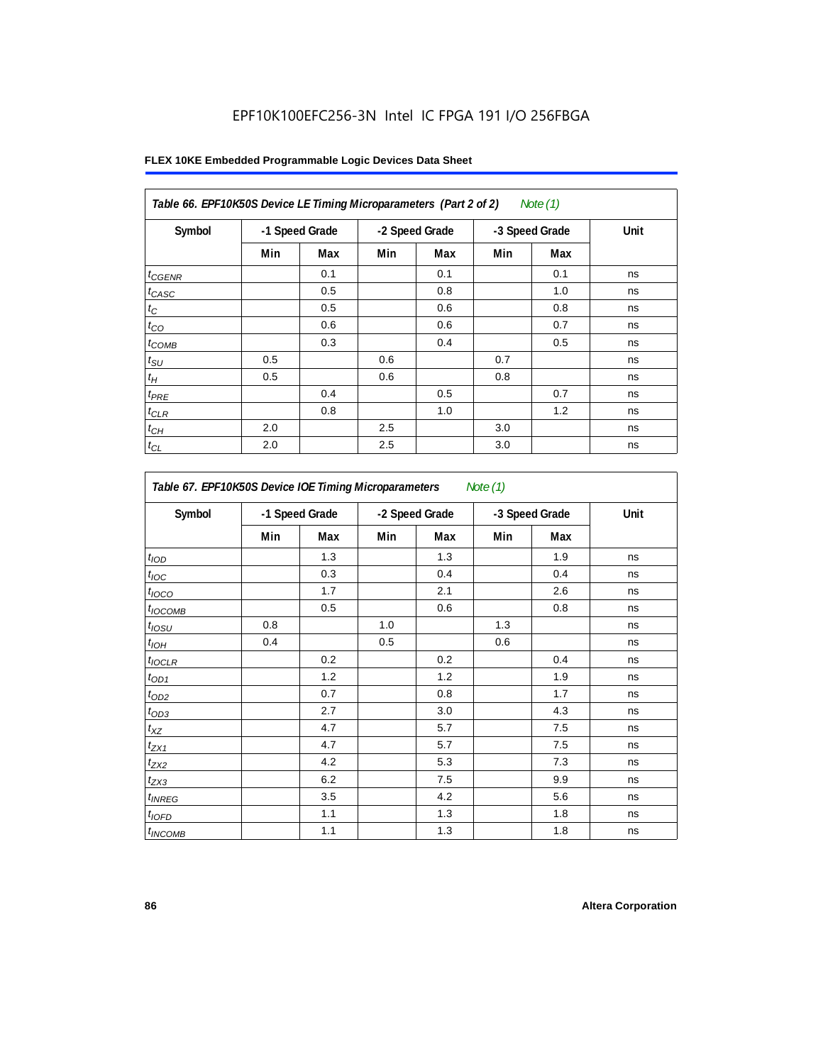EPF10K100EFC256-3N Intel IC FPGA 191 I/O 256FBGA

**FLEX 10KE Embedded Programmable Logic Devices Data Sheet**

*Table 66. EPF10K50S Device LE Timing Microparameters (Part 2 of 2) Note (1)*

| Symbol | -1 Speed Grade | | -2 Speed Grade | | -3 Speed Grade | | Unit |
|---|---|---|---|---|---|---|---|
| | Min | Max | Min | Max | Min | Max | |
| $t_{CGENR}$ | | 0.1 | | 0.1 | | 0.1 | ns |
| $t_{CASC}$ | | 0.5 | | 0.8 | | 1.0 | ns |
| $t_C$ | | 0.5 | | 0.6 | | 0.8 | ns |
| $t_{CO}$ | | 0.6 | | 0.6 | | 0.7 | ns |
| $t_{COMB}$ | | 0.3 | | 0.4 | | 0.5 | ns |
| $t_{SU}$ | 0.5 | | 0.6 | | 0.7 | | ns |
| $t_H$ | 0.5 | | 0.6 | | 0.8 | | ns |
| $t_{PRE}$ | | 0.4 | | 0.5 | | 0.7 | ns |
| $t_{CLR}$ | | 0.8 | | 1.0 | | 1.2 | ns |
| $t_{CH}$ | 2.0 | | 2.5 | | 3.0 | | ns |
| $t_{CL}$ | 2.0 | | 2.5 | | 3.0 | | ns |

*Table 67. EPF10K50S Device IOE Timing Microparameters Note (1)*

| Symbol | -1 Speed Grade | | -2 Speed Grade | | -3 Speed Grade | | Unit |
|---|---|---|---|---|---|---|---|
| | Min | Max | Min | Max | Min | Max | |
| $t_{IOD}$ | | 1.3 | | 1.3 | | 1.9 | ns |
| $t_{IOC}$ | | 0.3 | | 0.4 | | 0.4 | ns |
| $t_{IOCO}$ | | 1.7 | | 2.1 | | 2.6 | ns |
| $t_{IOCOMB}$ | | 0.5 | | 0.6 | | 0.8 | ns |
| $t_{IOSU}$ | 0.8 | | 1.0 | | 1.3 | | ns |
| $t_{IOH}$ | 0.4 | | 0.5 | | 0.6 | | ns |
| $t_{IOCLR}$ | | 0.2 | | 0.2 | | 0.4 | ns |
| $t_{OD1}$ | | 1.2 | | 1.2 | | 1.9 | ns |
| $t_{OD2}$ | | 0.7 | | 0.8 | | 1.7 | ns |
| $t_{OD3}$ | | 2.7 | | 3.0 | | 4.3 | ns |
| $t_{XZ}$ | | 4.7 | | 5.7 | | 7.5 | ns |
| $t_{ZX1}$ | | 4.7 | | 5.7 | | 7.5 | ns |
| $t_{ZX2}$ | | 4.2 | | 5.3 | | 7.3 | ns |
| $t_{ZX3}$ | | 6.2 | | 7.5 | | 9.9 | ns |
| $t_{INREG}$ | | 3.5 | | 4.2 | | 5.6 | ns |
| $t_{IOFD}$ | | 1.1 | | 1.3 | | 1.8 | ns |
| $t_{INCOMB}$ | | 1.1 | | 1.3 | | 1.8 | ns |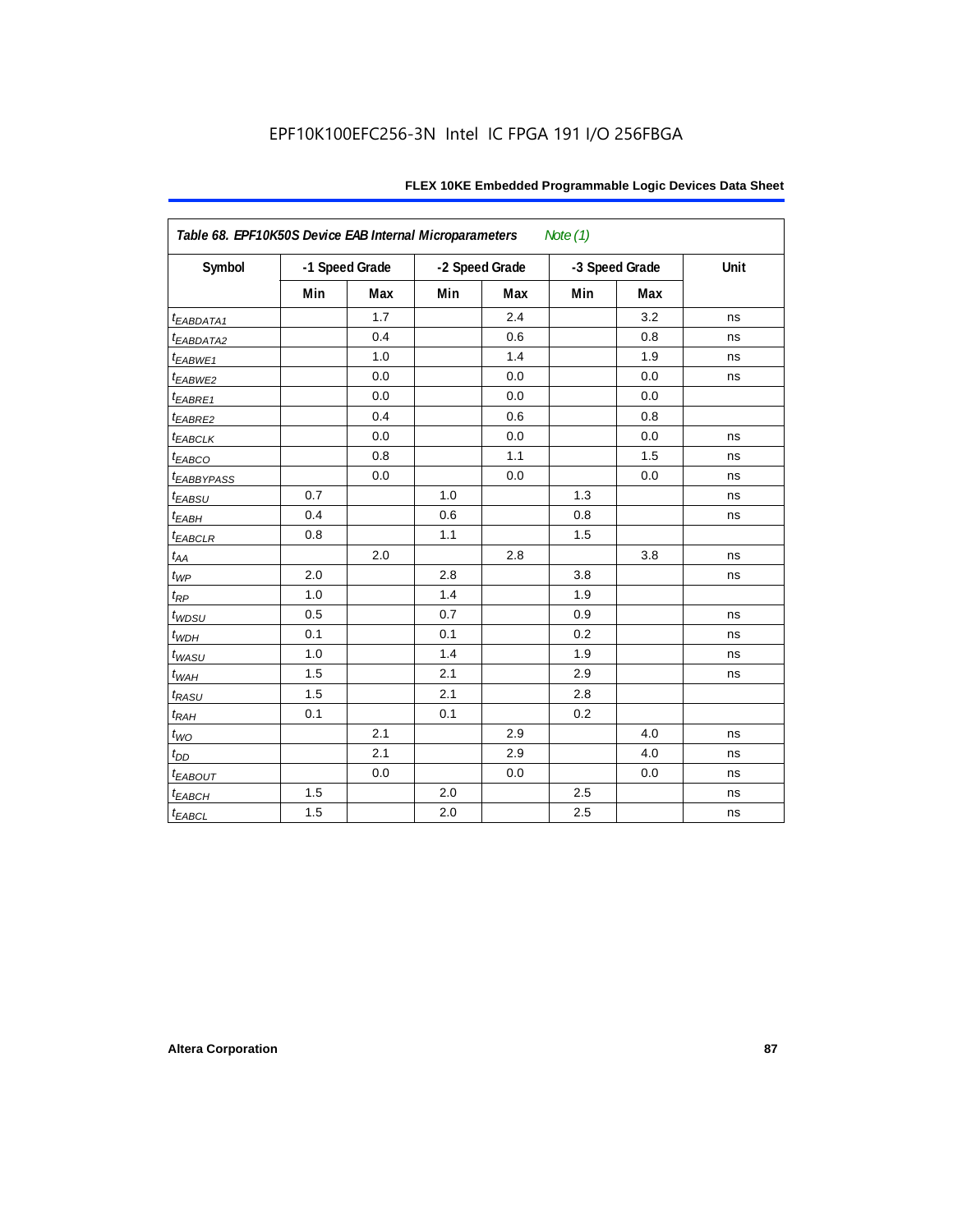Table 68. EPF10K50S Device EAB Internal Microparameters *Note (1)*

| Symbol | -1 Speed Grade | | -2 Speed Grade | | -3 Speed Grade | | Unit |
|---|---|---|---|---|---|---|---|
| | Min | Max | Min | Max | Min | Max | |
| $t_{EABDATA1}$ | | 1.7 | | 2.4 | | 3.2 | ns |
| $t_{EABDATA2}$ | | 0.4 | | 0.6 | | 0.8 | ns |
| $t_{EABWE1}$ | | 1.0 | | 1.4 | | 1.9 | ns |
| $t_{EABWE2}$ | | 0.0 | | 0.0 | | 0.0 | ns |
| $t_{EABRE1}$ | | 0.0 | | 0.0 | | 0.0 | |
| $t_{EABRE2}$ | | 0.4 | | 0.6 | | 0.8 | |
| $t_{EABCLK}$ | | 0.0 | | 0.0 | | 0.0 | ns |
| $t_{EABCO}$ | | 0.8 | | 1.1 | | 1.5 | ns |
| $t_{EABBYPASS}$ | | 0.0 | | 0.0 | | 0.0 | ns |
| $t_{EABSU}$ | 0.7 | | 1.0 | | 1.3 | | ns |
| $t_{EABH}$ | 0.4 | | 0.6 | | 0.8 | | ns |
| $t_{EABCLR}$ | 0.8 | | 1.1 | | 1.5 | | |
| $t_{AA}$ | | 2.0 | | 2.8 | | 3.8 | ns |
| $t_{WP}$ | 2.0 | | 2.8 | | 3.8 | | ns |
| $t_{RP}$ | 1.0 | | 1.4 | | 1.9 | | |
| $t_{WDSU}$ | 0.5 | | 0.7 | | 0.9 | | ns |
| $t_{WDH}$ | 0.1 | | 0.1 | | 0.2 | | ns |
| $t_{WASU}$ | 1.0 | | 1.4 | | 1.9 | | ns |
| $t_{WAH}$ | 1.5 | | 2.1 | | 2.9 | | ns |
| $t_{RASU}$ | 1.5 | | 2.1 | | 2.8 | | |
| $t_{RAH}$ | 0.1 | | 0.1 | | 0.2 | | |
| $t_{WO}$ | | 2.1 | | 2.9 | | 4.0 | ns |
| $t_{DD}$ | | 2.1 | | 2.9 | | 4.0 | ns |
| $t_{EABOUT}$ | | 0.0 | | 0.0 | | 0.0 | ns |
| $t_{EABCH}$ | 1.5 | | 2.0 | | 2.5 | | ns |
| $t_{EABCL}$ | 1.5 | | 2.0 | | 2.5 | | ns |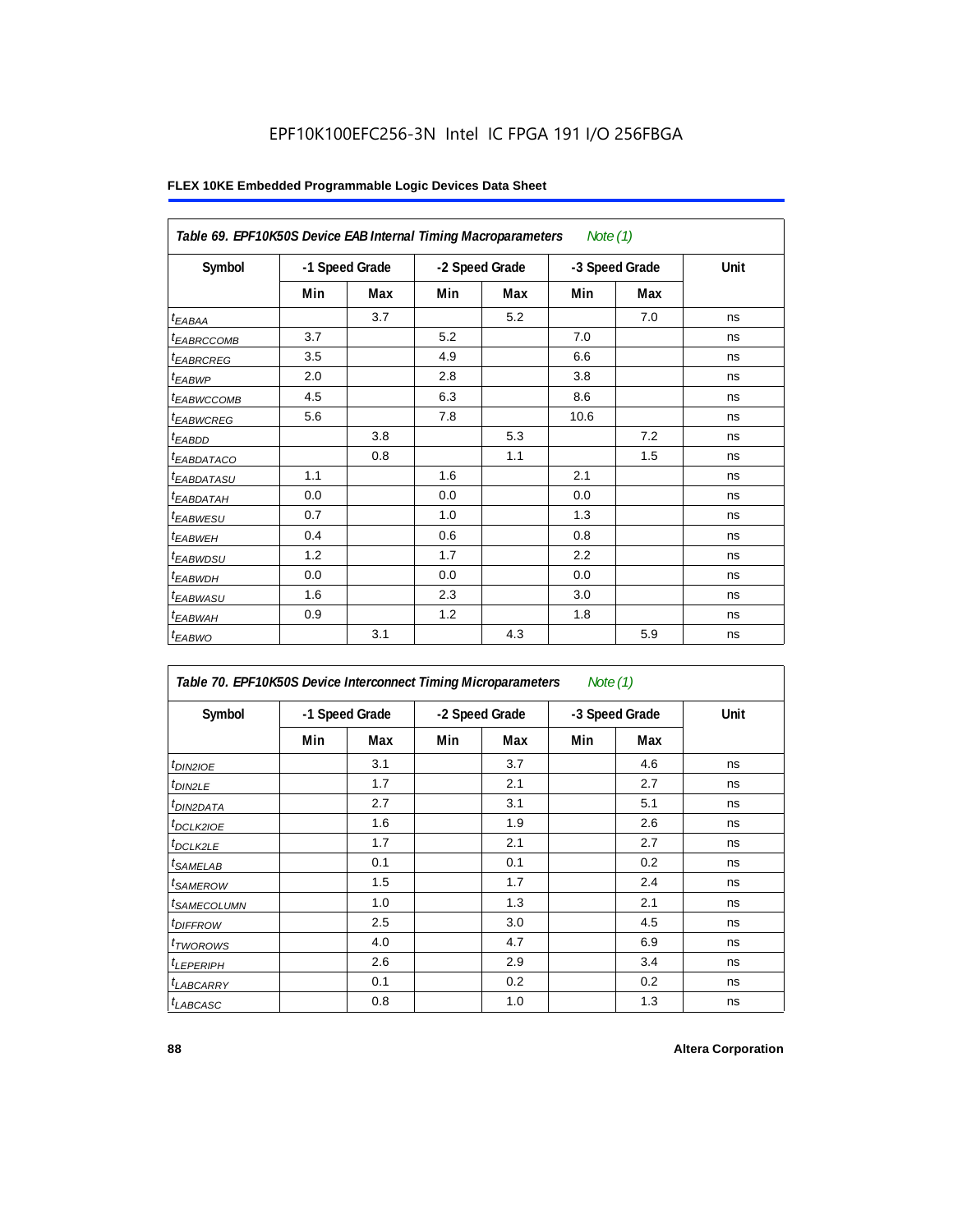EPF10K100EFC256-3N Intel IC FPGA 191 I/O 256FBGA

**FLEX 10KE Embedded Programmable Logic Devices Data Sheet**

| *Table 69. EPF10K50S Device EAB Internal Timing Macroparameters* *Note (1)* | | | | | | | |
|---|---|---|---|---|---|---|---|
| **Symbol** | **-1 Speed Grade** | | **-2 Speed Grade** | | **-3 Speed Grade** | | **Unit** |
| | **Min** | **Max** | **Min** | **Max** | **Min** | **Max** | |
| $t_{EABAA}$ | | 3.7 | | 5.2 | | 7.0 | ns |
| $t_{EABRCCOMB}$ | 3.7 | | 5.2 | | 7.0 | | ns |
| $t_{EABRCREG}$ | 3.5 | | 4.9 | | 6.6 | | ns |
| $t_{EABWP}$ | 2.0 | | 2.8 | | 3.8 | | ns |
| $t_{EABWCCOMB}$ | 4.5 | | 6.3 | | 8.6 | | ns |
| $t_{EABWCREG}$ | 5.6 | | 7.8 | | 10.6 | | ns |
| $t_{EABDD}$ | | 3.8 | | 5.3 | | 7.2 | ns |
| $t_{EABDATACO}$ | | 0.8 | | 1.1 | | 1.5 | ns |
| $t_{EABDATASU}$ | 1.1 | | 1.6 | | 2.1 | | ns |
| $t_{EABDATAH}$ | 0.0 | | 0.0 | | 0.0 | | ns |
| $t_{EABWESU}$ | 0.7 | | 1.0 | | 1.3 | | ns |
| $t_{EABWEH}$ | 0.4 | | 0.6 | | 0.8 | | ns |
| $t_{EABWDSU}$ | 1.2 | | 1.7 | | 2.2 | | ns |
| $t_{EABWDH}$ | 0.0 | | 0.0 | | 0.0 | | ns |
| $t_{EABWASU}$ | 1.6 | | 2.3 | | 3.0 | | ns |
| $t_{EABWAH}$ | 0.9 | | 1.2 | | 1.8 | | ns |
| $t_{EABWO}$ | | 3.1 | | 4.3 | | 5.9 | ns |

| *Table 70. EPF10K50S Device Interconnect Timing Microparameters* *Note (1)* | | | | | | | |
|---|---|---|---|---|---|---|---|
| **Symbol** | **-1 Speed Grade** | | **-2 Speed Grade** | | **-3 Speed Grade** | | **Unit** |
| | **Min** | **Max** | **Min** | **Max** | **Min** | **Max** | |
| $t_{DIN2IOE}$ | | 3.1 | | 3.7 | | 4.6 | ns |
| $t_{DIN2LE}$ | | 1.7 | | 2.1 | | 2.7 | ns |
| $t_{DIN2DATA}$ | | 2.7 | | 3.1 | | 5.1 | ns |
| $t_{DCLK2IOE}$ | | 1.6 | | 1.9 | | 2.6 | ns |
| $t_{DCLK2LE}$ | | 1.7 | | 2.1 | | 2.7 | ns |
| $t_{SAMELAB}$ | | 0.1 | | 0.1 | | 0.2 | ns |
| $t_{SAMEROW}$ | | 1.5 | | 1.7 | | 2.4 | ns |
| $t_{SAMECOLUMN}$ | | 1.0 | | 1.3 | | 2.1 | ns |
| $t_{DIFFROW}$ | | 2.5 | | 3.0 | | 4.5 | ns |
| $t_{TWOROWS}$ | | 4.0 | | 4.7 | | 6.9 | ns |
| $t_{LEPERIPH}$ | | 2.6 | | 2.9 | | 3.4 | ns |
| $t_{LABCARRY}$ | | 0.1 | | 0.2 | | 0.2 | ns |
| $t_{LABCASC}$ | | 0.8 | | 1.0 | | 1.3 | ns |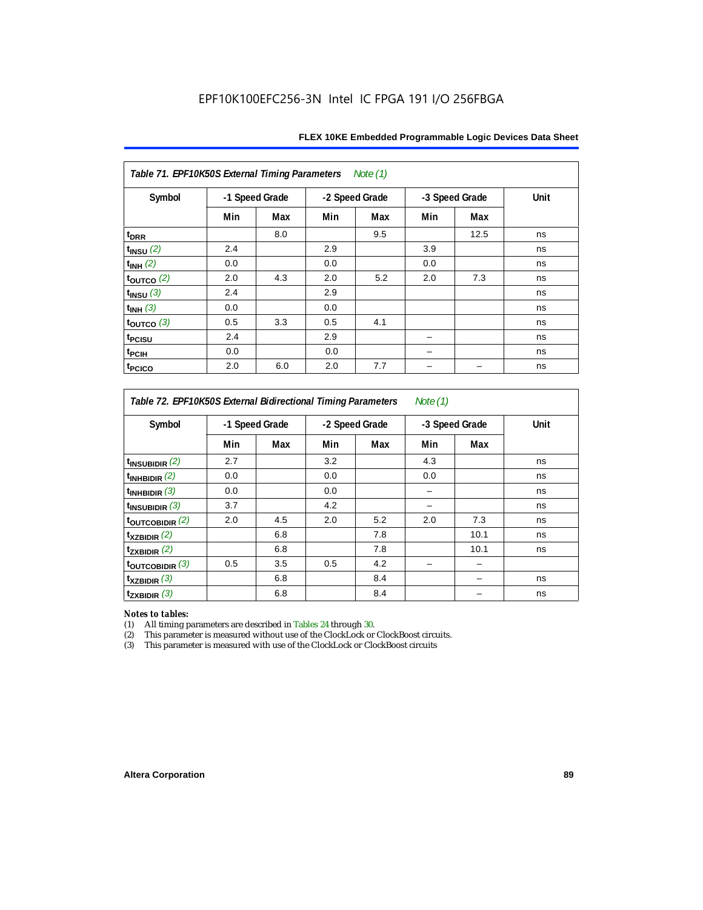**Table 71. EPF10K50S External Timing Parameters** *Note (1)*

| Symbol | -1 Speed Grade | | -2 Speed Grade | | -3 Speed Grade | | Unit |
|---|---|---|---|---|---|---|---|
| | Min | Max | Min | Max | Min | Max | |
| $t_{DRR}$ | | 8.0 | | 9.5 | | 12.5 | ns |
| $t_{INSU}$ *(2)* | 2.4 | | 2.9 | | 3.9 | | ns |
| $t_{INH}$ *(2)* | 0.0 | | 0.0 | | 0.0 | | ns |
| $t_{OUTCO}$ *(2)* | 2.0 | 4.3 | 2.0 | 5.2 | 2.0 | 7.3 | ns |
| $t_{INSU}$ *(3)* | 2.4 | | 2.9 | | | | ns |
| $t_{INH}$ *(3)* | 0.0 | | 0.0 | | | | ns |
| $t_{OUTCO}$ *(3)* | 0.5 | 3.3 | 0.5 | 4.1 | | | ns |
| $t_{PCISU}$ | 2.4 | | 2.9 | | – | | ns |
| $t_{PCIH}$ | 0.0 | | 0.0 | | – | | ns |
| $t_{PCICO}$ | 2.0 | 6.0 | 2.0 | 7.7 | – | – | ns |

**Table 72. EPF10K50S External Bidirectional Timing Parameters** *Note (1)*

| Symbol | -1 Speed Grade | | -2 Speed Grade | | -3 Speed Grade | | Unit |
|---|---|---|---|---|---|---|---|
| | Min | Max | Min | Max | Min | Max | |
| $t_{INSUBIDIR}$ *(2)* | 2.7 | | 3.2 | | 4.3 | | ns |
| $t_{INHBIDIR}$ *(2)* | 0.0 | | 0.0 | | 0.0 | | ns |
| $t_{INHBIDIR}$ *(3)* | 0.0 | | 0.0 | | – | | ns |
| $t_{INSUBIDIR}$ *(3)* | 3.7 | | 4.2 | | – | | ns |
| $t_{OUTCOBIDIR}$ *(2)* | 2.0 | 4.5 | 2.0 | 5.2 | 2.0 | 7.3 | ns |
| $t_{XZBIDIR}$ *(2)* | | 6.8 | | 7.8 | | 10.1 | ns |
| $t_{ZXBIDIR}$ *(2)* | | 6.8 | | 7.8 | | 10.1 | ns |
| $t_{OUTCOBIDIR}$ *(3)* | 0.5 | 3.5 | 0.5 | 4.2 | – | – | |
| $t_{XZBIDIR}$ *(3)* | | 6.8 | | 8.4 | | – | ns |
| $t_{ZXBIDIR}$ *(3)* | | 6.8 | | 8.4 | | – | ns |

*Notes to tables:*

(1) All timing parameters are described in Tables 24 through 30.
(2) This parameter is measured without use of the ClockLock or ClockBoost circuits.
(3) This parameter is measured with use of the ClockLock or ClockBoost circuits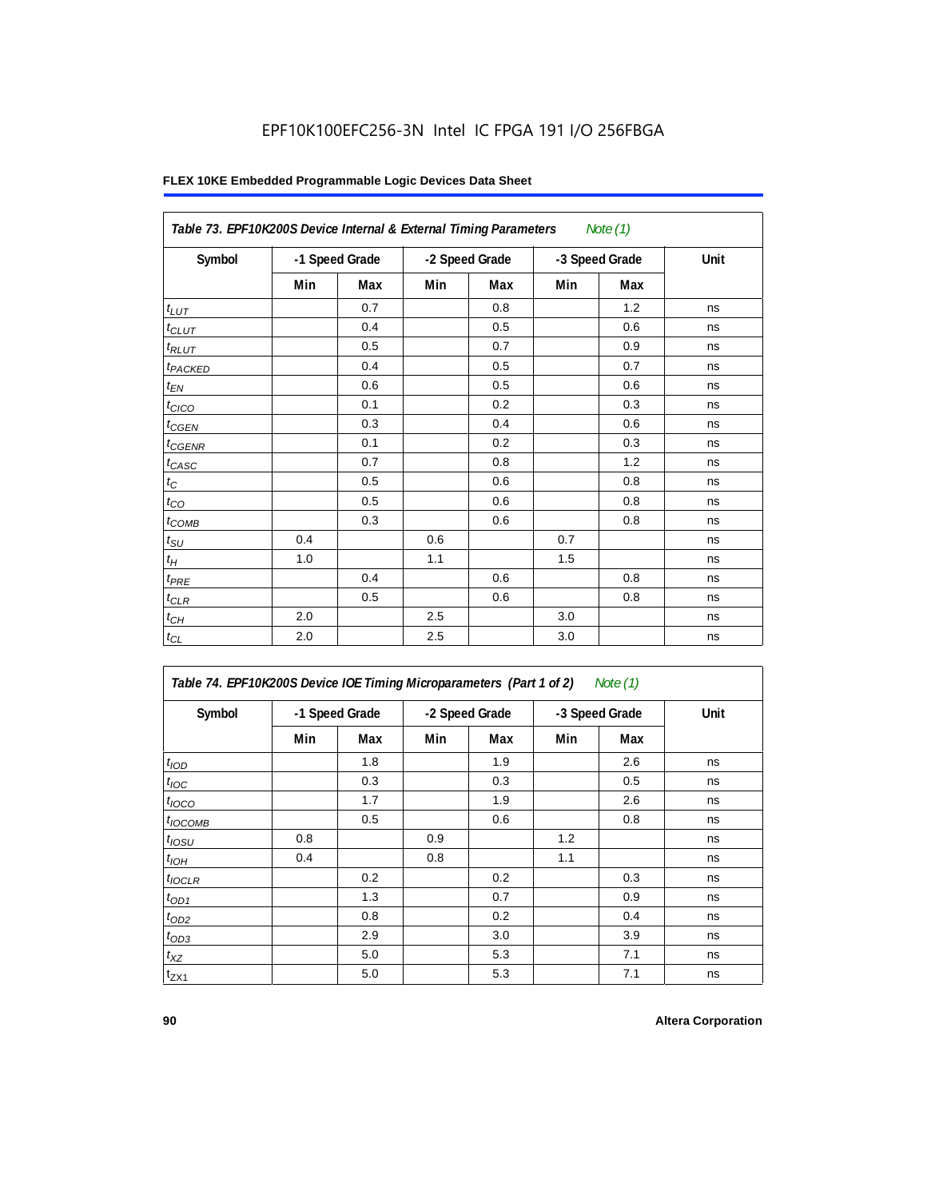EPF10K100EFC256-3N Intel IC FPGA 191 I/O 256FBGA

**FLEX 10KE Embedded Programmable Logic Devices Data Sheet**

| *Table 73. EPF10K200S Device Internal & External Timing Parameters* *Note (1)* | | | | | | | |
|---|---|---|---|---|---|---|---|
| **Symbol** | **-1 Speed Grade** | | **-2 Speed Grade** | | **-3 Speed Grade** | | **Unit** |
| | **Min** | **Max** | **Min** | **Max** | **Min** | **Max** | |
| $t_{LUT}$ | | 0.7 | | 0.8 | | 1.2 | ns |
| $t_{CLUT}$ | | 0.4 | | 0.5 | | 0.6 | ns |
| $t_{RLUT}$ | | 0.5 | | 0.7 | | 0.9 | ns |
| $t_{PACKED}$ | | 0.4 | | 0.5 | | 0.7 | ns |
| $t_{EN}$ | | 0.6 | | 0.5 | | 0.6 | ns |
| $t_{CICO}$ | | 0.1 | | 0.2 | | 0.3 | ns |
| $t_{CGEN}$ | | 0.3 | | 0.4 | | 0.6 | ns |
| $t_{CGENR}$ | | 0.1 | | 0.2 | | 0.3 | ns |
| $t_{CASC}$ | | 0.7 | | 0.8 | | 1.2 | ns |
| $t_C$ | | 0.5 | | 0.6 | | 0.8 | ns |
| $t_{CO}$ | | 0.5 | | 0.6 | | 0.8 | ns |
| $t_{COMB}$ | | 0.3 | | 0.6 | | 0.8 | ns |
| $t_{SU}$ | 0.4 | | 0.6 | | 0.7 | | ns |
| $t_H$ | 1.0 | | 1.1 | | 1.5 | | ns |
| $t_{PRE}$ | | 0.4 | | 0.6 | | 0.8 | ns |
| $t_{CLR}$ | | 0.5 | | 0.6 | | 0.8 | ns |
| $t_{CH}$ | 2.0 | | 2.5 | | 3.0 | | ns |
| $t_{CL}$ | 2.0 | | 2.5 | | 3.0 | | ns |

| *Table 74. EPF10K200S Device IOE Timing Microparameters (Part 1 of 2)* *Note (1)* | | | | | | | |
|---|---|---|---|---|---|---|---|
| **Symbol** | **-1 Speed Grade** | | **-2 Speed Grade** | | **-3 Speed Grade** | | **Unit** |
| | **Min** | **Max** | **Min** | **Max** | **Min** | **Max** | |
| $t_{IOD}$ | | 1.8 | | 1.9 | | 2.6 | ns |
| $t_{IOC}$ | | 0.3 | | 0.3 | | 0.5 | ns |
| $t_{IOCO}$ | | 1.7 | | 1.9 | | 2.6 | ns |
| $t_{IOCOMB}$ | | 0.5 | | 0.6 | | 0.8 | ns |
| $t_{IOSU}$ | 0.8 | | 0.9 | | 1.2 | | ns |
| $t_{IOH}$ | 0.4 | | 0.8 | | 1.1 | | ns |
| $t_{IOCLR}$ | | 0.2 | | 0.2 | | 0.3 | ns |
| $t_{OD1}$ | | 1.3 | | 0.7 | | 0.9 | ns |
| $t_{OD2}$ | | 0.8 | | 0.2 | | 0.4 | ns |
| $t_{OD3}$ | | 2.9 | | 3.0 | | 3.9 | ns |
| $t_{XZ}$ | | 5.0 | | 5.3 | | 7.1 | ns |
| $t_{ZX1}$ | | 5.0 | | 5.3 | | 7.1 | ns |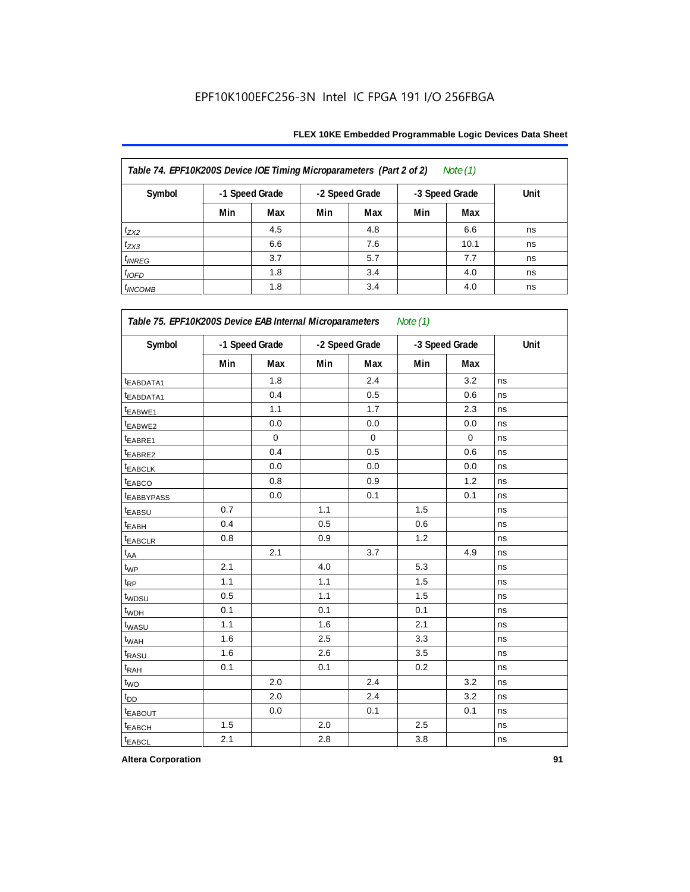EPF10K100EFC256-3N Intel IC FPGA 191 I/O 256FBGA

**Table 74. EPF10K200S Device IOE Timing Microparameters (Part 2 of 2)** *Note (1)*

| Symbol | -1 Speed Grade | | -2 Speed Grade | | -3 Speed Grade | | Unit |
|---|---|---|---|---|---|---|---|
| | Min | Max | Min | Max | Min | Max | |
| $t_{ZX2}$ | | 4.5 | | 4.8 | | 6.6 | ns |
| $t_{ZX3}$ | | 6.6 | | 7.6 | | 10.1 | ns |
| $t_{INREG}$ | | 3.7 | | 5.7 | | 7.7 | ns |
| $t_{IOFD}$ | | 1.8 | | 3.4 | | 4.0 | ns |
| $t_{INCOMB}$ | | 1.8 | | 3.4 | | 4.0 | ns |

**Table 75. EPF10K200S Device EAB Internal Microparameters** *Note (1)*

| Symbol | -1 Speed Grade | | -2 Speed Grade | | -3 Speed Grade | | Unit |
|---|---|---|---|---|---|---|---|
| | Min | Max | Min | Max | Min | Max | |
| $t_{EABDATA1}$ | | 1.8 | | 2.4 | | 3.2 | ns |
| $t_{EABDATA1}$ | | 0.4 | | 0.5 | | 0.6 | ns |
| $t_{EABWE1}$ | | 1.1 | | 1.7 | | 2.3 | ns |
| $t_{EABWE2}$ | | 0.0 | | 0.0 | | 0.0 | ns |
| $t_{EABRE1}$ | | 0 | | 0 | | 0 | ns |
| $t_{EABRE2}$ | | 0.4 | | 0.5 | | 0.6 | ns |
| $t_{EABCLK}$ | | 0.0 | | 0.0 | | 0.0 | ns |
| $t_{EABCO}$ | | 0.8 | | 0.9 | | 1.2 | ns |
| $t_{EABBYPASS}$ | | 0.0 | | 0.1 | | 0.1 | ns |
| $t_{EABSU}$ | 0.7 | | 1.1 | | 1.5 | | ns |
| $t_{EABH}$ | 0.4 | | 0.5 | | 0.6 | | ns |
| $t_{EABCLR}$ | 0.8 | | 0.9 | | 1.2 | | ns |
| $t_{AA}$ | | 2.1 | | 3.7 | | 4.9 | ns |
| $t_{WP}$ | 2.1 | | 4.0 | | 5.3 | | ns |
| $t_{RP}$ | 1.1 | | 1.1 | | 1.5 | | ns |
| $t_{WDSU}$ | 0.5 | | 1.1 | | 1.5 | | ns |
| $t_{WDH}$ | 0.1 | | 0.1 | | 0.1 | | ns |
| $t_{WASU}$ | 1.1 | | 1.6 | | 2.1 | | ns |
| $t_{WAH}$ | 1.6 | | 2.5 | | 3.3 | | ns |
| $t_{RASU}$ | 1.6 | | 2.6 | | 3.5 | | ns |
| $t_{RAH}$ | 0.1 | | 0.1 | | 0.2 | | ns |
| $t_{WO}$ | | 2.0 | | 2.4 | | 3.2 | ns |
| $t_{DD}$ | | 2.0 | | 2.4 | | 3.2 | ns |
| $t_{EABOUT}$ | | 0.0 | | 0.1 | | 0.1 | ns |
| $t_{EABCH}$ | 1.5 | | 2.0 | | 2.5 | | ns |
| $t_{EABCL}$ | 2.1 | | 2.8 | | 3.8 | | ns |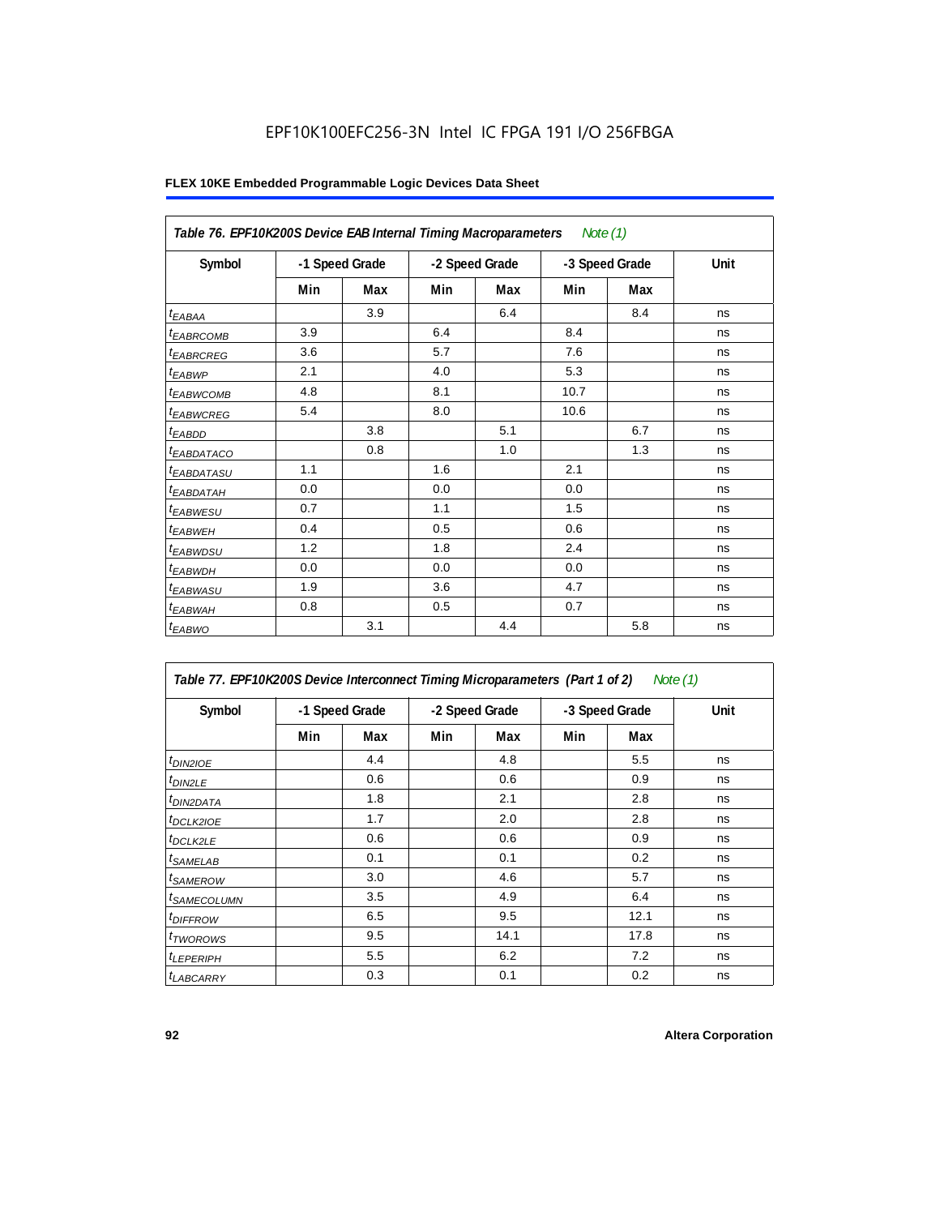EPF10K100EFC256-3N Intel IC FPGA 191 I/O 256FBGA

**FLEX 10KE Embedded Programmable Logic Devices Data Sheet**

| *Table 76. EPF10K200S Device EAB Internal Timing Macroparameters* *Note (1)* | | | | | | | |
|---|---|---|---|---|---|---|---|
| **Symbol** | **-1 Speed Grade** | | **-2 Speed Grade** | | **-3 Speed Grade** | | **Unit** |
| | **Min** | **Max** | **Min** | **Max** | **Min** | **Max** | |
| $t_{EABAA}$ | | 3.9 | | 6.4 | | 8.4 | ns |
| $t_{EABRCOMB}$ | 3.9 | | 6.4 | | 8.4 | | ns |
| $t_{EABRCREG}$ | 3.6 | | 5.7 | | 7.6 | | ns |
| $t_{EABWP}$ | 2.1 | | 4.0 | | 5.3 | | ns |
| $t_{EABWCOMB}$ | 4.8 | | 8.1 | | 10.7 | | ns |
| $t_{EABWCREG}$ | 5.4 | | 8.0 | | 10.6 | | ns |
| $t_{EABDD}$ | | 3.8 | | 5.1 | | 6.7 | ns |
| $t_{EABDATACO}$ | | 0.8 | | 1.0 | | 1.3 | ns |
| $t_{EABDATASU}$ | 1.1 | | 1.6 | | 2.1 | | ns |
| $t_{EABDATAH}$ | 0.0 | | 0.0 | | 0.0 | | ns |
| $t_{EABWESU}$ | 0.7 | | 1.1 | | 1.5 | | ns |
| $t_{EABWEH}$ | 0.4 | | 0.5 | | 0.6 | | ns |
| $t_{EABWDSU}$ | 1.2 | | 1.8 | | 2.4 | | ns |
| $t_{EABWDH}$ | 0.0 | | 0.0 | | 0.0 | | ns |
| $t_{EABWASU}$ | 1.9 | | 3.6 | | 4.7 | | ns |
| $t_{EABWAH}$ | 0.8 | | 0.5 | | 0.7 | | ns |
| $t_{EABWO}$ | | 3.1 | | 4.4 | | 5.8 | ns |

| *Table 77. EPF10K200S Device Interconnect Timing Microparameters (Part 1 of 2)* *Note (1)* | | | | | | | |
|---|---|---|---|---|---|---|---|
| **Symbol** | **-1 Speed Grade** | | **-2 Speed Grade** | | **-3 Speed Grade** | | **Unit** |
| | **Min** | **Max** | **Min** | **Max** | **Min** | **Max** | |
| $t_{DIN2IOE}$ | | 4.4 | | 4.8 | | 5.5 | ns |
| $t_{DIN2LE}$ | | 0.6 | | 0.6 | | 0.9 | ns |
| $t_{DIN2DATA}$ | | 1.8 | | 2.1 | | 2.8 | ns |
| $t_{DCLK2IOE}$ | | 1.7 | | 2.0 | | 2.8 | ns |
| $t_{DCLK2LE}$ | | 0.6 | | 0.6 | | 0.9 | ns |
| $t_{SAMELAB}$ | | 0.1 | | 0.1 | | 0.2 | ns |
| $t_{SAMEROW}$ | | 3.0 | | 4.6 | | 5.7 | ns |
| $t_{SAMECOLUMN}$ | | 3.5 | | 4.9 | | 6.4 | ns |
| $t_{DIFFROW}$ | | 6.5 | | 9.5 | | 12.1 | ns |
| $t_{TWOROWS}$ | | 9.5 | | 14.1 | | 17.8 | ns |
| $t_{LEPERIPH}$ | | 5.5 | | 6.2 | | 7.2 | ns |
| $t_{LABCARRY}$ | | 0.3 | | 0.1 | | 0.2 | ns |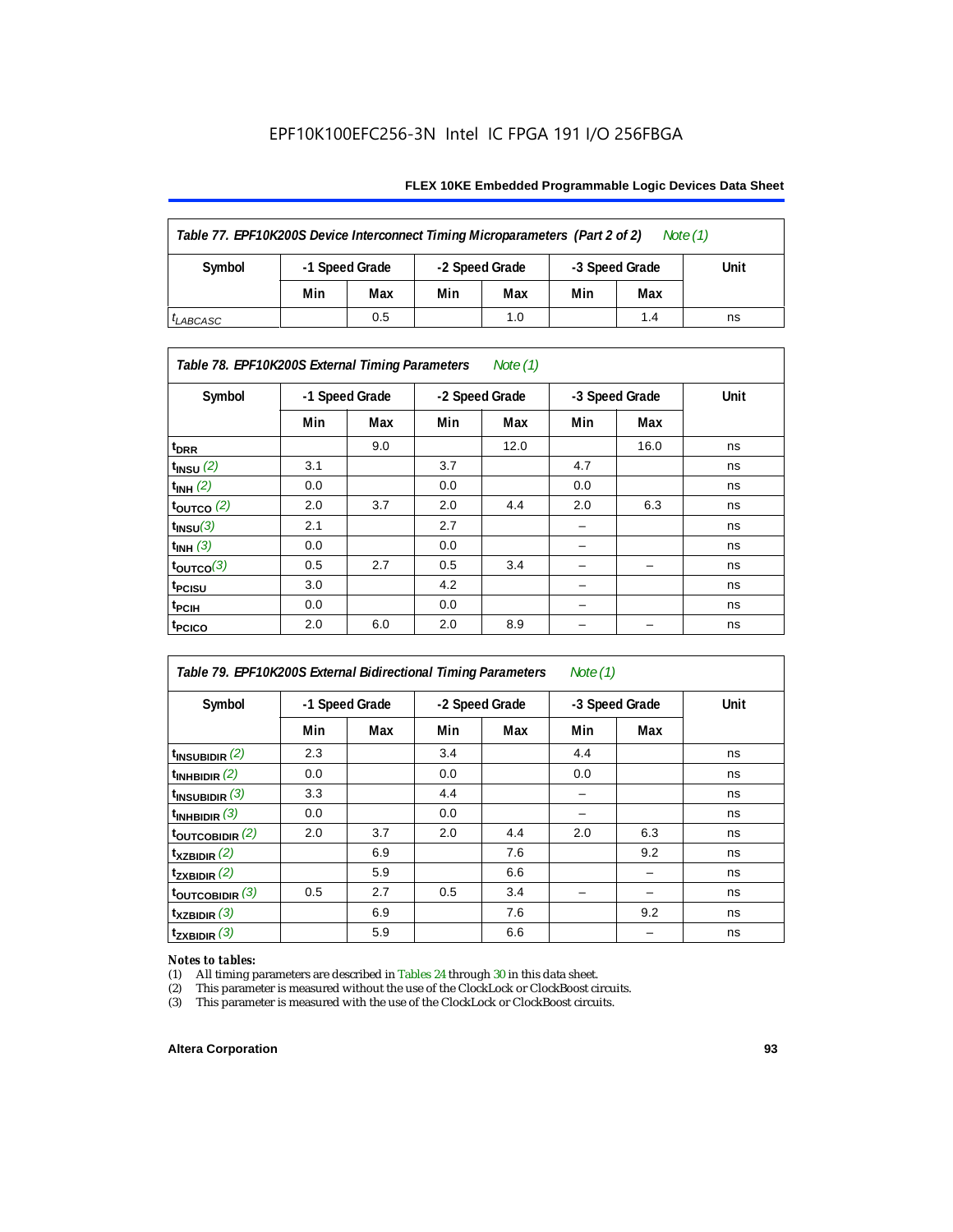EPF10K100EFC256-3N Intel IC FPGA 191 I/O 256FBGA

| Table 77. EPF10K200S Device Interconnect Timing Microparameters (Part 2 of 2) Note (1) | | | | | | | |
|---|---|---|---|---|---|---|---|
| Symbol | -1 Speed Grade | | -2 Speed Grade | | -3 Speed Grade | | Unit |
| | Min | Max | Min | Max | Min | Max | |
| $t_{LABCASC}$ | | 0.5 | | 1.0 | | 1.4 | ns |

| Table 78. EPF10K200S External Timing Parameters Note (1) | | | | | | | |
|---|---|---|---|---|---|---|---|
| Symbol | -1 Speed Grade | | -2 Speed Grade | | -3 Speed Grade | | Unit |
| | Min | Max | Min | Max | Min | Max | |
| $t_{DRR}$ | | 9.0 | | 12.0 | | 16.0 | ns |
| $t_{INSU}$ (2) | 3.1 | | 3.7 | | 4.7 | | ns |
| $t_{INH}$ (2) | 0.0 | | 0.0 | | 0.0 | | ns |
| $t_{OUTCO}$ (2) | 2.0 | 3.7 | 2.0 | 4.4 | 2.0 | 6.3 | ns |
| $t_{INSU}$ (3) | 2.1 | | 2.7 | | – | | ns |
| $t_{INH}$ (3) | 0.0 | | 0.0 | | – | | ns |
| $t_{OUTCO}$ (3) | 0.5 | 2.7 | 0.5 | 3.4 | – | – | ns |
| $t_{PCISU}$ | 3.0 | | 4.2 | | – | | ns |
| $t_{PCIH}$ | 0.0 | | 0.0 | | – | | ns |
| $t_{PCICO}$ | 2.0 | 6.0 | 2.0 | 8.9 | – | – | ns |

| Table 79. EPF10K200S External Bidirectional Timing Parameters Note (1) | | | | | | | |
|---|---|---|---|---|---|---|---|
| Symbol | -1 Speed Grade | | -2 Speed Grade | | -3 Speed Grade | | Unit |
| | Min | Max | Min | Max | Min | Max | |
| $t_{INSUBIDIR}$ (2) | 2.3 | | 3.4 | | 4.4 | | ns |
| $t_{INHBIDIR}$ (2) | 0.0 | | 0.0 | | 0.0 | | ns |
| $t_{INSUBIDIR}$ (3) | 3.3 | | 4.4 | | – | | ns |
| $t_{INHBIDIR}$ (3) | 0.0 | | 0.0 | | – | | ns |
| $t_{OUTCOBIDIR}$ (2) | 2.0 | 3.7 | 2.0 | 4.4 | 2.0 | 6.3 | ns |
| $t_{XZBIDIR}$ (2) | | 6.9 | | 7.6 | | 9.2 | ns |
| $t_{ZXBIDIR}$ (2) | | 5.9 | | 6.6 | | – | ns |
| $t_{OUTCOBIDIR}$ (3) | 0.5 | 2.7 | 0.5 | 3.4 | – | – | ns |
| $t_{XZBIDIR}$ (3) | | 6.9 | | 7.6 | | 9.2 | ns |
| $t_{ZXBIDIR}$ (3) | | 5.9 | | 6.6 | | – | ns |

*Notes to tables:*

(1) All timing parameters are described in Tables 24 through 30 in this data sheet.
(2) This parameter is measured without the use of the ClockLock or ClockBoost circuits.
(3) This parameter is measured with the use of the ClockLock or ClockBoost circuits.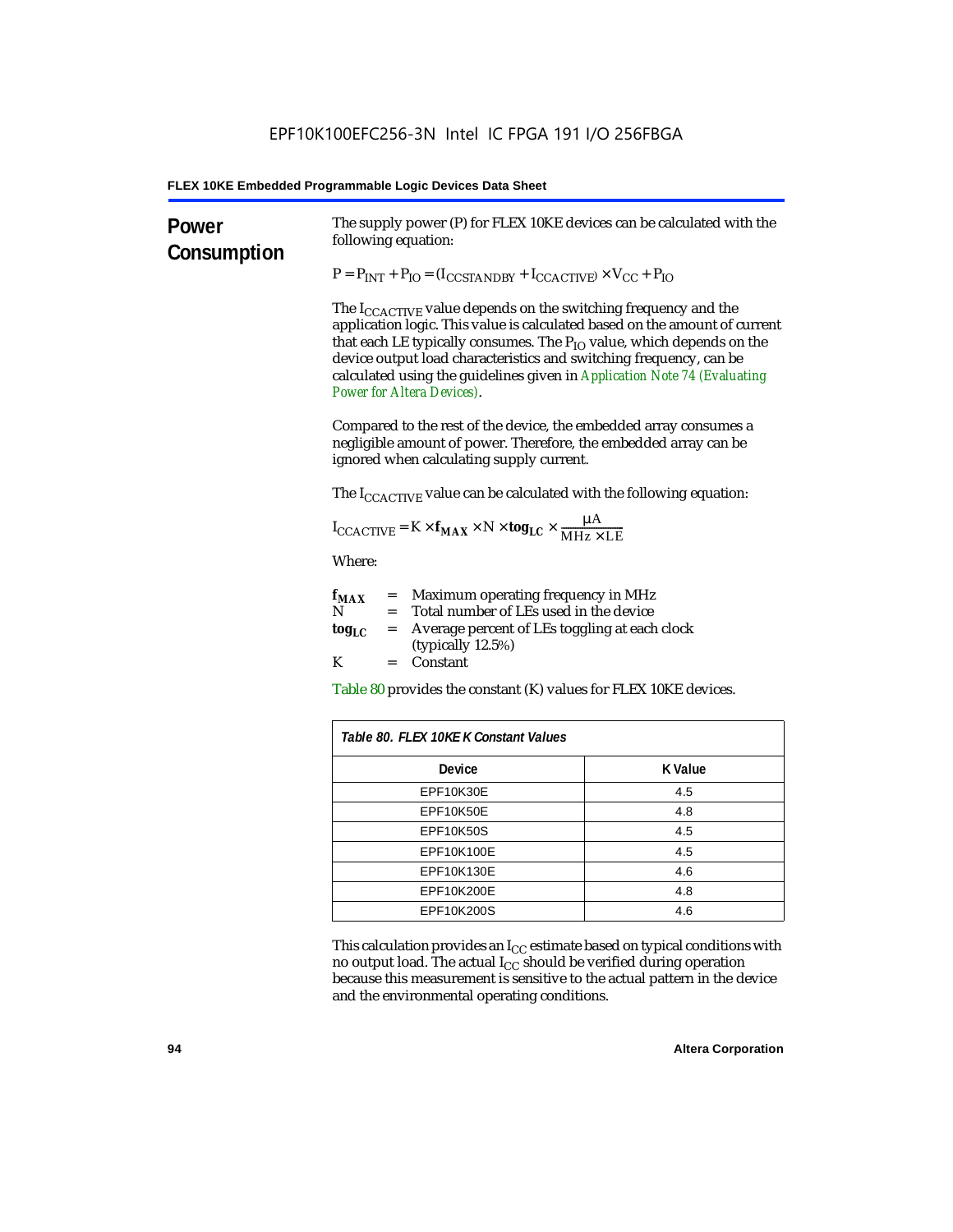## Power Consumption

The supply power (P) for FLEX 10KE devices can be calculated with the following equation:

$$P = P_{INT} + P_{IO} = (I_{CCSTANDBY} + I_{CCACTIVE}) \times V_{CC} + P_{IO}$$

The $I_{CCACTIVE}$ value depends on the switching frequency and the application logic. This value is calculated based on the amount of current that each LE typically consumes. The $P_{IO}$ value, which depends on the device output load characteristics and switching frequency, can be calculated using the guidelines given in *Application Note 74 (Evaluating Power for Altera Devices)*.

Compared to the rest of the device, the embedded array consumes a negligible amount of power. Therefore, the embedded array can be ignored when calculating supply current.

The $I_{CCACTIVE}$ value can be calculated with the following equation:

$$I_{CCACTIVE} = K \times \mathbf{f_{MAX}} \times N \times \mathbf{tog_{LC}} \times \frac{\mu A}{MHz \times LE}$$

Where:

- $\mathbf{f_{MAX}}$ = Maximum operating frequency in MHz
- N = Total number of LEs used in the device
- $\mathbf{tog_{LC}}$ = Average percent of LEs toggling at each clock (typically 12.5%)
- K = Constant

Table 80 provides the constant (K) values for FLEX 10KE devices.

*Table 80. FLEX 10KE K Constant Values*

| Device | K Value |
|---|---|
| EPF10K30E | 4.5 |
| EPF10K50E | 4.8 |
| EPF10K50S | 4.5 |
| EPF10K100E | 4.5 |
| EPF10K130E | 4.6 |
| EPF10K200E | 4.8 |
| EPF10K200S | 4.6 |

This calculation provides an $I_{CC}$ estimate based on typical conditions with no output load. The actual $I_{CC}$ should be verified during operation because this measurement is sensitive to the actual pattern in the device and the environmental operating conditions.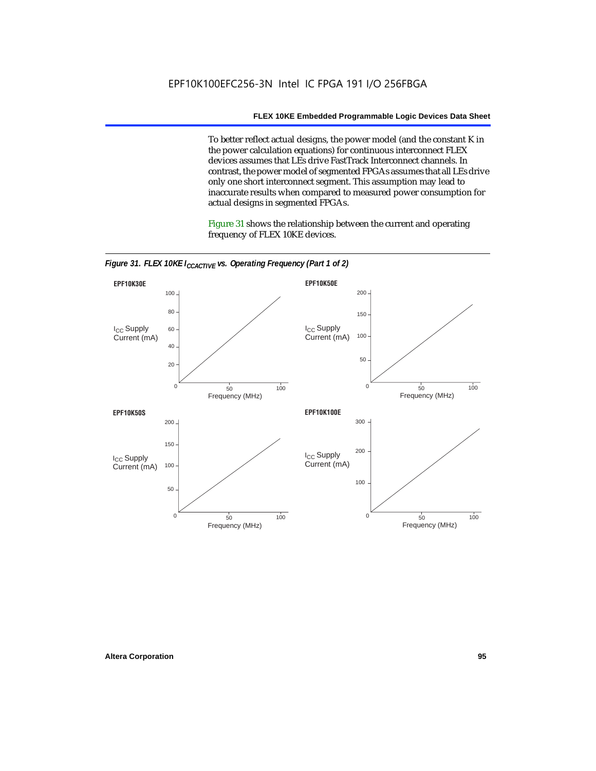To better reflect actual designs, the power model (and the constant K in the power calculation equations) for continuous interconnect FLEX devices assumes that LEs drive FastTrack Interconnect channels. In contrast, the power model of segmented FPGAs assumes that all LEs drive only one short interconnect segment. This assumption may lead to inaccurate results when compared to measured power consumption for actual designs in segmented FPGAs.

Figure 31 shows the relationship between the current and operating frequency of FLEX 10KE devices.

*Figure 31. FLEX 10KE $I_{CCACTIVE}$ vs. Operating Frequency (Part 1 of 2)*

**EPF10K30E**

$I_{CC}$ Supply Current (mA) vs. Frequency (MHz)

**EPF10K50E**

$I_{CC}$ Supply Current (mA) vs. Frequency (MHz)

**EPF10K50S**

$I_{CC}$ Supply Current (mA) vs. Frequency (MHz)

**EPF10K100E**

$I_{CC}$ Supply Current (mA) vs. Frequency (MHz)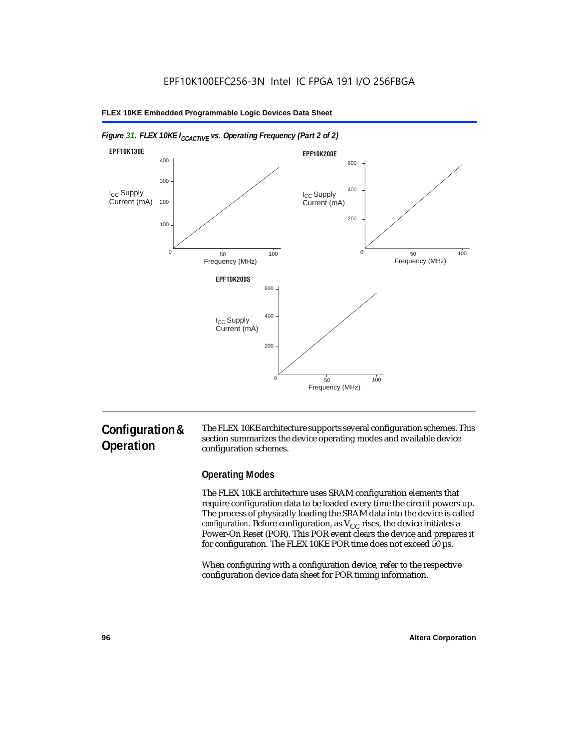*Figure 31. FLEX 10KE $I_{CCACTIVE}$ vs. Operating Frequency (Part 2 of 2)*

EPF10K130E

EPF10K200E

EPF10K200S

## Configuration & Operation

The FLEX 10KE architecture supports several configuration schemes. This section summarizes the device operating modes and available device configuration schemes.

### Operating Modes

The FLEX 10KE architecture uses SRAM configuration elements that require configuration data to be loaded every time the circuit powers up. The process of physically loading the SRAM data into the device is called *configuration*. Before configuration, as $V_{CC}$ rises, the device initiates a Power-On Reset (POR). This POR event clears the device and prepares it for configuration. The FLEX 10KE POR time does not exceed 50 µs.

When configuring with a configuration device, refer to the respective configuration device data sheet for POR timing information.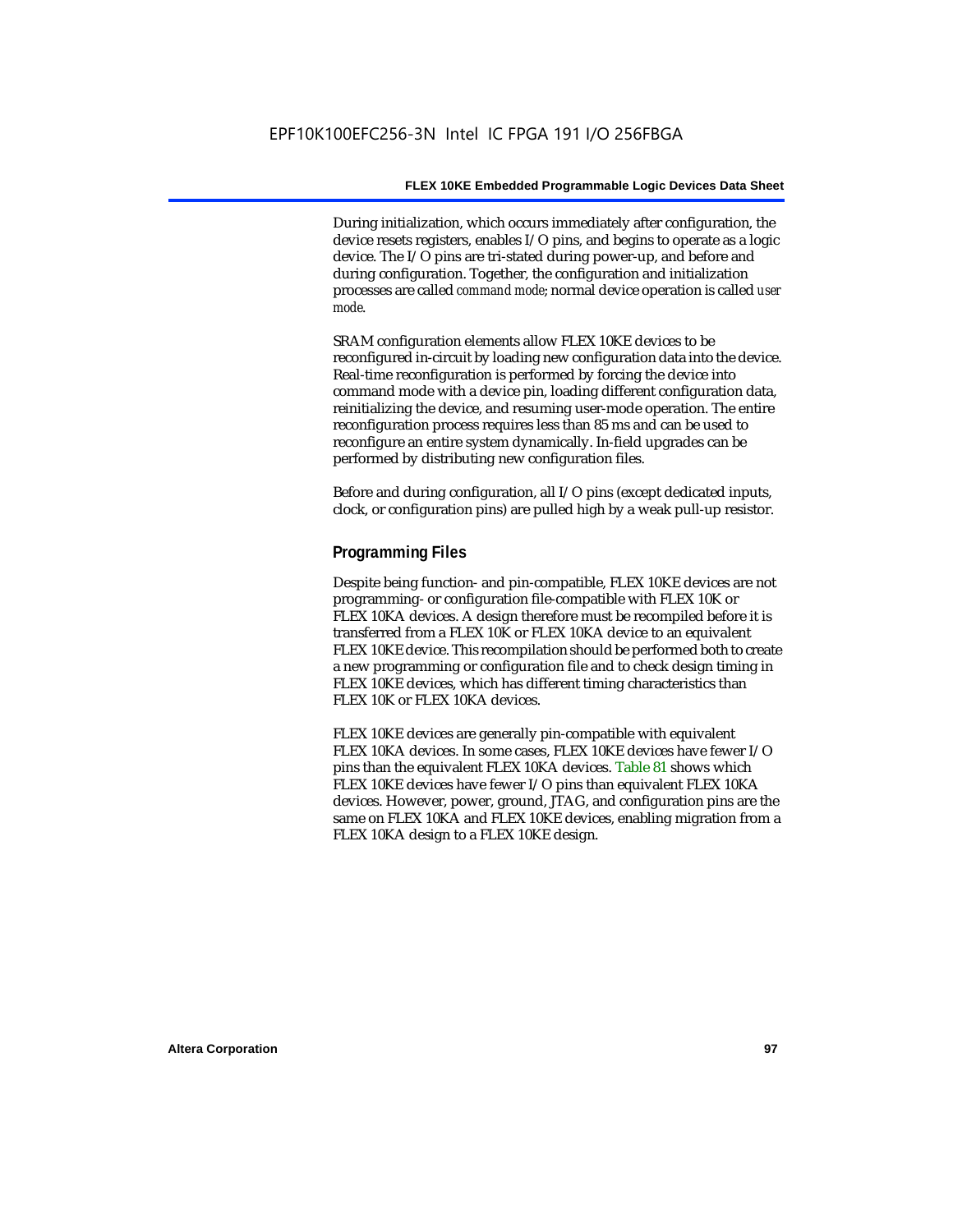During initialization, which occurs immediately after configuration, the device resets registers, enables I/O pins, and begins to operate as a logic device. The I/O pins are tri-stated during power-up, and before and during configuration. Together, the configuration and initialization processes are called *command mode*; normal device operation is called *user mode*.

SRAM configuration elements allow FLEX 10KE devices to be reconfigured in-circuit by loading new configuration data into the device. Real-time reconfiguration is performed by forcing the device into command mode with a device pin, loading different configuration data, reinitializing the device, and resuming user-mode operation. The entire reconfiguration process requires less than 85 ms and can be used to reconfigure an entire system dynamically. In-field upgrades can be performed by distributing new configuration files.

Before and during configuration, all I/O pins (except dedicated inputs, clock, or configuration pins) are pulled high by a weak pull-up resistor.

## Programming Files

Despite being function- and pin-compatible, FLEX 10KE devices are not programming- or configuration file-compatible with FLEX 10K or FLEX 10KA devices. A design therefore must be recompiled before it is transferred from a FLEX 10K or FLEX 10KA device to an equivalent FLEX 10KE device. This recompilation should be performed both to create a new programming or configuration file and to check design timing in FLEX 10KE devices, which has different timing characteristics than FLEX 10K or FLEX 10KA devices.

FLEX 10KE devices are generally pin-compatible with equivalent FLEX 10KA devices. In some cases, FLEX 10KE devices have fewer I/O pins than the equivalent FLEX 10KA devices. Table 81 shows which FLEX 10KE devices have fewer I/O pins than equivalent FLEX 10KA devices. However, power, ground, JTAG, and configuration pins are the same on FLEX 10KA and FLEX 10KE devices, enabling migration from a FLEX 10KA design to a FLEX 10KE design.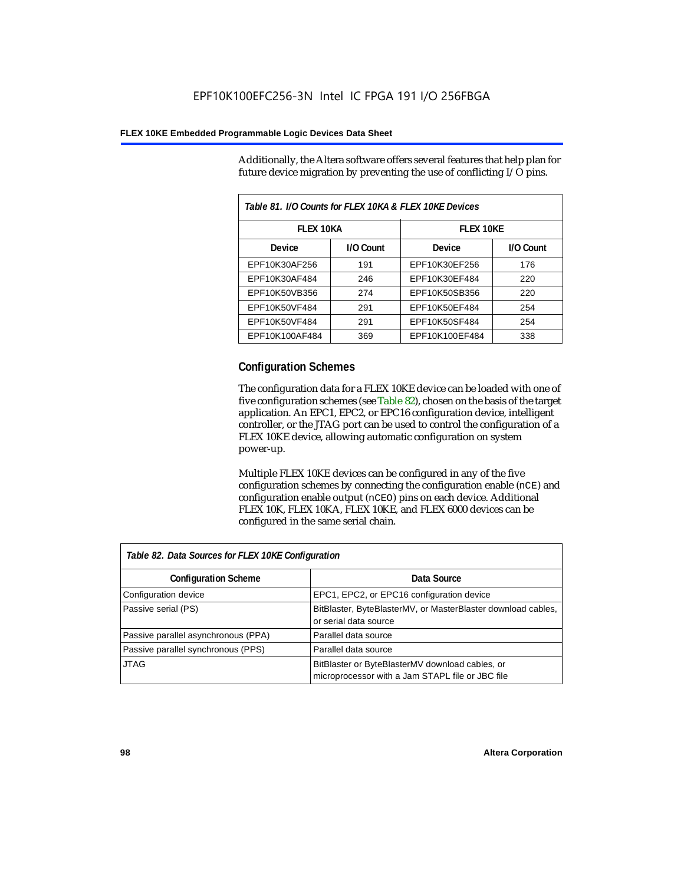Additionally, the Altera software offers several features that help plan for future device migration by preventing the use of conflicting I/O pins.

*Table 81. I/O Counts for FLEX 10KA & FLEX 10KE Devices*

| FLEX 10KA | | FLEX 10KE | |
|---|---|---|---|
| **Device** | **I/O Count** | **Device** | **I/O Count** |
| EPF10K30AF256 | 191 | EPF10K30EF256 | 176 |
| EPF10K30AF484 | 246 | EPF10K30EF484 | 220 |
| EPF10K50VB356 | 274 | EPF10K50SB356 | 220 |
| EPF10K50VF484 | 291 | EPF10K50EF484 | 254 |
| EPF10K50VF484 | 291 | EPF10K50SF484 | 254 |
| EPF10K100AF484 | 369 | EPF10K100EF484 | 338 |

## Configuration Schemes

The configuration data for a FLEX 10KE device can be loaded with one of five configuration schemes (see Table 82), chosen on the basis of the target application. An EPC1, EPC2, or EPC16 configuration device, intelligent controller, or the JTAG port can be used to control the configuration of a FLEX 10KE device, allowing automatic configuration on system power-up.

Multiple FLEX 10KE devices can be configured in any of the five configuration schemes by connecting the configuration enable (`nCE`) and configuration enable output (`nCEO`) pins on each device. Additional FLEX 10K, FLEX 10KA, FLEX 10KE, and FLEX 6000 devices can be configured in the same serial chain.

*Table 82. Data Sources for FLEX 10KE Configuration*

| Configuration Scheme | Data Source |
|---|---|
| Configuration device | EPC1, EPC2, or EPC16 configuration device |
| Passive serial (PS) | BitBlaster, ByteBlasterMV, or MasterBlaster download cables, or serial data source |
| Passive parallel asynchronous (PPA) | Parallel data source |
| Passive parallel synchronous (PPS) | Parallel data source |
| JTAG | BitBlaster or ByteBlasterMV download cables, or microprocessor with a Jam STAPL file or JBC file |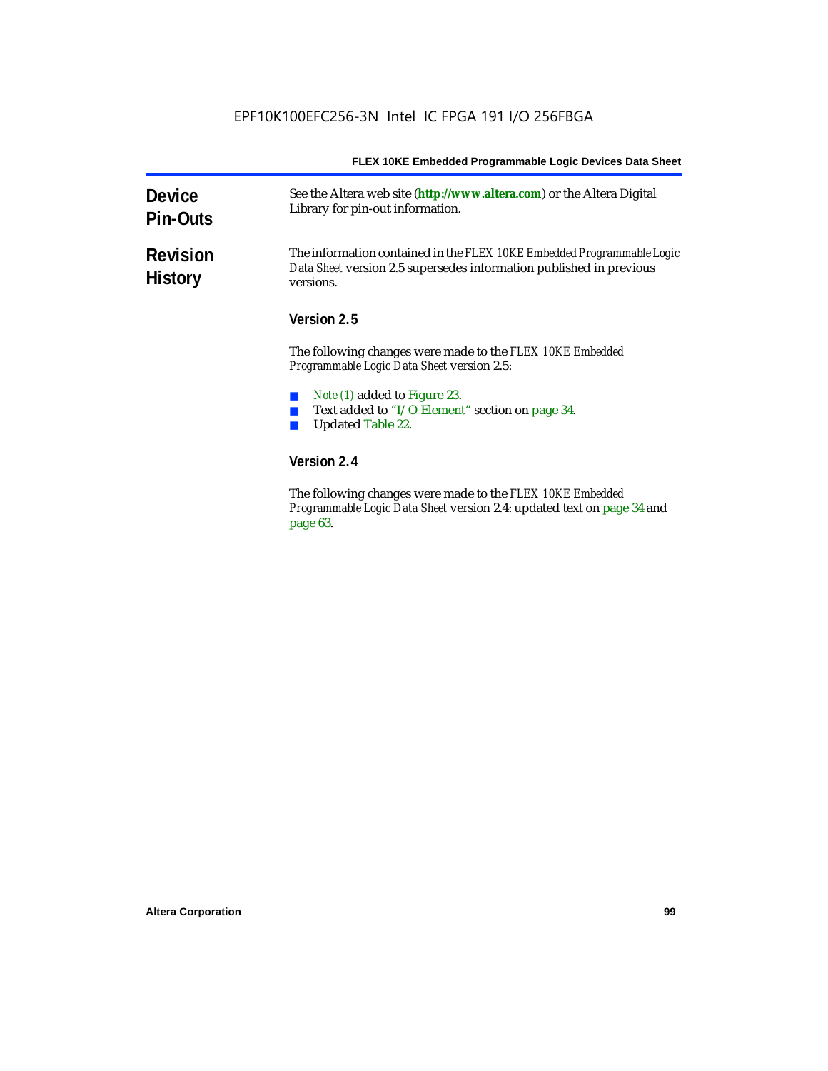## Device Pin-Outs

See the Altera web site (**http://www.altera.com**) or the Altera Digital Library for pin-out information.

## Revision History

The information contained in the *FLEX 10KE Embedded Programmable Logic Data Sheet* version 2.5 supersedes information published in previous versions.

### Version 2.5

The following changes were made to the *FLEX 10KE Embedded Programmable Logic Data Sheet* version 2.5:

- *Note (1)* added to Figure 23.
- Text added to "I/O Element" section on page 34.
- Updated Table 22.

### Version 2.4

The following changes were made to the *FLEX 10KE Embedded Programmable Logic Data Sheet* version 2.4: updated text on page 34 and page 63.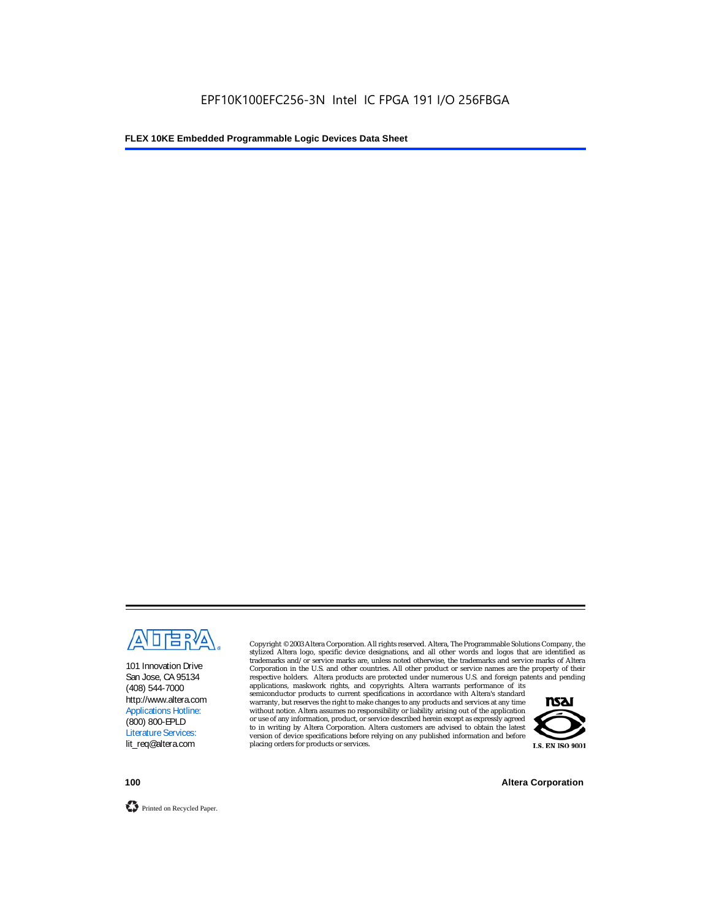101 Innovation Drive
San Jose, CA 95134
(408) 544-7000
http://www.altera.com
Applications Hotline:
(800) 800-EPLD
Literature Services:
lit_req@altera.com

Copyright © 2003 Altera Corporation. All rights reserved. Altera, The Programmable Solutions Company, the stylized Altera logo, specific device designations, and all other words and logos that are identified as trademarks and/or service marks are, unless noted otherwise, the trademarks and service marks of Altera Corporation in the U.S. and other countries. All other product or service names are the property of their respective holders. Altera products are protected under numerous U.S. and foreign patents and pending applications, maskwork rights, and copyrights. Altera warrants performance of its semiconductor products to current specifications in accordance with Altera's standard warranty, but reserves the right to make changes to any products and services at any time without notice. Altera assumes no responsibility or liability arising out of the application or use of any information, product, or service described herein except as expressly agreed to in writing by Altera Corporation. Altera customers are advised to obtain the latest version of device specifications before relying on any published information and before placing orders for products or services.

I.S. EN ISO 9001

Printed on Recycled Paper.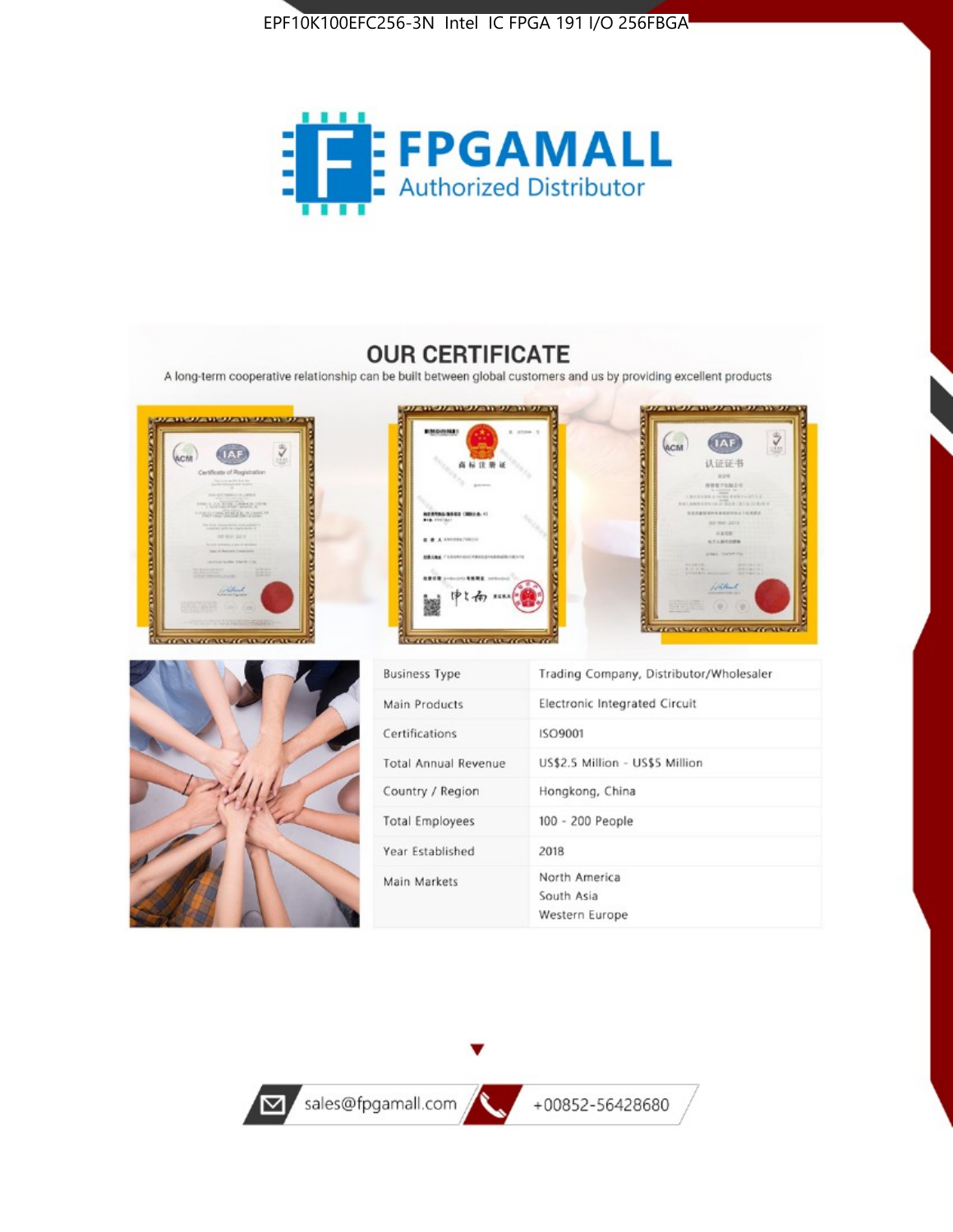FPGAMALL

Authorized Distributor

## OUR CERTIFICATE

A long-term cooperative relationship can be built between global customers and us by providing excellent products

| | |
|---|---|
| Business Type | Trading Company, Distributor/Wholesaler |
| Main Products | Electronic Integrated Circuit |
| Certifications | ISO9001 |
| Total Annual Revenue | US$2.5 Million - US$5 Million |
| Country / Region | Hongkong, China |
| Total Employees | 100 - 200 People |
| Year Established | 2018 |
| Main Markets | North America<br>South Asia<br>Western Europe |

sales@fpgamall.com

+00852-56428680